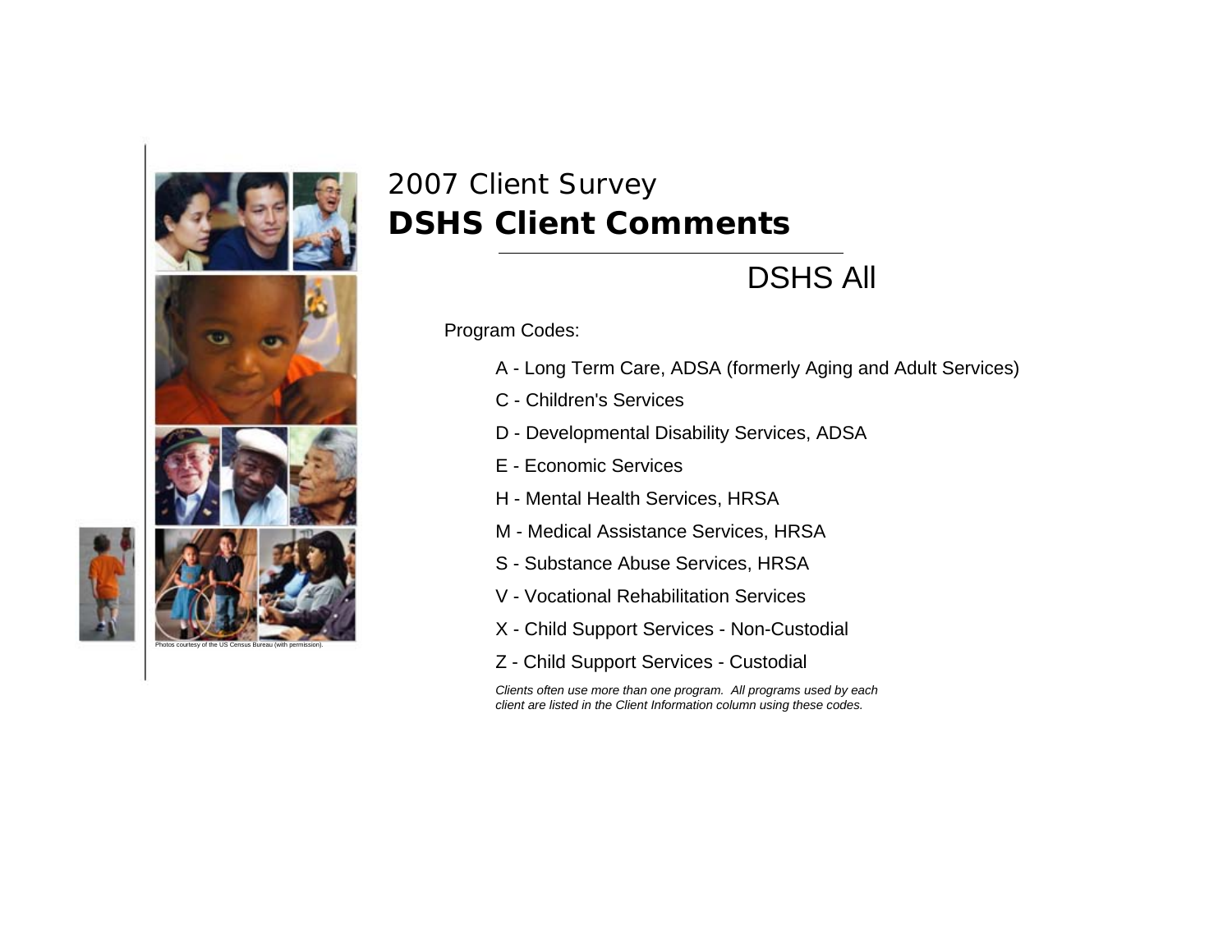Photos courtesy of the US Census Bureau (with permission).

# 2007 Client Survey
# **DSHS Client Comments**

## DSHS All

Program Codes:

- A - Long Term Care, ADSA (formerly Aging and Adult Services)
- C - Children's Services
- D - Developmental Disability Services, ADSA
- E - Economic Services
- H - Mental Health Services, HRSA
- M - Medical Assistance Services, HRSA
- S - Substance Abuse Services, HRSA
- V - Vocational Rehabilitation Services
- X - Child Support Services - Non-Custodial
- Z - Child Support Services - Custodial

*Clients often use more than one program. All programs used by each client are listed in the Client Information column using these codes.*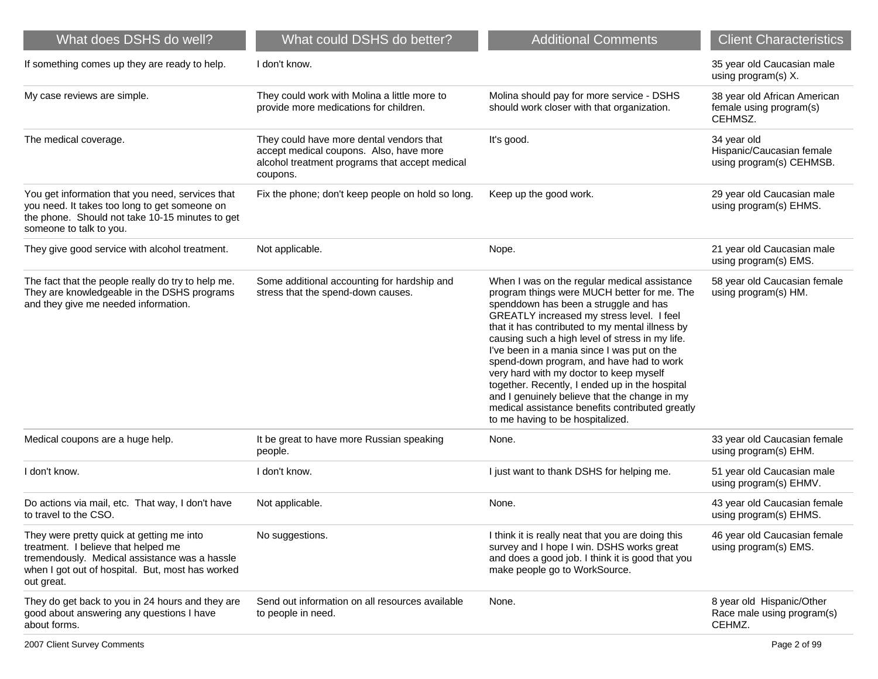| What does DSHS do well? | What could DSHS do better? | Additional Comments | Client Characteristics |
|---|---|---|---|
| If something comes up they are ready to help. | I don't know. | | 35 year old Caucasian male using program(s) X. |
| My case reviews are simple. | They could work with Molina a little more to provide more medications for children. | Molina should pay for more service - DSHS should work closer with that organization. | 38 year old African American female using program(s) CEHMSZ. |
| The medical coverage. | They could have more dental vendors that accept medical coupons. Also, have more alcohol treatment programs that accept medical coupons. | It's good. | 34 year old Hispanic/Caucasian female using program(s) CEHMSB. |
| You get information that you need, services that you need. It takes too long to get someone on the phone. Should not take 10-15 minutes to get someone to talk to you. | Fix the phone; don't keep people on hold so long. | Keep up the good work. | 29 year old Caucasian male using program(s) EHMS. |
| They give good service with alcohol treatment. | Not applicable. | Nope. | 21 year old Caucasian male using program(s) EMS. |
| The fact that the people really do try to help me. They are knowledgeable in the DSHS programs and they give me needed information. | Some additional accounting for hardship and stress that the spend-down causes. | When I was on the regular medical assistance program things were MUCH better for me. The spenddown has been a struggle and has GREATLY increased my stress level. I feel that it has contributed to my mental illness by causing such a high level of stress in my life. I've been in a mania since I was put on the spend-down program, and have had to work very hard with my doctor to keep myself together. Recently, I ended up in the hospital and I genuinely believe that the change in my medical assistance benefits contributed greatly to me having to be hospitalized. | 58 year old Caucasian female using program(s) HM. |
| Medical coupons are a huge help. | It be great to have more Russian speaking people. | None. | 33 year old Caucasian female using program(s) EHM. |
| I don't know. | I don't know. | I just want to thank DSHS for helping me. | 51 year old Caucasian male using program(s) EHMV. |
| Do actions via mail, etc. That way, I don't have to travel to the CSO. | Not applicable. | None. | 43 year old Caucasian female using program(s) EHMS. |
| They were pretty quick at getting me into treatment. I believe that helped me tremendously. Medical assistance was a hassle when I got out of hospital. But, most has worked out great. | No suggestions. | I think it is really neat that you are doing this survey and I hope I win. DSHS works great and does a good job. I think it is good that you make people go to WorkSource. | 46 year old Caucasian female using program(s) EMS. |
| They do get back to you in 24 hours and they are good about answering any questions I have about forms. | Send out information on all resources available to people in need. | None. | 8 year old Hispanic/Other Race male using program(s) CEHMZ. |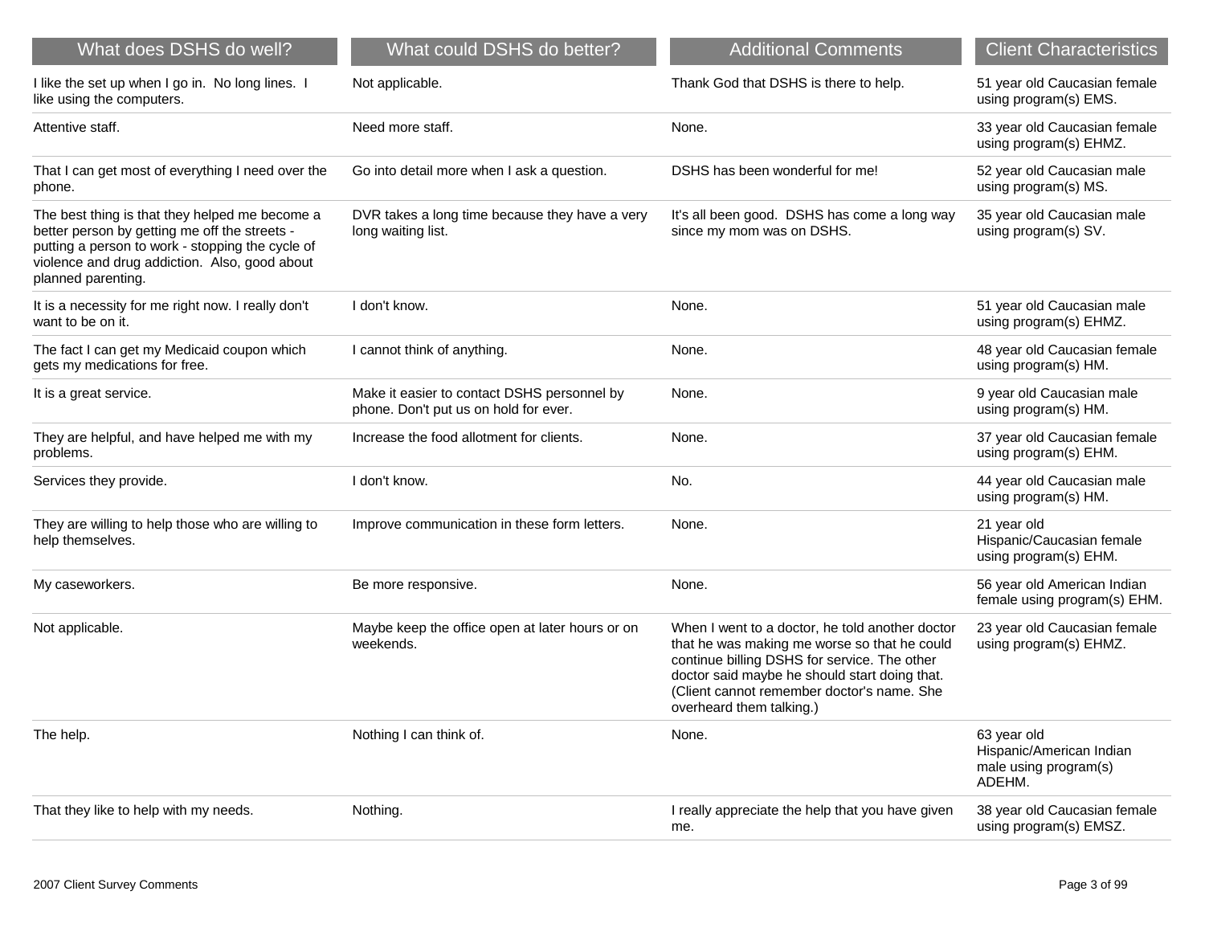| What does DSHS do well? | What could DSHS do better? | Additional Comments | Client Characteristics |
|---|---|---|---|
| I like the set up when I go in. No long lines. I like using the computers. | Not applicable. | Thank God that DSHS is there to help. | 51 year old Caucasian female using program(s) EMS. |
| Attentive staff. | Need more staff. | None. | 33 year old Caucasian female using program(s) EHMZ. |
| That I can get most of everything I need over the phone. | Go into detail more when I ask a question. | DSHS has been wonderful for me! | 52 year old Caucasian male using program(s) MS. |
| The best thing is that they helped me become a better person by getting me off the streets - putting a person to work - stopping the cycle of violence and drug addiction. Also, good about planned parenting. | DVR takes a long time because they have a very long waiting list. | It's all been good. DSHS has come a long way since my mom was on DSHS. | 35 year old Caucasian male using program(s) SV. |
| It is a necessity for me right now. I really don't want to be on it. | I don't know. | None. | 51 year old Caucasian male using program(s) EHMZ. |
| The fact I can get my Medicaid coupon which gets my medications for free. | I cannot think of anything. | None. | 48 year old Caucasian female using program(s) HM. |
| It is a great service. | Make it easier to contact DSHS personnel by phone. Don't put us on hold for ever. | None. | 9 year old Caucasian male using program(s) HM. |
| They are helpful, and have helped me with my problems. | Increase the food allotment for clients. | None. | 37 year old Caucasian female using program(s) EHM. |
| Services they provide. | I don't know. | No. | 44 year old Caucasian male using program(s) HM. |
| They are willing to help those who are willing to help themselves. | Improve communication in these form letters. | None. | 21 year old Hispanic/Caucasian female using program(s) EHM. |
| My caseworkers. | Be more responsive. | None. | 56 year old American Indian female using program(s) EHM. |
| Not applicable. | Maybe keep the office open at later hours or on weekends. | When I went to a doctor, he told another doctor that he was making me worse so that he could continue billing DSHS for service. The other doctor said maybe he should start doing that. (Client cannot remember doctor's name. She overheard them talking.) | 23 year old Caucasian female using program(s) EHMZ. |
| The help. | Nothing I can think of. | None. | 63 year old Hispanic/American Indian male using program(s) ADEHM. |
| That they like to help with my needs. | Nothing. | I really appreciate the help that you have given me. | 38 year old Caucasian female using program(s) EMSZ. |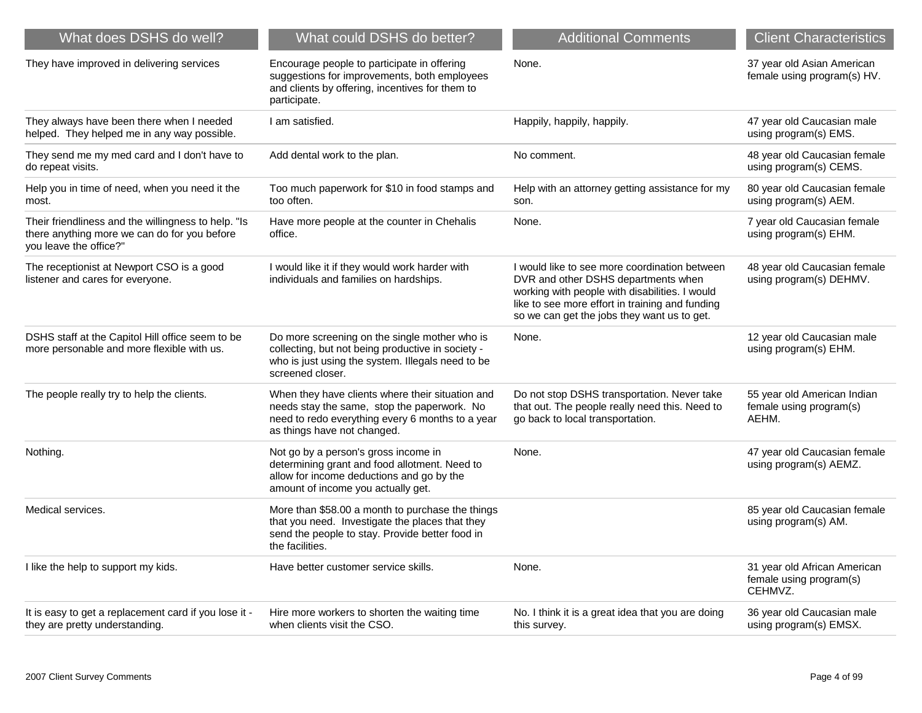| What does DSHS do well? | What could DSHS do better? | Additional Comments | Client Characteristics |
|---|---|---|---|
| They have improved in delivering services | Encourage people to participate in offering suggestions for improvements, both employees and clients by offering, incentives for them to participate. | None. | 37 year old Asian American female using program(s) HV. |
| They always have been there when I needed helped. They helped me in any way possible. | I am satisfied. | Happily, happily, happily. | 47 year old Caucasian male using program(s) EMS. |
| They send me my med card and I don't have to do repeat visits. | Add dental work to the plan. | No comment. | 48 year old Caucasian female using program(s) CEMS. |
| Help you in time of need, when you need it the most. | Too much paperwork for $10 in food stamps and too often. | Help with an attorney getting assistance for my son. | 80 year old Caucasian female using program(s) AEM. |
| Their friendliness and the willingness to help. "Is there anything more we can do for you before you leave the office?" | Have more people at the counter in Chehalis office. | None. | 7 year old Caucasian female using program(s) EHM. |
| The receptionist at Newport CSO is a good listener and cares for everyone. | I would like it if they would work harder with individuals and families on hardships. | I would like to see more coordination between DVR and other DSHS departments when working with people with disabilities. I would like to see more effort in training and funding so we can get the jobs they want us to get. | 48 year old Caucasian female using program(s) DEHMV. |
| DSHS staff at the Capitol Hill office seem to be more personable and more flexible with us. | Do more screening on the single mother who is collecting, but not being productive in society - who is just using the system. Illegals need to be screened closer. | None. | 12 year old Caucasian male using program(s) EHM. |
| The people really try to help the clients. | When they have clients where their situation and needs stay the same, stop the paperwork. No need to redo everything every 6 months to a year as things have not changed. | Do not stop DSHS transportation. Never take that out. The people really need this. Need to go back to local transportation. | 55 year old American Indian female using program(s) AEHM. |
| Nothing. | Not go by a person's gross income in determining grant and food allotment. Need to allow for income deductions and go by the amount of income you actually get. | None. | 47 year old Caucasian female using program(s) AEMZ. |
| Medical services. | More than $58.00 a month to purchase the things that you need. Investigate the places that they send the people to stay. Provide better food in the facilities. | | 85 year old Caucasian female using program(s) AM. |
| I like the help to support my kids. | Have better customer service skills. | None. | 31 year old African American female using program(s) CEHMVZ. |
| It is easy to get a replacement card if you lose it - they are pretty understanding. | Hire more workers to shorten the waiting time when clients visit the CSO. | No. I think it is a great idea that you are doing this survey. | 36 year old Caucasian male using program(s) EMSX. |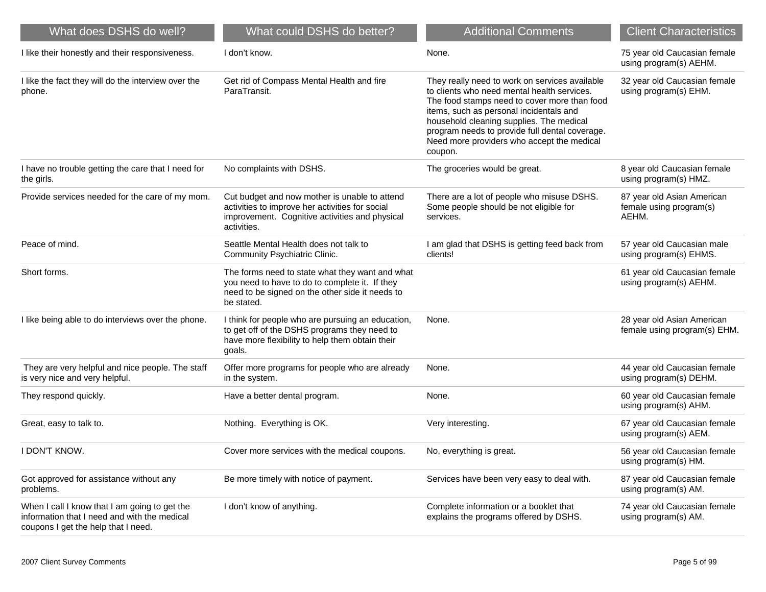| What does DSHS do well? | What could DSHS do better? | Additional Comments | Client Characteristics |
| --- | --- | --- | --- |
| I like their honesty and their responsiveness. | I don't know. | None. | 75 year old Caucasian female using program(s) AEHM. |
| I like the fact they will do the interview over the phone. | Get rid of Compass Mental Health and fire ParaTransit. | They really need to work on services available to clients who need mental health services. The food stamps need to cover more than food items, such as personal incidentals and household cleaning supplies. The medical program needs to provide full dental coverage. Need more providers who accept the medical coupon. | 32 year old Caucasian female using program(s) EHM. |
| I have no trouble getting the care that I need for the girls. | No complaints with DSHS. | The groceries would be great. | 8 year old Caucasian female using program(s) HMZ. |
| Provide services needed for the care of my mom. | Cut budget and now mother is unable to attend activities to improve her activities for social improvement. Cognitive activities and physical activities. | There are a lot of people who misuse DSHS. Some people should be not eligible for services. | 87 year old Asian American female using program(s) AEHM. |
| Peace of mind. | Seattle Mental Health does not talk to Community Psychiatric Clinic. | I am glad that DSHS is getting feed back from clients! | 57 year old Caucasian male using program(s) EHMS. |
| Short forms. | The forms need to state what they want and what you need to have to do to complete it. If they need to be signed on the other side it needs to be stated. | | 61 year old Caucasian female using program(s) AEHM. |
| I like being able to do interviews over the phone. | I think for people who are pursuing an education, to get off of the DSHS programs they need to have more flexibility to help them obtain their goals. | None. | 28 year old Asian American female using program(s) EHM. |
| They are very helpful and nice people. The staff is very nice and very helpful. | Offer more programs for people who are already in the system. | None. | 44 year old Caucasian female using program(s) DEHM. |
| They respond quickly. | Have a better dental program. | None. | 60 year old Caucasian female using program(s) AHM. |
| Great, easy to talk to. | Nothing. Everything is OK. | Very interesting. | 67 year old Caucasian female using program(s) AEM. |
| I DON'T KNOW. | Cover more services with the medical coupons. | No, everything is great. | 56 year old Caucasian female using program(s) HM. |
| Got approved for assistance without any problems. | Be more timely with notice of payment. | Services have been very easy to deal with. | 87 year old Caucasian female using program(s) AM. |
| When I call I know that I am going to get the information that I need and with the medical coupons I get the help that I need. | I don't know of anything. | Complete information or a booklet that explains the programs offered by DSHS. | 74 year old Caucasian female using program(s) AM. |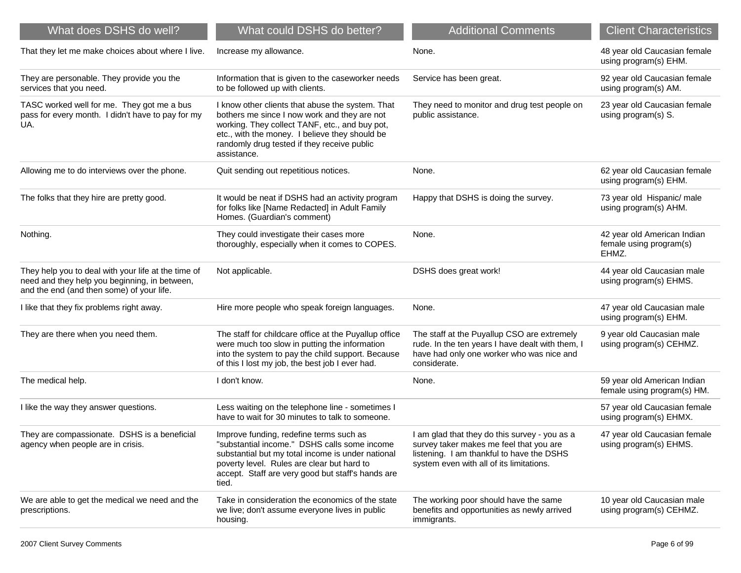| What does DSHS do well? | What could DSHS do better? | Additional Comments | Client Characteristics |
| --- | --- | --- | --- |
| That they let me make choices about where I live. | Increase my allowance. | None. | 48 year old Caucasian female using program(s) EHM. |
| They are personable. They provide you the services that you need. | Information that is given to the caseworker needs to be followed up with clients. | Service has been great. | 92 year old Caucasian female using program(s) AM. |
| TASC worked well for me. They got me a bus pass for every month. I didn't have to pay for my UA. | I know other clients that abuse the system. That bothers me since I now work and they are not working. They collect TANF, etc., and buy pot, etc., with the money. I believe they should be randomly drug tested if they receive public assistance. | They need to monitor and drug test people on public assistance. | 23 year old Caucasian female using program(s) S. |
| Allowing me to do interviews over the phone. | Quit sending out repetitious notices. | None. | 62 year old Caucasian female using program(s) EHM. |
| The folks that they hire are pretty good. | It would be neat if DSHS had an activity program for folks like [Name Redacted] in Adult Family Homes. (Guardian's comment) | Happy that DSHS is doing the survey. | 73 year old Hispanic/ male using program(s) AHM. |
| Nothing. | They could investigate their cases more thoroughly, especially when it comes to COPES. | None. | 42 year old American Indian female using program(s) EHMZ. |
| They help you to deal with your life at the time of need and they help you beginning, in between, and the end (and then some) of your life. | Not applicable. | DSHS does great work! | 44 year old Caucasian male using program(s) EHMS. |
| I like that they fix problems right away. | Hire more people who speak foreign languages. | None. | 47 year old Caucasian male using program(s) EHM. |
| They are there when you need them. | The staff for childcare office at the Puyallup office were much too slow in putting the information into the system to pay the child support. Because of this I lost my job, the best job I ever had. | The staff at the Puyallup CSO are extremely rude. In the ten years I have dealt with them, I have had only one worker who was nice and considerate. | 9 year old Caucasian male using program(s) CEHMZ. |
| The medical help. | I don't know. | None. | 59 year old American Indian female using program(s) HM. |
| I like the way they answer questions. | Less waiting on the telephone line - sometimes I have to wait for 30 minutes to talk to someone. | | 57 year old Caucasian female using program(s) EHMX. |
| They are compassionate. DSHS is a beneficial agency when people are in crisis. | Improve funding, redefine terms such as "substantial income." DSHS calls some income substantial but my total income is under national poverty level. Rules are clear but hard to accept. Staff are very good but staff's hands are tied. | I am glad that they do this survey - you as a survey taker makes me feel that you are listening. I am thankful to have the DSHS system even with all of its limitations. | 47 year old Caucasian female using program(s) EHMS. |
| We are able to get the medical we need and the prescriptions. | Take in consideration the economics of the state we live; don't assume everyone lives in public housing. | The working poor should have the same benefits and opportunities as newly arrived immigrants. | 10 year old Caucasian male using program(s) CEHMZ. |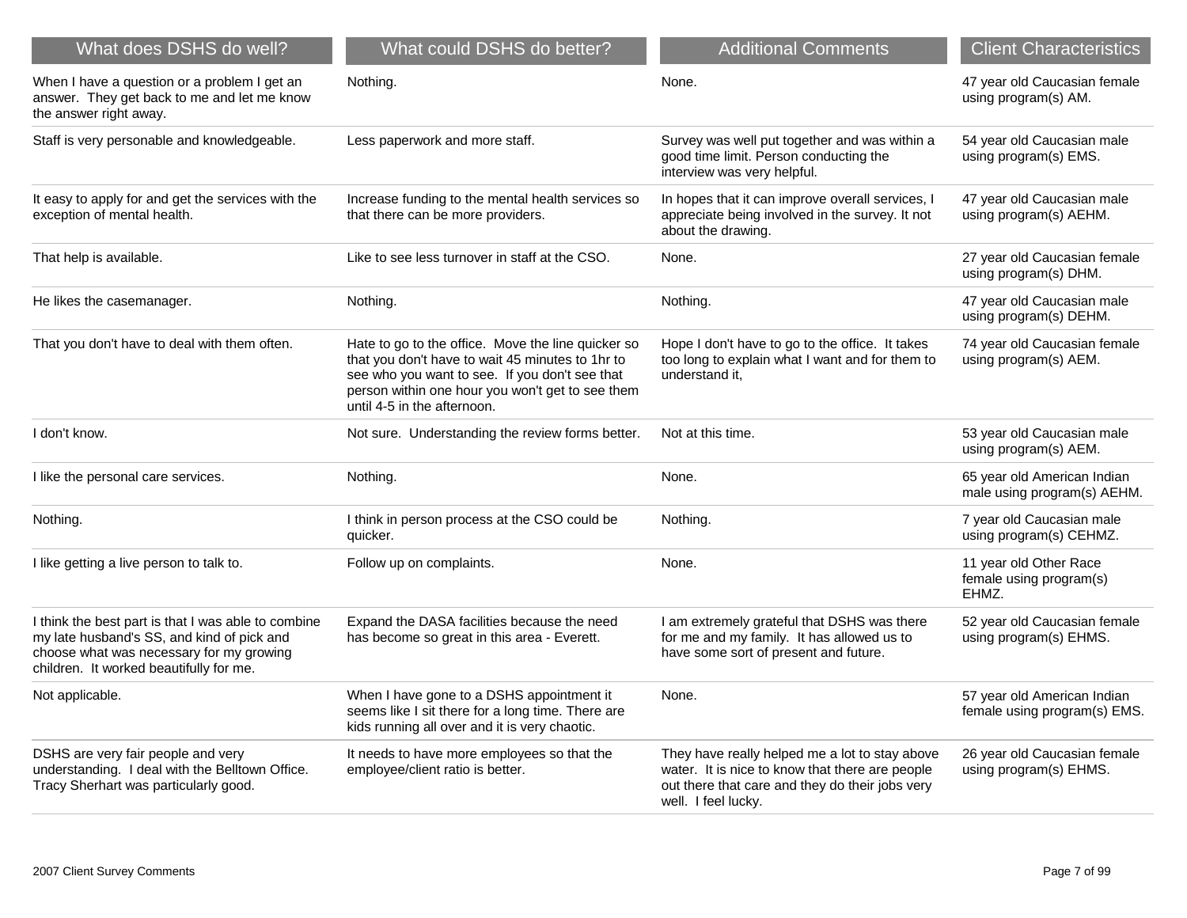| What does DSHS do well? | What could DSHS do better? | Additional Comments | Client Characteristics |
| --- | --- | --- | --- |
| When I have a question or a problem I get an answer. They get back to me and let me know the answer right away. | Nothing. | None. | 47 year old Caucasian female using program(s) AM. |
| Staff is very personable and knowledgeable. | Less paperwork and more staff. | Survey was well put together and was within a good time limit. Person conducting the interview was very helpful. | 54 year old Caucasian male using program(s) EMS. |
| It easy to apply for and get the services with the exception of mental health. | Increase funding to the mental health services so that there can be more providers. | In hopes that it can improve overall services, I appreciate being involved in the survey. It not about the drawing. | 47 year old Caucasian male using program(s) AEHM. |
| That help is available. | Like to see less turnover in staff at the CSO. | None. | 27 year old Caucasian female using program(s) DHM. |
| He likes the casemanager. | Nothing. | Nothing. | 47 year old Caucasian male using program(s) DEHM. |
| That you don't have to deal with them often. | Hate to go to the office. Move the line quicker so that you don't have to wait 45 minutes to 1hr to see who you want to see. If you don't see that person within one hour you won't get to see them until 4-5 in the afternoon. | Hope I don't have to go to the office. It takes too long to explain what I want and for them to understand it, | 74 year old Caucasian female using program(s) AEM. |
| I don't know. | Not sure. Understanding the review forms better. | Not at this time. | 53 year old Caucasian male using program(s) AEM. |
| I like the personal care services. | Nothing. | None. | 65 year old American Indian male using program(s) AEHM. |
| Nothing. | I think in person process at the CSO could be quicker. | Nothing. | 7 year old Caucasian male using program(s) CEHMZ. |
| I like getting a live person to talk to. | Follow up on complaints. | None. | 11 year old Other Race female using program(s) EHMZ. |
| I think the best part is that I was able to combine my late husband's SS, and kind of pick and choose what was necessary for my growing children. It worked beautifully for me. | Expand the DASA facilities because the need has become so great in this area - Everett. | I am extremely grateful that DSHS was there for me and my family. It has allowed us to have some sort of present and future. | 52 year old Caucasian female using program(s) EHMS. |
| Not applicable. | When I have gone to a DSHS appointment it seems like I sit there for a long time. There are kids running all over and it is very chaotic. | None. | 57 year old American Indian female using program(s) EMS. |
| DSHS are very fair people and very understanding. I deal with the Belltown Office. Tracy Sherhart was particularly good. | It needs to have more employees so that the employee/client ratio is better. | They have really helped me a lot to stay above water. It is nice to know that there are people out there that care and they do their jobs very well. I feel lucky. | 26 year old Caucasian female using program(s) EHMS. |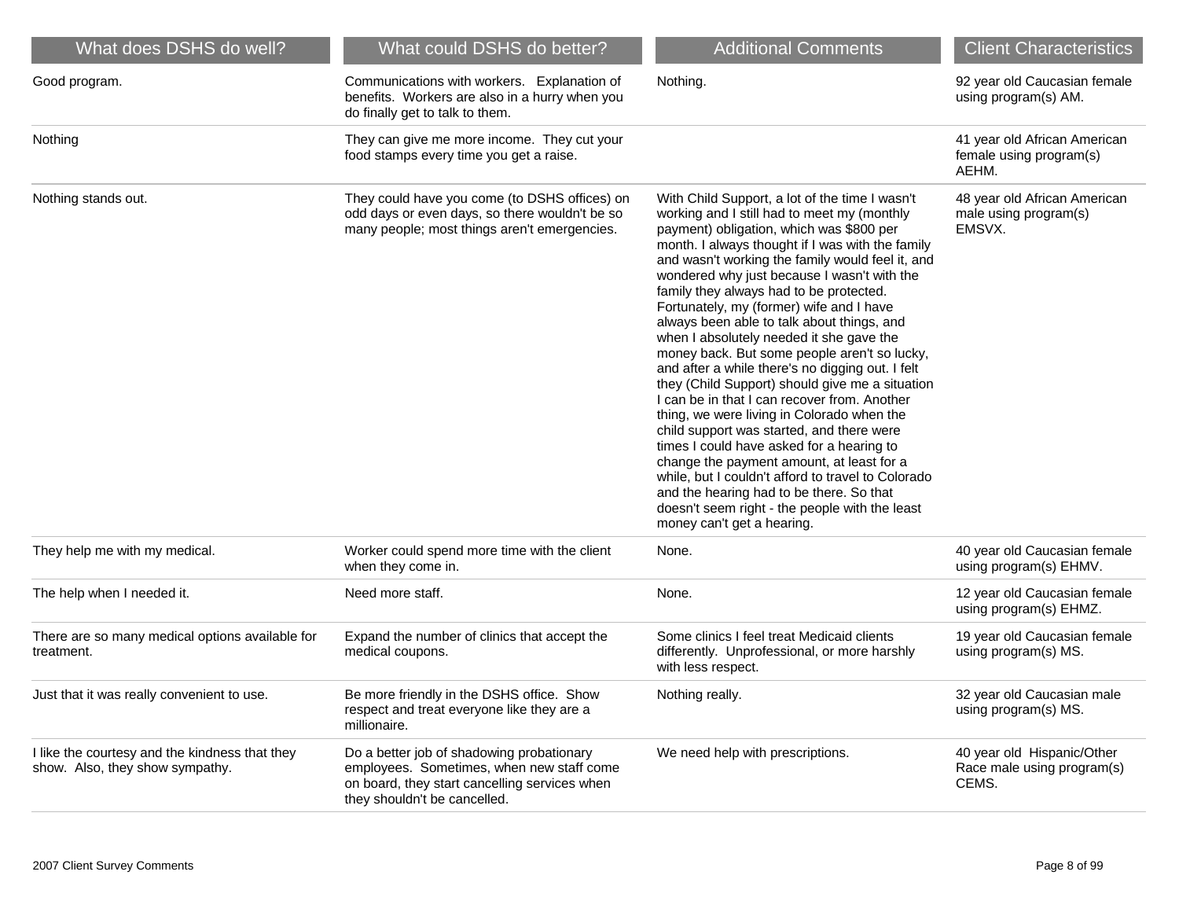| What does DSHS do well? | What could DSHS do better? | Additional Comments | Client Characteristics |
|---|---|---|---|
| Good program. | Communications with workers. Explanation of benefits. Workers are also in a hurry when you do finally get to talk to them. | Nothing. | 92 year old Caucasian female using program(s) AM. |
| Nothing | They can give me more income. They cut your food stamps every time you get a raise. | | 41 year old African American female using program(s) AEHM. |
| Nothing stands out. | They could have you come (to DSHS offices) on odd days or even days, so there wouldn't be so many people; most things aren't emergencies. | With Child Support, a lot of the time I wasn't working and I still had to meet my (monthly payment) obligation, which was $800 per month. I always thought if I was with the family and wasn't working the family would feel it, and wondered why just because I wasn't with the family they always had to be protected. Fortunately, my (former) wife and I have always been able to talk about things, and when I absolutely needed it she gave the money back. But some people aren't so lucky, and after a while there's no digging out. I felt they (Child Support) should give me a situation I can be in that I can recover from. Another thing, we were living in Colorado when the child support was started, and there were times I could have asked for a hearing to change the payment amount, at least for a while, but I couldn't afford to travel to Colorado and the hearing had to be there. So that doesn't seem right - the people with the least money can't get a hearing. | 48 year old African American male using program(s) EMSVX. |
| They help me with my medical. | Worker could spend more time with the client when they come in. | None. | 40 year old Caucasian female using program(s) EHMV. |
| The help when I needed it. | Need more staff. | None. | 12 year old Caucasian female using program(s) EHMZ. |
| There are so many medical options available for treatment. | Expand the number of clinics that accept the medical coupons. | Some clinics I feel treat Medicaid clients differently. Unprofessional, or more harshly with less respect. | 19 year old Caucasian female using program(s) MS. |
| Just that it was really convenient to use. | Be more friendly in the DSHS office. Show respect and treat everyone like they are a millionaire. | Nothing really. | 32 year old Caucasian male using program(s) MS. |
| I like the courtesy and the kindness that they show. Also, they show sympathy. | Do a better job of shadowing probationary employees. Sometimes, when new staff come on board, they start cancelling services when they shouldn't be cancelled. | We need help with prescriptions. | 40 year old Hispanic/Other Race male using program(s) CEMS. |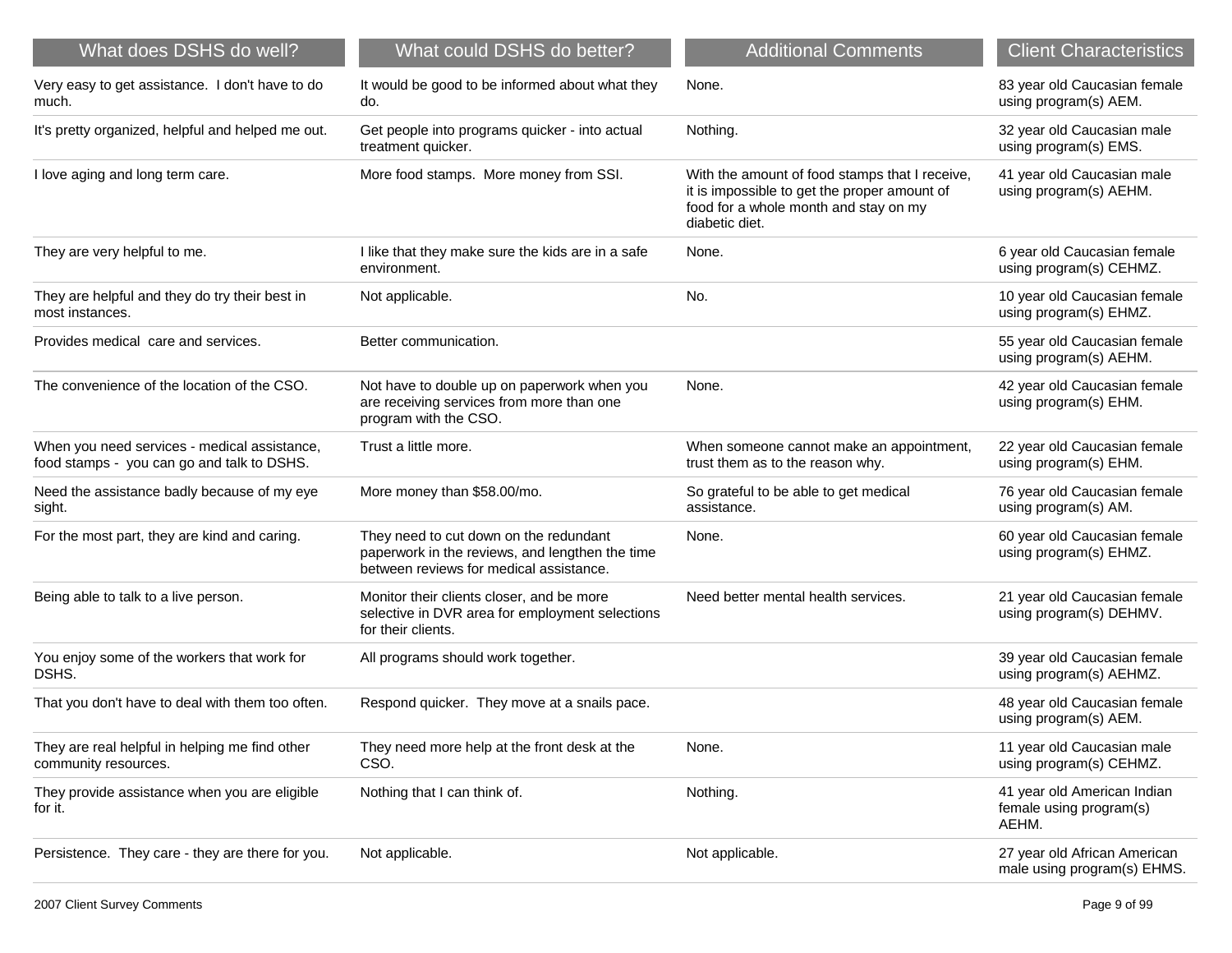| What does DSHS do well? | What could DSHS do better? | Additional Comments | Client Characteristics |
|---|---|---|---|
| Very easy to get assistance. I don't have to do much. | It would be good to be informed about what they do. | None. | 83 year old Caucasian female using program(s) AEM. |
| It's pretty organized, helpful and helped me out. | Get people into programs quicker - into actual treatment quicker. | Nothing. | 32 year old Caucasian male using program(s) EMS. |
| I love aging and long term care. | More food stamps. More money from SSI. | With the amount of food stamps that I receive, it is impossible to get the proper amount of food for a whole month and stay on my diabetic diet. | 41 year old Caucasian male using program(s) AEHM. |
| They are very helpful to me. | I like that they make sure the kids are in a safe environment. | None. | 6 year old Caucasian female using program(s) CEHMZ. |
| They are helpful and they do try their best in most instances. | Not applicable. | No. | 10 year old Caucasian female using program(s) EHMZ. |
| Provides medical care and services. | Better communication. | | 55 year old Caucasian female using program(s) AEHM. |
| The convenience of the location of the CSO. | Not have to double up on paperwork when you are receiving services from more than one program with the CSO. | None. | 42 year old Caucasian female using program(s) EHM. |
| When you need services - medical assistance, food stamps - you can go and talk to DSHS. | Trust a little more. | When someone cannot make an appointment, trust them as to the reason why. | 22 year old Caucasian female using program(s) EHM. |
| Need the assistance badly because of my eye sight. | More money than $58.00/mo. | So grateful to be able to get medical assistance. | 76 year old Caucasian female using program(s) AM. |
| For the most part, they are kind and caring. | They need to cut down on the redundant paperwork in the reviews, and lengthen the time between reviews for medical assistance. | None. | 60 year old Caucasian female using program(s) EHMZ. |
| Being able to talk to a live person. | Monitor their clients closer, and be more selective in DVR area for employment selections for their clients. | Need better mental health services. | 21 year old Caucasian female using program(s) DEHMV. |
| You enjoy some of the workers that work for DSHS. | All programs should work together. | | 39 year old Caucasian female using program(s) AEHMZ. |
| That you don't have to deal with them too often. | Respond quicker. They move at a snails pace. | | 48 year old Caucasian female using program(s) AEM. |
| They are real helpful in helping me find other community resources. | They need more help at the front desk at the CSO. | None. | 11 year old Caucasian male using program(s) CEHMZ. |
| They provide assistance when you are eligible for it. | Nothing that I can think of. | Nothing. | 41 year old American Indian female using program(s) AEHM. |
| Persistence. They care - they are there for you. | Not applicable. | Not applicable. | 27 year old African American male using program(s) EHMS. |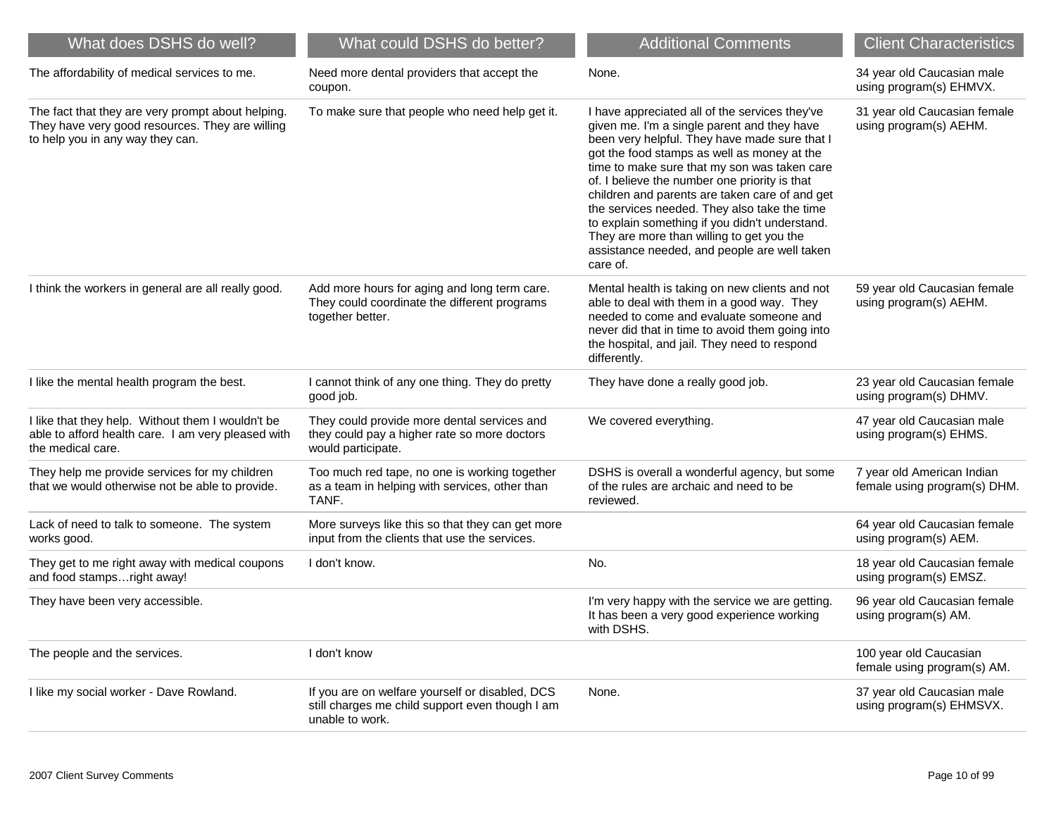| What does DSHS do well? | What could DSHS do better? | Additional Comments | Client Characteristics |
| --- | --- | --- | --- |
| The affordability of medical services to me. | Need more dental providers that accept the coupon. | None. | 34 year old Caucasian male using program(s) EHMVX. |
| The fact that they are very prompt about helping. They have very good resources. They are willing to help you in any way they can. | To make sure that people who need help get it. | I have appreciated all of the services they've given me. I'm a single parent and they have been very helpful. They have made sure that I got the food stamps as well as money at the time to make sure that my son was taken care of. I believe the number one priority is that children and parents are taken care of and get the services needed. They also take the time to explain something if you didn't understand. They are more than willing to get you the assistance needed, and people are well taken care of. | 31 year old Caucasian female using program(s) AEHM. |
| I think the workers in general are all really good. | Add more hours for aging and long term care. They could coordinate the different programs together better. | Mental health is taking on new clients and not able to deal with them in a good way. They needed to come and evaluate someone and never did that in time to avoid them going into the hospital, and jail. They need to respond differently. | 59 year old Caucasian female using program(s) AEHM. |
| I like the mental health program the best. | I cannot think of any one thing. They do pretty good job. | They have done a really good job. | 23 year old Caucasian female using program(s) DHMV. |
| I like that they help. Without them I wouldn't be able to afford health care. I am very pleased with the medical care. | They could provide more dental services and they could pay a higher rate so more doctors would participate. | We covered everything. | 47 year old Caucasian male using program(s) EHMS. |
| They help me provide services for my children that we would otherwise not be able to provide. | Too much red tape, no one is working together as a team in helping with services, other than TANF. | DSHS is overall a wonderful agency, but some of the rules are archaic and need to be reviewed. | 7 year old American Indian female using program(s) DHM. |
| Lack of need to talk to someone. The system works good. | More surveys like this so that they can get more input from the clients that use the services. | | 64 year old Caucasian female using program(s) AEM. |
| They get to me right away with medical coupons and food stamps…right away! | I don't know. | No. | 18 year old Caucasian female using program(s) EMSZ. |
| They have been very accessible. | | I'm very happy with the service we are getting. It has been a very good experience working with DSHS. | 96 year old Caucasian female using program(s) AM. |
| The people and the services. | I don't know | | 100 year old Caucasian female using program(s) AM. |
| I like my social worker - Dave Rowland. | If you are on welfare yourself or disabled, DCS still charges me child support even though I am unable to work. | None. | 37 year old Caucasian male using program(s) EHMSVX. |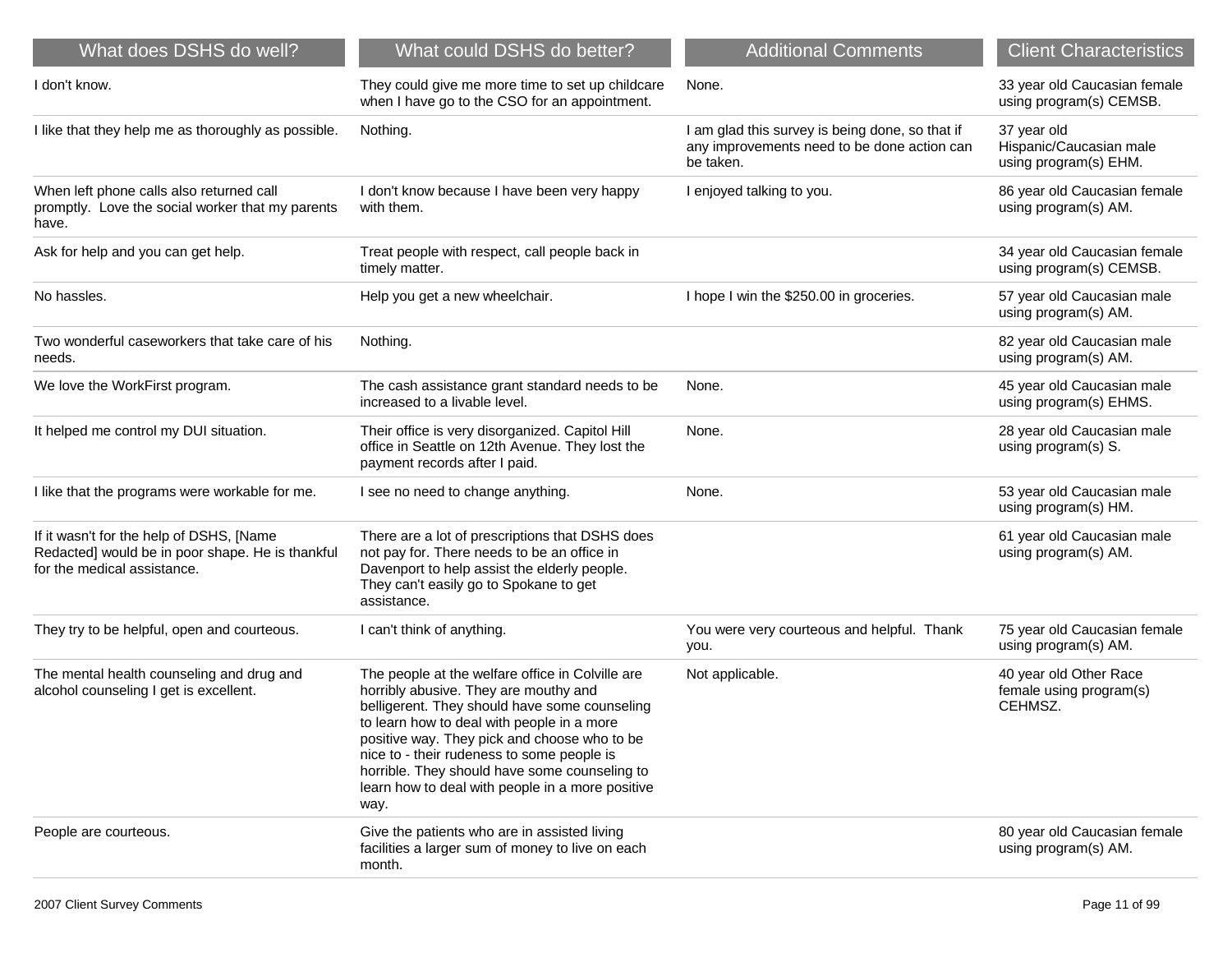| What does DSHS do well? | What could DSHS do better? | Additional Comments | Client Characteristics |
|---|---|---|---|
| I don't know. | They could give me more time to set up childcare when I have go to the CSO for an appointment. | None. | 33 year old Caucasian female using program(s) CEMSB. |
| I like that they help me as thoroughly as possible. | Nothing. | I am glad this survey is being done, so that if any improvements need to be done action can be taken. | 37 year old Hispanic/Caucasian male using program(s) EHM. |
| When left phone calls also returned call promptly. Love the social worker that my parents have. | I don't know because I have been very happy with them. | I enjoyed talking to you. | 86 year old Caucasian female using program(s) AM. |
| Ask for help and you can get help. | Treat people with respect, call people back in timely matter. | | 34 year old Caucasian female using program(s) CEMSB. |
| No hassles. | Help you get a new wheelchair. | I hope I win the $250.00 in groceries. | 57 year old Caucasian male using program(s) AM. |
| Two wonderful caseworkers that take care of his needs. | Nothing. | | 82 year old Caucasian male using program(s) AM. |
| We love the WorkFirst program. | The cash assistance grant standard needs to be increased to a livable level. | None. | 45 year old Caucasian male using program(s) EHMS. |
| It helped me control my DUI situation. | Their office is very disorganized. Capitol Hill office in Seattle on 12th Avenue. They lost the payment records after I paid. | None. | 28 year old Caucasian male using program(s) S. |
| I like that the programs were workable for me. | I see no need to change anything. | None. | 53 year old Caucasian male using program(s) HM. |
| If it wasn't for the help of DSHS, [Name Redacted] would be in poor shape. He is thankful for the medical assistance. | There are a lot of prescriptions that DSHS does not pay for. There needs to be an office in Davenport to help assist the elderly people. They can't easily go to Spokane to get assistance. | | 61 year old Caucasian male using program(s) AM. |
| They try to be helpful, open and courteous. | I can't think of anything. | You were very courteous and helpful. Thank you. | 75 year old Caucasian female using program(s) AM. |
| The mental health counseling and drug and alcohol counseling I get is excellent. | The people at the welfare office in Colville are horribly abusive. They are mouthy and belligerent. They should have some counseling to learn how to deal with people in a more positive way. They pick and choose who to be nice to - their rudeness to some people is horrible. They should have some counseling to learn how to deal with people in a more positive way. | Not applicable. | 40 year old Other Race female using program(s) CEHMSZ. |
| People are courteous. | Give the patients who are in assisted living facilities a larger sum of money to live on each month. | | 80 year old Caucasian female using program(s) AM. |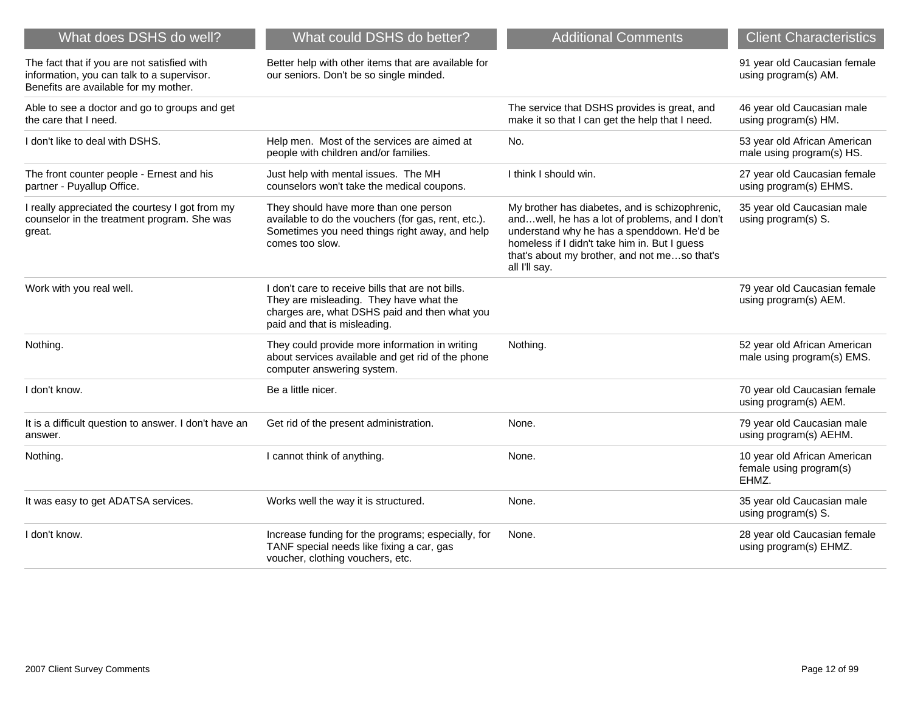| What does DSHS do well? | What could DSHS do better? | Additional Comments | Client Characteristics |
| --- | --- | --- | --- |
| The fact that if you are not satisfied with information, you can talk to a supervisor. Benefits are available for my mother. | Better help with other items that are available for our seniors. Don't be so single minded. | | 91 year old Caucasian female using program(s) AM. |
| Able to see a doctor and go to groups and get the care that I need. | | The service that DSHS provides is great, and make it so that I can get the help that I need. | 46 year old Caucasian male using program(s) HM. |
| I don't like to deal with DSHS. | Help men. Most of the services are aimed at people with children and/or families. | No. | 53 year old African American male using program(s) HS. |
| The front counter people - Ernest and his partner - Puyallup Office. | Just help with mental issues. The MH counselors won't take the medical coupons. | I think I should win. | 27 year old Caucasian female using program(s) EHMS. |
| I really appreciated the courtesy I got from my counselor in the treatment program. She was great. | They should have more than one person available to do the vouchers (for gas, rent, etc.). Sometimes you need things right away, and help comes too slow. | My brother has diabetes, and is schizophrenic, and…well, he has a lot of problems, and I don't understand why he has a spenddown. He'd be homeless if I didn't take him in. But I guess that's about my brother, and not me…so that's all I'll say. | 35 year old Caucasian male using program(s) S. |
| Work with you real well. | I don't care to receive bills that are not bills. They are misleading. They have what the charges are, what DSHS paid and then what you paid and that is misleading. | | 79 year old Caucasian female using program(s) AEM. |
| Nothing. | They could provide more information in writing about services available and get rid of the phone computer answering system. | Nothing. | 52 year old African American male using program(s) EMS. |
| I don't know. | Be a little nicer. | | 70 year old Caucasian female using program(s) AEM. |
| It is a difficult question to answer. I don't have an answer. | Get rid of the present administration. | None. | 79 year old Caucasian male using program(s) AEHM. |
| Nothing. | I cannot think of anything. | None. | 10 year old African American female using program(s) EHMZ. |
| It was easy to get ADATSA services. | Works well the way it is structured. | None. | 35 year old Caucasian male using program(s) S. |
| I don't know. | Increase funding for the programs; especially, for TANF special needs like fixing a car, gas voucher, clothing vouchers, etc. | None. | 28 year old Caucasian female using program(s) EHMZ. |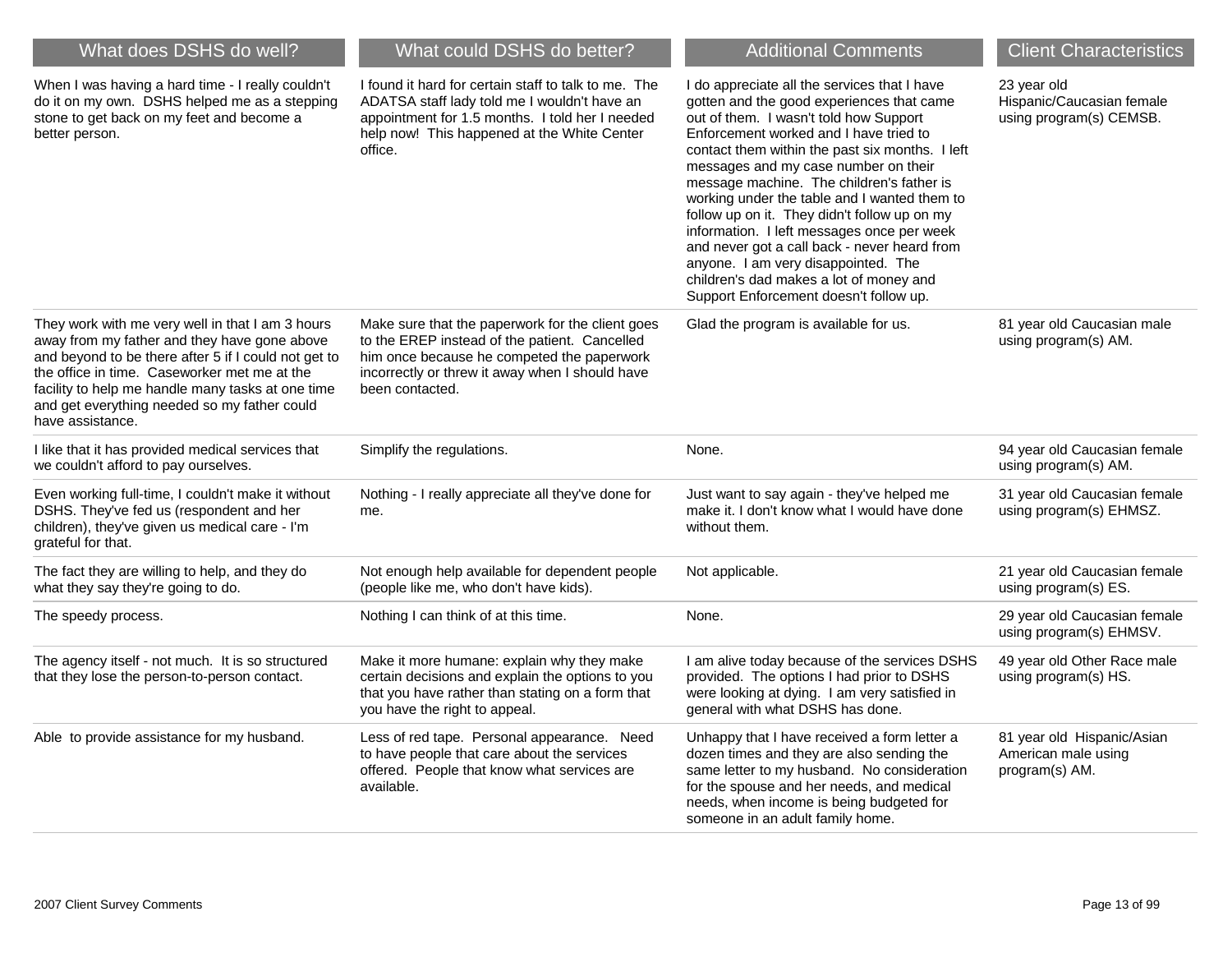| What does DSHS do well? | What could DSHS do better? | Additional Comments | Client Characteristics |
|---|---|---|---|
| When I was having a hard time - I really couldn't do it on my own. DSHS helped me as a stepping stone to get back on my feet and become a better person. | I found it hard for certain staff to talk to me. The ADATSA staff lady told me I wouldn't have an appointment for 1.5 months. I told her I needed help now! This happened at the White Center office. | I do appreciate all the services that I have gotten and the good experiences that came out of them. I wasn't told how Support Enforcement worked and I have tried to contact them within the past six months. I left messages and my case number on their message machine. The children's father is working under the table and I wanted them to follow up on it. They didn't follow up on my information. I left messages once per week and never got a call back - never heard from anyone. I am very disappointed. The children's dad makes a lot of money and Support Enforcement doesn't follow up. | 23 year old Hispanic/Caucasian female using program(s) CEMSB. |
| They work with me very well in that I am 3 hours away from my father and they have gone above and beyond to be there after 5 if I could not get to the office in time. Caseworker met me at the facility to help me handle many tasks at one time and get everything needed so my father could have assistance. | Make sure that the paperwork for the client goes to the EREP instead of the patient. Cancelled him once because he competed the paperwork incorrectly or threw it away when I should have been contacted. | Glad the program is available for us. | 81 year old Caucasian male using program(s) AM. |
| I like that it has provided medical services that we couldn't afford to pay ourselves. | Simplify the regulations. | None. | 94 year old Caucasian female using program(s) AM. |
| Even working full-time, I couldn't make it without DSHS. They've fed us (respondent and her children), they've given us medical care - I'm grateful for that. | Nothing - I really appreciate all they've done for me. | Just want to say again - they've helped me make it. I don't know what I would have done without them. | 31 year old Caucasian female using program(s) EHMSZ. |
| The fact they are willing to help, and they do what they say they're going to do. | Not enough help available for dependent people (people like me, who don't have kids). | Not applicable. | 21 year old Caucasian female using program(s) ES. |
| The speedy process. | Nothing I can think of at this time. | None. | 29 year old Caucasian female using program(s) EHMSV. |
| The agency itself - not much. It is so structured that they lose the person-to-person contact. | Make it more humane: explain why they make certain decisions and explain the options to you that you have rather than stating on a form that you have the right to appeal. | I am alive today because of the services DSHS provided. The options I had prior to DSHS were looking at dying. I am very satisfied in general with what DSHS has done. | 49 year old Other Race male using program(s) HS. |
| Able to provide assistance for my husband. | Less of red tape. Personal appearance. Need to have people that care about the services offered. People that know what services are available. | Unhappy that I have received a form letter a dozen times and they are also sending the same letter to my husband. No consideration for the spouse and her needs, and medical needs, when income is being budgeted for someone in an adult family home. | 81 year old Hispanic/Asian American male using program(s) AM. |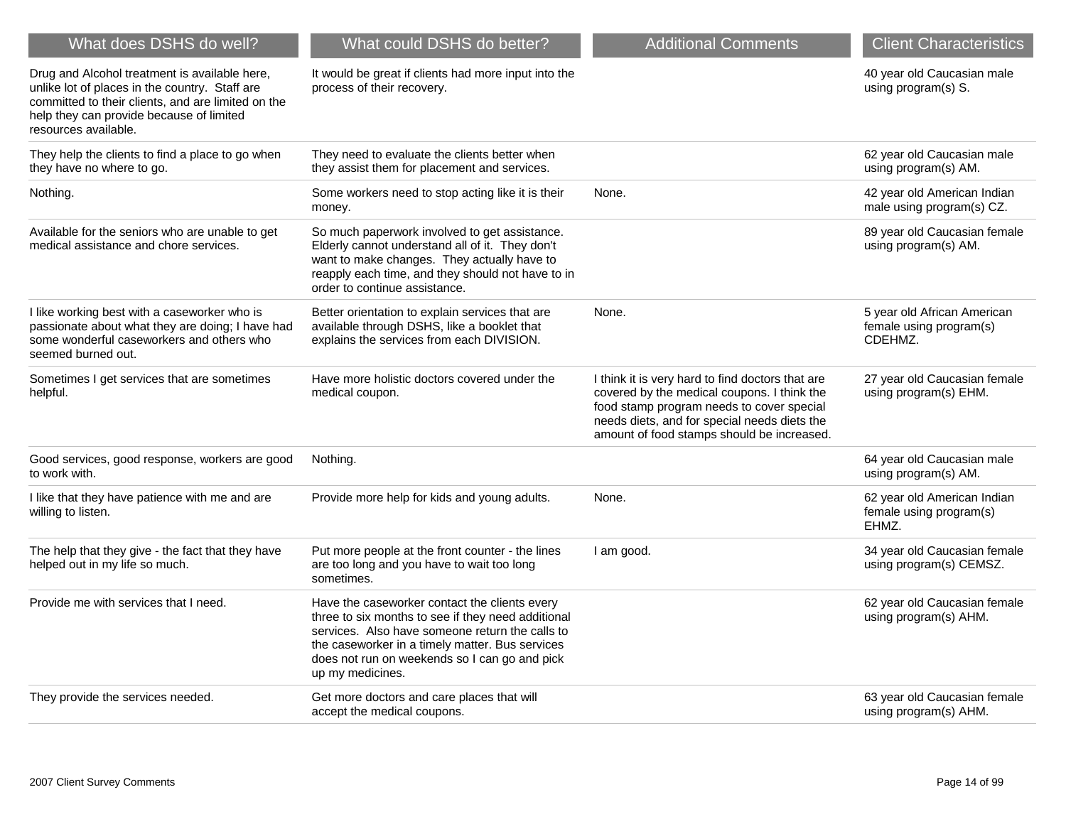| What does DSHS do well? | What could DSHS do better? | Additional Comments | Client Characteristics |
|---|---|---|---|
| Drug and Alcohol treatment is available here, unlike lot of places in the country. Staff are committed to their clients, and are limited on the help they can provide because of limited resources available. | It would be great if clients had more input into the process of their recovery. | | 40 year old Caucasian male using program(s) S. |
| They help the clients to find a place to go when they have no where to go. | They need to evaluate the clients better when they assist them for placement and services. | | 62 year old Caucasian male using program(s) AM. |
| Nothing. | Some workers need to stop acting like it is their money. | None. | 42 year old American Indian male using program(s) CZ. |
| Available for the seniors who are unable to get medical assistance and chore services. | So much paperwork involved to get assistance. Elderly cannot understand all of it. They don't want to make changes. They actually have to reapply each time, and they should not have to in order to continue assistance. | | 89 year old Caucasian female using program(s) AM. |
| I like working best with a caseworker who is passionate about what they are doing; I have had some wonderful caseworkers and others who seemed burned out. | Better orientation to explain services that are available through DSHS, like a booklet that explains the services from each DIVISION. | None. | 5 year old African American female using program(s) CDEHMZ. |
| Sometimes I get services that are sometimes helpful. | Have more holistic doctors covered under the medical coupon. | I think it is very hard to find doctors that are covered by the medical coupons. I think the food stamp program needs to cover special needs diets, and for special needs diets the amount of food stamps should be increased. | 27 year old Caucasian female using program(s) EHM. |
| Good services, good response, workers are good to work with. | Nothing. | | 64 year old Caucasian male using program(s) AM. |
| I like that they have patience with me and are willing to listen. | Provide more help for kids and young adults. | None. | 62 year old American Indian female using program(s) EHMZ. |
| The help that they give - the fact that they have helped out in my life so much. | Put more people at the front counter - the lines are too long and you have to wait too long sometimes. | I am good. | 34 year old Caucasian female using program(s) CEMSZ. |
| Provide me with services that I need. | Have the caseworker contact the clients every three to six months to see if they need additional services. Also have someone return the calls to the caseworker in a timely matter. Bus services does not run on weekends so I can go and pick up my medicines. | | 62 year old Caucasian female using program(s) AHM. |
| They provide the services needed. | Get more doctors and care places that will accept the medical coupons. | | 63 year old Caucasian female using program(s) AHM. |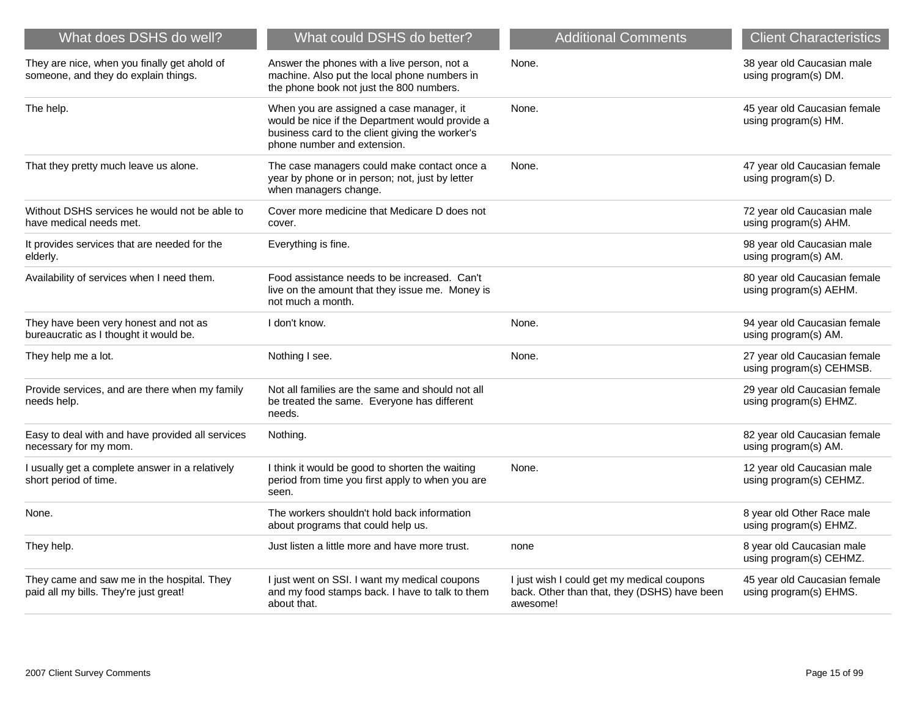| What does DSHS do well? | What could DSHS do better? | Additional Comments | Client Characteristics |
| --- | --- | --- | --- |
| They are nice, when you finally get ahold of someone, and they do explain things. | Answer the phones with a live person, not a machine. Also put the local phone numbers in the phone book not just the 800 numbers. | None. | 38 year old Caucasian male using program(s) DM. |
| The help. | When you are assigned a case manager, it would be nice if the Department would provide a business card to the client giving the worker's phone number and extension. | None. | 45 year old Caucasian female using program(s) HM. |
| That they pretty much leave us alone. | The case managers could make contact once a year by phone or in person; not, just by letter when managers change. | None. | 47 year old Caucasian female using program(s) D. |
| Without DSHS services he would not be able to have medical needs met. | Cover more medicine that Medicare D does not cover. | | 72 year old Caucasian male using program(s) AHM. |
| It provides services that are needed for the elderly. | Everything is fine. | | 98 year old Caucasian male using program(s) AM. |
| Availability of services when I need them. | Food assistance needs to be increased. Can't live on the amount that they issue me. Money is not much a month. | | 80 year old Caucasian female using program(s) AEHM. |
| They have been very honest and not as bureaucratic as I thought it would be. | I don't know. | None. | 94 year old Caucasian female using program(s) AM. |
| They help me a lot. | Nothing I see. | None. | 27 year old Caucasian female using program(s) CEHMSB. |
| Provide services, and are there when my family needs help. | Not all families are the same and should not all be treated the same. Everyone has different needs. | | 29 year old Caucasian female using program(s) EHMZ. |
| Easy to deal with and have provided all services necessary for my mom. | Nothing. | | 82 year old Caucasian female using program(s) AM. |
| I usually get a complete answer in a relatively short period of time. | I think it would be good to shorten the waiting period from time you first apply to when you are seen. | None. | 12 year old Caucasian male using program(s) CEHMZ. |
| None. | The workers shouldn't hold back information about programs that could help us. | | 8 year old Other Race male using program(s) EHMZ. |
| They help. | Just listen a little more and have more trust. | none | 8 year old Caucasian male using program(s) CEHMZ. |
| They came and saw me in the hospital. They paid all my bills. They're just great! | I just went on SSI. I want my medical coupons and my food stamps back. I have to talk to them about that. | I just wish I could get my medical coupons back. Other than that, they (DSHS) have been awesome! | 45 year old Caucasian female using program(s) EHMS. |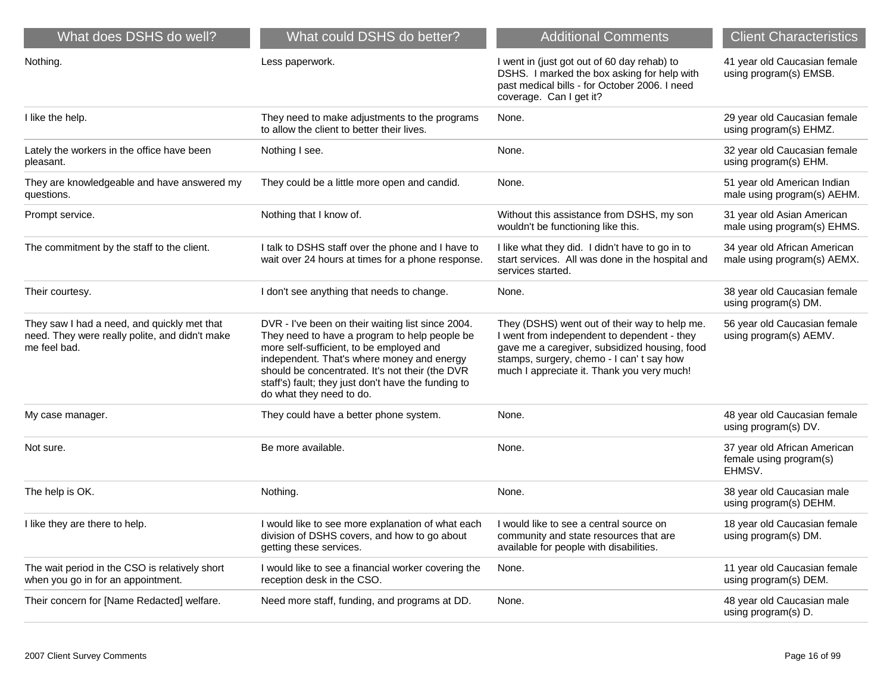| What does DSHS do well? | What could DSHS do better? | Additional Comments | Client Characteristics |
| --- | --- | --- | --- |
| Nothing. | Less paperwork. | I went in (just got out of 60 day rehab) to DSHS. I marked the box asking for help with past medical bills - for October 2006. I need coverage. Can I get it? | 41 year old Caucasian female using program(s) EMSB. |
| I like the help. | They need to make adjustments to the programs to allow the client to better their lives. | None. | 29 year old Caucasian female using program(s) EHMZ. |
| Lately the workers in the office have been pleasant. | Nothing I see. | None. | 32 year old Caucasian female using program(s) EHM. |
| They are knowledgeable and have answered my questions. | They could be a little more open and candid. | None. | 51 year old American Indian male using program(s) AEHM. |
| Prompt service. | Nothing that I know of. | Without this assistance from DSHS, my son wouldn't be functioning like this. | 31 year old Asian American male using program(s) EHMS. |
| The commitment by the staff to the client. | I talk to DSHS staff over the phone and I have to wait over 24 hours at times for a phone response. | I like what they did. I didn't have to go in to start services. All was done in the hospital and services started. | 34 year old African American male using program(s) AEMX. |
| Their courtesy. | I don't see anything that needs to change. | None. | 38 year old Caucasian female using program(s) DM. |
| They saw I had a need, and quickly met that need. They were really polite, and didn't make me feel bad. | DVR - I've been on their waiting list since 2004. They need to have a program to help people be more self-sufficient, to be employed and independent. That's where money and energy should be concentrated. It's not their (the DVR staff's) fault; they just don't have the funding to do what they need to do. | They (DSHS) went out of their way to help me. I went from independent to dependent - they gave me a caregiver, subsidized housing, food stamps, surgery, chemo - I can' t say how much I appreciate it. Thank you very much! | 56 year old Caucasian female using program(s) AEMV. |
| My case manager. | They could have a better phone system. | None. | 48 year old Caucasian female using program(s) DV. |
| Not sure. | Be more available. | None. | 37 year old African American female using program(s) EHMSV. |
| The help is OK. | Nothing. | None. | 38 year old Caucasian male using program(s) DEHM. |
| I like they are there to help. | I would like to see more explanation of what each division of DSHS covers, and how to go about getting these services. | I would like to see a central source on community and state resources that are available for people with disabilities. | 18 year old Caucasian female using program(s) DM. |
| The wait period in the CSO is relatively short when you go in for an appointment. | I would like to see a financial worker covering the reception desk in the CSO. | None. | 11 year old Caucasian female using program(s) DEM. |
| Their concern for [Name Redacted] welfare. | Need more staff, funding, and programs at DD. | None. | 48 year old Caucasian male using program(s) D. |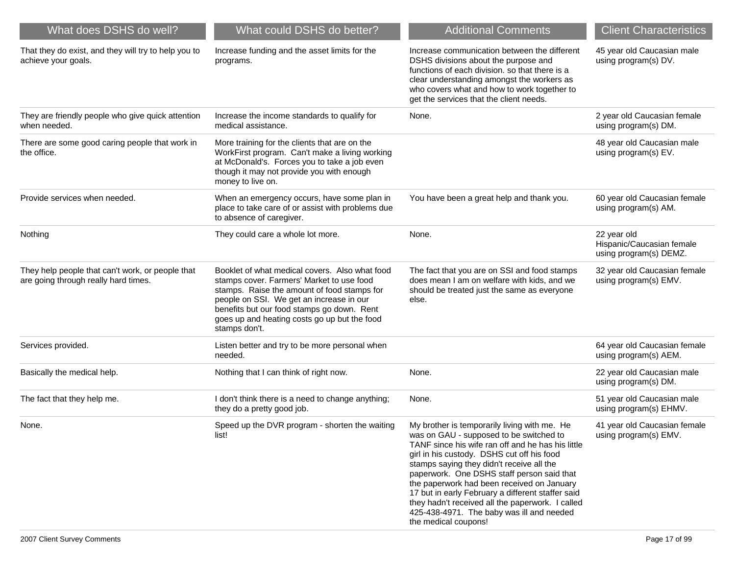| What does DSHS do well? | What could DSHS do better? | Additional Comments | Client Characteristics |
|---|---|---|---|
| That they do exist, and they will try to help you to achieve your goals. | Increase funding and the asset limits for the programs. | Increase communication between the different DSHS divisions about the purpose and functions of each division. so that there is a clear understanding amongst the workers as who covers what and how to work together to get the services that the client needs. | 45 year old Caucasian male using program(s) DV. |
| They are friendly people who give quick attention when needed. | Increase the income standards to qualify for medical assistance. | None. | 2 year old Caucasian female using program(s) DM. |
| There are some good caring people that work in the office. | More training for the clients that are on the WorkFirst program. Can't make a living working at McDonald's. Forces you to take a job even though it may not provide you with enough money to live on. | | 48 year old Caucasian male using program(s) EV. |
| Provide services when needed. | When an emergency occurs, have some plan in place to take care of or assist with problems due to absence of caregiver. | You have been a great help and thank you. | 60 year old Caucasian female using program(s) AM. |
| Nothing | They could care a whole lot more. | None. | 22 year old Hispanic/Caucasian female using program(s) DEMZ. |
| They help people that can't work, or people that are going through really hard times. | Booklet of what medical covers. Also what food stamps cover. Farmers' Market to use food stamps. Raise the amount of food stamps for people on SSI. We get an increase in our benefits but our food stamps go down. Rent goes up and heating costs go up but the food stamps don't. | The fact that you are on SSI and food stamps does mean I am on welfare with kids, and we should be treated just the same as everyone else. | 32 year old Caucasian female using program(s) EMV. |
| Services provided. | Listen better and try to be more personal when needed. | | 64 year old Caucasian female using program(s) AEM. |
| Basically the medical help. | Nothing that I can think of right now. | None. | 22 year old Caucasian male using program(s) DM. |
| The fact that they help me. | I don't think there is a need to change anything; they do a pretty good job. | None. | 51 year old Caucasian male using program(s) EHMV. |
| None. | Speed up the DVR program - shorten the waiting list! | My brother is temporarily living with me. He was on GAU - supposed to be switched to TANF since his wife ran off and he has his little girl in his custody. DSHS cut off his food stamps saying they didn't receive all the paperwork. One DSHS staff person said that the paperwork had been received on January 17 but in early February a different staffer said they hadn't received all the paperwork. I called 425-438-4971. The baby was ill and needed the medical coupons! | 41 year old Caucasian female using program(s) EMV. |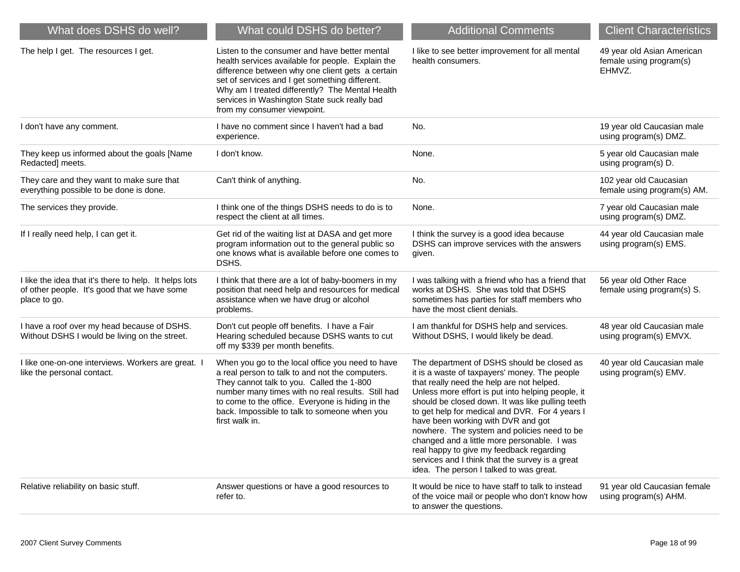| What does DSHS do well? | What could DSHS do better? | Additional Comments | Client Characteristics |
|---|---|---|---|
| The help I get. The resources I get. | Listen to the consumer and have better mental health services available for people. Explain the difference between why one client gets a certain set of services and I get something different. Why am I treated differently? The Mental Health services in Washington State suck really bad from my consumer viewpoint. | I like to see better improvement for all mental health consumers. | 49 year old Asian American female using program(s) EHMVZ. |
| I don't have any comment. | I have no comment since I haven't had a bad experience. | No. | 19 year old Caucasian male using program(s) DMZ. |
| They keep us informed about the goals [Name Redacted] meets. | I don't know. | None. | 5 year old Caucasian male using program(s) D. |
| They care and they want to make sure that everything possible to be done is done. | Can't think of anything. | No. | 102 year old Caucasian female using program(s) AM. |
| The services they provide. | I think one of the things DSHS needs to do is to respect the client at all times. | None. | 7 year old Caucasian male using program(s) DMZ. |
| If I really need help, I can get it. | Get rid of the waiting list at DASA and get more program information out to the general public so one knows what is available before one comes to DSHS. | I think the survey is a good idea because DSHS can improve services with the answers given. | 44 year old Caucasian male using program(s) EMS. |
| I like the idea that it's there to help. It helps lots of other people. It's good that we have some place to go. | I think that there are a lot of baby-boomers in my position that need help and resources for medical assistance when we have drug or alcohol problems. | I was talking with a friend who has a friend that works at DSHS. She was told that DSHS sometimes has parties for staff members who have the most client denials. | 56 year old Other Race female using program(s) S. |
| I have a roof over my head because of DSHS. Without DSHS I would be living on the street. | Don't cut people off benefits. I have a Fair Hearing scheduled because DSHS wants to cut off my $339 per month benefits. | I am thankful for DSHS help and services. Without DSHS, I would likely be dead. | 48 year old Caucasian male using program(s) EMVX. |
| I like one-on-one interviews. Workers are great. I like the personal contact. | When you go to the local office you need to have a real person to talk to and not the computers. They cannot talk to you. Called the 1-800 number many times with no real results. Still had to come to the office. Everyone is hiding in the back. Impossible to talk to someone when you first walk in. | The department of DSHS should be closed as it is a waste of taxpayers' money. The people that really need the help are not helped. Unless more effort is put into helping people, it should be closed down. It was like pulling teeth to get help for medical and DVR. For 4 years I have been working with DVR and got nowhere. The system and policies need to be changed and a little more personable. I was real happy to give my feedback regarding services and I think that the survey is a great idea. The person I talked to was great. | 40 year old Caucasian male using program(s) EMV. |
| Relative reliability on basic stuff. | Answer questions or have a good resources to refer to. | It would be nice to have staff to talk to instead of the voice mail or people who don't know how to answer the questions. | 91 year old Caucasian female using program(s) AHM. |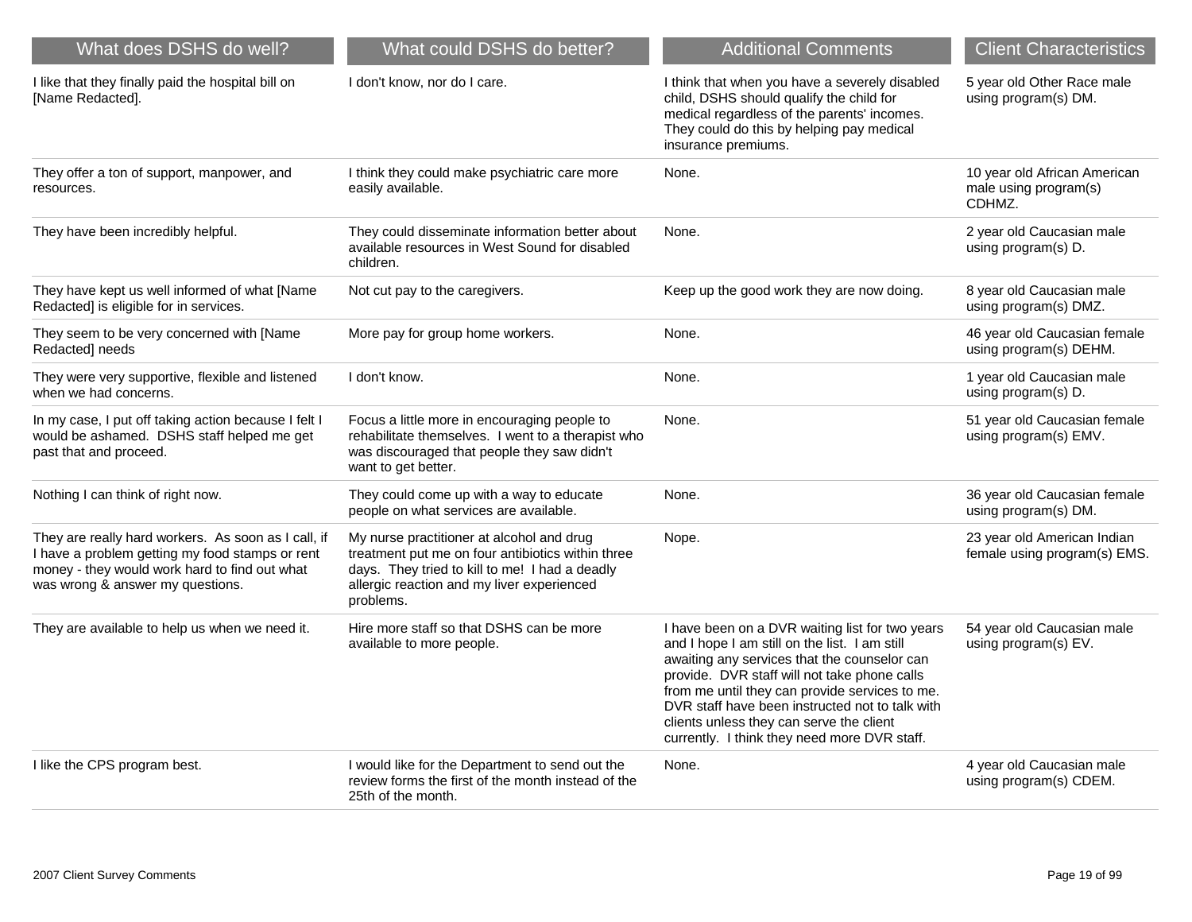| What does DSHS do well? | What could DSHS do better? | Additional Comments | Client Characteristics |
|---|---|---|---|
| I like that they finally paid the hospital bill on [Name Redacted]. | I don't know, nor do I care. | I think that when you have a severely disabled child, DSHS should qualify the child for medical regardless of the parents' incomes. They could do this by helping pay medical insurance premiums. | 5 year old Other Race male using program(s) DM. |
| They offer a ton of support, manpower, and resources. | I think they could make psychiatric care more easily available. | None. | 10 year old African American male using program(s) CDHMZ. |
| They have been incredibly helpful. | They could disseminate information better about available resources in West Sound for disabled children. | None. | 2 year old Caucasian male using program(s) D. |
| They have kept us well informed of what [Name Redacted] is eligible for in services. | Not cut pay to the caregivers. | Keep up the good work they are now doing. | 8 year old Caucasian male using program(s) DMZ. |
| They seem to be very concerned with [Name Redacted] needs | More pay for group home workers. | None. | 46 year old Caucasian female using program(s) DEHM. |
| They were very supportive, flexible and listened when we had concerns. | I don't know. | None. | 1 year old Caucasian male using program(s) D. |
| In my case, I put off taking action because I felt I would be ashamed. DSHS staff helped me get past that and proceed. | Focus a little more in encouraging people to rehabilitate themselves. I went to a therapist who was discouraged that people they saw didn't want to get better. | None. | 51 year old Caucasian female using program(s) EMV. |
| Nothing I can think of right now. | They could come up with a way to educate people on what services are available. | None. | 36 year old Caucasian female using program(s) DM. |
| They are really hard workers. As soon as I call, if I have a problem getting my food stamps or rent money - they would work hard to find out what was wrong & answer my questions. | My nurse practitioner at alcohol and drug treatment put me on four antibiotics within three days. They tried to kill to me! I had a deadly allergic reaction and my liver experienced problems. | Nope. | 23 year old American Indian female using program(s) EMS. |
| They are available to help us when we need it. | Hire more staff so that DSHS can be more available to more people. | I have been on a DVR waiting list for two years and I hope I am still on the list. I am still awaiting any services that the counselor can provide. DVR staff will not take phone calls from me until they can provide services to me. DVR staff have been instructed not to talk with clients unless they can serve the client currently. I think they need more DVR staff. | 54 year old Caucasian male using program(s) EV. |
| I like the CPS program best. | I would like for the Department to send out the review forms the first of the month instead of the 25th of the month. | None. | 4 year old Caucasian male using program(s) CDEM. |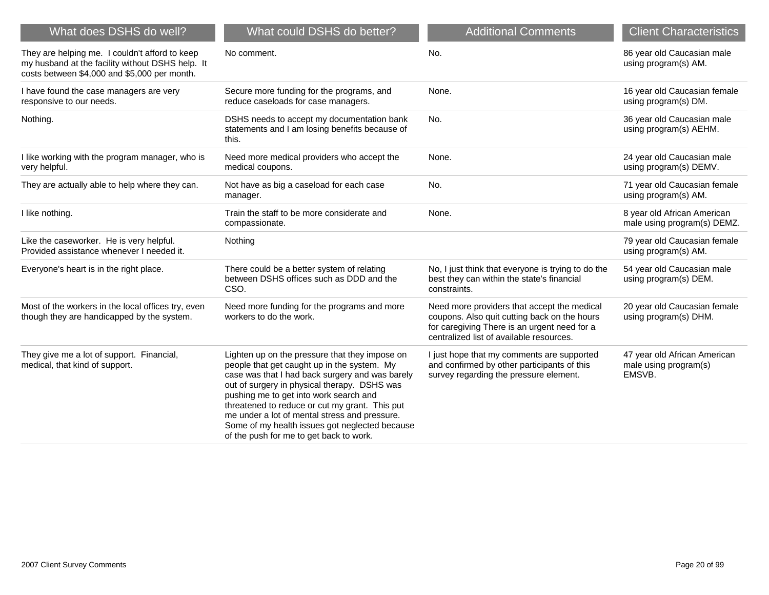| What does DSHS do well? | What could DSHS do better? | Additional Comments | Client Characteristics |
|---|---|---|---|
| They are helping me. I couldn't afford to keep my husband at the facility without DSHS help. It costs between $4,000 and $5,000 per month. | No comment. | No. | 86 year old Caucasian male using program(s) AM. |
| I have found the case managers are very responsive to our needs. | Secure more funding for the programs, and reduce caseloads for case managers. | None. | 16 year old Caucasian female using program(s) DM. |
| Nothing. | DSHS needs to accept my documentation bank statements and I am losing benefits because of this. | No. | 36 year old Caucasian male using program(s) AEHM. |
| I like working with the program manager, who is very helpful. | Need more medical providers who accept the medical coupons. | None. | 24 year old Caucasian male using program(s) DEMV. |
| They are actually able to help where they can. | Not have as big a caseload for each case manager. | No. | 71 year old Caucasian female using program(s) AM. |
| I like nothing. | Train the staff to be more considerate and compassionate. | None. | 8 year old African American male using program(s) DEMZ. |
| Like the caseworker. He is very helpful. Provided assistance whenever I needed it. | Nothing | | 79 year old Caucasian female using program(s) AM. |
| Everyone's heart is in the right place. | There could be a better system of relating between DSHS offices such as DDD and the CSO. | No, I just think that everyone is trying to do the best they can within the state's financial constraints. | 54 year old Caucasian male using program(s) DEM. |
| Most of the workers in the local offices try, even though they are handicapped by the system. | Need more funding for the programs and more workers to do the work. | Need more providers that accept the medical coupons. Also quit cutting back on the hours for caregiving There is an urgent need for a centralized list of available resources. | 20 year old Caucasian female using program(s) DHM. |
| They give me a lot of support. Financial, medical, that kind of support. | Lighten up on the pressure that they impose on people that get caught up in the system. My case was that I had back surgery and was barely out of surgery in physical therapy. DSHS was pushing me to get into work search and threatened to reduce or cut my grant. This put me under a lot of mental stress and pressure. Some of my health issues got neglected because of the push for me to get back to work. | I just hope that my comments are supported and confirmed by other participants of this survey regarding the pressure element. | 47 year old African American male using program(s) EMSVB. |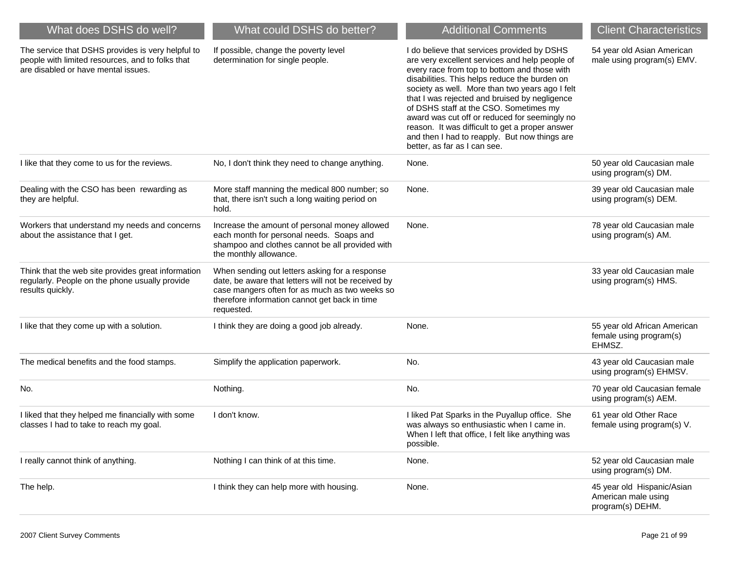| What does DSHS do well? | What could DSHS do better? | Additional Comments | Client Characteristics |
|---|---|---|---|
| The service that DSHS provides is very helpful to people with limited resources, and to folks that are disabled or have mental issues. | If possible, change the poverty level determination for single people. | I do believe that services provided by DSHS are very excellent services and help people of every race from top to bottom and those with disabilities. This helps reduce the burden on society as well. More than two years ago I felt that I was rejected and bruised by negligence of DSHS staff at the CSO. Sometimes my award was cut off or reduced for seemingly no reason. It was difficult to get a proper answer and then I had to reapply. But now things are better, as far as I can see. | 54 year old Asian American male using program(s) EMV. |
| I like that they come to us for the reviews. | No, I don't think they need to change anything. | None. | 50 year old Caucasian male using program(s) DM. |
| Dealing with the CSO has been rewarding as they are helpful. | More staff manning the medical 800 number; so that, there isn't such a long waiting period on hold. | None. | 39 year old Caucasian male using program(s) DEM. |
| Workers that understand my needs and concerns about the assistance that I get. | Increase the amount of personal money allowed each month for personal needs. Soaps and shampoo and clothes cannot be all provided with the monthly allowance. | None. | 78 year old Caucasian male using program(s) AM. |
| Think that the web site provides great information regularly. People on the phone usually provide results quickly. | When sending out letters asking for a response date, be aware that letters will not be received by case mangers often for as much as two weeks so therefore information cannot get back in time requested. | | 33 year old Caucasian male using program(s) HMS. |
| I like that they come up with a solution. | I think they are doing a good job already. | None. | 55 year old African American female using program(s) EHMSZ. |
| The medical benefits and the food stamps. | Simplify the application paperwork. | No. | 43 year old Caucasian male using program(s) EHMSV. |
| No. | Nothing. | No. | 70 year old Caucasian female using program(s) AEM. |
| I liked that they helped me financially with some classes I had to take to reach my goal. | I don't know. | I liked Pat Sparks in the Puyallup office. She was always so enthusiastic when I came in. When I left that office, I felt like anything was possible. | 61 year old Other Race female using program(s) V. |
| I really cannot think of anything. | Nothing I can think of at this time. | None. | 52 year old Caucasian male using program(s) DM. |
| The help. | I think they can help more with housing. | None. | 45 year old Hispanic/Asian American male using program(s) DEHM. |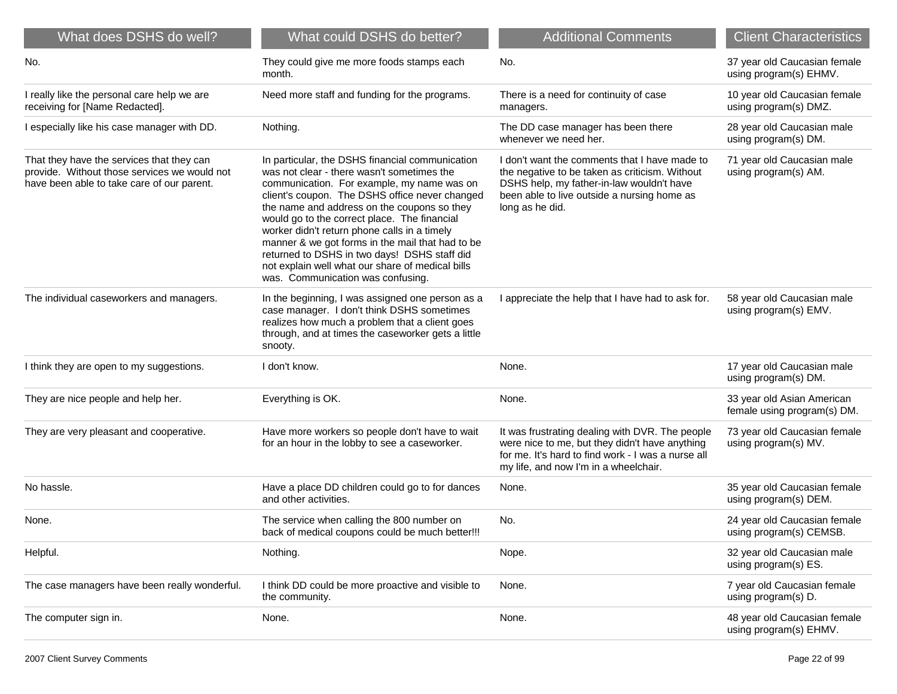| What does DSHS do well? | What could DSHS do better? | Additional Comments | Client Characteristics |
|---|---|---|---|
| No. | They could give me more foods stamps each month. | No. | 37 year old Caucasian female using program(s) EHMV. |
| I really like the personal care help we are receiving for [Name Redacted]. | Need more staff and funding for the programs. | There is a need for continuity of case managers. | 10 year old Caucasian female using program(s) DMZ. |
| I especially like his case manager with DD. | Nothing. | The DD case manager has been there whenever we need her. | 28 year old Caucasian male using program(s) DM. |
| That they have the services that they can provide. Without those services we would not have been able to take care of our parent. | In particular, the DSHS financial communication was not clear - there wasn't sometimes the communication. For example, my name was on client's coupon. The DSHS office never changed the name and address on the coupons so they would go to the correct place. The financial worker didn't return phone calls in a timely manner & we got forms in the mail that had to be returned to DSHS in two days! DSHS staff did not explain well what our share of medical bills was. Communication was confusing. | I don't want the comments that I have made to the negative to be taken as criticism. Without DSHS help, my father-in-law wouldn't have been able to live outside a nursing home as long as he did. | 71 year old Caucasian male using program(s) AM. |
| The individual caseworkers and managers. | In the beginning, I was assigned one person as a case manager. I don't think DSHS sometimes realizes how much a problem that a client goes through, and at times the caseworker gets a little snooty. | I appreciate the help that I have had to ask for. | 58 year old Caucasian male using program(s) EMV. |
| I think they are open to my suggestions. | I don't know. | None. | 17 year old Caucasian male using program(s) DM. |
| They are nice people and help her. | Everything is OK. | None. | 33 year old Asian American female using program(s) DM. |
| They are very pleasant and cooperative. | Have more workers so people don't have to wait for an hour in the lobby to see a caseworker. | It was frustrating dealing with DVR. The people were nice to me, but they didn't have anything for me. It's hard to find work - I was a nurse all my life, and now I'm in a wheelchair. | 73 year old Caucasian female using program(s) MV. |
| No hassle. | Have a place DD children could go to for dances and other activities. | None. | 35 year old Caucasian female using program(s) DEM. |
| None. | The service when calling the 800 number on back of medical coupons could be much better!!! | No. | 24 year old Caucasian female using program(s) CEMSB. |
| Helpful. | Nothing. | Nope. | 32 year old Caucasian male using program(s) ES. |
| The case managers have been really wonderful. | I think DD could be more proactive and visible to the community. | None. | 7 year old Caucasian female using program(s) D. |
| The computer sign in. | None. | None. | 48 year old Caucasian female using program(s) EHMV. |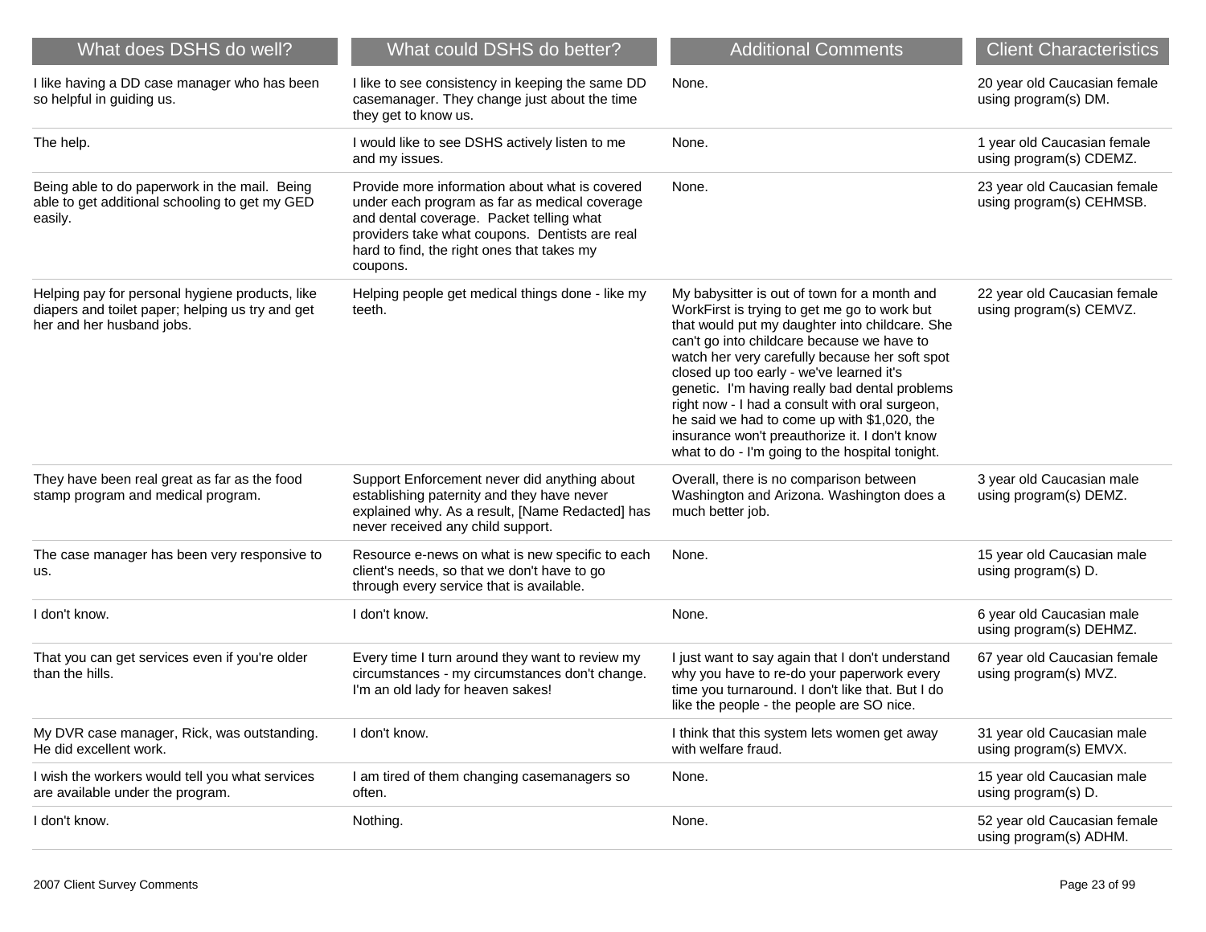| What does DSHS do well? | What could DSHS do better? | Additional Comments | Client Characteristics |
|---|---|---|---|
| I like having a DD case manager who has been so helpful in guiding us. | I like to see consistency in keeping the same DD casemanager. They change just about the time they get to know us. | None. | 20 year old Caucasian female using program(s) DM. |
| The help. | I would like to see DSHS actively listen to me and my issues. | None. | 1 year old Caucasian female using program(s) CDEMZ. |
| Being able to do paperwork in the mail. Being able to get additional schooling to get my GED easily. | Provide more information about what is covered under each program as far as medical coverage and dental coverage. Packet telling what providers take what coupons. Dentists are real hard to find, the right ones that takes my coupons. | None. | 23 year old Caucasian female using program(s) CEHMSB. |
| Helping pay for personal hygiene products, like diapers and toilet paper; helping us try and get her and her husband jobs. | Helping people get medical things done - like my teeth. | My babysitter is out of town for a month and WorkFirst is trying to get me go to work but that would put my daughter into childcare. She can't go into childcare because we have to watch her very carefully because her soft spot closed up too early - we've learned it's genetic. I'm having really bad dental problems right now - I had a consult with oral surgeon, he said we had to come up with $1,020, the insurance won't preauthorize it. I don't know what to do - I'm going to the hospital tonight. | 22 year old Caucasian female using program(s) CEMVZ. |
| They have been real great as far as the food stamp program and medical program. | Support Enforcement never did anything about establishing paternity and they have never explained why. As a result, [Name Redacted] has never received any child support. | Overall, there is no comparison between Washington and Arizona. Washington does a much better job. | 3 year old Caucasian male using program(s) DEMZ. |
| The case manager has been very responsive to us. | Resource e-news on what is new specific to each client's needs, so that we don't have to go through every service that is available. | None. | 15 year old Caucasian male using program(s) D. |
| I don't know. | I don't know. | None. | 6 year old Caucasian male using program(s) DEHMZ. |
| That you can get services even if you're older than the hills. | Every time I turn around they want to review my circumstances - my circumstances don't change. I'm an old lady for heaven sakes! | I just want to say again that I don't understand why you have to re-do your paperwork every time you turnaround. I don't like that. But I do like the people - the people are SO nice. | 67 year old Caucasian female using program(s) MVZ. |
| My DVR case manager, Rick, was outstanding. He did excellent work. | I don't know. | I think that this system lets women get away with welfare fraud. | 31 year old Caucasian male using program(s) EMVX. |
| I wish the workers would tell you what services are available under the program. | I am tired of them changing casemanagers so often. | None. | 15 year old Caucasian male using program(s) D. |
| I don't know. | Nothing. | None. | 52 year old Caucasian female using program(s) ADHM. |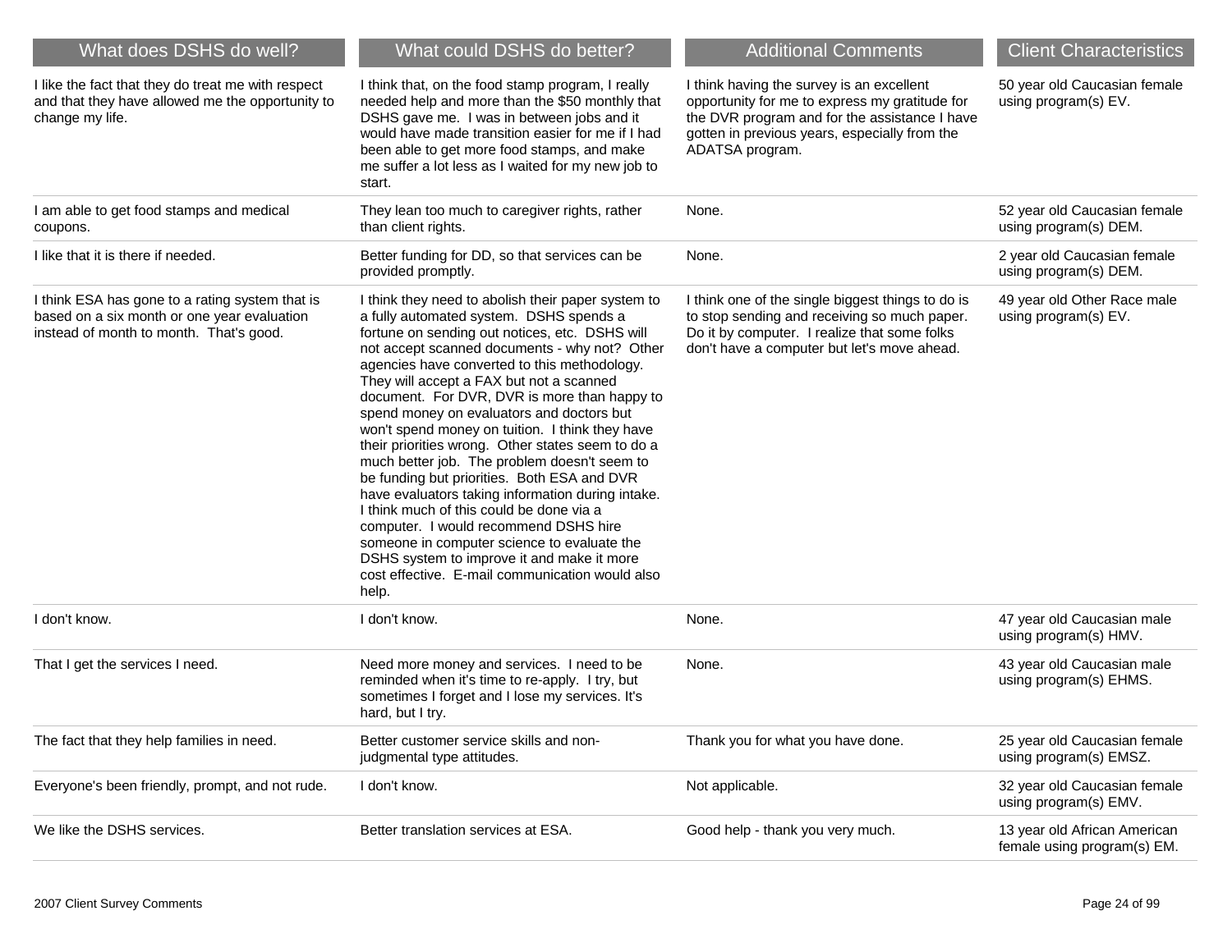| What does DSHS do well? | What could DSHS do better? | Additional Comments | Client Characteristics |
| --- | --- | --- | --- |
| I like the fact that they do treat me with respect and that they have allowed me the opportunity to change my life. | I think that, on the food stamp program, I really needed help and more than the $50 monthly that DSHS gave me. I was in between jobs and it would have made transition easier for me if I had been able to get more food stamps, and make me suffer a lot less as I waited for my new job to start. | I think having the survey is an excellent opportunity for me to express my gratitude for the DVR program and for the assistance I have gotten in previous years, especially from the ADATSA program. | 50 year old Caucasian female using program(s) EV. |
| I am able to get food stamps and medical coupons. | They lean too much to caregiver rights, rather than client rights. | None. | 52 year old Caucasian female using program(s) DEM. |
| I like that it is there if needed. | Better funding for DD, so that services can be provided promptly. | None. | 2 year old Caucasian female using program(s) DEM. |
| I think ESA has gone to a rating system that is based on a six month or one year evaluation instead of month to month. That's good. | I think they need to abolish their paper system to a fully automated system. DSHS spends a fortune on sending out notices, etc. DSHS will not accept scanned documents - why not? Other agencies have converted to this methodology. They will accept a FAX but not a scanned document. For DVR, DVR is more than happy to spend money on evaluators and doctors but won't spend money on tuition. I think they have their priorities wrong. Other states seem to do a much better job. The problem doesn't seem to be funding but priorities. Both ESA and DVR have evaluators taking information during intake. I think much of this could be done via a computer. I would recommend DSHS hire someone in computer science to evaluate the DSHS system to improve it and make it more cost effective. E-mail communication would also help. | I think one of the single biggest things to do is to stop sending and receiving so much paper. Do it by computer. I realize that some folks don't have a computer but let's move ahead. | 49 year old Other Race male using program(s) EV. |
| I don't know. | I don't know. | None. | 47 year old Caucasian male using program(s) HMV. |
| That I get the services I need. | Need more money and services. I need to be reminded when it's time to re-apply. I try, but sometimes I forget and I lose my services. It's hard, but I try. | None. | 43 year old Caucasian male using program(s) EHMS. |
| The fact that they help families in need. | Better customer service skills and non-judgmental type attitudes. | Thank you for what you have done. | 25 year old Caucasian female using program(s) EMSZ. |
| Everyone's been friendly, prompt, and not rude. | I don't know. | Not applicable. | 32 year old Caucasian female using program(s) EMV. |
| We like the DSHS services. | Better translation services at ESA. | Good help - thank you very much. | 13 year old African American female using program(s) EM. |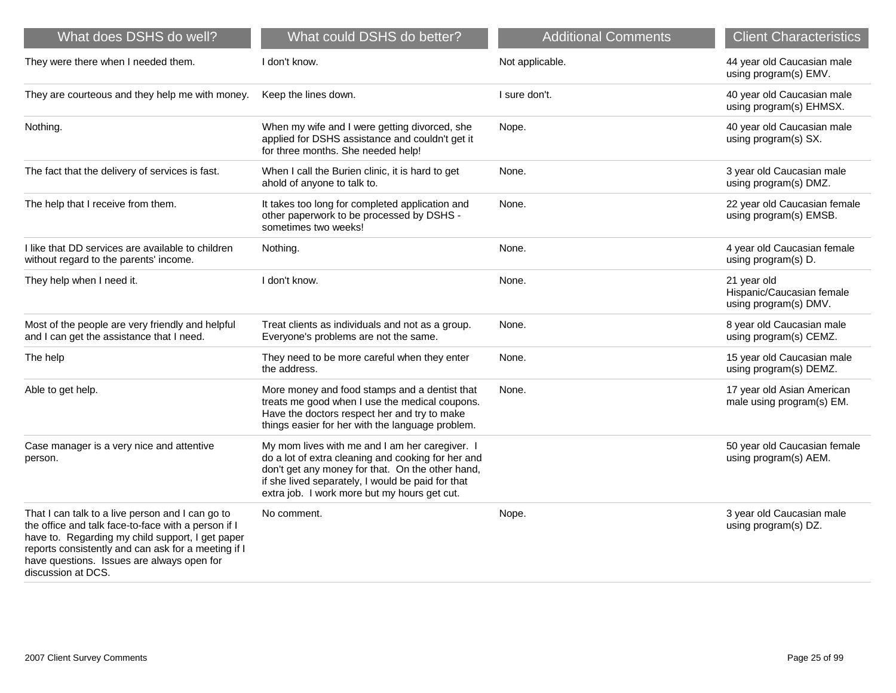| What does DSHS do well? | What could DSHS do better? | Additional Comments | Client Characteristics |
|---|---|---|---|
| They were there when I needed them. | I don't know. | Not applicable. | 44 year old Caucasian male using program(s) EMV. |
| They are courteous and they help me with money. | Keep the lines down. | I sure don't. | 40 year old Caucasian male using program(s) EHMSX. |
| Nothing. | When my wife and I were getting divorced, she applied for DSHS assistance and couldn't get it for three months. She needed help! | Nope. | 40 year old Caucasian male using program(s) SX. |
| The fact that the delivery of services is fast. | When I call the Burien clinic, it is hard to get ahold of anyone to talk to. | None. | 3 year old Caucasian male using program(s) DMZ. |
| The help that I receive from them. | It takes too long for completed application and other paperwork to be processed by DSHS - sometimes two weeks! | None. | 22 year old Caucasian female using program(s) EMSB. |
| I like that DD services are available to children without regard to the parents' income. | Nothing. | None. | 4 year old Caucasian female using program(s) D. |
| They help when I need it. | I don't know. | None. | 21 year old Hispanic/Caucasian female using program(s) DMV. |
| Most of the people are very friendly and helpful and I can get the assistance that I need. | Treat clients as individuals and not as a group. Everyone's problems are not the same. | None. | 8 year old Caucasian male using program(s) CEMZ. |
| The help | They need to be more careful when they enter the address. | None. | 15 year old Caucasian male using program(s) DEMZ. |
| Able to get help. | More money and food stamps and a dentist that treats me good when I use the medical coupons. Have the doctors respect her and try to make things easier for her with the language problem. | None. | 17 year old Asian American male using program(s) EM. |
| Case manager is a very nice and attentive person. | My mom lives with me and I am her caregiver. I do a lot of extra cleaning and cooking for her and don't get any money for that. On the other hand, if she lived separately, I would be paid for that extra job. I work more but my hours get cut. | | 50 year old Caucasian female using program(s) AEM. |
| That I can talk to a live person and I can go to the office and talk face-to-face with a person if I have to. Regarding my child support, I get paper reports consistently and can ask for a meeting if I have questions. Issues are always open for discussion at DCS. | No comment. | Nope. | 3 year old Caucasian male using program(s) DZ. |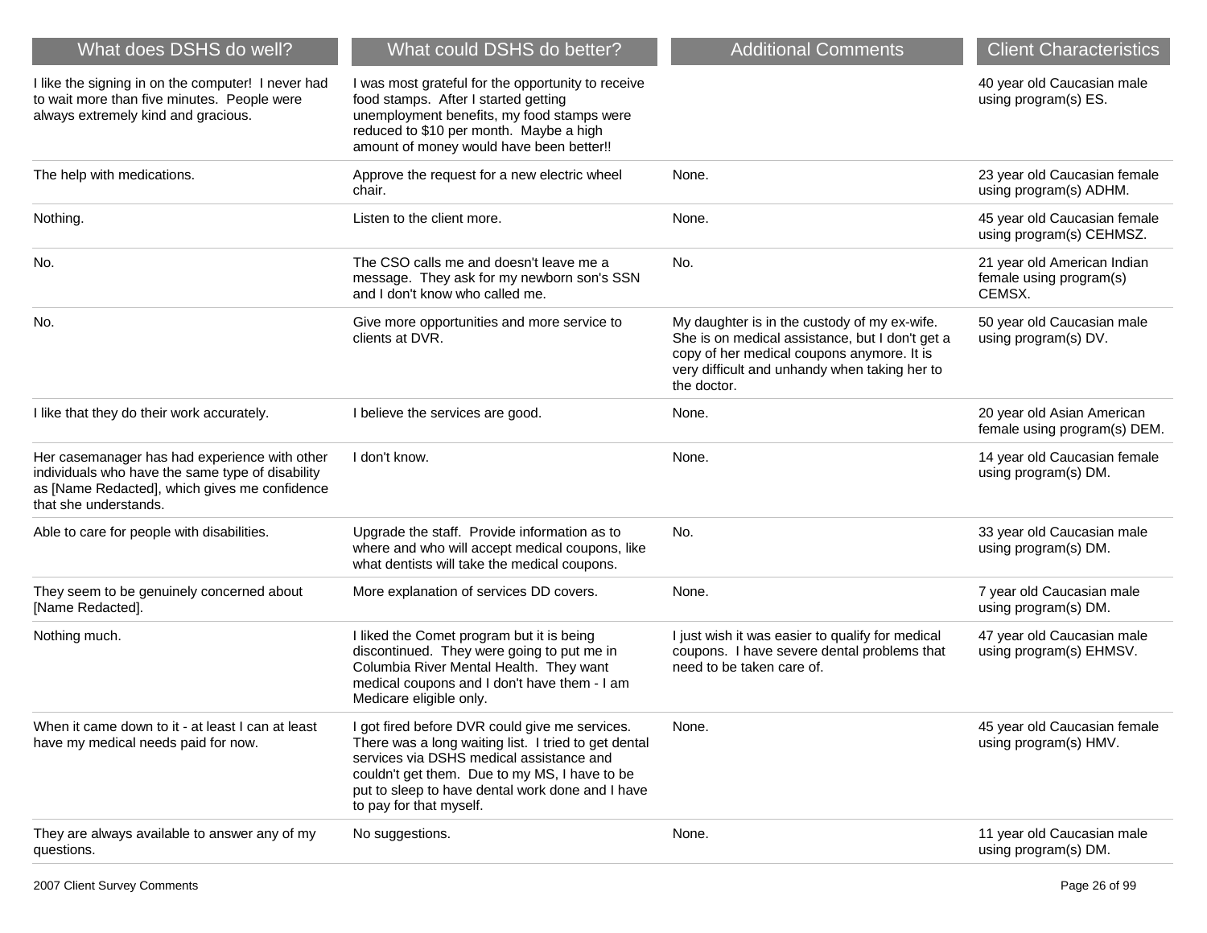| What does DSHS do well? | What could DSHS do better? | Additional Comments | Client Characteristics |
|---|---|---|---|
| I like the signing in on the computer! I never had to wait more than five minutes. People were always extremely kind and gracious. | I was most grateful for the opportunity to receive food stamps. After I started getting unemployment benefits, my food stamps were reduced to $10 per month. Maybe a high amount of money would have been better!! | | 40 year old Caucasian male using program(s) ES. |
| The help with medications. | Approve the request for a new electric wheel chair. | None. | 23 year old Caucasian female using program(s) ADHM. |
| Nothing. | Listen to the client more. | None. | 45 year old Caucasian female using program(s) CEHMSZ. |
| No. | The CSO calls me and doesn't leave me a message. They ask for my newborn son's SSN and I don't know who called me. | No. | 21 year old American Indian female using program(s) CEMSX. |
| No. | Give more opportunities and more service to clients at DVR. | My daughter is in the custody of my ex-wife. She is on medical assistance, but I don't get a copy of her medical coupons anymore. It is very difficult and unhandy when taking her to the doctor. | 50 year old Caucasian male using program(s) DV. |
| I like that they do their work accurately. | I believe the services are good. | None. | 20 year old Asian American female using program(s) DEM. |
| Her casemanager has had experience with other individuals who have the same type of disability as [Name Redacted], which gives me confidence that she understands. | I don't know. | None. | 14 year old Caucasian female using program(s) DM. |
| Able to care for people with disabilities. | Upgrade the staff. Provide information as to where and who will accept medical coupons, like what dentists will take the medical coupons. | No. | 33 year old Caucasian male using program(s) DM. |
| They seem to be genuinely concerned about [Name Redacted]. | More explanation of services DD covers. | None. | 7 year old Caucasian male using program(s) DM. |
| Nothing much. | I liked the Comet program but it is being discontinued. They were going to put me in Columbia River Mental Health. They want medical coupons and I don't have them - I am Medicare eligible only. | I just wish it was easier to qualify for medical coupons. I have severe dental problems that need to be taken care of. | 47 year old Caucasian male using program(s) EHMSV. |
| When it came down to it - at least I can at least have my medical needs paid for now. | I got fired before DVR could give me services. There was a long waiting list. I tried to get dental services via DSHS medical assistance and couldn't get them. Due to my MS, I have to be put to sleep to have dental work done and I have to pay for that myself. | None. | 45 year old Caucasian female using program(s) HMV. |
| They are always available to answer any of my questions. | No suggestions. | None. | 11 year old Caucasian male using program(s) DM. |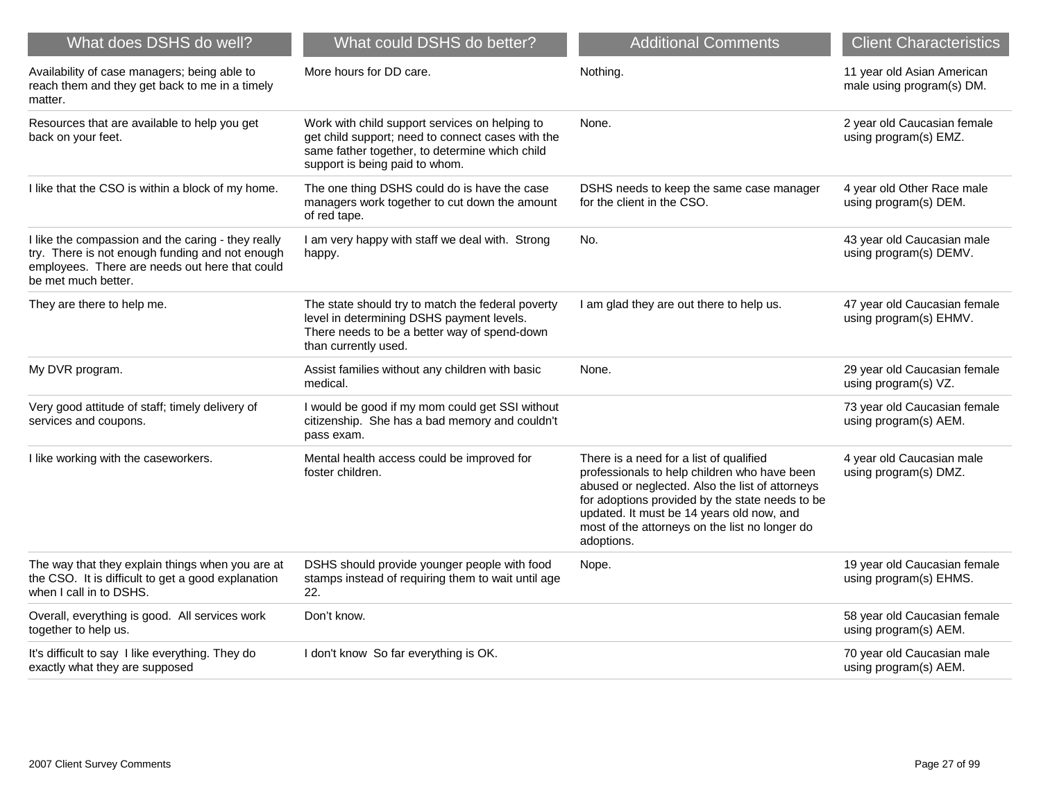| What does DSHS do well? | What could DSHS do better? | Additional Comments | Client Characteristics |
|---|---|---|---|
| Availability of case managers; being able to reach them and they get back to me in a timely matter. | More hours for DD care. | Nothing. | 11 year old Asian American male using program(s) DM. |
| Resources that are available to help you get back on your feet. | Work with child support services on helping to get child support; need to connect cases with the same father together, to determine which child support is being paid to whom. | None. | 2 year old Caucasian female using program(s) EMZ. |
| I like that the CSO is within a block of my home. | The one thing DSHS could do is have the case managers work together to cut down the amount of red tape. | DSHS needs to keep the same case manager for the client in the CSO. | 4 year old Other Race male using program(s) DEM. |
| I like the compassion and the caring - they really try. There is not enough funding and not enough employees. There are needs out here that could be met much better. | I am very happy with staff we deal with. Strong happy. | No. | 43 year old Caucasian male using program(s) DEMV. |
| They are there to help me. | The state should try to match the federal poverty level in determining DSHS payment levels. There needs to be a better way of spend-down than currently used. | I am glad they are out there to help us. | 47 year old Caucasian female using program(s) EHMV. |
| My DVR program. | Assist families without any children with basic medical. | None. | 29 year old Caucasian female using program(s) VZ. |
| Very good attitude of staff; timely delivery of services and coupons. | I would be good if my mom could get SSI without citizenship. She has a bad memory and couldn't pass exam. | | 73 year old Caucasian female using program(s) AEM. |
| I like working with the caseworkers. | Mental health access could be improved for foster children. | There is a need for a list of qualified professionals to help children who have been abused or neglected. Also the list of attorneys for adoptions provided by the state needs to be updated. It must be 14 years old now, and most of the attorneys on the list no longer do adoptions. | 4 year old Caucasian male using program(s) DMZ. |
| The way that they explain things when you are at the CSO. It is difficult to get a good explanation when I call in to DSHS. | DSHS should provide younger people with food stamps instead of requiring them to wait until age 22. | Nope. | 19 year old Caucasian female using program(s) EHMS. |
| Overall, everything is good. All services work together to help us. | Don't know. | | 58 year old Caucasian female using program(s) AEM. |
| It's difficult to say I like everything. They do exactly what they are supposed | I don't know So far everything is OK. | | 70 year old Caucasian male using program(s) AEM. |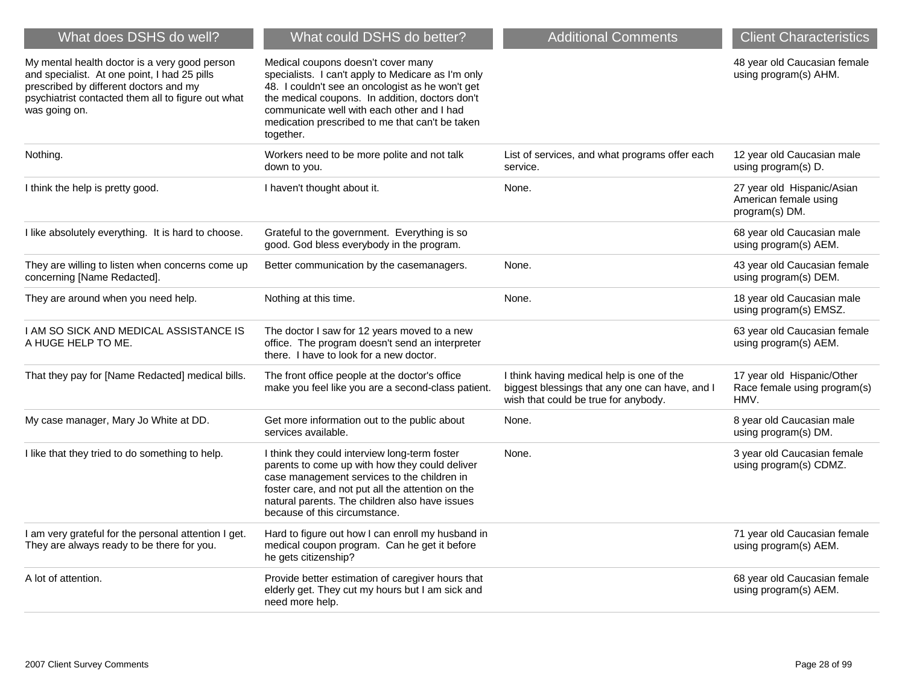| What does DSHS do well? | What could DSHS do better? | Additional Comments | Client Characteristics |
|---|---|---|---|
| My mental health doctor is a very good person and specialist. At one point, I had 25 pills prescribed by different doctors and my psychiatrist contacted them all to figure out what was going on. | Medical coupons doesn't cover many specialists. I can't apply to Medicare as I'm only 48. I couldn't see an oncologist as he won't get the medical coupons. In addition, doctors don't communicate well with each other and I had medication prescribed to me that can't be taken together. | | 48 year old Caucasian female using program(s) AHM. |
| Nothing. | Workers need to be more polite and not talk down to you. | List of services, and what programs offer each service. | 12 year old Caucasian male using program(s) D. |
| I think the help is pretty good. | I haven't thought about it. | None. | 27 year old Hispanic/Asian American female using program(s) DM. |
| I like absolutely everything. It is hard to choose. | Grateful to the government. Everything is so good. God bless everybody in the program. | | 68 year old Caucasian male using program(s) AEM. |
| They are willing to listen when concerns come up concerning [Name Redacted]. | Better communication by the casemanagers. | None. | 43 year old Caucasian female using program(s) DEM. |
| They are around when you need help. | Nothing at this time. | None. | 18 year old Caucasian male using program(s) EMSZ. |
| I AM SO SICK AND MEDICAL ASSISTANCE IS A HUGE HELP TO ME. | The doctor I saw for 12 years moved to a new office. The program doesn't send an interpreter there. I have to look for a new doctor. | | 63 year old Caucasian female using program(s) AEM. |
| That they pay for [Name Redacted] medical bills. | The front office people at the doctor's office make you feel like you are a second-class patient. | I think having medical help is one of the biggest blessings that any one can have, and I wish that could be true for anybody. | 17 year old Hispanic/Other Race female using program(s) HMV. |
| My case manager, Mary Jo White at DD. | Get more information out to the public about services available. | None. | 8 year old Caucasian male using program(s) DM. |
| I like that they tried to do something to help. | I think they could interview long-term foster parents to come up with how they could deliver case management services to the children in foster care, and not put all the attention on the natural parents. The children also have issues because of this circumstance. | None. | 3 year old Caucasian female using program(s) CDMZ. |
| I am very grateful for the personal attention I get. They are always ready to be there for you. | Hard to figure out how I can enroll my husband in medical coupon program. Can he get it before he gets citizenship? | | 71 year old Caucasian female using program(s) AEM. |
| A lot of attention. | Provide better estimation of caregiver hours that elderly get. They cut my hours but I am sick and need more help. | | 68 year old Caucasian female using program(s) AEM. |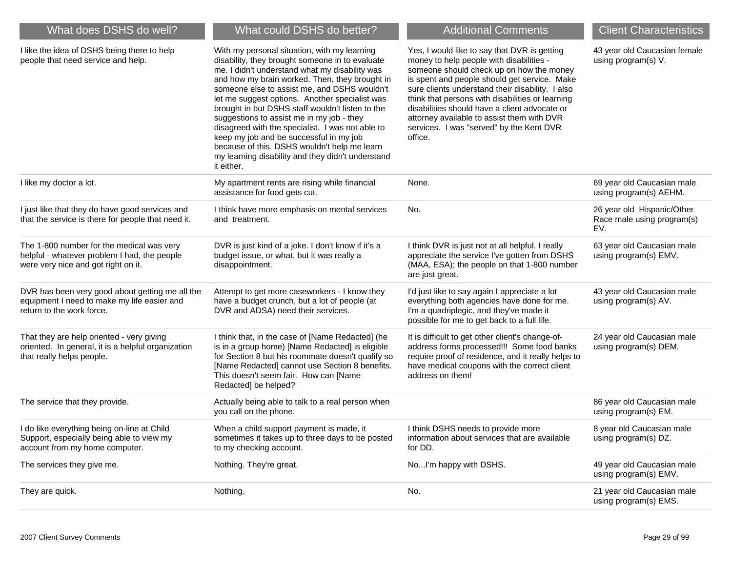| What does DSHS do well? | What could DSHS do better? | Additional Comments | Client Characteristics |
|---|---|---|---|
| I like the idea of DSHS being there to help people that need service and help. | With my personal situation, with my learning disability, they brought someone in to evaluate me. I didn't understand what my disability was and how my brain worked. Then, they brought in someone else to assist me, and DSHS wouldn't let me suggest options. Another specialist was brought in but DSHS staff wouldn't listen to the suggestions to assist me in my job - they disagreed with the specialist. I was not able to keep my job and be successful in my job because of this. DSHS wouldn't help me learn my learning disability and they didn't understand it either. | Yes, I would like to say that DVR is getting money to help people with disabilities - someone should check up on how the money is spent and people should get service. Make sure clients understand their disability. I also think that persons with disabilities or learning disabilities should have a client advocate or attorney available to assist them with DVR services. I was "served" by the Kent DVR office. | 43 year old Caucasian female using program(s) V. |
| I like my doctor a lot. | My apartment rents are rising while financial assistance for food gets cut. | None. | 69 year old Caucasian male using program(s) AEHM. |
| I just like that they do have good services and that the service is there for people that need it. | I think have more emphasis on mental services and treatment. | No. | 26 year old Hispanic/Other Race male using program(s) EV. |
| The 1-800 number for the medical was very helpful - whatever problem I had, the people were very nice and got right on it. | DVR is just kind of a joke. I don't know if it's a budget issue, or what, but it was really a disappointment. | I think DVR is just not at all helpful. I really appreciate the service I've gotten from DSHS (MAA, ESA); the people on that 1-800 number are just great. | 63 year old Caucasian male using program(s) EMV. |
| DVR has been very good about getting me all the equipment I need to make my life easier and return to the work force. | Attempt to get more caseworkers - I know they have a budget crunch, but a lot of people (at DVR and ADSA) need their services. | I'd just like to say again I appreciate a lot everything both agencies have done for me. I'm a quadriplegic, and they've made it possible for me to get back to a full life. | 43 year old Caucasian male using program(s) AV. |
| That they are help oriented - very giving oriented. In general, it is a helpful organization that really helps people. | I think that, in the case of [Name Redacted] (he is in a group home) [Name Redacted] is eligible for Section 8 but his roommate doesn't qualify so [Name Redacted] cannot use Section 8 benefits. This doesn't seem fair. How can [Name Redacted] be helped? | It is difficult to get other client's change-of-address forms processed!!! Some food banks require proof of residence, and it really helps to have medical coupons with the correct client address on them! | 24 year old Caucasian male using program(s) DEM. |
| The service that they provide. | Actually being able to talk to a real person when you call on the phone. | | 86 year old Caucasian male using program(s) EM. |
| I do like everything being on-line at Child Support, especially being able to view my account from my home computer. | When a child support payment is made, it sometimes it takes up to three days to be posted to my checking account. | I think DSHS needs to provide more information about services that are available for DD. | 8 year old Caucasian male using program(s) DZ. |
| The services they give me. | Nothing. They're great. | No...I'm happy with DSHS. | 49 year old Caucasian male using program(s) EMV. |
| They are quick. | Nothing. | No. | 21 year old Caucasian male using program(s) EMS. |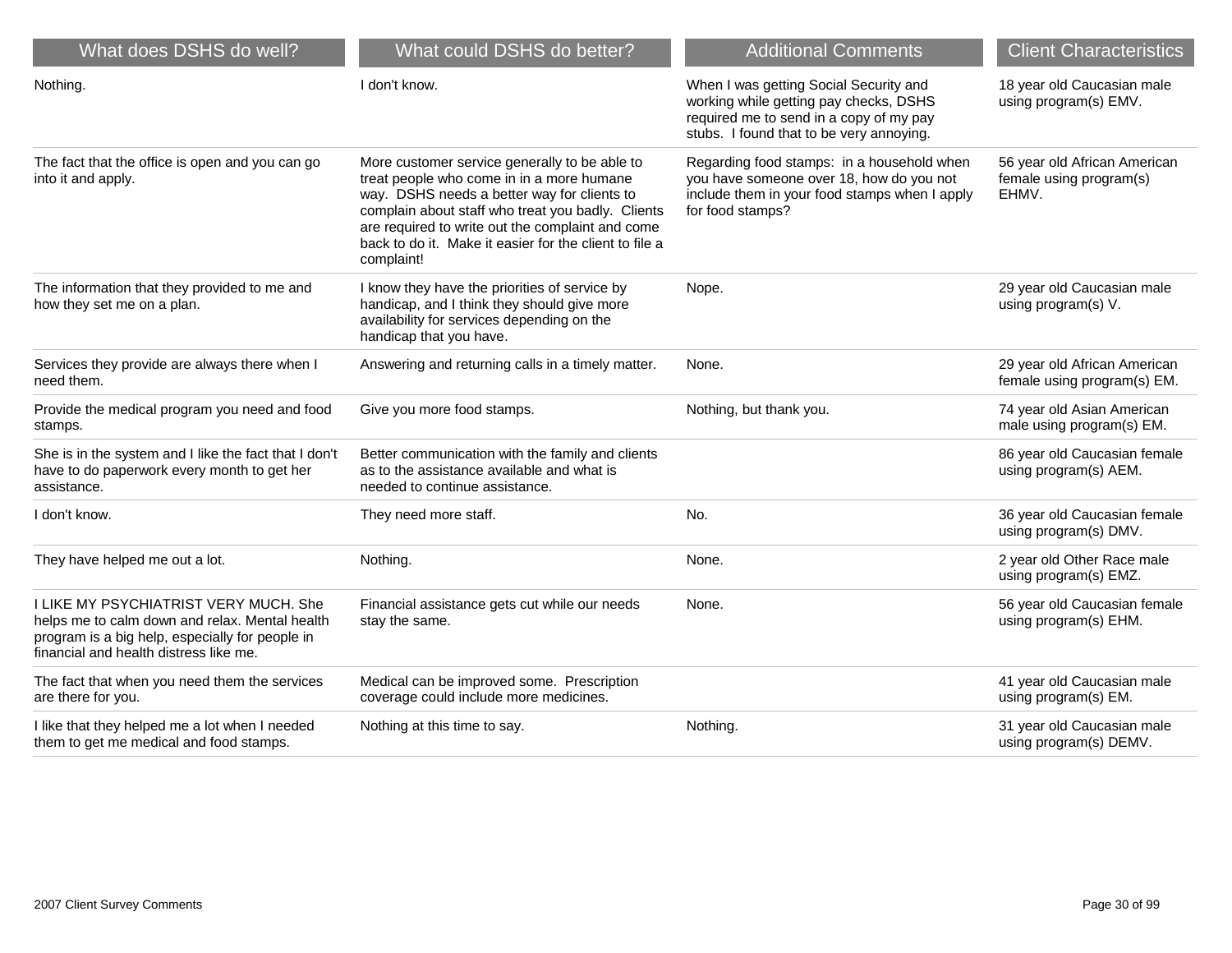| What does DSHS do well? | What could DSHS do better? | Additional Comments | Client Characteristics |
|---|---|---|---|
| Nothing. | I don't know. | When I was getting Social Security and working while getting pay checks, DSHS required me to send in a copy of my pay stubs. I found that to be very annoying. | 18 year old Caucasian male using program(s) EMV. |
| The fact that the office is open and you can go into it and apply. | More customer service generally to be able to treat people who come in in a more humane way. DSHS needs a better way for clients to complain about staff who treat you badly. Clients are required to write out the complaint and come back to do it. Make it easier for the client to file a complaint! | Regarding food stamps: in a household when you have someone over 18, how do you not include them in your food stamps when I apply for food stamps? | 56 year old African American female using program(s) EHMV. |
| The information that they provided to me and how they set me on a plan. | I know they have the priorities of service by handicap, and I think they should give more availability for services depending on the handicap that you have. | Nope. | 29 year old Caucasian male using program(s) V. |
| Services they provide are always there when I need them. | Answering and returning calls in a timely matter. | None. | 29 year old African American female using program(s) EM. |
| Provide the medical program you need and food stamps. | Give you more food stamps. | Nothing, but thank you. | 74 year old Asian American male using program(s) EM. |
| She is in the system and I like the fact that I don't have to do paperwork every month to get her assistance. | Better communication with the family and clients as to the assistance available and what is needed to continue assistance. | | 86 year old Caucasian female using program(s) AEM. |
| I don't know. | They need more staff. | No. | 36 year old Caucasian female using program(s) DMV. |
| They have helped me out a lot. | Nothing. | None. | 2 year old Other Race male using program(s) EMZ. |
| I LIKE MY PSYCHIATRIST VERY MUCH. She helps me to calm down and relax. Mental health program is a big help, especially for people in financial and health distress like me. | Financial assistance gets cut while our needs stay the same. | None. | 56 year old Caucasian female using program(s) EHM. |
| The fact that when you need them the services are there for you. | Medical can be improved some. Prescription coverage could include more medicines. | | 41 year old Caucasian male using program(s) EM. |
| I like that they helped me a lot when I needed them to get me medical and food stamps. | Nothing at this time to say. | Nothing. | 31 year old Caucasian male using program(s) DEMV. |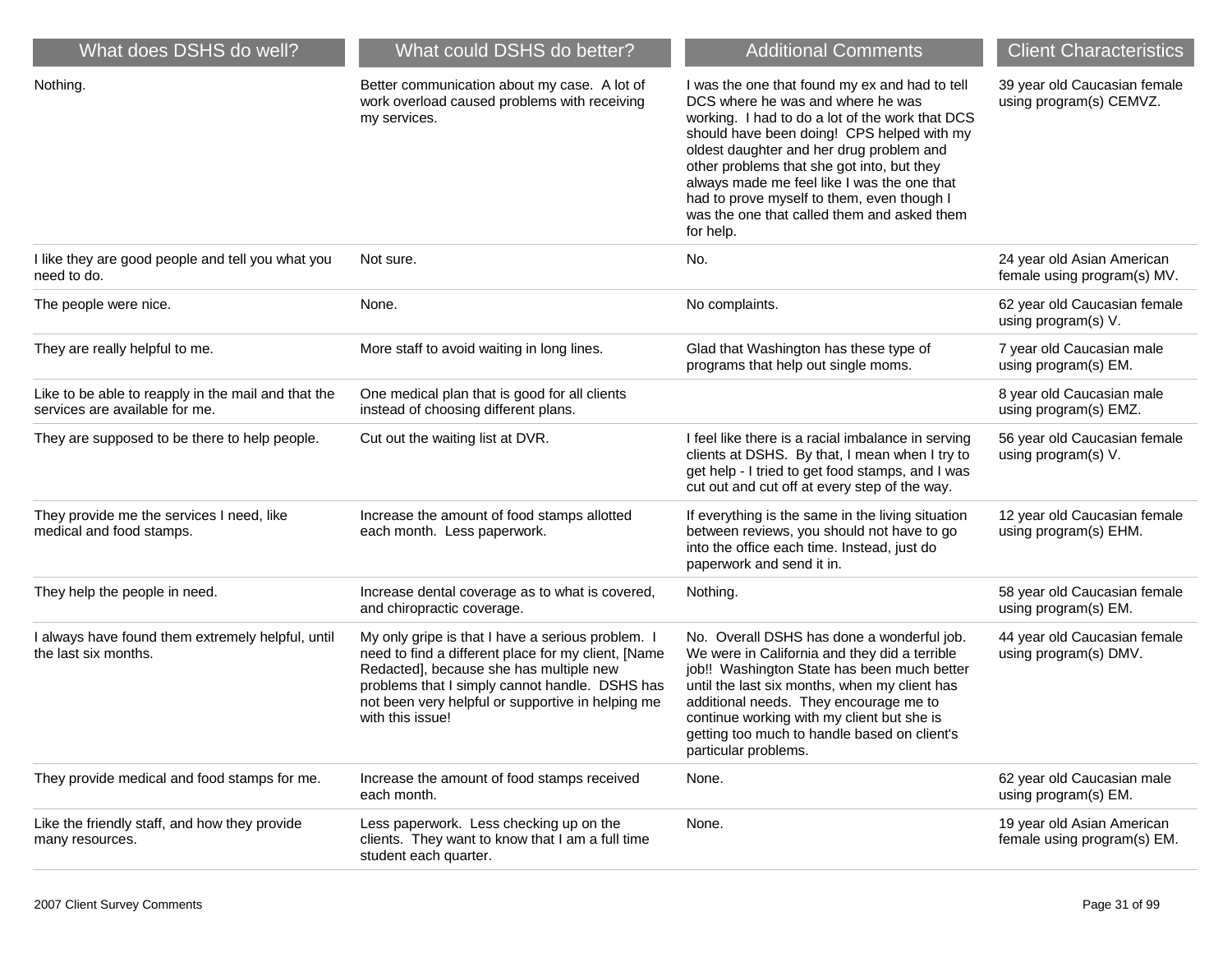| What does DSHS do well? | What could DSHS do better? | Additional Comments | Client Characteristics |
|---|---|---|---|
| Nothing. | Better communication about my case. A lot of work overload caused problems with receiving my services. | I was the one that found my ex and had to tell DCS where he was and where he was working. I had to do a lot of the work that DCS should have been doing! CPS helped with my oldest daughter and her drug problem and other problems that she got into, but they always made me feel like I was the one that had to prove myself to them, even though I was the one that called them and asked them for help. | 39 year old Caucasian female using program(s) CEMVZ. |
| I like they are good people and tell you what you need to do. | Not sure. | No. | 24 year old Asian American female using program(s) MV. |
| The people were nice. | None. | No complaints. | 62 year old Caucasian female using program(s) V. |
| They are really helpful to me. | More staff to avoid waiting in long lines. | Glad that Washington has these type of programs that help out single moms. | 7 year old Caucasian male using program(s) EM. |
| Like to be able to reapply in the mail and that the services are available for me. | One medical plan that is good for all clients instead of choosing different plans. | | 8 year old Caucasian male using program(s) EMZ. |
| They are supposed to be there to help people. | Cut out the waiting list at DVR. | I feel like there is a racial imbalance in serving clients at DSHS. By that, I mean when I try to get help - I tried to get food stamps, and I was cut out and cut off at every step of the way. | 56 year old Caucasian female using program(s) V. |
| They provide me the services I need, like medical and food stamps. | Increase the amount of food stamps allotted each month. Less paperwork. | If everything is the same in the living situation between reviews, you should not have to go into the office each time. Instead, just do paperwork and send it in. | 12 year old Caucasian female using program(s) EHM. |
| They help the people in need. | Increase dental coverage as to what is covered, and chiropractic coverage. | Nothing. | 58 year old Caucasian female using program(s) EM. |
| I always have found them extremely helpful, until the last six months. | My only gripe is that I have a serious problem. I need to find a different place for my client, [Name Redacted], because she has multiple new problems that I simply cannot handle. DSHS has not been very helpful or supportive in helping me with this issue! | No. Overall DSHS has done a wonderful job. We were in California and they did a terrible job!! Washington State has been much better until the last six months, when my client has additional needs. They encourage me to continue working with my client but she is getting too much to handle based on client's particular problems. | 44 year old Caucasian female using program(s) DMV. |
| They provide medical and food stamps for me. | Increase the amount of food stamps received each month. | None. | 62 year old Caucasian male using program(s) EM. |
| Like the friendly staff, and how they provide many resources. | Less paperwork. Less checking up on the clients. They want to know that I am a full time student each quarter. | None. | 19 year old Asian American female using program(s) EM. |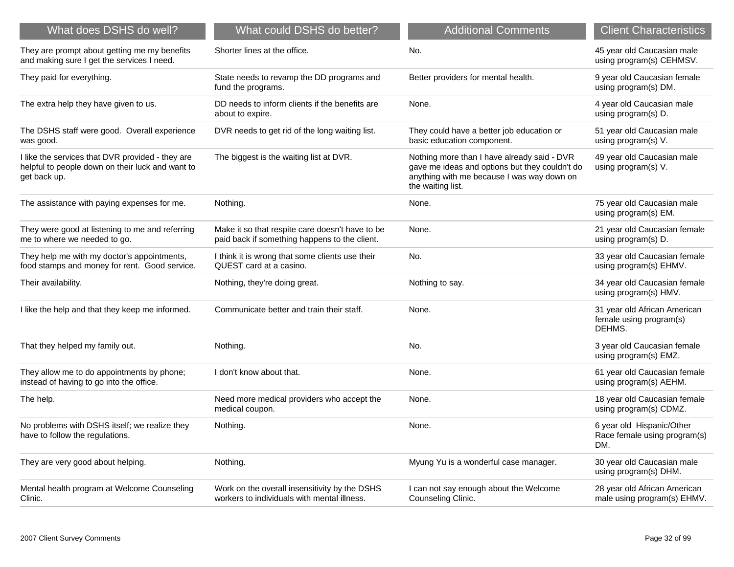| What does DSHS do well? | What could DSHS do better? | Additional Comments | Client Characteristics |
| --- | --- | --- | --- |
| They are prompt about getting me my benefits and making sure I get the services I need. | Shorter lines at the office. | No. | 45 year old Caucasian male using program(s) CEHMSV. |
| They paid for everything. | State needs to revamp the DD programs and fund the programs. | Better providers for mental health. | 9 year old Caucasian female using program(s) DM. |
| The extra help they have given to us. | DD needs to inform clients if the benefits are about to expire. | None. | 4 year old Caucasian male using program(s) D. |
| The DSHS staff were good. Overall experience was good. | DVR needs to get rid of the long waiting list. | They could have a better job education or basic education component. | 51 year old Caucasian male using program(s) V. |
| I like the services that DVR provided - they are helpful to people down on their luck and want to get back up. | The biggest is the waiting list at DVR. | Nothing more than I have already said - DVR gave me ideas and options but they couldn't do anything with me because I was way down on the waiting list. | 49 year old Caucasian male using program(s) V. |
| The assistance with paying expenses for me. | Nothing. | None. | 75 year old Caucasian male using program(s) EM. |
| They were good at listening to me and referring me to where we needed to go. | Make it so that respite care doesn't have to be paid back if something happens to the client. | None. | 21 year old Caucasian female using program(s) D. |
| They help me with my doctor's appointments, food stamps and money for rent. Good service. | I think it is wrong that some clients use their QUEST card at a casino. | No. | 33 year old Caucasian female using program(s) EHMV. |
| Their availability. | Nothing, they're doing great. | Nothing to say. | 34 year old Caucasian female using program(s) HMV. |
| I like the help and that they keep me informed. | Communicate better and train their staff. | None. | 31 year old African American female using program(s) DEHMS. |
| That they helped my family out. | Nothing. | No. | 3 year old Caucasian female using program(s) EMZ. |
| They allow me to do appointments by phone; instead of having to go into the office. | I don't know about that. | None. | 61 year old Caucasian female using program(s) AEHM. |
| The help. | Need more medical providers who accept the medical coupon. | None. | 18 year old Caucasian female using program(s) CDMZ. |
| No problems with DSHS itself; we realize they have to follow the regulations. | Nothing. | None. | 6 year old Hispanic/Other Race female using program(s) DM. |
| They are very good about helping. | Nothing. | Myung Yu is a wonderful case manager. | 30 year old Caucasian male using program(s) DHM. |
| Mental health program at Welcome Counseling Clinic. | Work on the overall insensitivity by the DSHS workers to individuals with mental illness. | I can not say enough about the Welcome Counseling Clinic. | 28 year old African American male using program(s) EHMV. |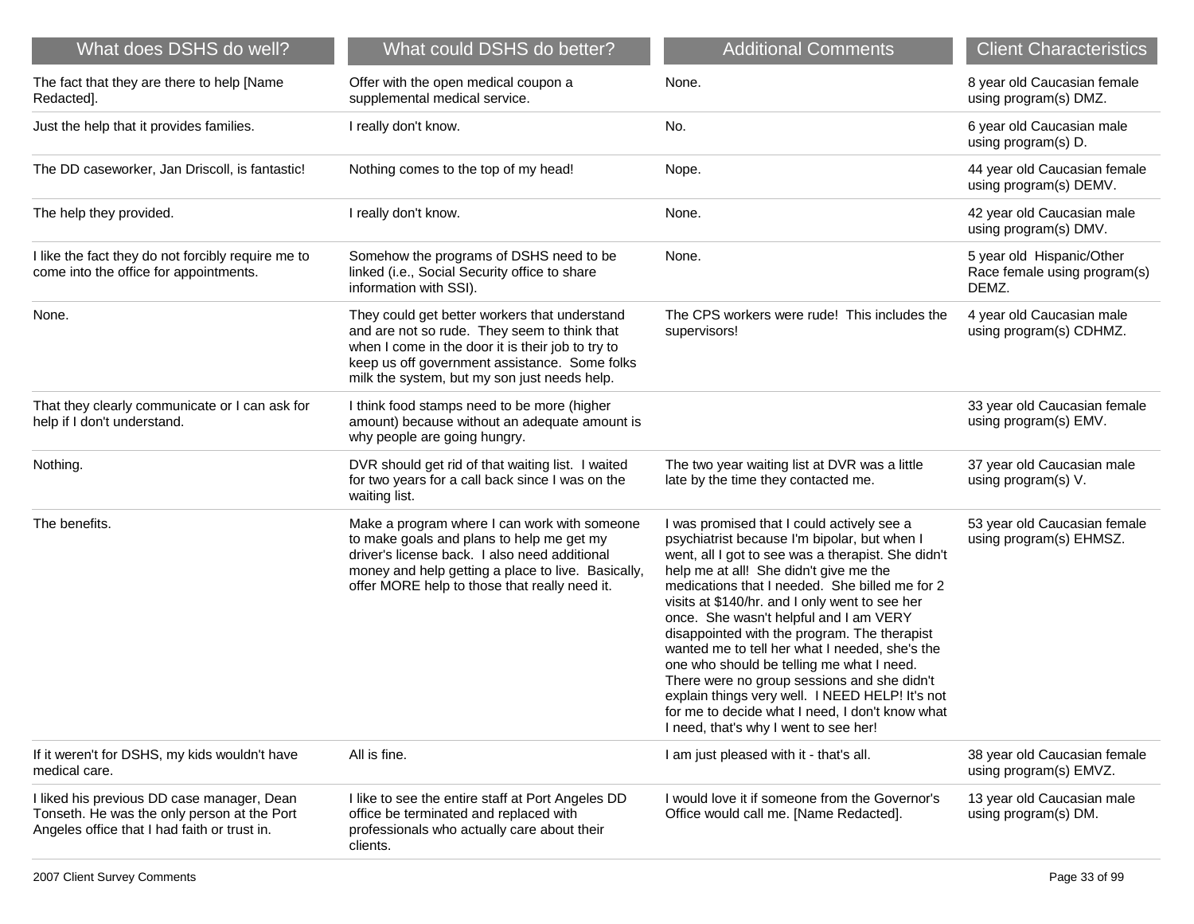| What does DSHS do well? | What could DSHS do better? | Additional Comments | Client Characteristics |
|---|---|---|---|
| The fact that they are there to help [Name Redacted]. | Offer with the open medical coupon a supplemental medical service. | None. | 8 year old Caucasian female using program(s) DMZ. |
| Just the help that it provides families. | I really don't know. | No. | 6 year old Caucasian male using program(s) D. |
| The DD caseworker, Jan Driscoll, is fantastic! | Nothing comes to the top of my head! | Nope. | 44 year old Caucasian female using program(s) DEMV. |
| The help they provided. | I really don't know. | None. | 42 year old Caucasian male using program(s) DMV. |
| I like the fact they do not forcibly require me to come into the office for appointments. | Somehow the programs of DSHS need to be linked (i.e., Social Security office to share information with SSI). | None. | 5 year old Hispanic/Other Race female using program(s) DEMZ. |
| None. | They could get better workers that understand and are not so rude. They seem to think that when I come in the door it is their job to try to keep us off government assistance. Some folks milk the system, but my son just needs help. | The CPS workers were rude! This includes the supervisors! | 4 year old Caucasian male using program(s) CDHMZ. |
| That they clearly communicate or I can ask for help if I don't understand. | I think food stamps need to be more (higher amount) because without an adequate amount is why people are going hungry. | | 33 year old Caucasian female using program(s) EMV. |
| Nothing. | DVR should get rid of that waiting list. I waited for two years for a call back since I was on the waiting list. | The two year waiting list at DVR was a little late by the time they contacted me. | 37 year old Caucasian male using program(s) V. |
| The benefits. | Make a program where I can work with someone to make goals and plans to help me get my driver's license back. I also need additional money and help getting a place to live. Basically, offer MORE help to those that really need it. | I was promised that I could actively see a psychiatrist because I'm bipolar, but when I went, all I got to see was a therapist. She didn't help me at all! She didn't give me the medications that I needed. She billed me for 2 visits at $140/hr. and I only went to see her once. She wasn't helpful and I am VERY disappointed with the program. The therapist wanted me to tell her what I needed, she's the one who should be telling me what I need. There were no group sessions and she didn't explain things very well. I NEED HELP! It's not for me to decide what I need, I don't know what I need, that's why I went to see her! | 53 year old Caucasian female using program(s) EHMSZ. |
| If it weren't for DSHS, my kids wouldn't have medical care. | All is fine. | I am just pleased with it - that's all. | 38 year old Caucasian female using program(s) EMVZ. |
| I liked his previous DD case manager, Dean Tonseth. He was the only person at the Port Angeles office that I had faith or trust in. | I like to see the entire staff at Port Angeles DD office be terminated and replaced with professionals who actually care about their clients. | I would love it if someone from the Governor's Office would call me. [Name Redacted]. | 13 year old Caucasian male using program(s) DM. |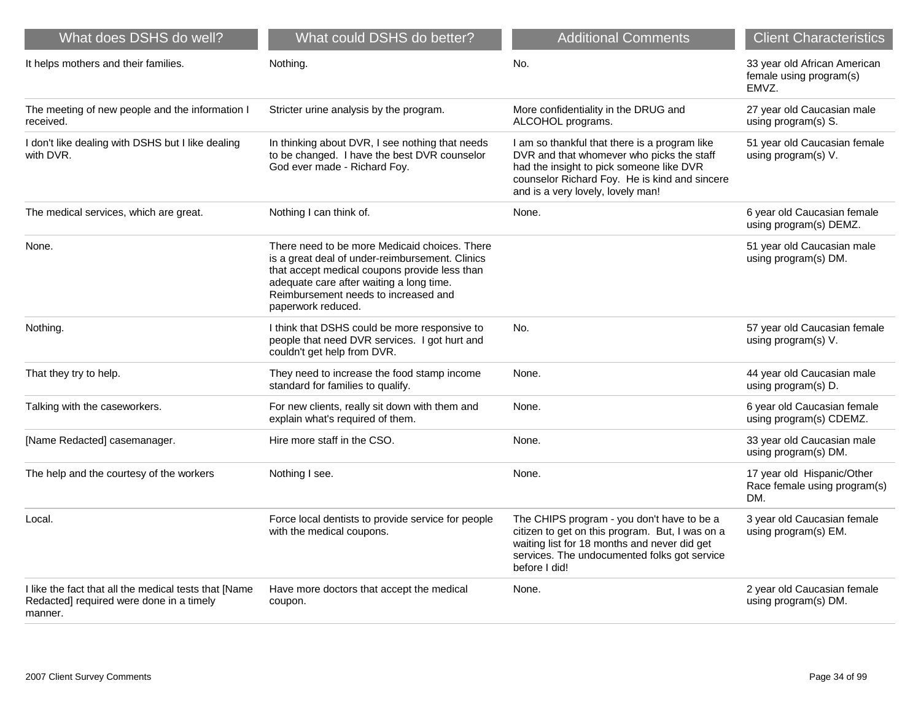| What does DSHS do well? | What could DSHS do better? | Additional Comments | Client Characteristics |
|---|---|---|---|
| It helps mothers and their families. | Nothing. | No. | 33 year old African American female using program(s) EMVZ. |
| The meeting of new people and the information I received. | Stricter urine analysis by the program. | More confidentiality in the DRUG and ALCOHOL programs. | 27 year old Caucasian male using program(s) S. |
| I don't like dealing with DSHS but I like dealing with DVR. | In thinking about DVR, I see nothing that needs to be changed. I have the best DVR counselor God ever made - Richard Foy. | I am so thankful that there is a program like DVR and that whomever who picks the staff had the insight to pick someone like DVR counselor Richard Foy. He is kind and sincere and is a very lovely, lovely man! | 51 year old Caucasian female using program(s) V. |
| The medical services, which are great. | Nothing I can think of. | None. | 6 year old Caucasian female using program(s) DEMZ. |
| None. | There need to be more Medicaid choices. There is a great deal of under-reimbursement. Clinics that accept medical coupons provide less than adequate care after waiting a long time. Reimbursement needs to increased and paperwork reduced. | | 51 year old Caucasian male using program(s) DM. |
| Nothing. | I think that DSHS could be more responsive to people that need DVR services. I got hurt and couldn't get help from DVR. | No. | 57 year old Caucasian female using program(s) V. |
| That they try to help. | They need to increase the food stamp income standard for families to qualify. | None. | 44 year old Caucasian male using program(s) D. |
| Talking with the caseworkers. | For new clients, really sit down with them and explain what's required of them. | None. | 6 year old Caucasian female using program(s) CDEMZ. |
| [Name Redacted] casemanager. | Hire more staff in the CSO. | None. | 33 year old Caucasian male using program(s) DM. |
| The help and the courtesy of the workers | Nothing I see. | None. | 17 year old Hispanic/Other Race female using program(s) DM. |
| Local. | Force local dentists to provide service for people with the medical coupons. | The CHIPS program - you don't have to be a citizen to get on this program. But, I was on a waiting list for 18 months and never did get services. The undocumented folks got service before I did! | 3 year old Caucasian female using program(s) EM. |
| I like the fact that all the medical tests that [Name Redacted] required were done in a timely manner. | Have more doctors that accept the medical coupon. | None. | 2 year old Caucasian female using program(s) DM. |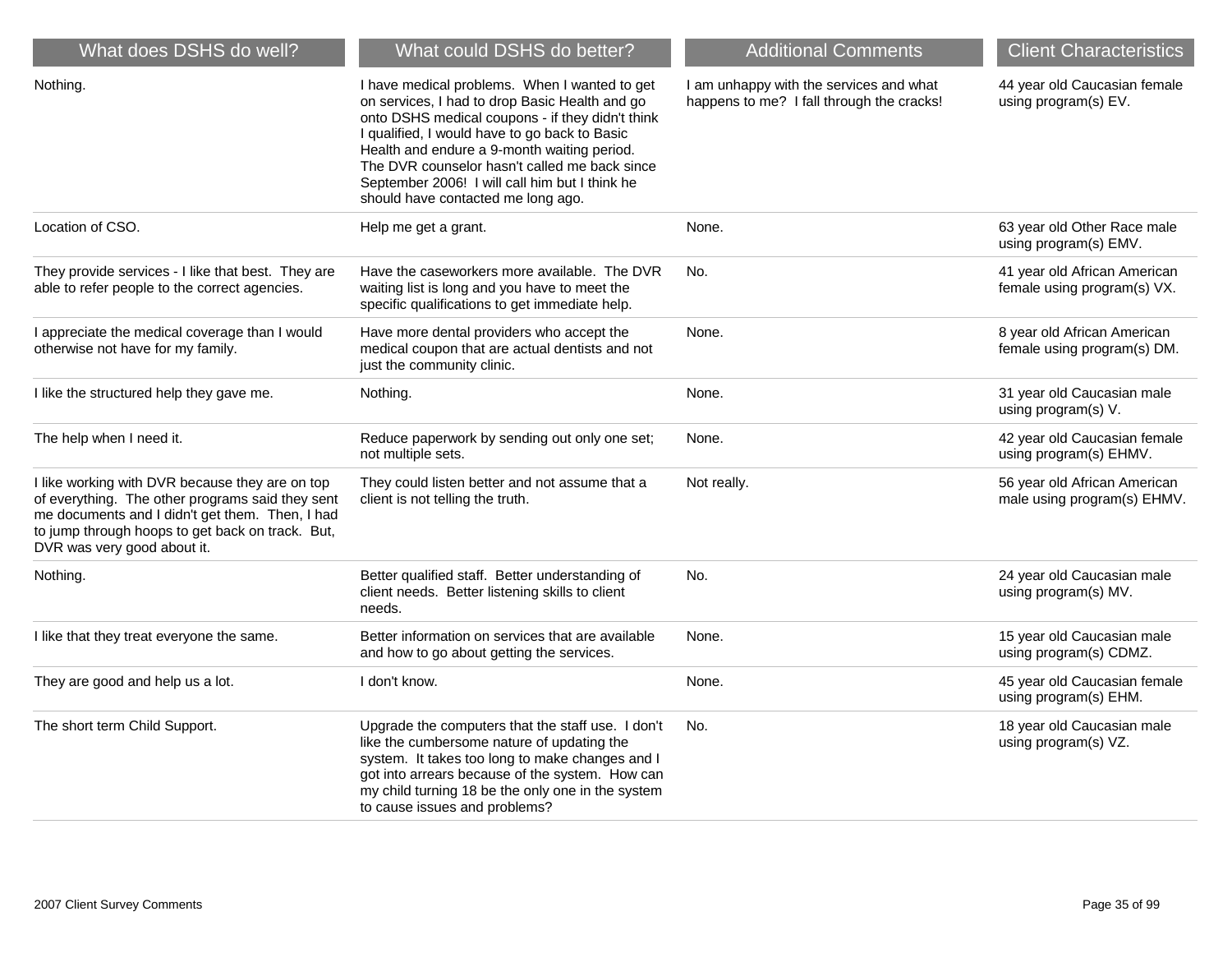| What does DSHS do well? | What could DSHS do better? | Additional Comments | Client Characteristics |
|---|---|---|---|
| Nothing. | I have medical problems. When I wanted to get on services, I had to drop Basic Health and go onto DSHS medical coupons - if they didn't think I qualified, I would have to go back to Basic Health and endure a 9-month waiting period. The DVR counselor hasn't called me back since September 2006! I will call him but I think he should have contacted me long ago. | I am unhappy with the services and what happens to me? I fall through the cracks! | 44 year old Caucasian female using program(s) EV. |
| Location of CSO. | Help me get a grant. | None. | 63 year old Other Race male using program(s) EMV. |
| They provide services - I like that best. They are able to refer people to the correct agencies. | Have the caseworkers more available. The DVR waiting list is long and you have to meet the specific qualifications to get immediate help. | No. | 41 year old African American female using program(s) VX. |
| I appreciate the medical coverage than I would otherwise not have for my family. | Have more dental providers who accept the medical coupon that are actual dentists and not just the community clinic. | None. | 8 year old African American female using program(s) DM. |
| I like the structured help they gave me. | Nothing. | None. | 31 year old Caucasian male using program(s) V. |
| The help when I need it. | Reduce paperwork by sending out only one set; not multiple sets. | None. | 42 year old Caucasian female using program(s) EHMV. |
| I like working with DVR because they are on top of everything. The other programs said they sent me documents and I didn't get them. Then, I had to jump through hoops to get back on track. But, DVR was very good about it. | They could listen better and not assume that a client is not telling the truth. | Not really. | 56 year old African American male using program(s) EHMV. |
| Nothing. | Better qualified staff. Better understanding of client needs. Better listening skills to client needs. | No. | 24 year old Caucasian male using program(s) MV. |
| I like that they treat everyone the same. | Better information on services that are available and how to go about getting the services. | None. | 15 year old Caucasian male using program(s) CDMZ. |
| They are good and help us a lot. | I don't know. | None. | 45 year old Caucasian female using program(s) EHM. |
| The short term Child Support. | Upgrade the computers that the staff use. I don't like the cumbersome nature of updating the system. It takes too long to make changes and I got into arrears because of the system. How can my child turning 18 be the only one in the system to cause issues and problems? | No. | 18 year old Caucasian male using program(s) VZ. |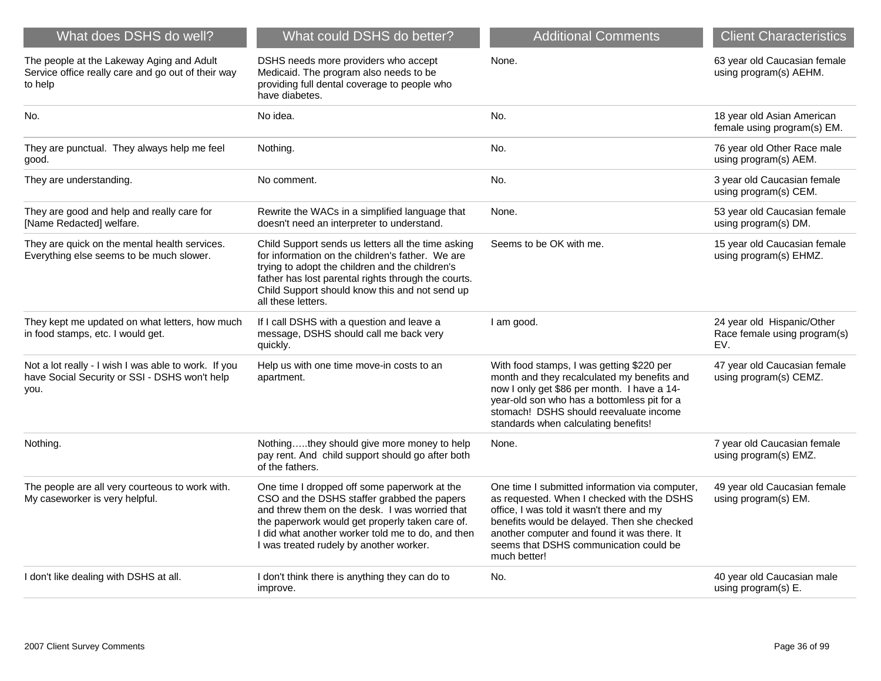| What does DSHS do well? | What could DSHS do better? | Additional Comments | Client Characteristics |
|---|---|---|---|
| The people at the Lakeway Aging and Adult Service office really care and go out of their way to help | DSHS needs more providers who accept Medicaid. The program also needs to be providing full dental coverage to people who have diabetes. | None. | 63 year old Caucasian female using program(s) AEHM. |
| No. | No idea. | No. | 18 year old Asian American female using program(s) EM. |
| They are punctual. They always help me feel good. | Nothing. | No. | 76 year old Other Race male using program(s) AEM. |
| They are understanding. | No comment. | No. | 3 year old Caucasian female using program(s) CEM. |
| They are good and help and really care for [Name Redacted] welfare. | Rewrite the WACs in a simplified language that doesn't need an interpreter to understand. | None. | 53 year old Caucasian female using program(s) DM. |
| They are quick on the mental health services. Everything else seems to be much slower. | Child Support sends us letters all the time asking for information on the children's father. We are trying to adopt the children and the children's father has lost parental rights through the courts. Child Support should know this and not send up all these letters. | Seems to be OK with me. | 15 year old Caucasian female using program(s) EHMZ. |
| They kept me updated on what letters, how much in food stamps, etc. I would get. | If I call DSHS with a question and leave a message, DSHS should call me back very quickly. | I am good. | 24 year old Hispanic/Other Race female using program(s) EV. |
| Not a lot really - I wish I was able to work. If you have Social Security or SSI - DSHS won't help you. | Help us with one time move-in costs to an apartment. | With food stamps, I was getting $220 per month and they recalculated my benefits and now I only get $86 per month. I have a 14-year-old son who has a bottomless pit for a stomach! DSHS should reevaluate income standards when calculating benefits! | 47 year old Caucasian female using program(s) CEMZ. |
| Nothing. | Nothing…..they should give more money to help pay rent. And child support should go after both of the fathers. | None. | 7 year old Caucasian female using program(s) EMZ. |
| The people are all very courteous to work with. My caseworker is very helpful. | One time I dropped off some paperwork at the CSO and the DSHS staffer grabbed the papers and threw them on the desk. I was worried that the paperwork would get properly taken care of. I did what another worker told me to do, and then I was treated rudely by another worker. | One time I submitted information via computer, as requested. When I checked with the DSHS office, I was told it wasn't there and my benefits would be delayed. Then she checked another computer and found it was there. It seems that DSHS communication could be much better! | 49 year old Caucasian female using program(s) EM. |
| I don't like dealing with DSHS at all. | I don't think there is anything they can do to improve. | No. | 40 year old Caucasian male using program(s) E. |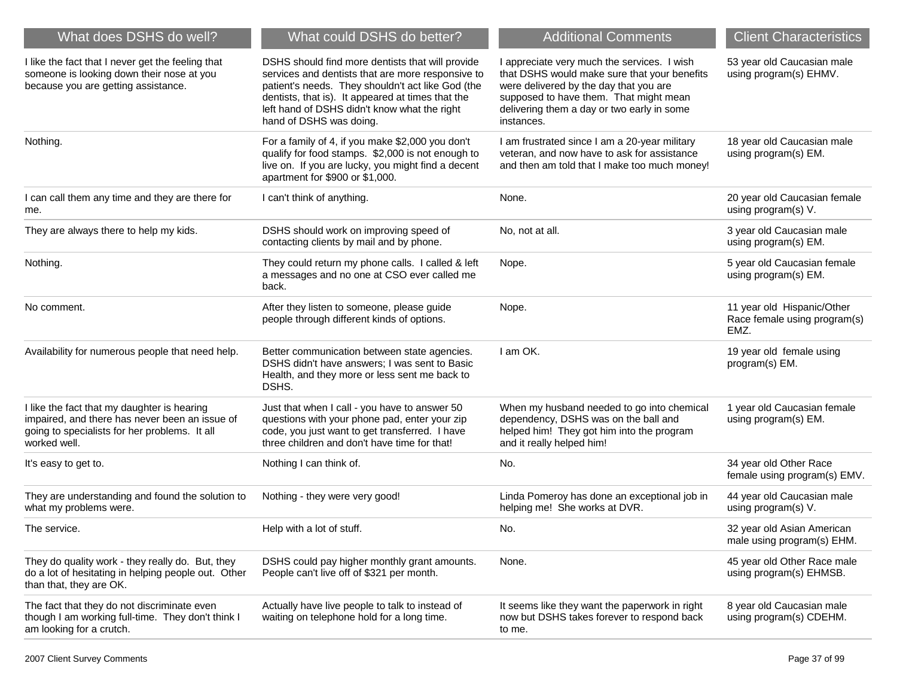| What does DSHS do well? | What could DSHS do better? | Additional Comments | Client Characteristics |
| --- | --- | --- | --- |
| I like the fact that I never get the feeling that someone is looking down their nose at you because you are getting assistance. | DSHS should find more dentists that will provide services and dentists that are more responsive to patient's needs. They shouldn't act like God (the dentists, that is). It appeared at times that the left hand of DSHS didn't know what the right hand of DSHS was doing. | I appreciate very much the services. I wish that DSHS would make sure that your benefits were delivered by the day that you are supposed to have them. That might mean delivering them a day or two early in some instances. | 53 year old Caucasian male using program(s) EHMV. |
| Nothing. | For a family of 4, if you make $2,000 you don't qualify for food stamps. $2,000 is not enough to live on. If you are lucky, you might find a decent apartment for $900 or $1,000. | I am frustrated since I am a 20-year military veteran, and now have to ask for assistance and then am told that I make too much money! | 18 year old Caucasian male using program(s) EM. |
| I can call them any time and they are there for me. | I can't think of anything. | None. | 20 year old Caucasian female using program(s) V. |
| They are always there to help my kids. | DSHS should work on improving speed of contacting clients by mail and by phone. | No, not at all. | 3 year old Caucasian male using program(s) EM. |
| Nothing. | They could return my phone calls. I called & left a messages and no one at CSO ever called me back. | Nope. | 5 year old Caucasian female using program(s) EM. |
| No comment. | After they listen to someone, please guide people through different kinds of options. | Nope. | 11 year old Hispanic/Other Race female using program(s) EMZ. |
| Availability for numerous people that need help. | Better communication between state agencies. DSHS didn't have answers; I was sent to Basic Health, and they more or less sent me back to DSHS. | I am OK. | 19 year old female using program(s) EM. |
| I like the fact that my daughter is hearing impaired, and there has never been an issue of going to specialists for her problems. It all worked well. | Just that when I call - you have to answer 50 questions with your phone pad, enter your zip code, you just want to get transferred. I have three children and don't have time for that! | When my husband needed to go into chemical dependency, DSHS was on the ball and helped him! They got him into the program and it really helped him! | 1 year old Caucasian female using program(s) EM. |
| It's easy to get to. | Nothing I can think of. | No. | 34 year old Other Race female using program(s) EMV. |
| They are understanding and found the solution to what my problems were. | Nothing - they were very good! | Linda Pomeroy has done an exceptional job in helping me! She works at DVR. | 44 year old Caucasian male using program(s) V. |
| The service. | Help with a lot of stuff. | No. | 32 year old Asian American male using program(s) EHM. |
| They do quality work - they really do. But, they do a lot of hesitating in helping people out. Other than that, they are OK. | DSHS could pay higher monthly grant amounts. People can't live off of $321 per month. | None. | 45 year old Other Race male using program(s) EHMSB. |
| The fact that they do not discriminate even though I am working full-time. They don't think I am looking for a crutch. | Actually have live people to talk to instead of waiting on telephone hold for a long time. | It seems like they want the paperwork in right now but DSHS takes forever to respond back to me. | 8 year old Caucasian male using program(s) CDEHM. |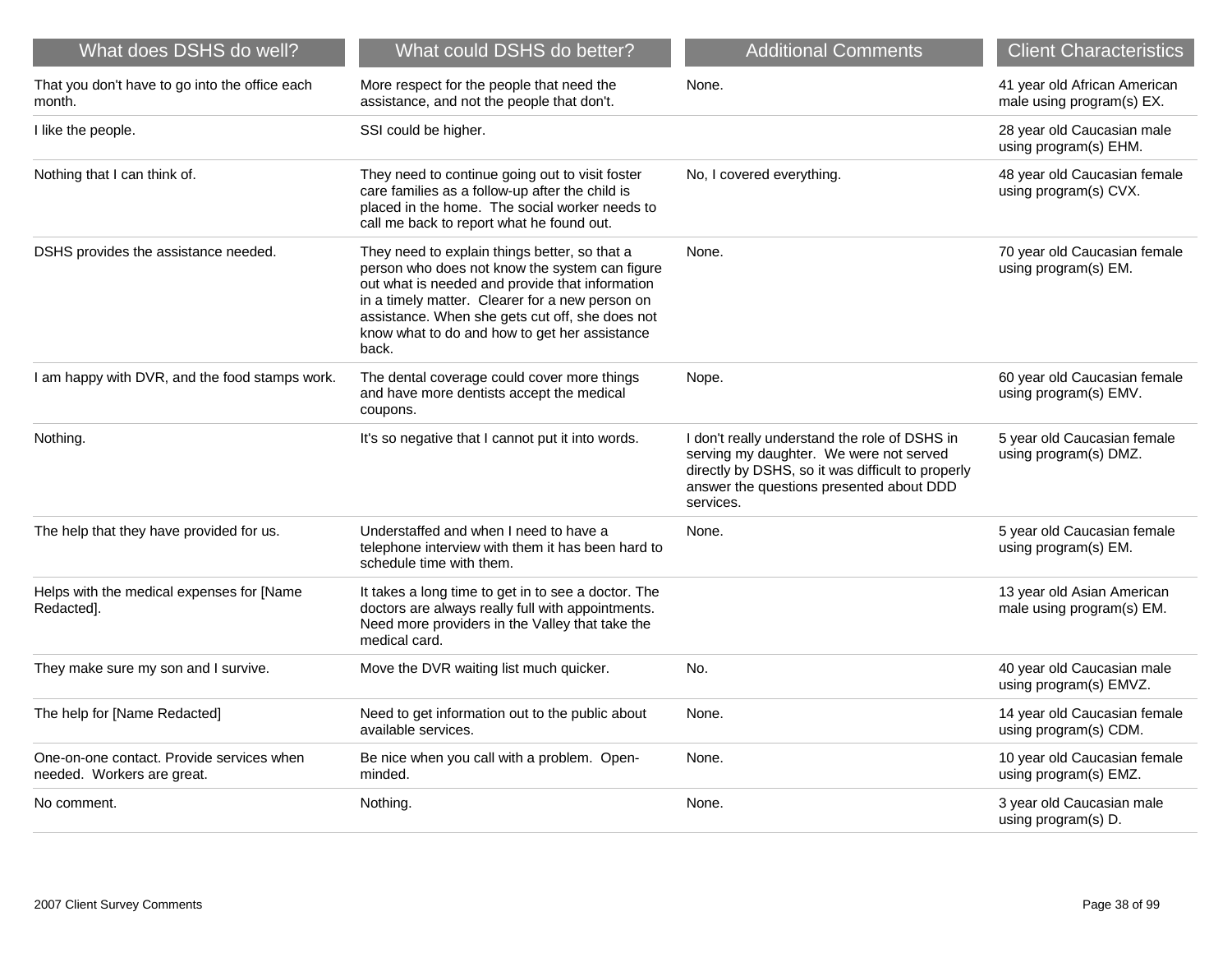| What does DSHS do well? | What could DSHS do better? | Additional Comments | Client Characteristics |
| --- | --- | --- | --- |
| That you don't have to go into the office each month. | More respect for the people that need the assistance, and not the people that don't. | None. | 41 year old African American male using program(s) EX. |
| I like the people. | SSI could be higher. | | 28 year old Caucasian male using program(s) EHM. |
| Nothing that I can think of. | They need to continue going out to visit foster care families as a follow-up after the child is placed in the home. The social worker needs to call me back to report what he found out. | No, I covered everything. | 48 year old Caucasian female using program(s) CVX. |
| DSHS provides the assistance needed. | They need to explain things better, so that a person who does not know the system can figure out what is needed and provide that information in a timely matter. Clearer for a new person on assistance. When she gets cut off, she does not know what to do and how to get her assistance back. | None. | 70 year old Caucasian female using program(s) EM. |
| I am happy with DVR, and the food stamps work. | The dental coverage could cover more things and have more dentists accept the medical coupons. | Nope. | 60 year old Caucasian female using program(s) EMV. |
| Nothing. | It's so negative that I cannot put it into words. | I don't really understand the role of DSHS in serving my daughter. We were not served directly by DSHS, so it was difficult to properly answer the questions presented about DDD services. | 5 year old Caucasian female using program(s) DMZ. |
| The help that they have provided for us. | Understaffed and when I need to have a telephone interview with them it has been hard to schedule time with them. | None. | 5 year old Caucasian female using program(s) EM. |
| Helps with the medical expenses for [Name Redacted]. | It takes a long time to get in to see a doctor. The doctors are always really full with appointments. Need more providers in the Valley that take the medical card. | | 13 year old Asian American male using program(s) EM. |
| They make sure my son and I survive. | Move the DVR waiting list much quicker. | No. | 40 year old Caucasian male using program(s) EMVZ. |
| The help for [Name Redacted] | Need to get information out to the public about available services. | None. | 14 year old Caucasian female using program(s) CDM. |
| One-on-one contact. Provide services when needed. Workers are great. | Be nice when you call with a problem. Open-minded. | None. | 10 year old Caucasian female using program(s) EMZ. |
| No comment. | Nothing. | None. | 3 year old Caucasian male using program(s) D. |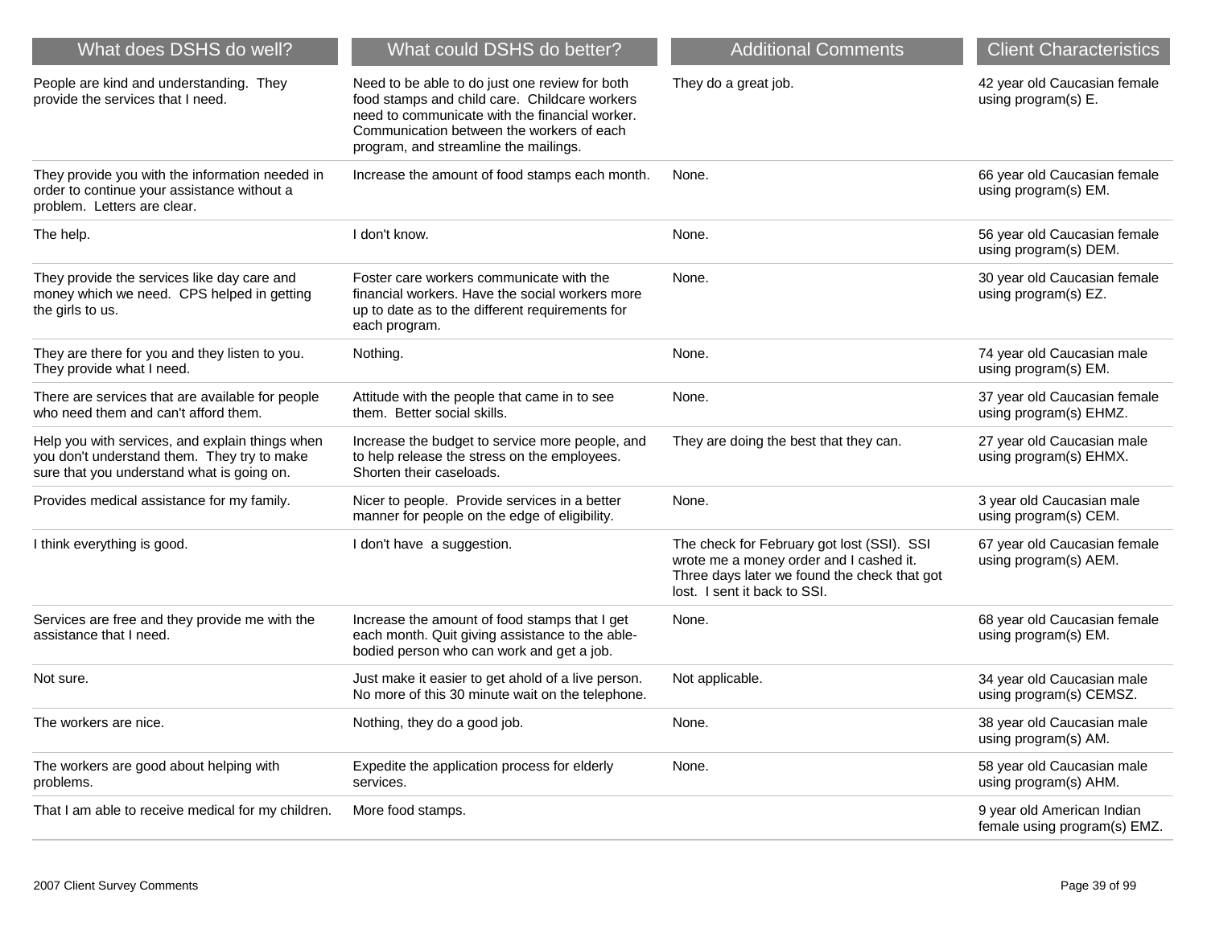| What does DSHS do well? | What could DSHS do better? | Additional Comments | Client Characteristics |
|---|---|---|---|
| People are kind and understanding. They provide the services that I need. | Need to be able to do just one review for both food stamps and child care. Childcare workers need to communicate with the financial worker. Communication between the workers of each program, and streamline the mailings. | They do a great job. | 42 year old Caucasian female using program(s) E. |
| They provide you with the information needed in order to continue your assistance without a problem. Letters are clear. | Increase the amount of food stamps each month. | None. | 66 year old Caucasian female using program(s) EM. |
| The help. | I don't know. | None. | 56 year old Caucasian female using program(s) DEM. |
| They provide the services like day care and money which we need. CPS helped in getting the girls to us. | Foster care workers communicate with the financial workers. Have the social workers more up to date as to the different requirements for each program. | None. | 30 year old Caucasian female using program(s) EZ. |
| They are there for you and they listen to you. They provide what I need. | Nothing. | None. | 74 year old Caucasian male using program(s) EM. |
| There are services that are available for people who need them and can't afford them. | Attitude with the people that came in to see them. Better social skills. | None. | 37 year old Caucasian female using program(s) EHMZ. |
| Help you with services, and explain things when you don't understand them. They try to make sure that you understand what is going on. | Increase the budget to service more people, and to help release the stress on the employees. Shorten their caseloads. | They are doing the best that they can. | 27 year old Caucasian male using program(s) EHMX. |
| Provides medical assistance for my family. | Nicer to people. Provide services in a better manner for people on the edge of eligibility. | None. | 3 year old Caucasian male using program(s) CEM. |
| I think everything is good. | I don't have a suggestion. | The check for February got lost (SSI). SSI wrote me a money order and I cashed it. Three days later we found the check that got lost. I sent it back to SSI. | 67 year old Caucasian female using program(s) AEM. |
| Services are free and they provide me with the assistance that I need. | Increase the amount of food stamps that I get each month. Quit giving assistance to the able-bodied person who can work and get a job. | None. | 68 year old Caucasian female using program(s) EM. |
| Not sure. | Just make it easier to get ahold of a live person. No more of this 30 minute wait on the telephone. | Not applicable. | 34 year old Caucasian male using program(s) CEMSZ. |
| The workers are nice. | Nothing, they do a good job. | None. | 38 year old Caucasian male using program(s) AM. |
| The workers are good about helping with problems. | Expedite the application process for elderly services. | None. | 58 year old Caucasian male using program(s) AHM. |
| That I am able to receive medical for my children. | More food stamps. | | 9 year old American Indian female using program(s) EMZ. |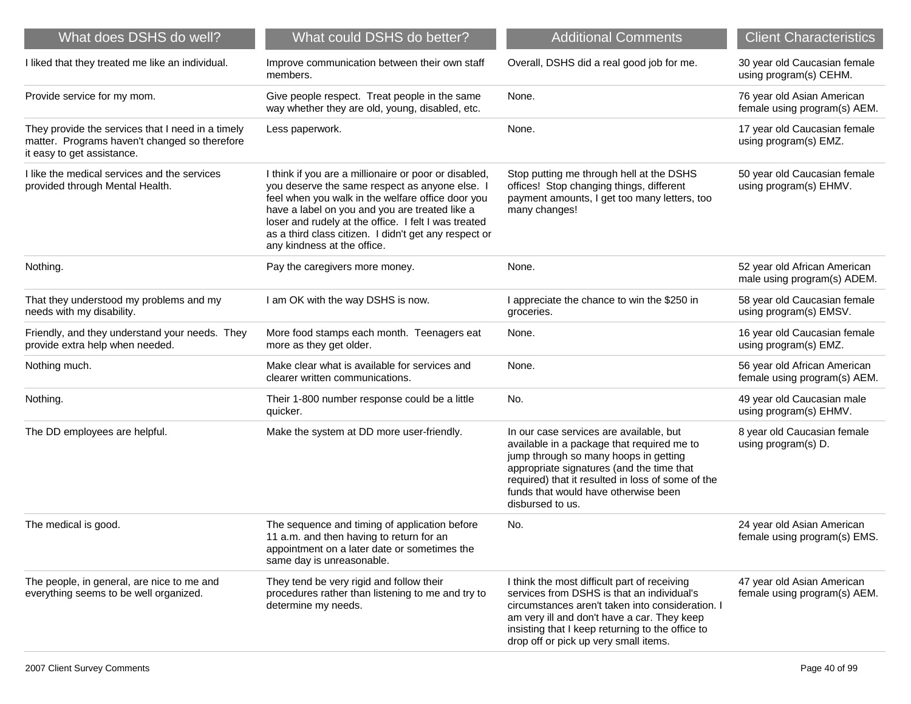| What does DSHS do well? | What could DSHS do better? | Additional Comments | Client Characteristics |
|---|---|---|---|
| I liked that they treated me like an individual. | Improve communication between their own staff members. | Overall, DSHS did a real good job for me. | 30 year old Caucasian female using program(s) CEHM. |
| Provide service for my mom. | Give people respect. Treat people in the same way whether they are old, young, disabled, etc. | None. | 76 year old Asian American female using program(s) AEM. |
| They provide the services that I need in a timely matter. Programs haven't changed so therefore it easy to get assistance. | Less paperwork. | None. | 17 year old Caucasian female using program(s) EMZ. |
| I like the medical services and the services provided through Mental Health. | I think if you are a millionaire or poor or disabled, you deserve the same respect as anyone else. I feel when you walk in the welfare office door you have a label on you and you are treated like a loser and rudely at the office. I felt I was treated as a third class citizen. I didn't get any respect or any kindness at the office. | Stop putting me through hell at the DSHS offices! Stop changing things, different payment amounts, I get too many letters, too many changes! | 50 year old Caucasian female using program(s) EHMV. |
| Nothing. | Pay the caregivers more money. | None. | 52 year old African American male using program(s) ADEM. |
| That they understood my problems and my needs with my disability. | I am OK with the way DSHS is now. | I appreciate the chance to win the $250 in groceries. | 58 year old Caucasian female using program(s) EMSV. |
| Friendly, and they understand your needs. They provide extra help when needed. | More food stamps each month. Teenagers eat more as they get older. | None. | 16 year old Caucasian female using program(s) EMZ. |
| Nothing much. | Make clear what is available for services and clearer written communications. | None. | 56 year old African American female using program(s) AEM. |
| Nothing. | Their 1-800 number response could be a little quicker. | No. | 49 year old Caucasian male using program(s) EHMV. |
| The DD employees are helpful. | Make the system at DD more user-friendly. | In our case services are available, but available in a package that required me to jump through so many hoops in getting appropriate signatures (and the time that required) that it resulted in loss of some of the funds that would have otherwise been disbursed to us. | 8 year old Caucasian female using program(s) D. |
| The medical is good. | The sequence and timing of application before 11 a.m. and then having to return for an appointment on a later date or sometimes the same day is unreasonable. | No. | 24 year old Asian American female using program(s) EMS. |
| The people, in general, are nice to me and everything seems to be well organized. | They tend be very rigid and follow their procedures rather than listening to me and try to determine my needs. | I think the most difficult part of receiving services from DSHS is that an individual's circumstances aren't taken into consideration. I am very ill and don't have a car. They keep insisting that I keep returning to the office to drop off or pick up very small items. | 47 year old Asian American female using program(s) AEM. |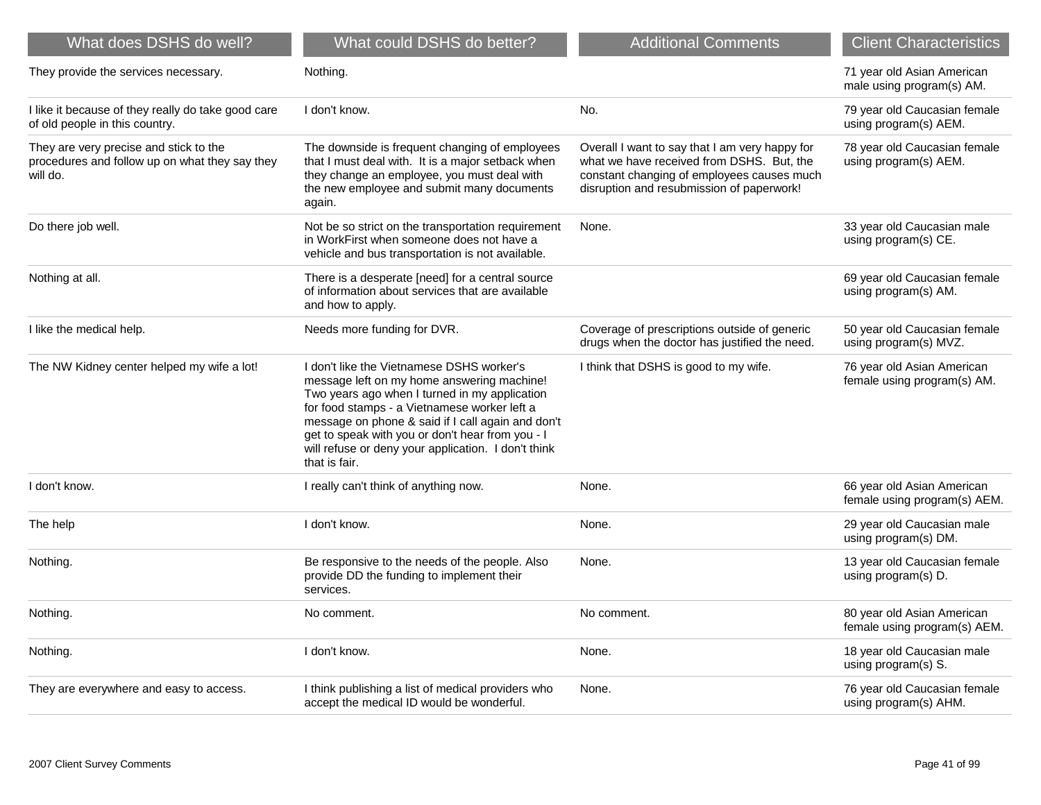| What does DSHS do well? | What could DSHS do better? | Additional Comments | Client Characteristics |
|---|---|---|---|
| They provide the services necessary. | Nothing. | | 71 year old Asian American male using program(s) AM. |
| I like it because of they really do take good care of old people in this country. | I don't know. | No. | 79 year old Caucasian female using program(s) AEM. |
| They are very precise and stick to the procedures and follow up on what they say they will do. | The downside is frequent changing of employees that I must deal with. It is a major setback when they change an employee, you must deal with the new employee and submit many documents again. | Overall I want to say that I am very happy for what we have received from DSHS. But, the constant changing of employees causes much disruption and resubmission of paperwork! | 78 year old Caucasian female using program(s) AEM. |
| Do there job well. | Not be so strict on the transportation requirement in WorkFirst when someone does not have a vehicle and bus transportation is not available. | None. | 33 year old Caucasian male using program(s) CE. |
| Nothing at all. | There is a desperate [need] for a central source of information about services that are available and how to apply. | | 69 year old Caucasian female using program(s) AM. |
| I like the medical help. | Needs more funding for DVR. | Coverage of prescriptions outside of generic drugs when the doctor has justified the need. | 50 year old Caucasian female using program(s) MVZ. |
| The NW Kidney center helped my wife a lot! | I don't like the Vietnamese DSHS worker's message left on my home answering machine! Two years ago when I turned in my application for food stamps - a Vietnamese worker left a message on phone & said if I call again and don't get to speak with you or don't hear from you - I will refuse or deny your application. I don't think that is fair. | I think that DSHS is good to my wife. | 76 year old Asian American female using program(s) AM. |
| I don't know. | I really can't think of anything now. | None. | 66 year old Asian American female using program(s) AEM. |
| The help | I don't know. | None. | 29 year old Caucasian male using program(s) DM. |
| Nothing. | Be responsive to the needs of the people. Also provide DD the funding to implement their services. | None. | 13 year old Caucasian female using program(s) D. |
| Nothing. | No comment. | No comment. | 80 year old Asian American female using program(s) AEM. |
| Nothing. | I don't know. | None. | 18 year old Caucasian male using program(s) S. |
| They are everywhere and easy to access. | I think publishing a list of medical providers who accept the medical ID would be wonderful. | None. | 76 year old Caucasian female using program(s) AHM. |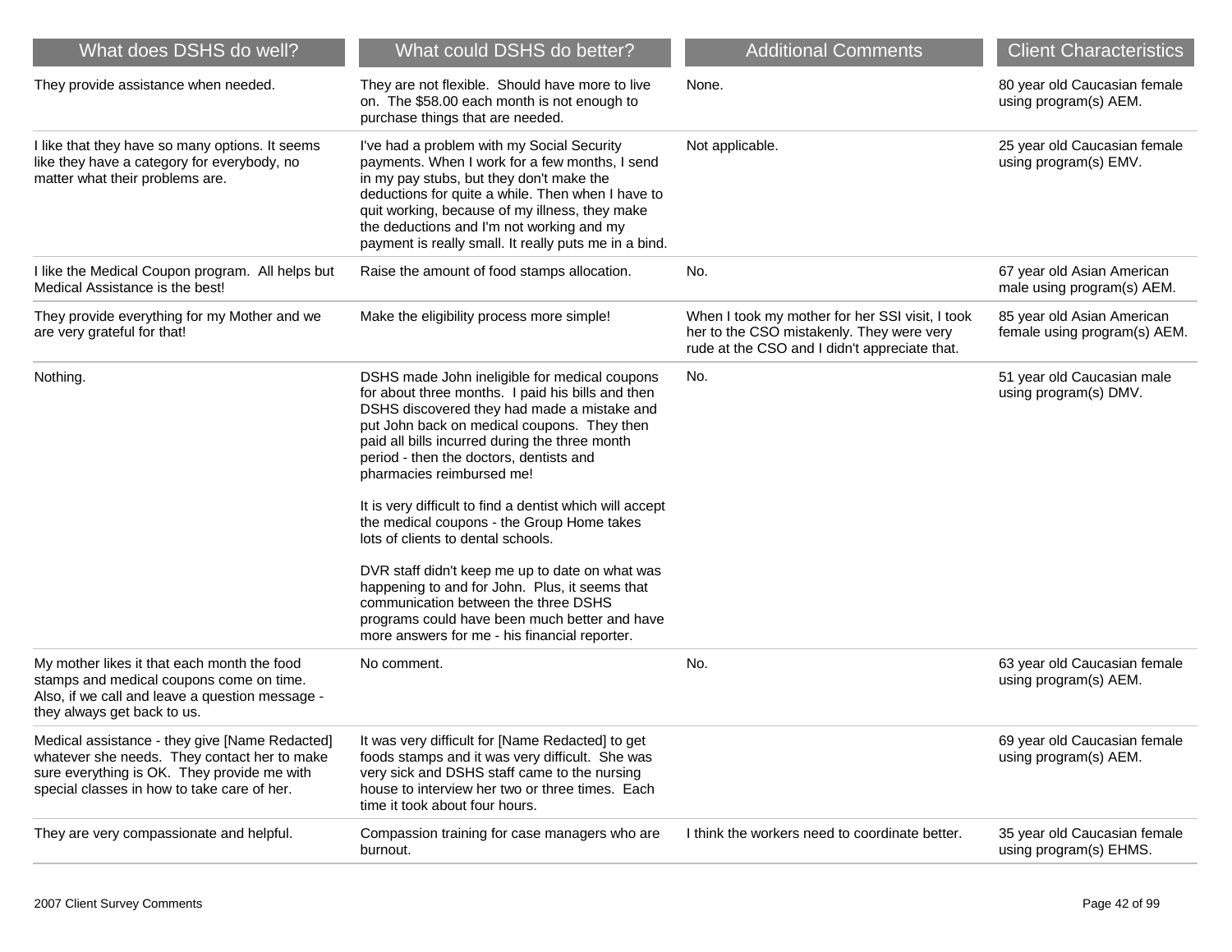| What does DSHS do well? | What could DSHS do better? | Additional Comments | Client Characteristics |
|---|---|---|---|
| They provide assistance when needed. | They are not flexible. Should have more to live on. The $58.00 each month is not enough to purchase things that are needed. | None. | 80 year old Caucasian female using program(s) AEM. |
| I like that they have so many options. It seems like they have a category for everybody, no matter what their problems are. | I've had a problem with my Social Security payments. When I work for a few months, I send in my pay stubs, but they don't make the deductions for quite a while. Then when I have to quit working, because of my illness, they make the deductions and I'm not working and my payment is really small. It really puts me in a bind. | Not applicable. | 25 year old Caucasian female using program(s) EMV. |
| I like the Medical Coupon program. All helps but Medical Assistance is the best! | Raise the amount of food stamps allocation. | No. | 67 year old Asian American male using program(s) AEM. |
| They provide everything for my Mother and we are very grateful for that! | Make the eligibility process more simple! | When I took my mother for her SSI visit, I took her to the CSO mistakenly. They were very rude at the CSO and I didn't appreciate that. | 85 year old Asian American female using program(s) AEM. |
| Nothing. | DSHS made John ineligible for medical coupons for about three months. I paid his bills and then DSHS discovered they had made a mistake and put John back on medical coupons. They then paid all bills incurred during the three month period - then the doctors, dentists and pharmacies reimbursed me!<br><br>It is very difficult to find a dentist which will accept the medical coupons - the Group Home takes lots of clients to dental schools.<br><br>DVR staff didn't keep me up to date on what was happening to and for John. Plus, it seems that communication between the three DSHS programs could have been much better and have more answers for me - his financial reporter. | No. | 51 year old Caucasian male using program(s) DMV. |
| My mother likes it that each month the food stamps and medical coupons come on time. Also, if we call and leave a question message - they always get back to us. | No comment. | No. | 63 year old Caucasian female using program(s) AEM. |
| Medical assistance - they give [Name Redacted] whatever she needs. They contact her to make sure everything is OK. They provide me with special classes in how to take care of her. | It was very difficult for [Name Redacted] to get foods stamps and it was very difficult. She was very sick and DSHS staff came to the nursing house to interview her two or three times. Each time it took about four hours. | | 69 year old Caucasian female using program(s) AEM. |
| They are very compassionate and helpful. | Compassion training for case managers who are burnout. | I think the workers need to coordinate better. | 35 year old Caucasian female using program(s) EHMS. |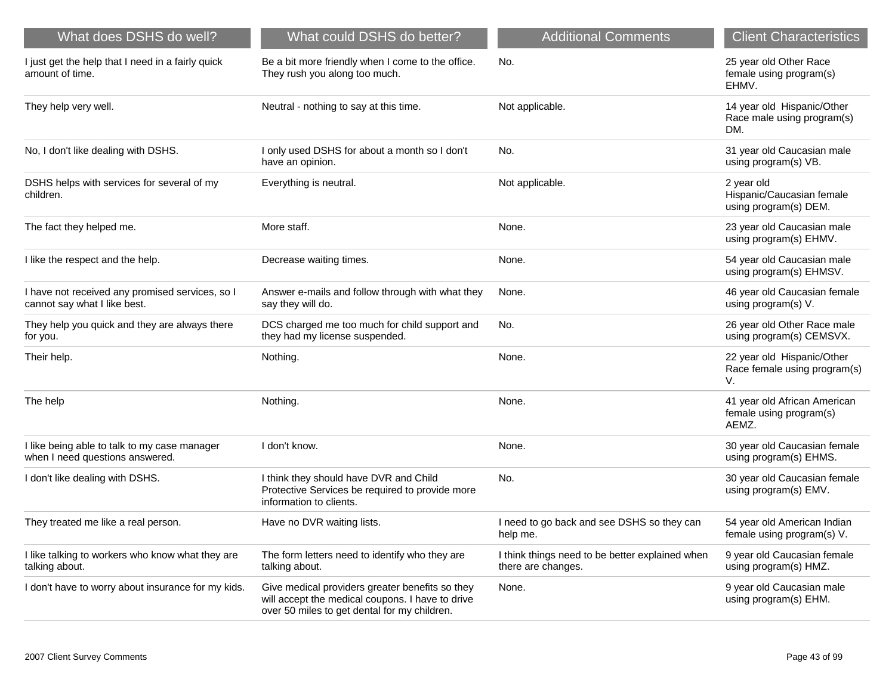| What does DSHS do well? | What could DSHS do better? | Additional Comments | Client Characteristics |
| --- | --- | --- | --- |
| I just get the help that I need in a fairly quick amount of time. | Be a bit more friendly when I come to the office. They rush you along too much. | No. | 25 year old Other Race female using program(s) EHMV. |
| They help very well. | Neutral - nothing to say at this time. | Not applicable. | 14 year old Hispanic/Other Race male using program(s) DM. |
| No, I don't like dealing with DSHS. | I only used DSHS for about a month so I don't have an opinion. | No. | 31 year old Caucasian male using program(s) VB. |
| DSHS helps with services for several of my children. | Everything is neutral. | Not applicable. | 2 year old Hispanic/Caucasian female using program(s) DEM. |
| The fact they helped me. | More staff. | None. | 23 year old Caucasian male using program(s) EHMV. |
| I like the respect and the help. | Decrease waiting times. | None. | 54 year old Caucasian male using program(s) EHMSV. |
| I have not received any promised services, so I cannot say what I like best. | Answer e-mails and follow through with what they say they will do. | None. | 46 year old Caucasian female using program(s) V. |
| They help you quick and they are always there for you. | DCS charged me too much for child support and they had my license suspended. | No. | 26 year old Other Race male using program(s) CEMSVX. |
| Their help. | Nothing. | None. | 22 year old Hispanic/Other Race female using program(s) V. |
| The help | Nothing. | None. | 41 year old African American female using program(s) AEMZ. |
| I like being able to talk to my case manager when I need questions answered. | I don't know. | None. | 30 year old Caucasian female using program(s) EHMS. |
| I don't like dealing with DSHS. | I think they should have DVR and Child Protective Services be required to provide more information to clients. | No. | 30 year old Caucasian female using program(s) EMV. |
| They treated me like a real person. | Have no DVR waiting lists. | I need to go back and see DSHS so they can help me. | 54 year old American Indian female using program(s) V. |
| I like talking to workers who know what they are talking about. | The form letters need to identify who they are talking about. | I think things need to be better explained when there are changes. | 9 year old Caucasian female using program(s) HMZ. |
| I don't have to worry about insurance for my kids. | Give medical providers greater benefits so they will accept the medical coupons. I have to drive over 50 miles to get dental for my children. | None. | 9 year old Caucasian male using program(s) EHM. |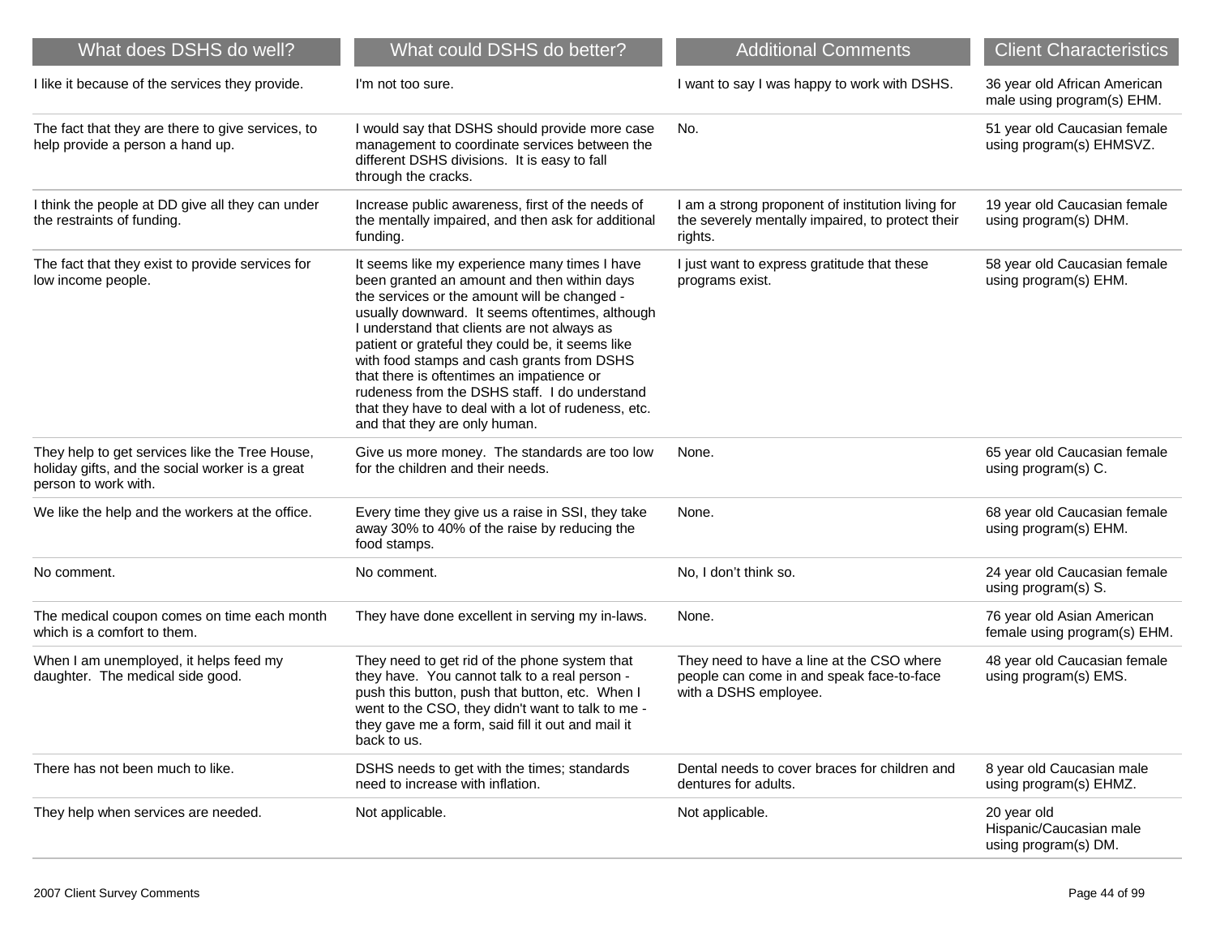| What does DSHS do well? | What could DSHS do better? | Additional Comments | Client Characteristics |
| --- | --- | --- | --- |
| I like it because of the services they provide. | I'm not too sure. | I want to say I was happy to work with DSHS. | 36 year old African American male using program(s) EHM. |
| The fact that they are there to give services, to help provide a person a hand up. | I would say that DSHS should provide more case management to coordinate services between the different DSHS divisions. It is easy to fall through the cracks. | No. | 51 year old Caucasian female using program(s) EHMSVZ. |
| I think the people at DD give all they can under the restraints of funding. | Increase public awareness, first of the needs of the mentally impaired, and then ask for additional funding. | I am a strong proponent of institution living for the severely mentally impaired, to protect their rights. | 19 year old Caucasian female using program(s) DHM. |
| The fact that they exist to provide services for low income people. | It seems like my experience many times I have been granted an amount and then within days the services or the amount will be changed - usually downward. It seems oftentimes, although I understand that clients are not always as patient or grateful they could be, it seems like with food stamps and cash grants from DSHS that there is oftentimes an impatience or rudeness from the DSHS staff. I do understand that they have to deal with a lot of rudeness, etc. and that they are only human. | I just want to express gratitude that these programs exist. | 58 year old Caucasian female using program(s) EHM. |
| They help to get services like the Tree House, holiday gifts, and the social worker is a great person to work with. | Give us more money. The standards are too low for the children and their needs. | None. | 65 year old Caucasian female using program(s) C. |
| We like the help and the workers at the office. | Every time they give us a raise in SSI, they take away 30% to 40% of the raise by reducing the food stamps. | None. | 68 year old Caucasian female using program(s) EHM. |
| No comment. | No comment. | No, I don't think so. | 24 year old Caucasian female using program(s) S. |
| The medical coupon comes on time each month which is a comfort to them. | They have done excellent in serving my in-laws. | None. | 76 year old Asian American female using program(s) EHM. |
| When I am unemployed, it helps feed my daughter. The medical side good. | They need to get rid of the phone system that they have. You cannot talk to a real person - push this button, push that button, etc. When I went to the CSO, they didn't want to talk to me - they gave me a form, said fill it out and mail it back to us. | They need to have a line at the CSO where people can come in and speak face-to-face with a DSHS employee. | 48 year old Caucasian female using program(s) EMS. |
| There has not been much to like. | DSHS needs to get with the times; standards need to increase with inflation. | Dental needs to cover braces for children and dentures for adults. | 8 year old Caucasian male using program(s) EHMZ. |
| They help when services are needed. | Not applicable. | Not applicable. | 20 year old Hispanic/Caucasian male using program(s) DM. |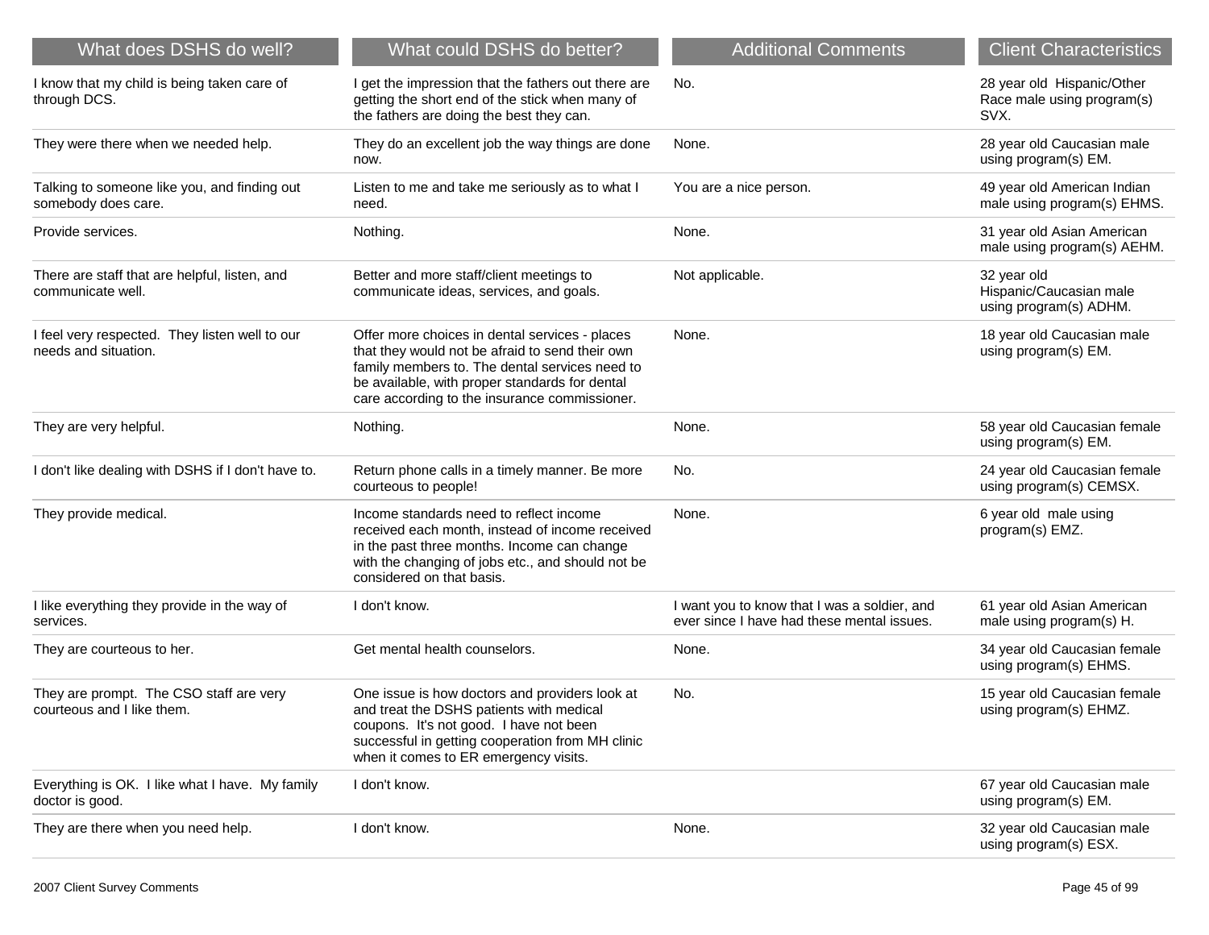| What does DSHS do well? | What could DSHS do better? | Additional Comments | Client Characteristics |
|---|---|---|---|
| I know that my child is being taken care of through DCS. | I get the impression that the fathers out there are getting the short end of the stick when many of the fathers are doing the best they can. | No. | 28 year old Hispanic/Other Race male using program(s) SVX. |
| They were there when we needed help. | They do an excellent job the way things are done now. | None. | 28 year old Caucasian male using program(s) EM. |
| Talking to someone like you, and finding out somebody does care. | Listen to me and take me seriously as to what I need. | You are a nice person. | 49 year old American Indian male using program(s) EHMS. |
| Provide services. | Nothing. | None. | 31 year old Asian American male using program(s) AEHM. |
| There are staff that are helpful, listen, and communicate well. | Better and more staff/client meetings to communicate ideas, services, and goals. | Not applicable. | 32 year old Hispanic/Caucasian male using program(s) ADHM. |
| I feel very respected. They listen well to our needs and situation. | Offer more choices in dental services - places that they would not be afraid to send their own family members to. The dental services need to be available, with proper standards for dental care according to the insurance commissioner. | None. | 18 year old Caucasian male using program(s) EM. |
| They are very helpful. | Nothing. | None. | 58 year old Caucasian female using program(s) EM. |
| I don't like dealing with DSHS if I don't have to. | Return phone calls in a timely manner. Be more courteous to people! | No. | 24 year old Caucasian female using program(s) CEMSX. |
| They provide medical. | Income standards need to reflect income received each month, instead of income received in the past three months. Income can change with the changing of jobs etc., and should not be considered on that basis. | None. | 6 year old male using program(s) EMZ. |
| I like everything they provide in the way of services. | I don't know. | I want you to know that I was a soldier, and ever since I have had these mental issues. | 61 year old Asian American male using program(s) H. |
| They are courteous to her. | Get mental health counselors. | None. | 34 year old Caucasian female using program(s) EHMS. |
| They are prompt. The CSO staff are very courteous and I like them. | One issue is how doctors and providers look at and treat the DSHS patients with medical coupons. It's not good. I have not been successful in getting cooperation from MH clinic when it comes to ER emergency visits. | No. | 15 year old Caucasian female using program(s) EHMZ. |
| Everything is OK. I like what I have. My family doctor is good. | I don't know. | | 67 year old Caucasian male using program(s) EM. |
| They are there when you need help. | I don't know. | None. | 32 year old Caucasian male using program(s) ESX. |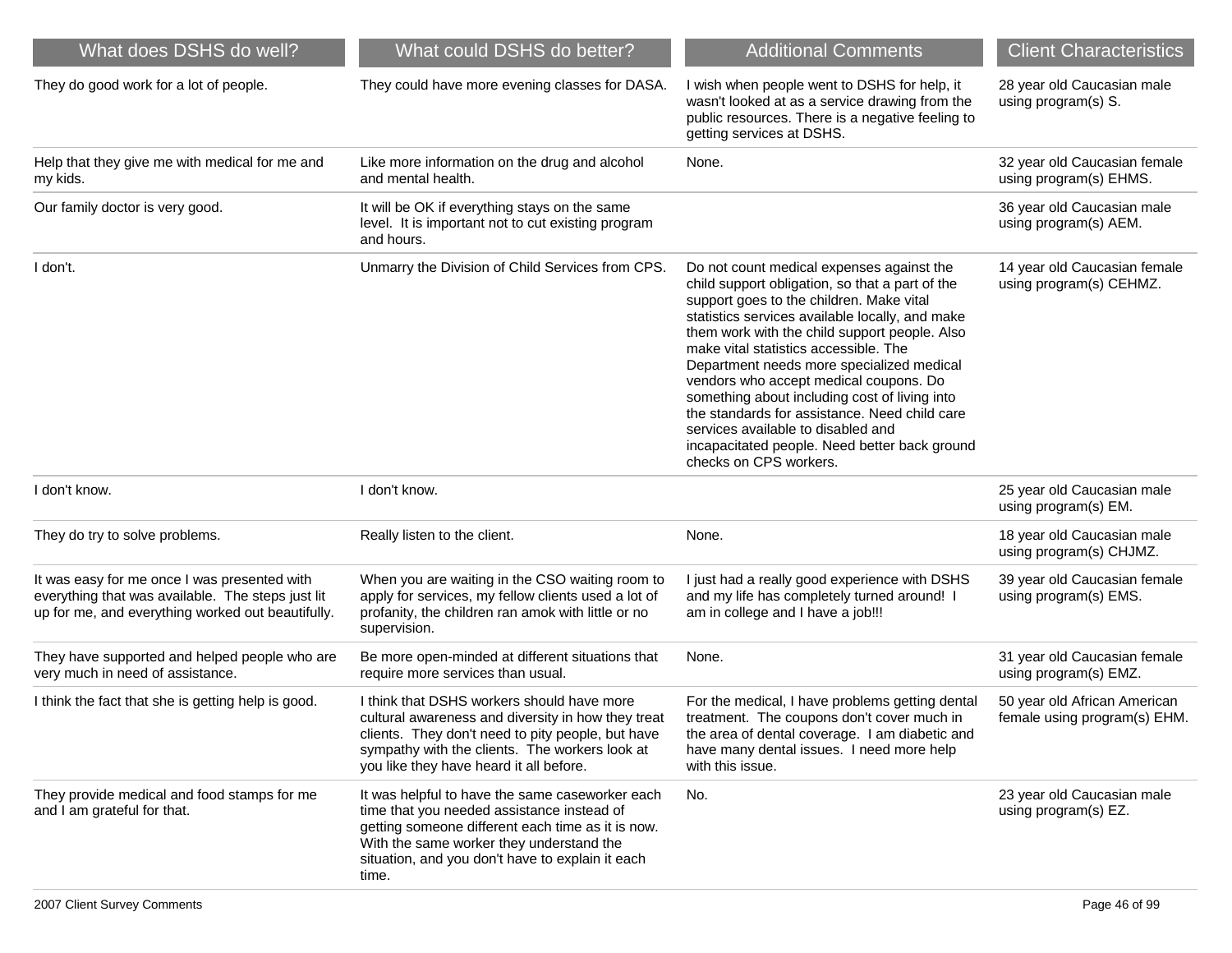| What does DSHS do well? | What could DSHS do better? | Additional Comments | Client Characteristics |
|---|---|---|---|
| They do good work for a lot of people. | They could have more evening classes for DASA. | I wish when people went to DSHS for help, it wasn't looked at as a service drawing from the public resources. There is a negative feeling to getting services at DSHS. | 28 year old Caucasian male using program(s) S. |
| Help that they give me with medical for me and my kids. | Like more information on the drug and alcohol and mental health. | None. | 32 year old Caucasian female using program(s) EHMS. |
| Our family doctor is very good. | It will be OK if everything stays on the same level. It is important not to cut existing program and hours. | | 36 year old Caucasian male using program(s) AEM. |
| I don't. | Unmarry the Division of Child Services from CPS. | Do not count medical expenses against the child support obligation, so that a part of the support goes to the children. Make vital statistics services available locally, and make them work with the child support people. Also make vital statistics accessible. The Department needs more specialized medical vendors who accept medical coupons. Do something about including cost of living into the standards for assistance. Need child care services available to disabled and incapacitated people. Need better back ground checks on CPS workers. | 14 year old Caucasian female using program(s) CEHMZ. |
| I don't know. | I don't know. | | 25 year old Caucasian male using program(s) EM. |
| They do try to solve problems. | Really listen to the client. | None. | 18 year old Caucasian male using program(s) CHJMZ. |
| It was easy for me once I was presented with everything that was available. The steps just lit up for me, and everything worked out beautifully. | When you are waiting in the CSO waiting room to apply for services, my fellow clients used a lot of profanity, the children ran amok with little or no supervision. | I just had a really good experience with DSHS and my life has completely turned around! I am in college and I have a job!!! | 39 year old Caucasian female using program(s) EMS. |
| They have supported and helped people who are very much in need of assistance. | Be more open-minded at different situations that require more services than usual. | None. | 31 year old Caucasian female using program(s) EMZ. |
| I think the fact that she is getting help is good. | I think that DSHS workers should have more cultural awareness and diversity in how they treat clients. They don't need to pity people, but have sympathy with the clients. The workers look at you like they have heard it all before. | For the medical, I have problems getting dental treatment. The coupons don't cover much in the area of dental coverage. I am diabetic and have many dental issues. I need more help with this issue. | 50 year old African American female using program(s) EHM. |
| They provide medical and food stamps for me and I am grateful for that. | It was helpful to have the same caseworker each time that you needed assistance instead of getting someone different each time as it is now. With the same worker they understand the situation, and you don't have to explain it each time. | No. | 23 year old Caucasian male using program(s) EZ. |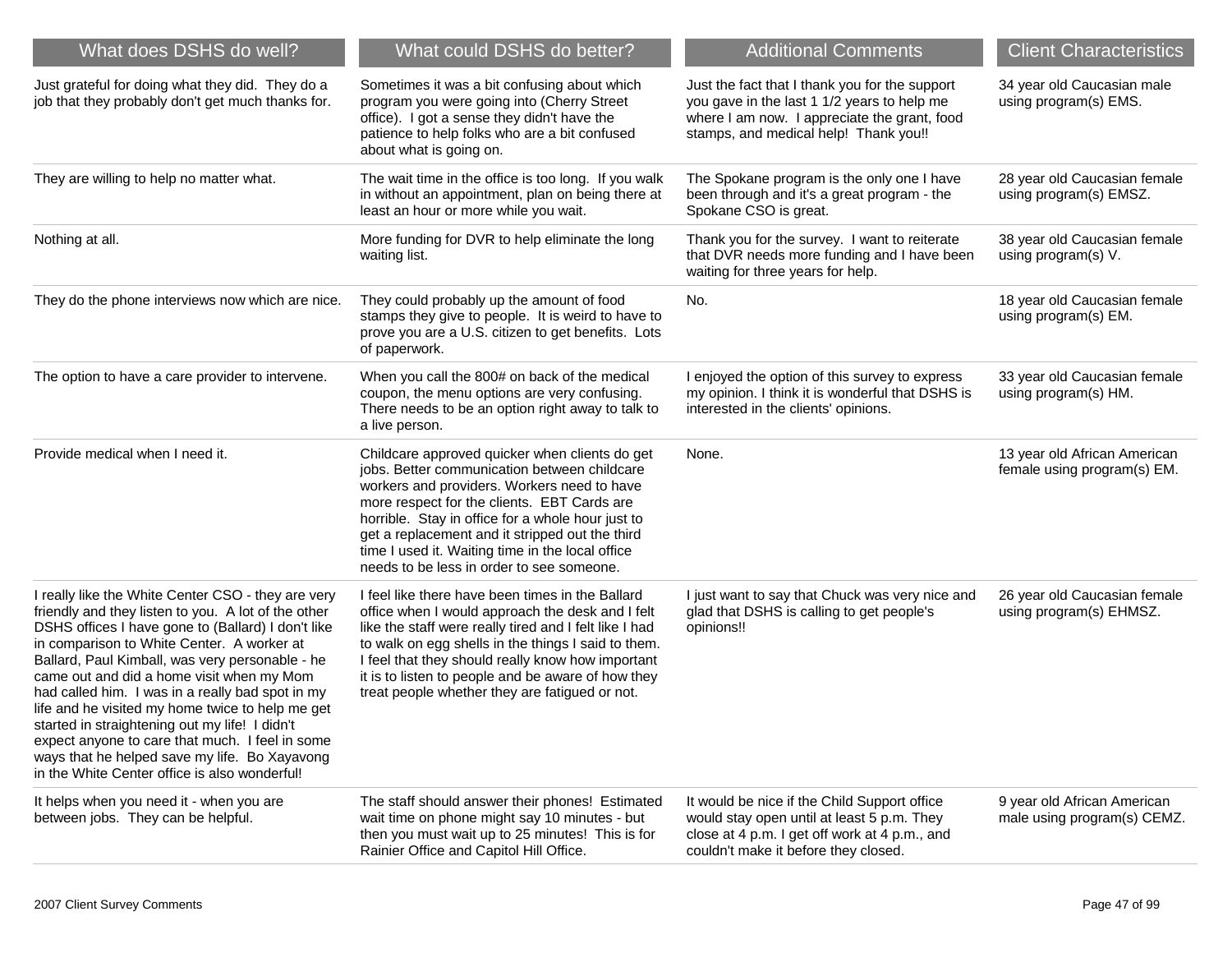| What does DSHS do well? | What could DSHS do better? | Additional Comments | Client Characteristics |
|---|---|---|---|
| Just grateful for doing what they did. They do a job that they probably don't get much thanks for. | Sometimes it was a bit confusing about which program you were going into (Cherry Street office). I got a sense they didn't have the patience to help folks who are a bit confused about what is going on. | Just the fact that I thank you for the support you gave in the last 1 1/2 years to help me where I am now. I appreciate the grant, food stamps, and medical help! Thank you!! | 34 year old Caucasian male using program(s) EMS. |
| They are willing to help no matter what. | The wait time in the office is too long. If you walk in without an appointment, plan on being there at least an hour or more while you wait. | The Spokane program is the only one I have been through and it's a great program - the Spokane CSO is great. | 28 year old Caucasian female using program(s) EMSZ. |
| Nothing at all. | More funding for DVR to help eliminate the long waiting list. | Thank you for the survey. I want to reiterate that DVR needs more funding and I have been waiting for three years for help. | 38 year old Caucasian female using program(s) V. |
| They do the phone interviews now which are nice. | They could probably up the amount of food stamps they give to people. It is weird to have to prove you are a U.S. citizen to get benefits. Lots of paperwork. | No. | 18 year old Caucasian female using program(s) EM. |
| The option to have a care provider to intervene. | When you call the 800# on back of the medical coupon, the menu options are very confusing. There needs to be an option right away to talk to a live person. | I enjoyed the option of this survey to express my opinion. I think it is wonderful that DSHS is interested in the clients' opinions. | 33 year old Caucasian female using program(s) HM. |
| Provide medical when I need it. | Childcare approved quicker when clients do get jobs. Better communication between childcare workers and providers. Workers need to have more respect for the clients. EBT Cards are horrible. Stay in office for a whole hour just to get a replacement and it stripped out the third time I used it. Waiting time in the local office needs to be less in order to see someone. | None. | 13 year old African American female using program(s) EM. |
| I really like the White Center CSO - they are very friendly and they listen to you. A lot of the other DSHS offices I have gone to (Ballard) I don't like in comparison to White Center. A worker at Ballard, Paul Kimball, was very personable - he came out and did a home visit when my Mom had called him. I was in a really bad spot in my life and he visited my home twice to help me get started in straightening out my life! I didn't expect anyone to care that much. I feel in some ways that he helped save my life. Bo Xayavong in the White Center office is also wonderful! | I feel like there have been times in the Ballard office when I would approach the desk and I felt like the staff were really tired and I felt like I had to walk on egg shells in the things I said to them. I feel that they should really know how important it is to listen to people and be aware of how they treat people whether they are fatigued or not. | I just want to say that Chuck was very nice and glad that DSHS is calling to get people's opinions!! | 26 year old Caucasian female using program(s) EHMSZ. |
| It helps when you need it - when you are between jobs. They can be helpful. | The staff should answer their phones! Estimated wait time on phone might say 10 minutes - but then you must wait up to 25 minutes! This is for Rainier Office and Capitol Hill Office. | It would be nice if the Child Support office would stay open until at least 5 p.m. They close at 4 p.m. I get off work at 4 p.m., and couldn't make it before they closed. | 9 year old African American male using program(s) CEMZ. |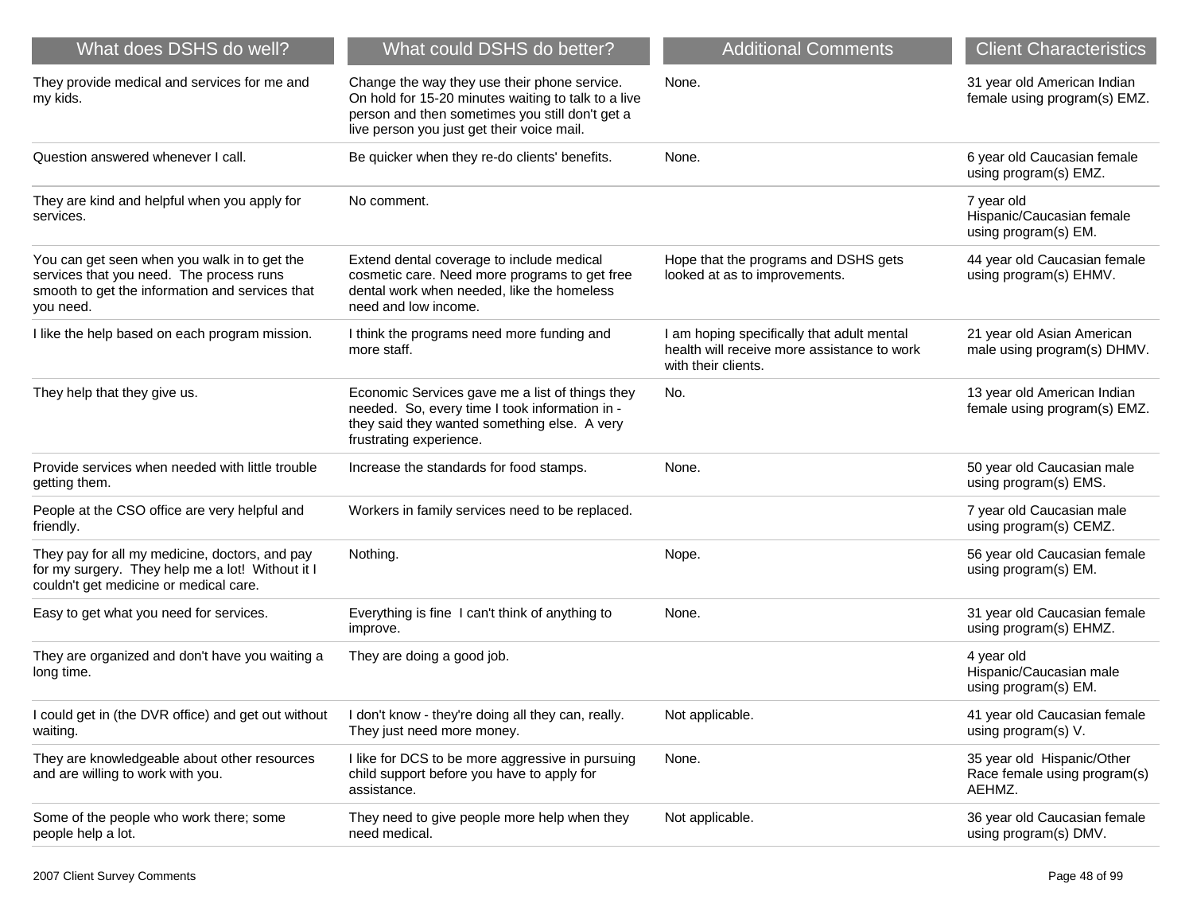| What does DSHS do well? | What could DSHS do better? | Additional Comments | Client Characteristics |
|---|---|---|---|
| They provide medical and services for me and my kids. | Change the way they use their phone service. On hold for 15-20 minutes waiting to talk to a live person and then sometimes you still don't get a live person you just get their voice mail. | None. | 31 year old American Indian female using program(s) EMZ. |
| Question answered whenever I call. | Be quicker when they re-do clients' benefits. | None. | 6 year old Caucasian female using program(s) EMZ. |
| They are kind and helpful when you apply for services. | No comment. | | 7 year old Hispanic/Caucasian female using program(s) EM. |
| You can get seen when you walk in to get the services that you need. The process runs smooth to get the information and services that you need. | Extend dental coverage to include medical cosmetic care. Need more programs to get free dental work when needed, like the homeless need and low income. | Hope that the programs and DSHS gets looked at as to improvements. | 44 year old Caucasian female using program(s) EHMV. |
| I like the help based on each program mission. | I think the programs need more funding and more staff. | I am hoping specifically that adult mental health will receive more assistance to work with their clients. | 21 year old Asian American male using program(s) DHMV. |
| They help that they give us. | Economic Services gave me a list of things they needed. So, every time I took information in - they said they wanted something else. A very frustrating experience. | No. | 13 year old American Indian female using program(s) EMZ. |
| Provide services when needed with little trouble getting them. | Increase the standards for food stamps. | None. | 50 year old Caucasian male using program(s) EMS. |
| People at the CSO office are very helpful and friendly. | Workers in family services need to be replaced. | | 7 year old Caucasian male using program(s) CEMZ. |
| They pay for all my medicine, doctors, and pay for my surgery. They help me a lot! Without it I couldn't get medicine or medical care. | Nothing. | Nope. | 56 year old Caucasian female using program(s) EM. |
| Easy to get what you need for services. | Everything is fine I can't think of anything to improve. | None. | 31 year old Caucasian female using program(s) EHMZ. |
| They are organized and don't have you waiting a long time. | They are doing a good job. | | 4 year old Hispanic/Caucasian male using program(s) EM. |
| I could get in (the DVR office) and get out without waiting. | I don't know - they're doing all they can, really. They just need more money. | Not applicable. | 41 year old Caucasian female using program(s) V. |
| They are knowledgeable about other resources and are willing to work with you. | I like for DCS to be more aggressive in pursuing child support before you have to apply for assistance. | None. | 35 year old Hispanic/Other Race female using program(s) AEHMZ. |
| Some of the people who work there; some people help a lot. | They need to give people more help when they need medical. | Not applicable. | 36 year old Caucasian female using program(s) DMV. |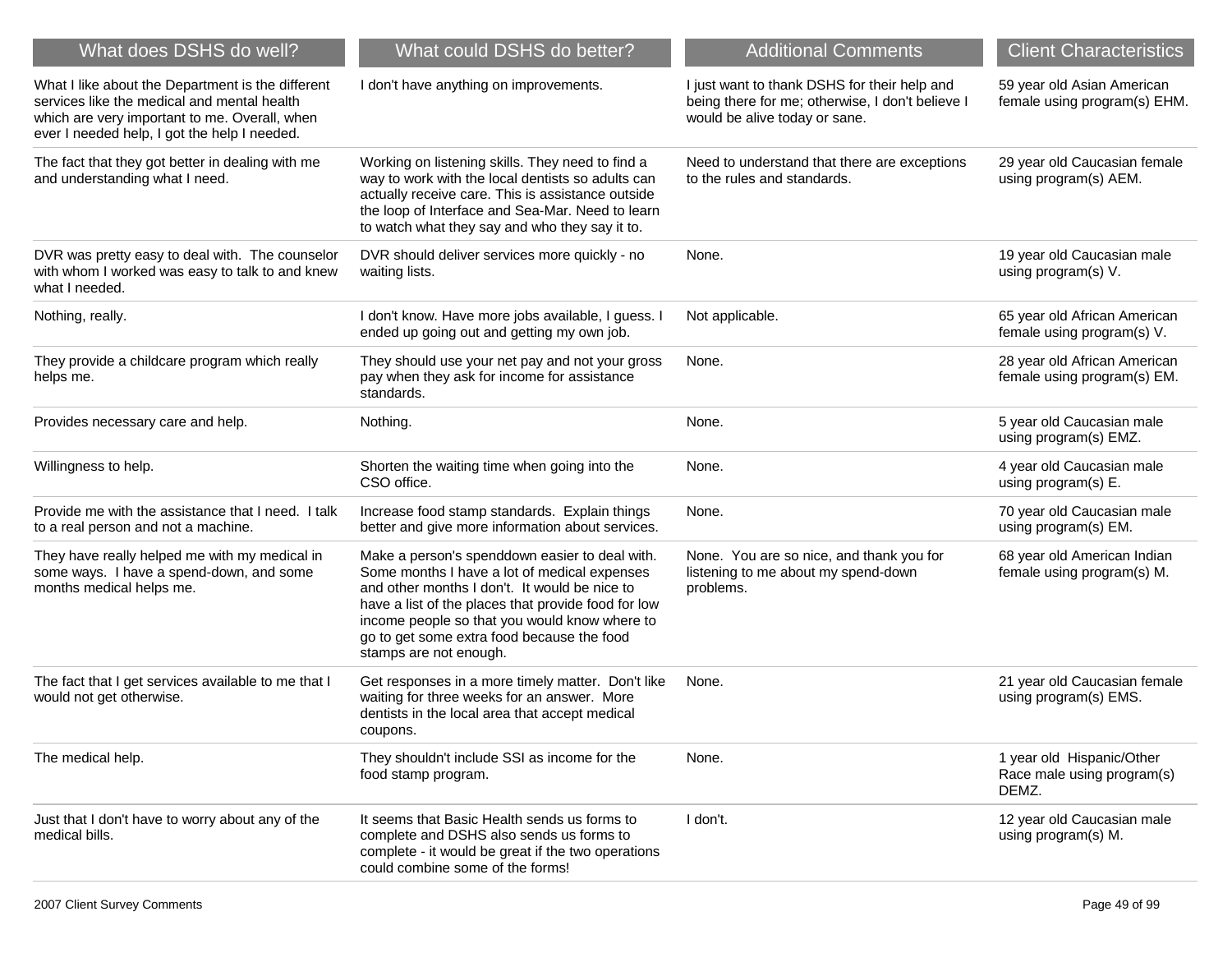| What does DSHS do well? | What could DSHS do better? | Additional Comments | Client Characteristics |
|---|---|---|---|
| What I like about the Department is the different services like the medical and mental health which are very important to me. Overall, when ever I needed help, I got the help I needed. | I don't have anything on improvements. | I just want to thank DSHS for their help and being there for me; otherwise, I don't believe I would be alive today or sane. | 59 year old Asian American female using program(s) EHM. |
| The fact that they got better in dealing with me and understanding what I need. | Working on listening skills. They need to find a way to work with the local dentists so adults can actually receive care. This is assistance outside the loop of Interface and Sea-Mar. Need to learn to watch what they say and who they say it to. | Need to understand that there are exceptions to the rules and standards. | 29 year old Caucasian female using program(s) AEM. |
| DVR was pretty easy to deal with. The counselor with whom I worked was easy to talk to and knew what I needed. | DVR should deliver services more quickly - no waiting lists. | None. | 19 year old Caucasian male using program(s) V. |
| Nothing, really. | I don't know. Have more jobs available, I guess. I ended up going out and getting my own job. | Not applicable. | 65 year old African American female using program(s) V. |
| They provide a childcare program which really helps me. | They should use your net pay and not your gross pay when they ask for income for assistance standards. | None. | 28 year old African American female using program(s) EM. |
| Provides necessary care and help. | Nothing. | None. | 5 year old Caucasian male using program(s) EMZ. |
| Willingness to help. | Shorten the waiting time when going into the CSO office. | None. | 4 year old Caucasian male using program(s) E. |
| Provide me with the assistance that I need. I talk to a real person and not a machine. | Increase food stamp standards. Explain things better and give more information about services. | None. | 70 year old Caucasian male using program(s) EM. |
| They have really helped me with my medical in some ways. I have a spend-down, and some months medical helps me. | Make a person's spenddown easier to deal with. Some months I have a lot of medical expenses and other months I don't. It would be nice to have a list of the places that provide food for low income people so that you would know where to go to get some extra food because the food stamps are not enough. | None. You are so nice, and thank you for listening to me about my spend-down problems. | 68 year old American Indian female using program(s) M. |
| The fact that I get services available to me that I would not get otherwise. | Get responses in a more timely matter. Don't like waiting for three weeks for an answer. More dentists in the local area that accept medical coupons. | None. | 21 year old Caucasian female using program(s) EMS. |
| The medical help. | They shouldn't include SSI as income for the food stamp program. | None. | 1 year old Hispanic/Other Race male using program(s) DEMZ. |
| Just that I don't have to worry about any of the medical bills. | It seems that Basic Health sends us forms to complete and DSHS also sends us forms to complete - it would be great if the two operations could combine some of the forms! | I don't. | 12 year old Caucasian male using program(s) M. |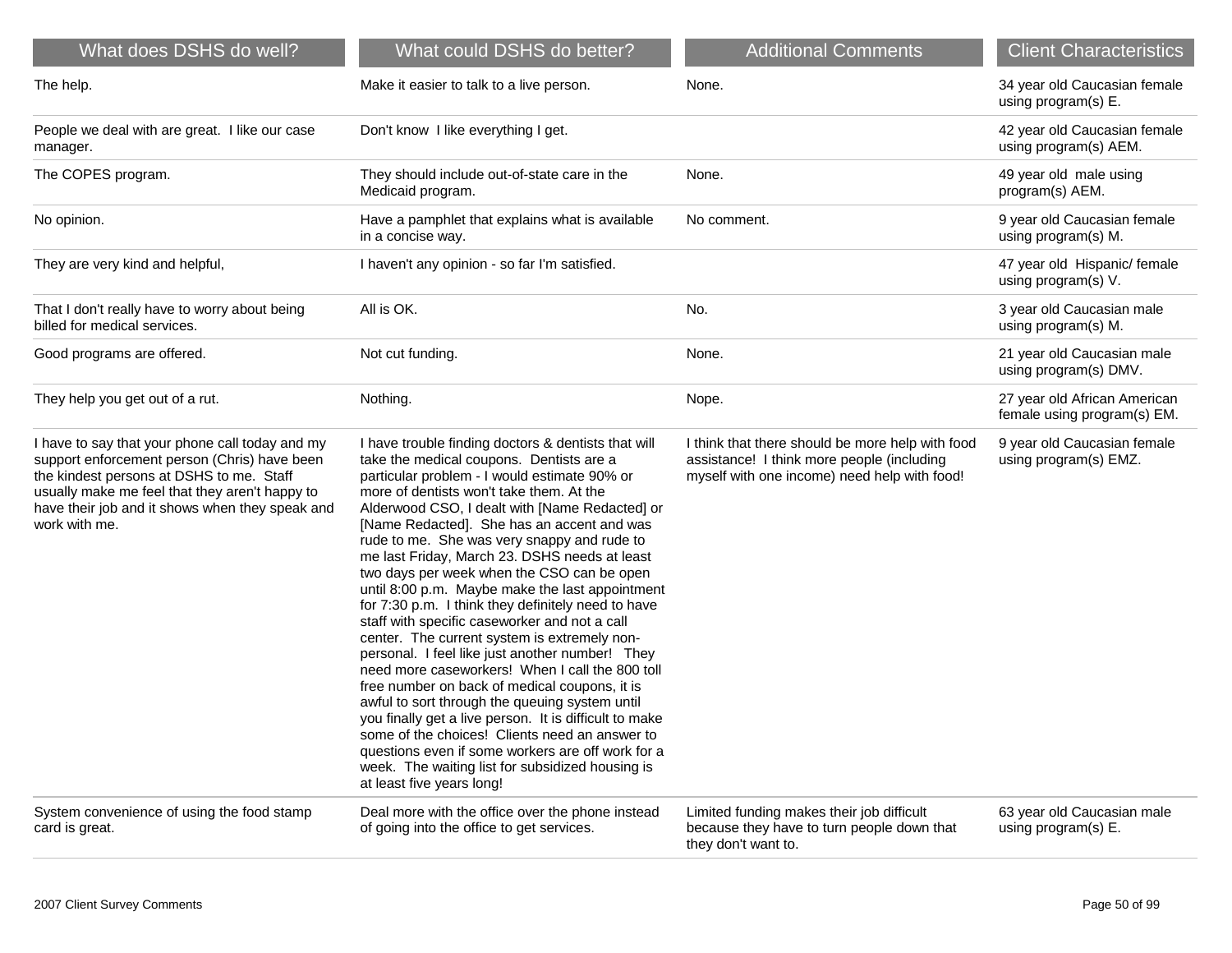| What does DSHS do well? | What could DSHS do better? | Additional Comments | Client Characteristics |
|---|---|---|---|
| The help. | Make it easier to talk to a live person. | None. | 34 year old Caucasian female using program(s) E. |
| People we deal with are great. I like our case manager. | Don't know I like everything I get. | | 42 year old Caucasian female using program(s) AEM. |
| The COPES program. | They should include out-of-state care in the Medicaid program. | None. | 49 year old male using program(s) AEM. |
| No opinion. | Have a pamphlet that explains what is available in a concise way. | No comment. | 9 year old Caucasian female using program(s) M. |
| They are very kind and helpful, | I haven't any opinion - so far I'm satisfied. | | 47 year old Hispanic/ female using program(s) V. |
| That I don't really have to worry about being billed for medical services. | All is OK. | No. | 3 year old Caucasian male using program(s) M. |
| Good programs are offered. | Not cut funding. | None. | 21 year old Caucasian male using program(s) DMV. |
| They help you get out of a rut. | Nothing. | Nope. | 27 year old African American female using program(s) EM. |
| I have to say that your phone call today and my support enforcement person (Chris) have been the kindest persons at DSHS to me. Staff usually make me feel that they aren't happy to have their job and it shows when they speak and work with me. | I have trouble finding doctors & dentists that will take the medical coupons. Dentists are a particular problem - I would estimate 90% or more of dentists won't take them. At the Alderwood CSO, I dealt with [Name Redacted] or [Name Redacted]. She has an accent and was rude to me. She was very snappy and rude to me last Friday, March 23. DSHS needs at least two days per week when the CSO can be open until 8:00 p.m. Maybe make the last appointment for 7:30 p.m. I think they definitely need to have staff with specific caseworker and not a call center. The current system is extremely non-personal. I feel like just another number! They need more caseworkers! When I call the 800 toll free number on back of medical coupons, it is awful to sort through the queuing system until you finally get a live person. It is difficult to make some of the choices! Clients need an answer to questions even if some workers are off work for a week. The waiting list for subsidized housing is at least five years long! | I think that there should be more help with food assistance! I think more people (including myself with one income) need help with food! | 9 year old Caucasian female using program(s) EMZ. |
| System convenience of using the food stamp card is great. | Deal more with the office over the phone instead of going into the office to get services. | Limited funding makes their job difficult because they have to turn people down that they don't want to. | 63 year old Caucasian male using program(s) E. |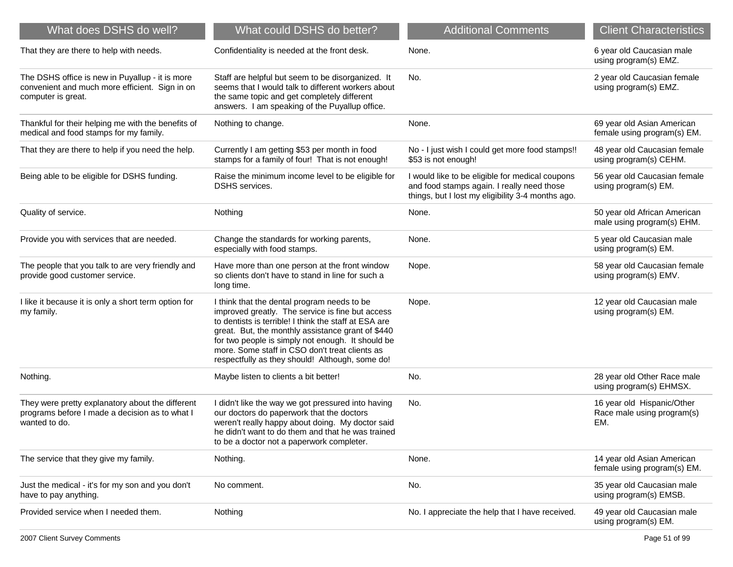| What does DSHS do well? | What could DSHS do better? | Additional Comments | Client Characteristics |
|---|---|---|---|
| That they are there to help with needs. | Confidentiality is needed at the front desk. | None. | 6 year old Caucasian male using program(s) EMZ. |
| The DSHS office is new in Puyallup - it is more convenient and much more efficient. Sign in on computer is great. | Staff are helpful but seem to be disorganized. It seems that I would talk to different workers about the same topic and get completely different answers. I am speaking of the Puyallup office. | No. | 2 year old Caucasian female using program(s) EMZ. |
| Thankful for their helping me with the benefits of medical and food stamps for my family. | Nothing to change. | None. | 69 year old Asian American female using program(s) EM. |
| That they are there to help if you need the help. | Currently I am getting $53 per month in food stamps for a family of four! That is not enough! | No - I just wish I could get more food stamps!! $53 is not enough! | 48 year old Caucasian female using program(s) CEHM. |
| Being able to be eligible for DSHS funding. | Raise the minimum income level to be eligible for DSHS services. | I would like to be eligible for medical coupons and food stamps again. I really need those things, but I lost my eligibility 3-4 months ago. | 56 year old Caucasian female using program(s) EM. |
| Quality of service. | Nothing | None. | 50 year old African American male using program(s) EHM. |
| Provide you with services that are needed. | Change the standards for working parents, especially with food stamps. | None. | 5 year old Caucasian male using program(s) EM. |
| The people that you talk to are very friendly and provide good customer service. | Have more than one person at the front window so clients don't have to stand in line for such a long time. | Nope. | 58 year old Caucasian female using program(s) EMV. |
| I like it because it is only a short term option for my family. | I think that the dental program needs to be improved greatly. The service is fine but access to dentists is terrible! I think the staff at ESA are great. But, the monthly assistance grant of $440 for two people is simply not enough. It should be more. Some staff in CSO don't treat clients as respectfully as they should! Although, some do! | Nope. | 12 year old Caucasian male using program(s) EM. |
| Nothing. | Maybe listen to clients a bit better! | No. | 28 year old Other Race male using program(s) EHMSX. |
| They were pretty explanatory about the different programs before I made a decision as to what I wanted to do. | I didn't like the way we got pressured into having our doctors do paperwork that the doctors weren't really happy about doing. My doctor said he didn't want to do them and that he was trained to be a doctor not a paperwork completer. | No. | 16 year old Hispanic/Other Race male using program(s) EM. |
| The service that they give my family. | Nothing. | None. | 14 year old Asian American female using program(s) EM. |
| Just the medical - it's for my son and you don't have to pay anything. | No comment. | No. | 35 year old Caucasian male using program(s) EMSB. |
| Provided service when I needed them. | Nothing | No. I appreciate the help that I have received. | 49 year old Caucasian male using program(s) EM. |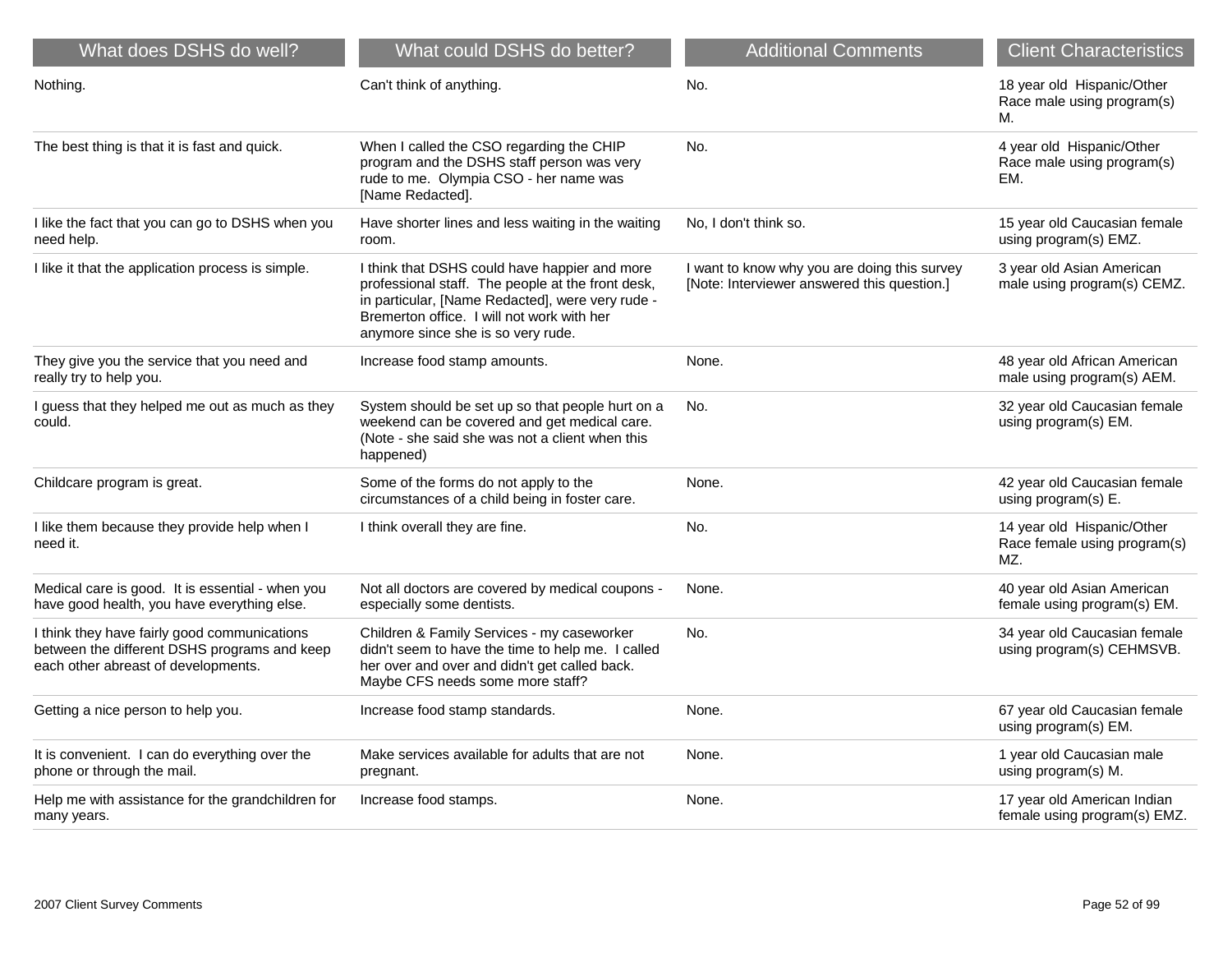| What does DSHS do well? | What could DSHS do better? | Additional Comments | Client Characteristics |
| --- | --- | --- | --- |
| Nothing. | Can't think of anything. | No. | 18 year old Hispanic/Other Race male using program(s) M. |
| The best thing is that it is fast and quick. | When I called the CSO regarding the CHIP program and the DSHS staff person was very rude to me. Olympia CSO - her name was [Name Redacted]. | No. | 4 year old Hispanic/Other Race male using program(s) EM. |
| I like the fact that you can go to DSHS when you need help. | Have shorter lines and less waiting in the waiting room. | No, I don't think so. | 15 year old Caucasian female using program(s) EMZ. |
| I like it that the application process is simple. | I think that DSHS could have happier and more professional staff. The people at the front desk, in particular, [Name Redacted], were very rude - Bremerton office. I will not work with her anymore since she is so very rude. | I want to know why you are doing this survey [Note: Interviewer answered this question.] | 3 year old Asian American male using program(s) CEMZ. |
| They give you the service that you need and really try to help you. | Increase food stamp amounts. | None. | 48 year old African American male using program(s) AEM. |
| I guess that they helped me out as much as they could. | System should be set up so that people hurt on a weekend can be covered and get medical care. (Note - she said she was not a client when this happened) | No. | 32 year old Caucasian female using program(s) EM. |
| Childcare program is great. | Some of the forms do not apply to the circumstances of a child being in foster care. | None. | 42 year old Caucasian female using program(s) E. |
| I like them because they provide help when I need it. | I think overall they are fine. | No. | 14 year old Hispanic/Other Race female using program(s) MZ. |
| Medical care is good. It is essential - when you have good health, you have everything else. | Not all doctors are covered by medical coupons - especially some dentists. | None. | 40 year old Asian American female using program(s) EM. |
| I think they have fairly good communications between the different DSHS programs and keep each other abreast of developments. | Children & Family Services - my caseworker didn't seem to have the time to help me. I called her over and over and didn't get called back. Maybe CFS needs some more staff? | No. | 34 year old Caucasian female using program(s) CEHMSVB. |
| Getting a nice person to help you. | Increase food stamp standards. | None. | 67 year old Caucasian female using program(s) EM. |
| It is convenient. I can do everything over the phone or through the mail. | Make services available for adults that are not pregnant. | None. | 1 year old Caucasian male using program(s) M. |
| Help me with assistance for the grandchildren for many years. | Increase food stamps. | None. | 17 year old American Indian female using program(s) EMZ. |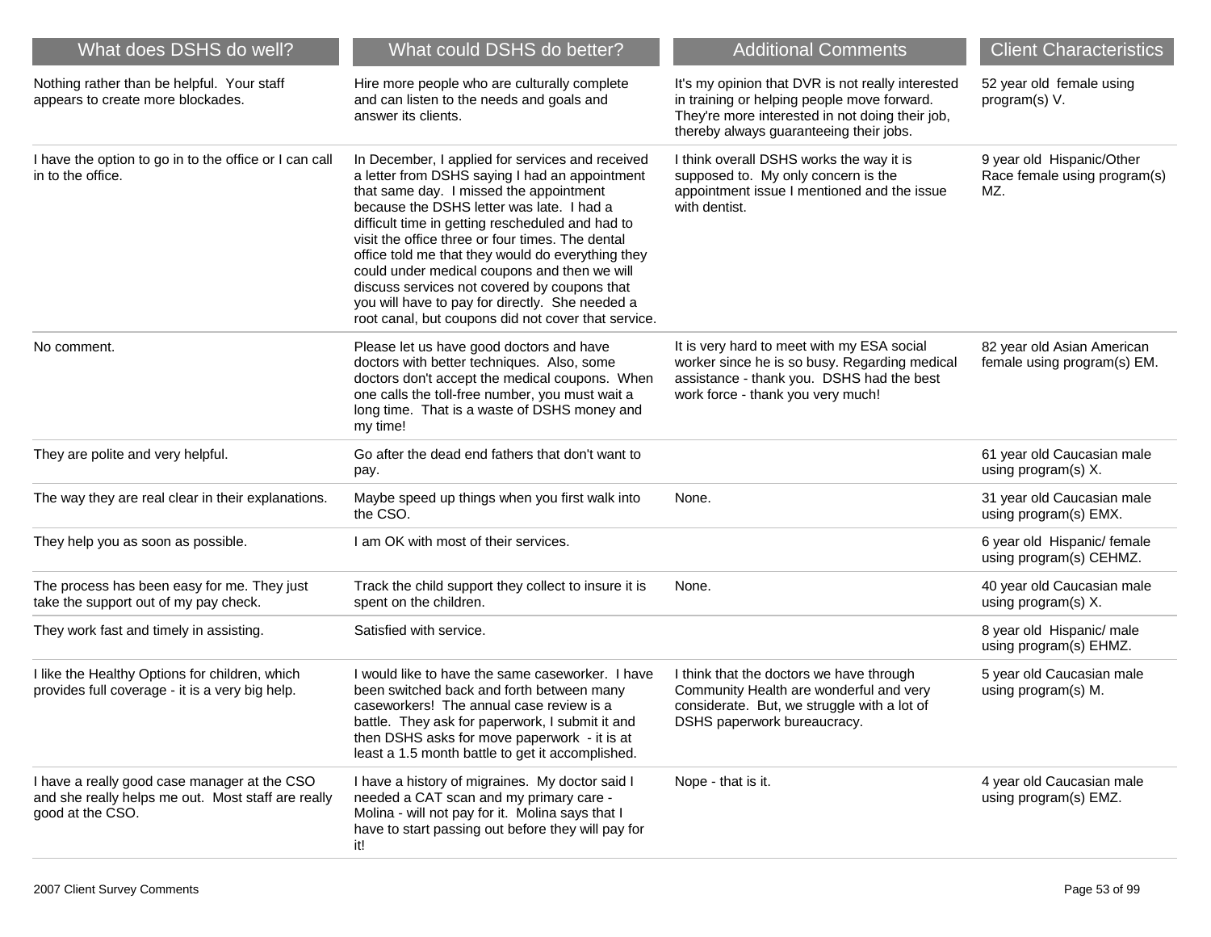| What does DSHS do well? | What could DSHS do better? | Additional Comments | Client Characteristics |
|---|---|---|---|
| Nothing rather than be helpful. Your staff appears to create more blockades. | Hire more people who are culturally complete and can listen to the needs and goals and answer its clients. | It's my opinion that DVR is not really interested in training or helping people move forward. They're more interested in not doing their job, thereby always guaranteeing their jobs. | 52 year old female using program(s) V. |
| I have the option to go in to the office or I can call in to the office. | In December, I applied for services and received a letter from DSHS saying I had an appointment that same day. I missed the appointment because the DSHS letter was late. I had a difficult time in getting rescheduled and had to visit the office three or four times. The dental office told me that they would do everything they could under medical coupons and then we will discuss services not covered by coupons that you will have to pay for directly. She needed a root canal, but coupons did not cover that service. | I think overall DSHS works the way it is supposed to. My only concern is the appointment issue I mentioned and the issue with dentist. | 9 year old Hispanic/Other Race female using program(s) MZ. |
| No comment. | Please let us have good doctors and have doctors with better techniques. Also, some doctors don't accept the medical coupons. When one calls the toll-free number, you must wait a long time. That is a waste of DSHS money and my time! | It is very hard to meet with my ESA social worker since he is so busy. Regarding medical assistance - thank you. DSHS had the best work force - thank you very much! | 82 year old Asian American female using program(s) EM. |
| They are polite and very helpful. | Go after the dead end fathers that don't want to pay. | | 61 year old Caucasian male using program(s) X. |
| The way they are real clear in their explanations. | Maybe speed up things when you first walk into the CSO. | None. | 31 year old Caucasian male using program(s) EMX. |
| They help you as soon as possible. | I am OK with most of their services. | | 6 year old Hispanic/ female using program(s) CEHMZ. |
| The process has been easy for me. They just take the support out of my pay check. | Track the child support they collect to insure it is spent on the children. | None. | 40 year old Caucasian male using program(s) X. |
| They work fast and timely in assisting. | Satisfied with service. | | 8 year old Hispanic/ male using program(s) EHMZ. |
| I like the Healthy Options for children, which provides full coverage - it is a very big help. | I would like to have the same caseworker. I have been switched back and forth between many caseworkers! The annual case review is a battle. They ask for paperwork, I submit it and then DSHS asks for move paperwork - it is at least a 1.5 month battle to get it accomplished. | I think that the doctors we have through Community Health are wonderful and very considerate. But, we struggle with a lot of DSHS paperwork bureaucracy. | 5 year old Caucasian male using program(s) M. |
| I have a really good case manager at the CSO and she really helps me out. Most staff are really good at the CSO. | I have a history of migraines. My doctor said I needed a CAT scan and my primary care - Molina - will not pay for it. Molina says that I have to start passing out before they will pay for it! | Nope - that is it. | 4 year old Caucasian male using program(s) EMZ. |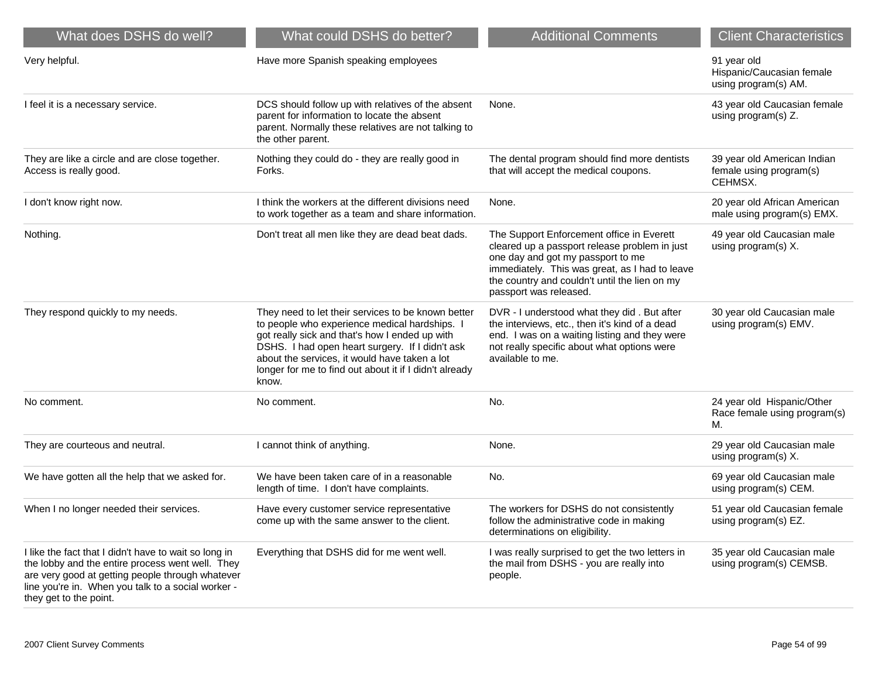| What does DSHS do well? | What could DSHS do better? | Additional Comments | Client Characteristics |
|---|---|---|---|
| Very helpful. | Have more Spanish speaking employees | | 91 year old Hispanic/Caucasian female using program(s) AM. |
| I feel it is a necessary service. | DCS should follow up with relatives of the absent parent for information to locate the absent parent. Normally these relatives are not talking to the other parent. | None. | 43 year old Caucasian female using program(s) Z. |
| They are like a circle and are close together. Access is really good. | Nothing they could do - they are really good in Forks. | The dental program should find more dentists that will accept the medical coupons. | 39 year old American Indian female using program(s) CEHMSX. |
| I don't know right now. | I think the workers at the different divisions need to work together as a team and share information. | None. | 20 year old African American male using program(s) EMX. |
| Nothing. | Don't treat all men like they are dead beat dads. | The Support Enforcement office in Everett cleared up a passport release problem in just one day and got my passport to me immediately. This was great, as I had to leave the country and couldn't until the lien on my passport was released. | 49 year old Caucasian male using program(s) X. |
| They respond quickly to my needs. | They need to let their services to be known better to people who experience medical hardships. I got really sick and that's how I ended up with DSHS. I had open heart surgery. If I didn't ask about the services, it would have taken a lot longer for me to find out about it if I didn't already know. | DVR - I understood what they did . But after the interviews, etc., then it's kind of a dead end. I was on a waiting listing and they were not really specific about what options were available to me. | 30 year old Caucasian male using program(s) EMV. |
| No comment. | No comment. | No. | 24 year old Hispanic/Other Race female using program(s) M. |
| They are courteous and neutral. | I cannot think of anything. | None. | 29 year old Caucasian male using program(s) X. |
| We have gotten all the help that we asked for. | We have been taken care of in a reasonable length of time. I don't have complaints. | No. | 69 year old Caucasian male using program(s) CEM. |
| When I no longer needed their services. | Have every customer service representative come up with the same answer to the client. | The workers for DSHS do not consistently follow the administrative code in making determinations on eligibility. | 51 year old Caucasian female using program(s) EZ. |
| I like the fact that I didn't have to wait so long in the lobby and the entire process went well. They are very good at getting people through whatever line you're in. When you talk to a social worker - they get to the point. | Everything that DSHS did for me went well. | I was really surprised to get the two letters in the mail from DSHS - you are really into people. | 35 year old Caucasian male using program(s) CEMSB. |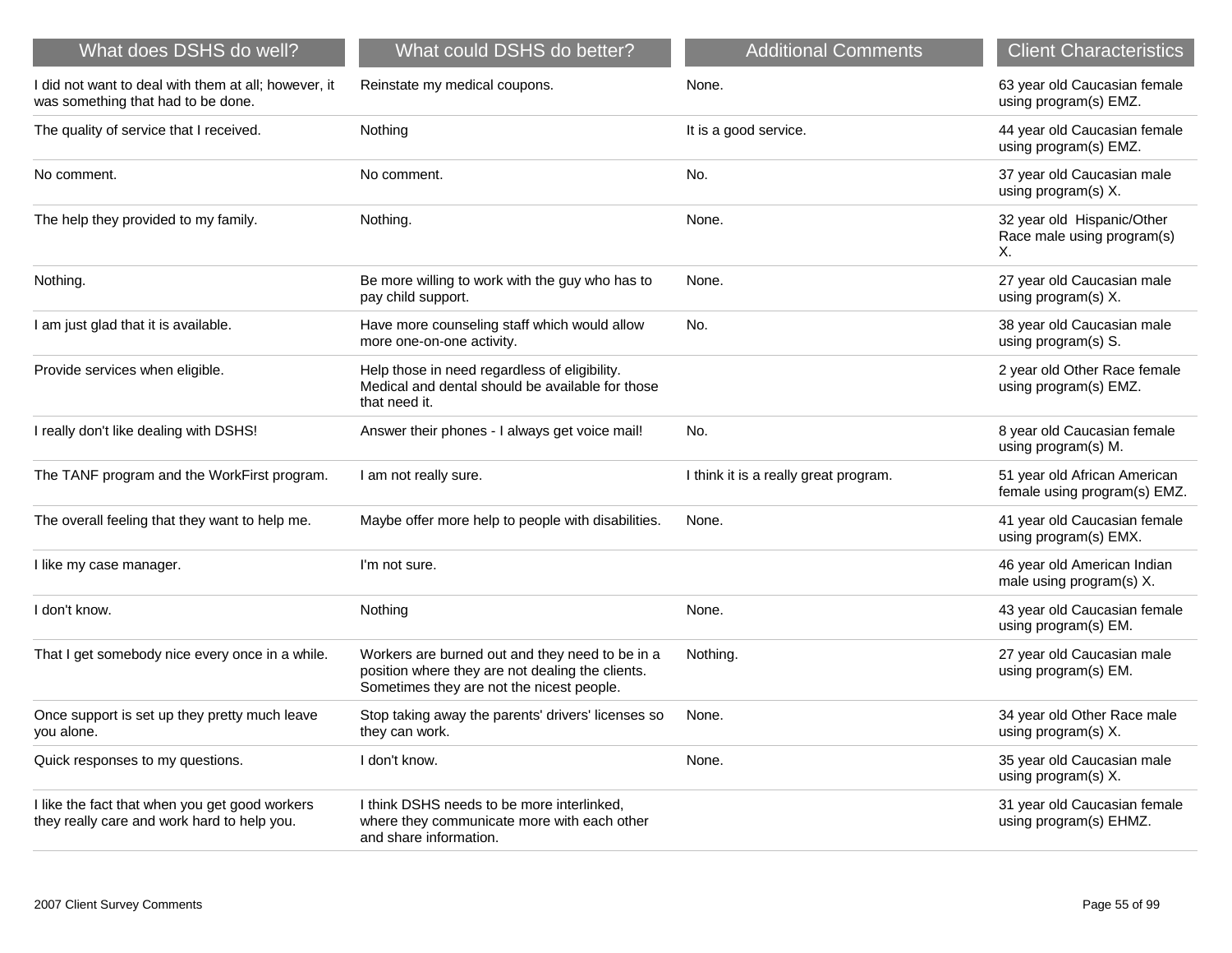| What does DSHS do well? | What could DSHS do better? | Additional Comments | Client Characteristics |
|---|---|---|---|
| I did not want to deal with them at all; however, it was something that had to be done. | Reinstate my medical coupons. | None. | 63 year old Caucasian female using program(s) EMZ. |
| The quality of service that I received. | Nothing | It is a good service. | 44 year old Caucasian female using program(s) EMZ. |
| No comment. | No comment. | No. | 37 year old Caucasian male using program(s) X. |
| The help they provided to my family. | Nothing. | None. | 32 year old Hispanic/Other Race male using program(s) X. |
| Nothing. | Be more willing to work with the guy who has to pay child support. | None. | 27 year old Caucasian male using program(s) X. |
| I am just glad that it is available. | Have more counseling staff which would allow more one-on-one activity. | No. | 38 year old Caucasian male using program(s) S. |
| Provide services when eligible. | Help those in need regardless of eligibility. Medical and dental should be available for those that need it. | | 2 year old Other Race female using program(s) EMZ. |
| I really don't like dealing with DSHS! | Answer their phones - I always get voice mail! | No. | 8 year old Caucasian female using program(s) M. |
| The TANF program and the WorkFirst program. | I am not really sure. | I think it is a really great program. | 51 year old African American female using program(s) EMZ. |
| The overall feeling that they want to help me. | Maybe offer more help to people with disabilities. | None. | 41 year old Caucasian female using program(s) EMX. |
| I like my case manager. | I'm not sure. | | 46 year old American Indian male using program(s) X. |
| I don't know. | Nothing | None. | 43 year old Caucasian female using program(s) EM. |
| That I get somebody nice every once in a while. | Workers are burned out and they need to be in a position where they are not dealing the clients. Sometimes they are not the nicest people. | Nothing. | 27 year old Caucasian male using program(s) EM. |
| Once support is set up they pretty much leave you alone. | Stop taking away the parents' drivers' licenses so they can work. | None. | 34 year old Other Race male using program(s) X. |
| Quick responses to my questions. | I don't know. | None. | 35 year old Caucasian male using program(s) X. |
| I like the fact that when you get good workers they really care and work hard to help you. | I think DSHS needs to be more interlinked, where they communicate more with each other and share information. | | 31 year old Caucasian female using program(s) EHMZ. |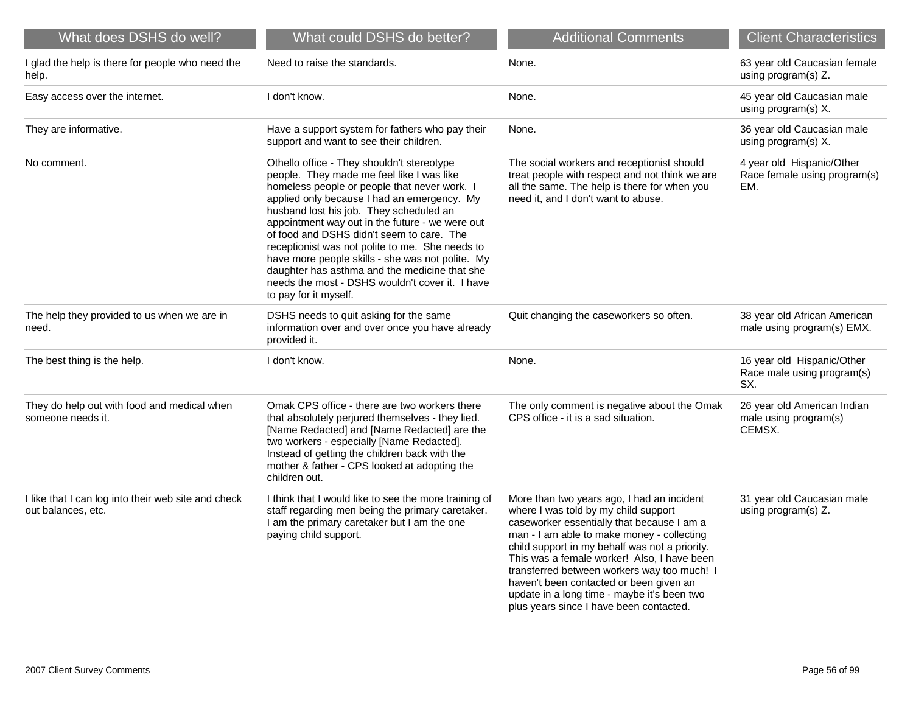| What does DSHS do well? | What could DSHS do better? | Additional Comments | Client Characteristics |
|---|---|---|---|
| I glad the help is there for people who need the help. | Need to raise the standards. | None. | 63 year old Caucasian female using program(s) Z. |
| Easy access over the internet. | I don't know. | None. | 45 year old Caucasian male using program(s) X. |
| They are informative. | Have a support system for fathers who pay their support and want to see their children. | None. | 36 year old Caucasian male using program(s) X. |
| No comment. | Othello office - They shouldn't stereotype people. They made me feel like I was like homeless people or people that never work. I applied only because I had an emergency. My husband lost his job. They scheduled an appointment way out in the future - we were out of food and DSHS didn't seem to care. The receptionist was not polite to me. She needs to have more people skills - she was not polite. My daughter has asthma and the medicine that she needs the most - DSHS wouldn't cover it. I have to pay for it myself. | The social workers and receptionist should treat people with respect and not think we are all the same. The help is there for when you need it, and I don't want to abuse. | 4 year old Hispanic/Other Race female using program(s) EM. |
| The help they provided to us when we are in need. | DSHS needs to quit asking for the same information over and over once you have already provided it. | Quit changing the caseworkers so often. | 38 year old African American male using program(s) EMX. |
| The best thing is the help. | I don't know. | None. | 16 year old Hispanic/Other Race male using program(s) SX. |
| They do help out with food and medical when someone needs it. | Omak CPS office - there are two workers there that absolutely perjured themselves - they lied. [Name Redacted] and [Name Redacted] are the two workers - especially [Name Redacted]. Instead of getting the children back with the mother & father - CPS looked at adopting the children out. | The only comment is negative about the Omak CPS office - it is a sad situation. | 26 year old American Indian male using program(s) CEMSX. |
| I like that I can log into their web site and check out balances, etc. | I think that I would like to see the more training of staff regarding men being the primary caretaker. I am the primary caretaker but I am the one paying child support. | More than two years ago, I had an incident where I was told by my child support caseworker essentially that because I am a man - I am able to make money - collecting child support in my behalf was not a priority. This was a female worker! Also, I have been transferred between workers way too much! I haven't been contacted or been given an update in a long time - maybe it's been two plus years since I have been contacted. | 31 year old Caucasian male using program(s) Z. |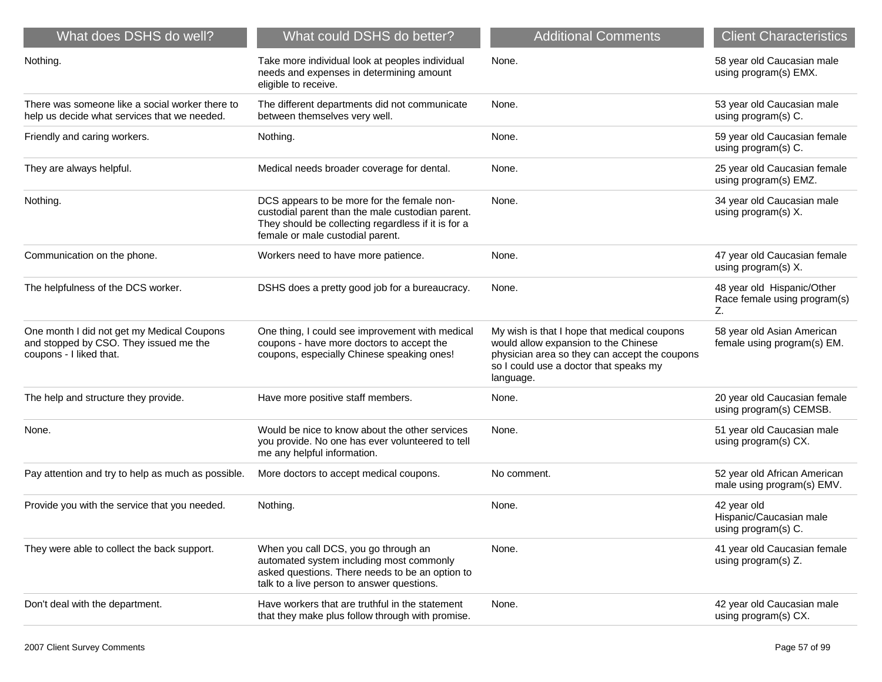| What does DSHS do well? | What could DSHS do better? | Additional Comments | Client Characteristics |
|---|---|---|---|
| Nothing. | Take more individual look at peoples individual needs and expenses in determining amount eligible to receive. | None. | 58 year old Caucasian male using program(s) EMX. |
| There was someone like a social worker there to help us decide what services that we needed. | The different departments did not communicate between themselves very well. | None. | 53 year old Caucasian male using program(s) C. |
| Friendly and caring workers. | Nothing. | None. | 59 year old Caucasian female using program(s) C. |
| They are always helpful. | Medical needs broader coverage for dental. | None. | 25 year old Caucasian female using program(s) EMZ. |
| Nothing. | DCS appears to be more for the female non-custodial parent than the male custodian parent. They should be collecting regardless if it is for a female or male custodial parent. | None. | 34 year old Caucasian male using program(s) X. |
| Communication on the phone. | Workers need to have more patience. | None. | 47 year old Caucasian female using program(s) X. |
| The helpfulness of the DCS worker. | DSHS does a pretty good job for a bureaucracy. | None. | 48 year old Hispanic/Other Race female using program(s) Z. |
| One month I did not get my Medical Coupons and stopped by CSO. They issued me the coupons - I liked that. | One thing, I could see improvement with medical coupons - have more doctors to accept the coupons, especially Chinese speaking ones! | My wish is that I hope that medical coupons would allow expansion to the Chinese physician area so they can accept the coupons so I could use a doctor that speaks my language. | 58 year old Asian American female using program(s) EM. |
| The help and structure they provide. | Have more positive staff members. | None. | 20 year old Caucasian female using program(s) CEMSB. |
| None. | Would be nice to know about the other services you provide. No one has ever volunteered to tell me any helpful information. | None. | 51 year old Caucasian male using program(s) CX. |
| Pay attention and try to help as much as possible. | More doctors to accept medical coupons. | No comment. | 52 year old African American male using program(s) EMV. |
| Provide you with the service that you needed. | Nothing. | None. | 42 year old Hispanic/Caucasian male using program(s) C. |
| They were able to collect the back support. | When you call DCS, you go through an automated system including most commonly asked questions. There needs to be an option to talk to a live person to answer questions. | None. | 41 year old Caucasian female using program(s) Z. |
| Don't deal with the department. | Have workers that are truthful in the statement that they make plus follow through with promise. | None. | 42 year old Caucasian male using program(s) CX. |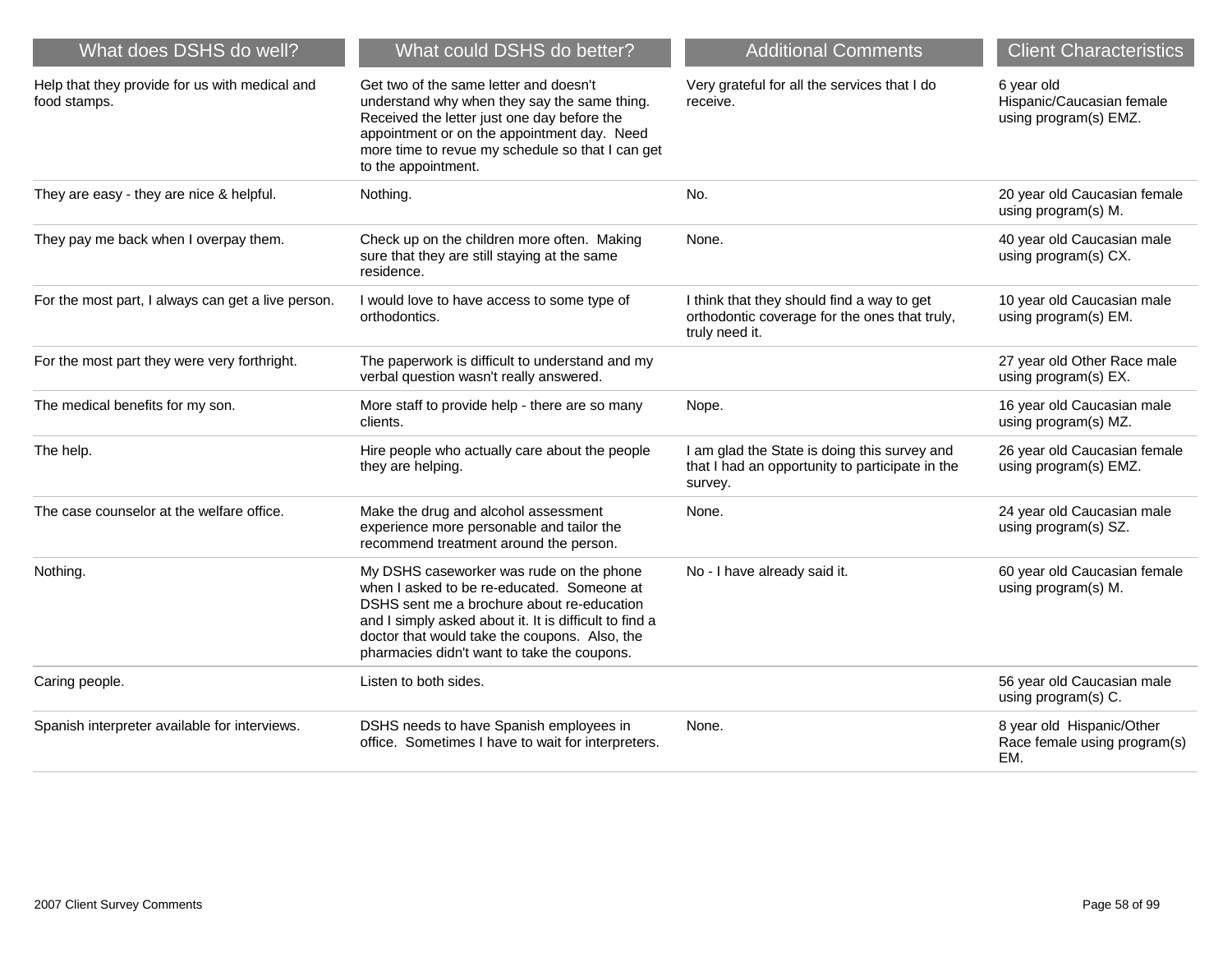| What does DSHS do well? | What could DSHS do better? | Additional Comments | Client Characteristics |
|---|---|---|---|
| Help that they provide for us with medical and food stamps. | Get two of the same letter and doesn't understand why when they say the same thing. Received the letter just one day before the appointment or on the appointment day. Need more time to revue my schedule so that I can get to the appointment. | Very grateful for all the services that I do receive. | 6 year old Hispanic/Caucasian female using program(s) EMZ. |
| They are easy - they are nice & helpful. | Nothing. | No. | 20 year old Caucasian female using program(s) M. |
| They pay me back when I overpay them. | Check up on the children more often. Making sure that they are still staying at the same residence. | None. | 40 year old Caucasian male using program(s) CX. |
| For the most part, I always can get a live person. | I would love to have access to some type of orthodontics. | I think that they should find a way to get orthodontic coverage for the ones that truly, truly need it. | 10 year old Caucasian male using program(s) EM. |
| For the most part they were very forthright. | The paperwork is difficult to understand and my verbal question wasn't really answered. | | 27 year old Other Race male using program(s) EX. |
| The medical benefits for my son. | More staff to provide help - there are so many clients. | Nope. | 16 year old Caucasian male using program(s) MZ. |
| The help. | Hire people who actually care about the people they are helping. | I am glad the State is doing this survey and that I had an opportunity to participate in the survey. | 26 year old Caucasian female using program(s) EMZ. |
| The case counselor at the welfare office. | Make the drug and alcohol assessment experience more personable and tailor the recommend treatment around the person. | None. | 24 year old Caucasian male using program(s) SZ. |
| Nothing. | My DSHS caseworker was rude on the phone when I asked to be re-educated. Someone at DSHS sent me a brochure about re-education and I simply asked about it. It is difficult to find a doctor that would take the coupons. Also, the pharmacies didn't want to take the coupons. | No - I have already said it. | 60 year old Caucasian female using program(s) M. |
| Caring people. | Listen to both sides. | | 56 year old Caucasian male using program(s) C. |
| Spanish interpreter available for interviews. | DSHS needs to have Spanish employees in office. Sometimes I have to wait for interpreters. | None. | 8 year old Hispanic/Other Race female using program(s) EM. |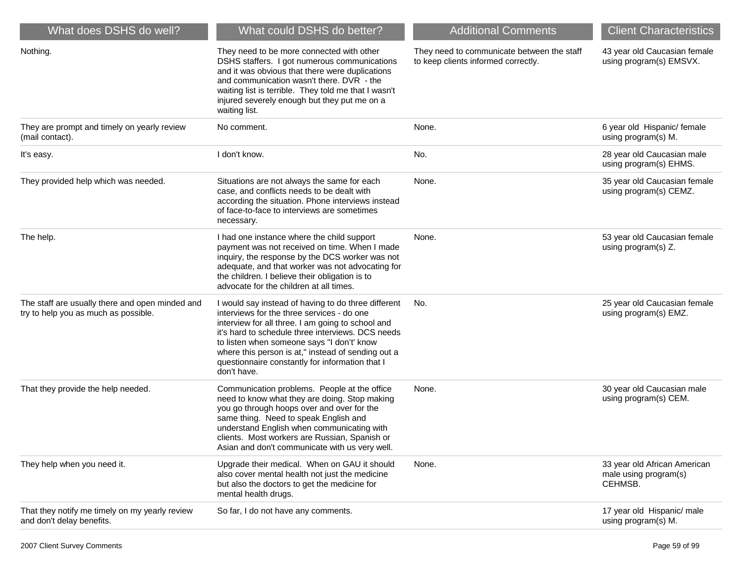| What does DSHS do well? | What could DSHS do better? | Additional Comments | Client Characteristics |
|---|---|---|---|
| Nothing. | They need to be more connected with other DSHS staffers. I got numerous communications and it was obvious that there were duplications and communication wasn't there. DVR - the waiting list is terrible. They told me that I wasn't injured severely enough but they put me on a waiting list. | They need to communicate between the staff to keep clients informed correctly. | 43 year old Caucasian female using program(s) EMSVX. |
| They are prompt and timely on yearly review (mail contact). | No comment. | None. | 6 year old Hispanic/ female using program(s) M. |
| It's easy. | I don't know. | No. | 28 year old Caucasian male using program(s) EHMS. |
| They provided help which was needed. | Situations are not always the same for each case, and conflicts needs to be dealt with according the situation. Phone interviews instead of face-to-face to interviews are sometimes necessary. | None. | 35 year old Caucasian female using program(s) CEMZ. |
| The help. | I had one instance where the child support payment was not received on time. When I made inquiry, the response by the DCS worker was not adequate, and that worker was not advocating for the children. I believe their obligation is to advocate for the children at all times. | None. | 53 year old Caucasian female using program(s) Z. |
| The staff are usually there and open minded and try to help you as much as possible. | I would say instead of having to do three different interviews for the three services - do one interview for all three. I am going to school and it's hard to schedule three interviews. DCS needs to listen when someone says "I don't' know where this person is at," instead of sending out a questionnaire constantly for information that I don't have. | No. | 25 year old Caucasian female using program(s) EMZ. |
| That they provide the help needed. | Communication problems. People at the office need to know what they are doing. Stop making you go through hoops over and over for the same thing. Need to speak English and understand English when communicating with clients. Most workers are Russian, Spanish or Asian and don't communicate with us very well. | None. | 30 year old Caucasian male using program(s) CEM. |
| They help when you need it. | Upgrade their medical. When on GAU it should also cover mental health not just the medicine but also the doctors to get the medicine for mental health drugs. | None. | 33 year old African American male using program(s) CEHMSB. |
| That they notify me timely on my yearly review and don't delay benefits. | So far, I do not have any comments. | | 17 year old Hispanic/ male using program(s) M. |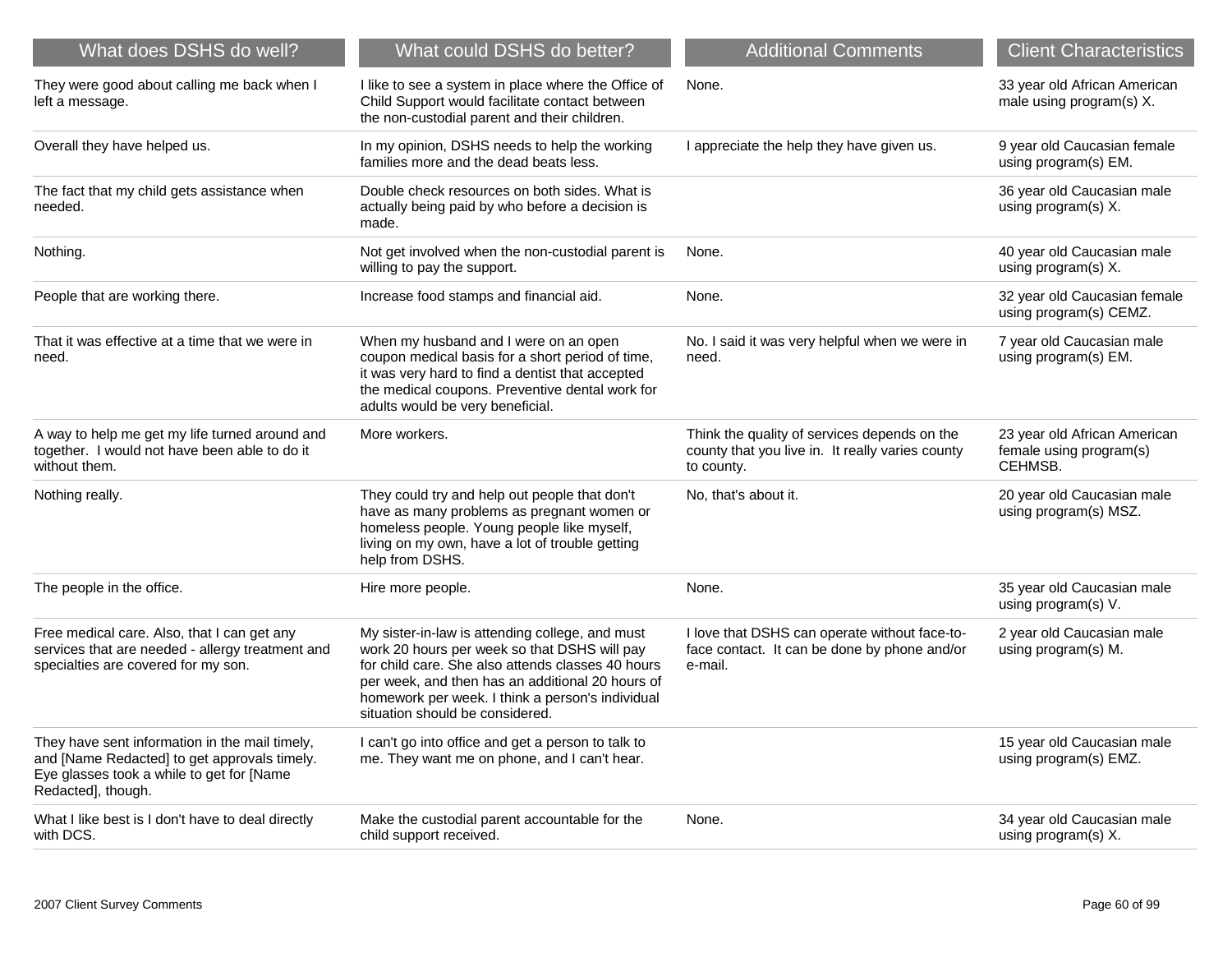| What does DSHS do well? | What could DSHS do better? | Additional Comments | Client Characteristics |
|---|---|---|---|
| They were good about calling me back when I left a message. | I like to see a system in place where the Office of Child Support would facilitate contact between the non-custodial parent and their children. | None. | 33 year old African American male using program(s) X. |
| Overall they have helped us. | In my opinion, DSHS needs to help the working families more and the dead beats less. | I appreciate the help they have given us. | 9 year old Caucasian female using program(s) EM. |
| The fact that my child gets assistance when needed. | Double check resources on both sides. What is actually being paid by who before a decision is made. | | 36 year old Caucasian male using program(s) X. |
| Nothing. | Not get involved when the non-custodial parent is willing to pay the support. | None. | 40 year old Caucasian male using program(s) X. |
| People that are working there. | Increase food stamps and financial aid. | None. | 32 year old Caucasian female using program(s) CEMZ. |
| That it was effective at a time that we were in need. | When my husband and I were on an open coupon medical basis for a short period of time, it was very hard to find a dentist that accepted the medical coupons. Preventive dental work for adults would be very beneficial. | No. I said it was very helpful when we were in need. | 7 year old Caucasian male using program(s) EM. |
| A way to help me get my life turned around and together. I would not have been able to do it without them. | More workers. | Think the quality of services depends on the county that you live in. It really varies county to county. | 23 year old African American female using program(s) CEHMSB. |
| Nothing really. | They could try and help out people that don't have as many problems as pregnant women or homeless people. Young people like myself, living on my own, have a lot of trouble getting help from DSHS. | No, that's about it. | 20 year old Caucasian male using program(s) MSZ. |
| The people in the office. | Hire more people. | None. | 35 year old Caucasian male using program(s) V. |
| Free medical care. Also, that I can get any services that are needed - allergy treatment and specialties are covered for my son. | My sister-in-law is attending college, and must work 20 hours per week so that DSHS will pay for child care. She also attends classes 40 hours per week, and then has an additional 20 hours of homework per week. I think a person's individual situation should be considered. | I love that DSHS can operate without face-to-face contact. It can be done by phone and/or e-mail. | 2 year old Caucasian male using program(s) M. |
| They have sent information in the mail timely, and [Name Redacted] to get approvals timely. Eye glasses took a while to get for [Name Redacted], though. | I can't go into office and get a person to talk to me. They want me on phone, and I can't hear. | | 15 year old Caucasian male using program(s) EMZ. |
| What I like best is I don't have to deal directly with DCS. | Make the custodial parent accountable for the child support received. | None. | 34 year old Caucasian male using program(s) X. |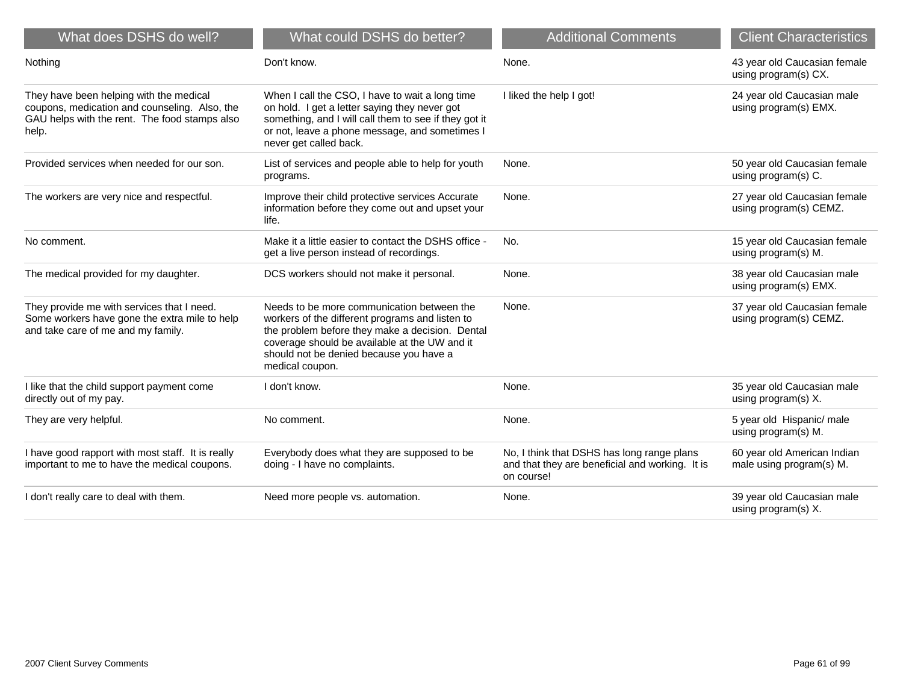| What does DSHS do well? | What could DSHS do better? | Additional Comments | Client Characteristics |
|---|---|---|---|
| Nothing | Don't know. | None. | 43 year old Caucasian female using program(s) CX. |
| They have been helping with the medical coupons, medication and counseling. Also, the GAU helps with the rent. The food stamps also help. | When I call the CSO, I have to wait a long time on hold. I get a letter saying they never got something, and I will call them to see if they got it or not, leave a phone message, and sometimes I never get called back. | I liked the help I got! | 24 year old Caucasian male using program(s) EMX. |
| Provided services when needed for our son. | List of services and people able to help for youth programs. | None. | 50 year old Caucasian female using program(s) C. |
| The workers are very nice and respectful. | Improve their child protective services Accurate information before they come out and upset your life. | None. | 27 year old Caucasian female using program(s) CEMZ. |
| No comment. | Make it a little easier to contact the DSHS office - get a live person instead of recordings. | No. | 15 year old Caucasian female using program(s) M. |
| The medical provided for my daughter. | DCS workers should not make it personal. | None. | 38 year old Caucasian male using program(s) EMX. |
| They provide me with services that I need. Some workers have gone the extra mile to help and take care of me and my family. | Needs to be more communication between the workers of the different programs and listen to the problem before they make a decision. Dental coverage should be available at the UW and it should not be denied because you have a medical coupon. | None. | 37 year old Caucasian female using program(s) CEMZ. |
| I like that the child support payment come directly out of my pay. | I don't know. | None. | 35 year old Caucasian male using program(s) X. |
| They are very helpful. | No comment. | None. | 5 year old Hispanic/ male using program(s) M. |
| I have good rapport with most staff. It is really important to me to have the medical coupons. | Everybody does what they are supposed to be doing - I have no complaints. | No, I think that DSHS has long range plans and that they are beneficial and working. It is on course! | 60 year old American Indian male using program(s) M. |
| I don't really care to deal with them. | Need more people vs. automation. | None. | 39 year old Caucasian male using program(s) X. |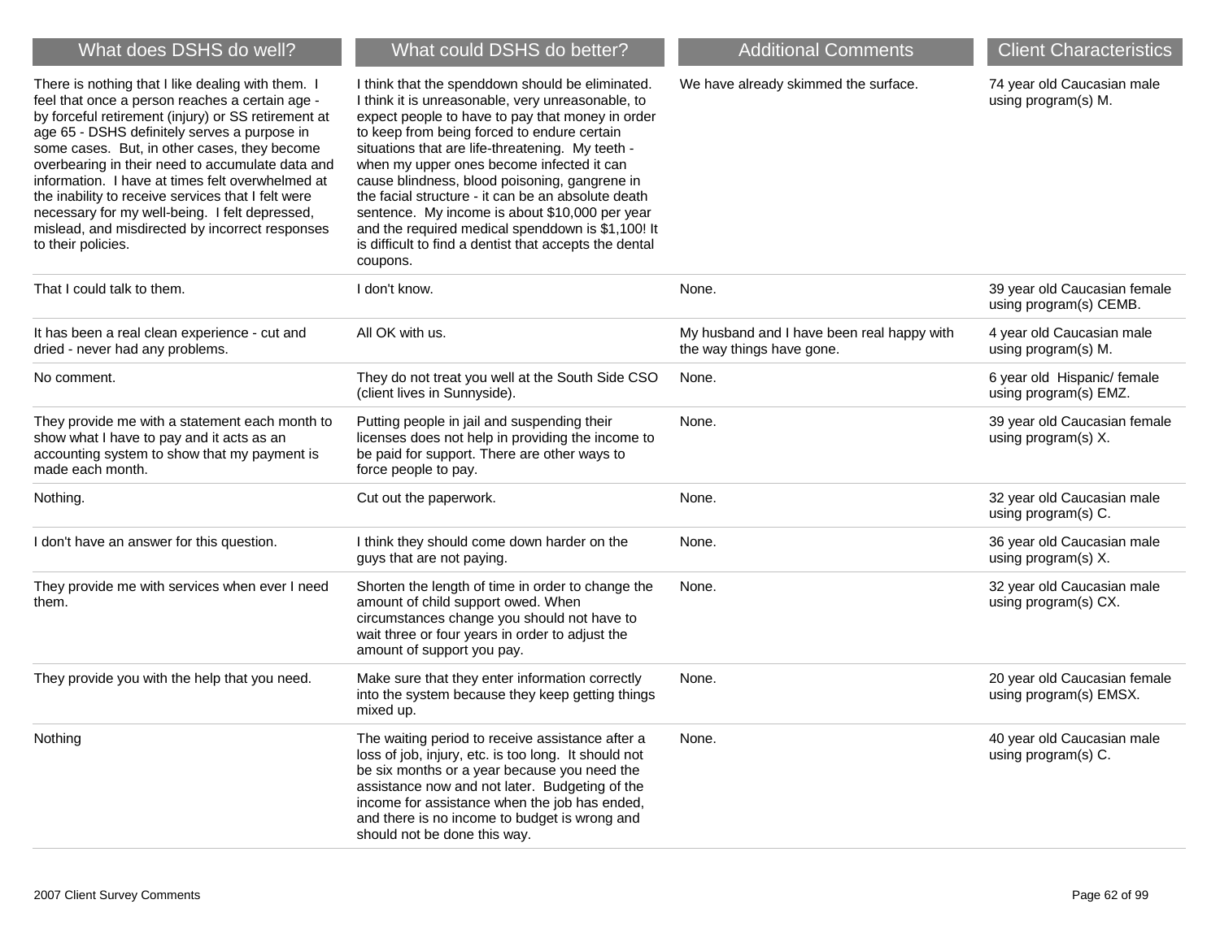| What does DSHS do well? | What could DSHS do better? | Additional Comments | Client Characteristics |
| --- | --- | --- | --- |
| There is nothing that I like dealing with them. I feel that once a person reaches a certain age - by forceful retirement (injury) or SS retirement at age 65 - DSHS definitely serves a purpose in some cases. But, in other cases, they become overbearing in their need to accumulate data and information. I have at times felt overwhelmed at the inability to receive services that I felt were necessary for my well-being. I felt depressed, mislead, and misdirected by incorrect responses to their policies. | I think that the spenddown should be eliminated. I think it is unreasonable, very unreasonable, to expect people to have to pay that money in order to keep from being forced to endure certain situations that are life-threatening. My teeth - when my upper ones become infected it can cause blindness, blood poisoning, gangrene in the facial structure - it can be an absolute death sentence. My income is about $10,000 per year and the required medical spenddown is $1,100! It is difficult to find a dentist that accepts the dental coupons. | We have already skimmed the surface. | 74 year old Caucasian male using program(s) M. |
| That I could talk to them. | I don't know. | None. | 39 year old Caucasian female using program(s) CEMB. |
| It has been a real clean experience - cut and dried - never had any problems. | All OK with us. | My husband and I have been real happy with the way things have gone. | 4 year old Caucasian male using program(s) M. |
| No comment. | They do not treat you well at the South Side CSO (client lives in Sunnyside). | None. | 6 year old Hispanic/ female using program(s) EMZ. |
| They provide me with a statement each month to show what I have to pay and it acts as an accounting system to show that my payment is made each month. | Putting people in jail and suspending their licenses does not help in providing the income to be paid for support. There are other ways to force people to pay. | None. | 39 year old Caucasian female using program(s) X. |
| Nothing. | Cut out the paperwork. | None. | 32 year old Caucasian male using program(s) C. |
| I don't have an answer for this question. | I think they should come down harder on the guys that are not paying. | None. | 36 year old Caucasian male using program(s) X. |
| They provide me with services when ever I need them. | Shorten the length of time in order to change the amount of child support owed. When circumstances change you should not have to wait three or four years in order to adjust the amount of support you pay. | None. | 32 year old Caucasian male using program(s) CX. |
| They provide you with the help that you need. | Make sure that they enter information correctly into the system because they keep getting things mixed up. | None. | 20 year old Caucasian female using program(s) EMSX. |
| Nothing | The waiting period to receive assistance after a loss of job, injury, etc. is too long. It should not be six months or a year because you need the assistance now and not later. Budgeting of the income for assistance when the job has ended, and there is no income to budget is wrong and should not be done this way. | None. | 40 year old Caucasian male using program(s) C. |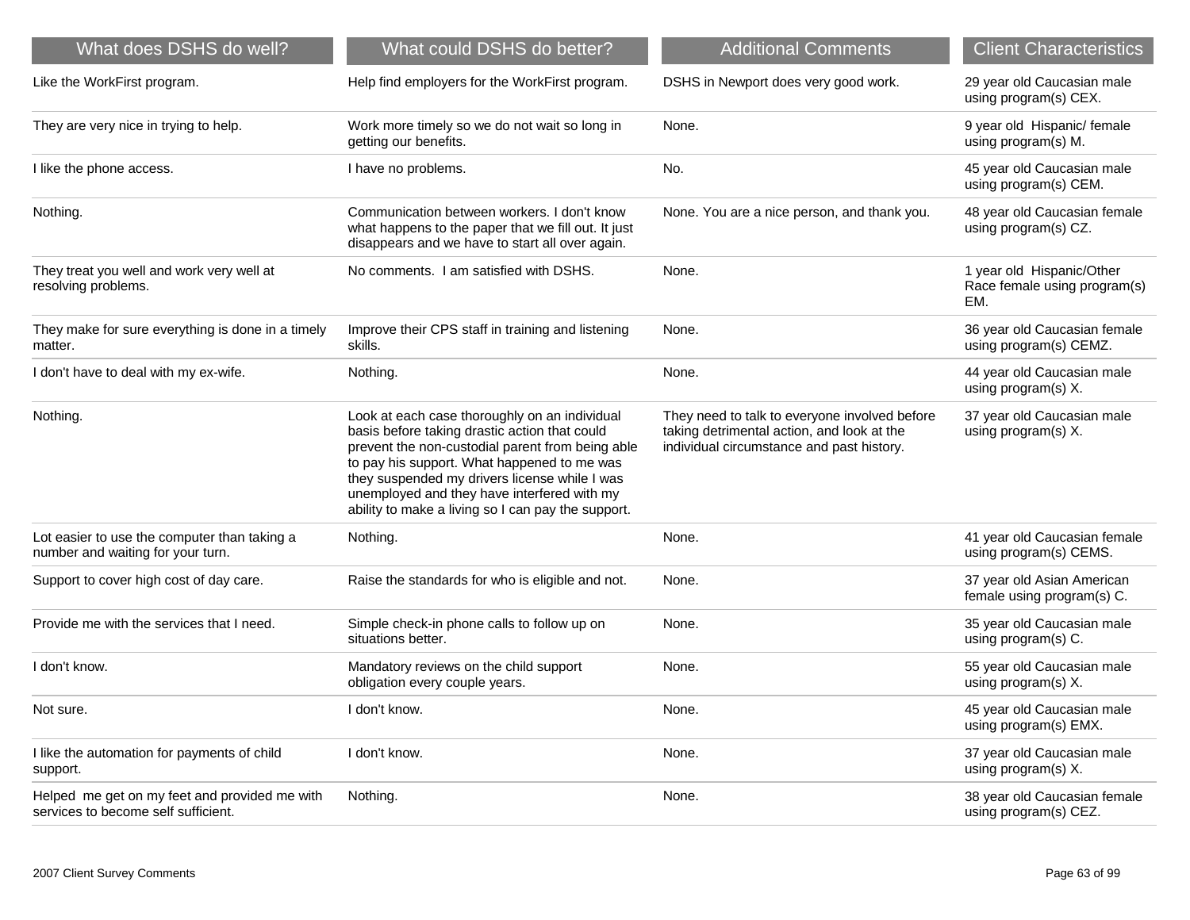| What does DSHS do well? | What could DSHS do better? | Additional Comments | Client Characteristics |
|---|---|---|---|
| Like the WorkFirst program. | Help find employers for the WorkFirst program. | DSHS in Newport does very good work. | 29 year old Caucasian male using program(s) CEX. |
| They are very nice in trying to help. | Work more timely so we do not wait so long in getting our benefits. | None. | 9 year old Hispanic/ female using program(s) M. |
| I like the phone access. | I have no problems. | No. | 45 year old Caucasian male using program(s) CEM. |
| Nothing. | Communication between workers. I don't know what happens to the paper that we fill out. It just disappears and we have to start all over again. | None. You are a nice person, and thank you. | 48 year old Caucasian female using program(s) CZ. |
| They treat you well and work very well at resolving problems. | No comments. I am satisfied with DSHS. | None. | 1 year old Hispanic/Other Race female using program(s) EM. |
| They make for sure everything is done in a timely matter. | Improve their CPS staff in training and listening skills. | None. | 36 year old Caucasian female using program(s) CEMZ. |
| I don't have to deal with my ex-wife. | Nothing. | None. | 44 year old Caucasian male using program(s) X. |
| Nothing. | Look at each case thoroughly on an individual basis before taking drastic action that could prevent the non-custodial parent from being able to pay his support. What happened to me was they suspended my drivers license while I was unemployed and they have interfered with my ability to make a living so I can pay the support. | They need to talk to everyone involved before taking detrimental action, and look at the individual circumstance and past history. | 37 year old Caucasian male using program(s) X. |
| Lot easier to use the computer than taking a number and waiting for your turn. | Nothing. | None. | 41 year old Caucasian female using program(s) CEMS. |
| Support to cover high cost of day care. | Raise the standards for who is eligible and not. | None. | 37 year old Asian American female using program(s) C. |
| Provide me with the services that I need. | Simple check-in phone calls to follow up on situations better. | None. | 35 year old Caucasian male using program(s) C. |
| I don't know. | Mandatory reviews on the child support obligation every couple years. | None. | 55 year old Caucasian male using program(s) X. |
| Not sure. | I don't know. | None. | 45 year old Caucasian male using program(s) EMX. |
| I like the automation for payments of child support. | I don't know. | None. | 37 year old Caucasian male using program(s) X. |
| Helped me get on my feet and provided me with services to become self sufficient. | Nothing. | None. | 38 year old Caucasian female using program(s) CEZ. |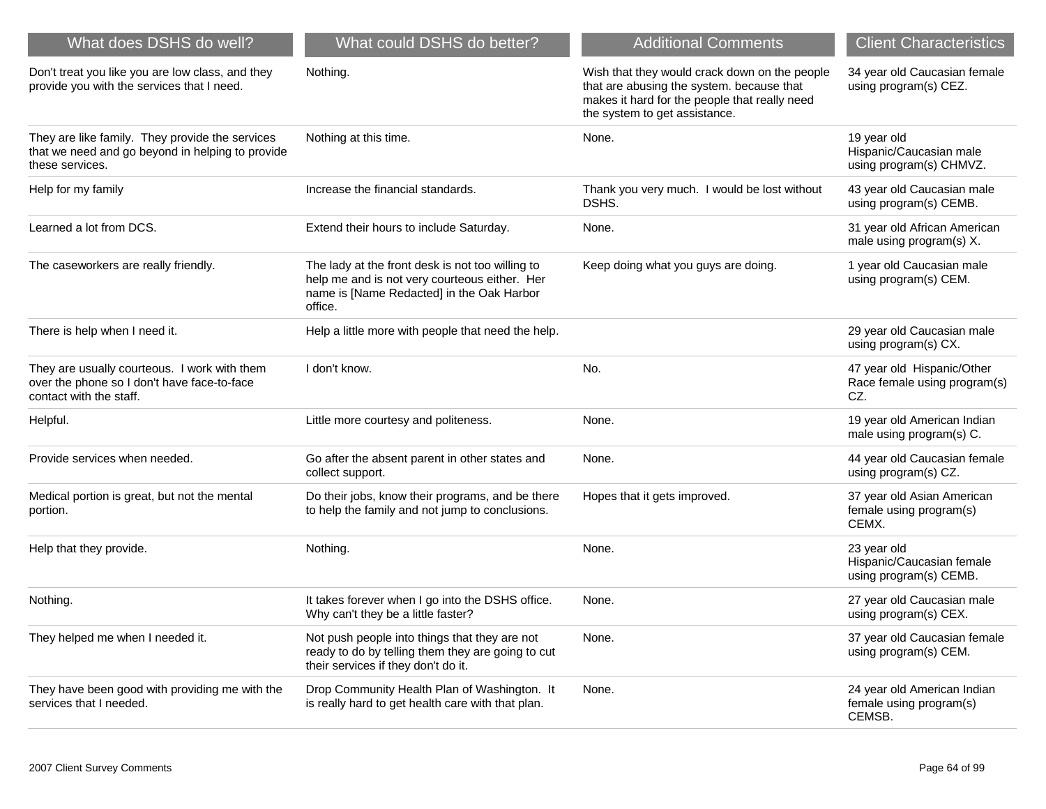| What does DSHS do well? | What could DSHS do better? | Additional Comments | Client Characteristics |
|---|---|---|---|
| Don't treat you like you are low class, and they provide you with the services that I need. | Nothing. | Wish that they would crack down on the people that are abusing the system. because that makes it hard for the people that really need the system to get assistance. | 34 year old Caucasian female using program(s) CEZ. |
| They are like family. They provide the services that we need and go beyond in helping to provide these services. | Nothing at this time. | None. | 19 year old Hispanic/Caucasian male using program(s) CHMVZ. |
| Help for my family | Increase the financial standards. | Thank you very much. I would be lost without DSHS. | 43 year old Caucasian male using program(s) CEMB. |
| Learned a lot from DCS. | Extend their hours to include Saturday. | None. | 31 year old African American male using program(s) X. |
| The caseworkers are really friendly. | The lady at the front desk is not too willing to help me and is not very courteous either. Her name is [Name Redacted] in the Oak Harbor office. | Keep doing what you guys are doing. | 1 year old Caucasian male using program(s) CEM. |
| There is help when I need it. | Help a little more with people that need the help. | | 29 year old Caucasian male using program(s) CX. |
| They are usually courteous. I work with them over the phone so I don't have face-to-face contact with the staff. | I don't know. | No. | 47 year old Hispanic/Other Race female using program(s) CZ. |
| Helpful. | Little more courtesy and politeness. | None. | 19 year old American Indian male using program(s) C. |
| Provide services when needed. | Go after the absent parent in other states and collect support. | None. | 44 year old Caucasian female using program(s) CZ. |
| Medical portion is great, but not the mental portion. | Do their jobs, know their programs, and be there to help the family and not jump to conclusions. | Hopes that it gets improved. | 37 year old Asian American female using program(s) CEMX. |
| Help that they provide. | Nothing. | None. | 23 year old Hispanic/Caucasian female using program(s) CEMB. |
| Nothing. | It takes forever when I go into the DSHS office. Why can't they be a little faster? | None. | 27 year old Caucasian male using program(s) CEX. |
| They helped me when I needed it. | Not push people into things that they are not ready to do by telling them they are going to cut their services if they don't do it. | None. | 37 year old Caucasian female using program(s) CEM. |
| They have been good with providing me with the services that I needed. | Drop Community Health Plan of Washington. It is really hard to get health care with that plan. | None. | 24 year old American Indian female using program(s) CEMSB. |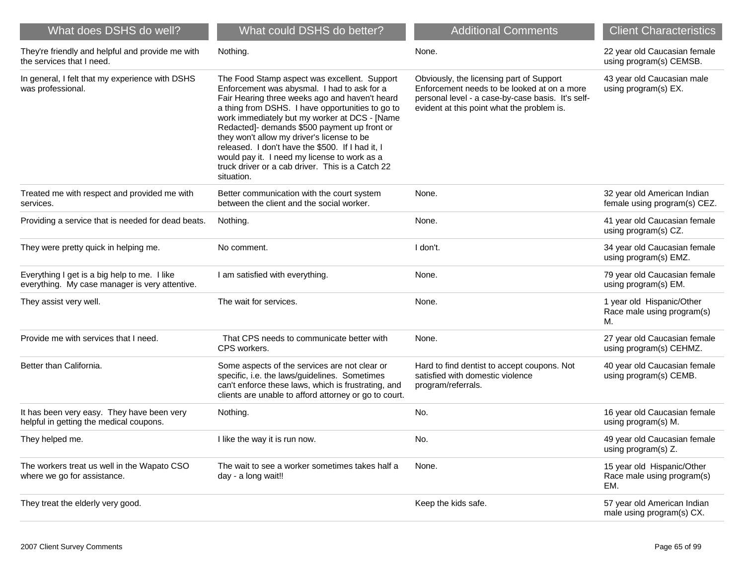| What does DSHS do well? | What could DSHS do better? | Additional Comments | Client Characteristics |
|---|---|---|---|
| They're friendly and helpful and provide me with the services that I need. | Nothing. | None. | 22 year old Caucasian female using program(s) CEMSB. |
| In general, I felt that my experience with DSHS was professional. | The Food Stamp aspect was excellent. Support Enforcement was abysmal. I had to ask for a Fair Hearing three weeks ago and haven't heard a thing from DSHS. I have opportunities to go to work immediately but my worker at DCS - [Name Redacted]- demands $500 payment up front or they won't allow my driver's license to be released. I don't have the $500. If I had it, I would pay it. I need my license to work as a truck driver or a cab driver. This is a Catch 22 situation. | Obviously, the licensing part of Support Enforcement needs to be looked at on a more personal level - a case-by-case basis. It's self-evident at this point what the problem is. | 43 year old Caucasian male using program(s) EX. |
| Treated me with respect and provided me with services. | Better communication with the court system between the client and the social worker. | None. | 32 year old American Indian female using program(s) CEZ. |
| Providing a service that is needed for dead beats. | Nothing. | None. | 41 year old Caucasian female using program(s) CZ. |
| They were pretty quick in helping me. | No comment. | I don't. | 34 year old Caucasian female using program(s) EMZ. |
| Everything I get is a big help to me. I like everything. My case manager is very attentive. | I am satisfied with everything. | None. | 79 year old Caucasian female using program(s) EM. |
| They assist very well. | The wait for services. | None. | 1 year old Hispanic/Other Race male using program(s) M. |
| Provide me with services that I need. | That CPS needs to communicate better with CPS workers. | None. | 27 year old Caucasian female using program(s) CEHMZ. |
| Better than California. | Some aspects of the services are not clear or specific, i.e. the laws/guidelines. Sometimes can't enforce these laws, which is frustrating, and clients are unable to afford attorney or go to court. | Hard to find dentist to accept coupons. Not satisfied with domestic violence program/referrals. | 40 year old Caucasian female using program(s) CEMB. |
| It has been very easy. They have been very helpful in getting the medical coupons. | Nothing. | No. | 16 year old Caucasian female using program(s) M. |
| They helped me. | I like the way it is run now. | No. | 49 year old Caucasian female using program(s) Z. |
| The workers treat us well in the Wapato CSO where we go for assistance. | The wait to see a worker sometimes takes half a day - a long wait!! | None. | 15 year old Hispanic/Other Race male using program(s) EM. |
| They treat the elderly very good. | | Keep the kids safe. | 57 year old American Indian male using program(s) CX. |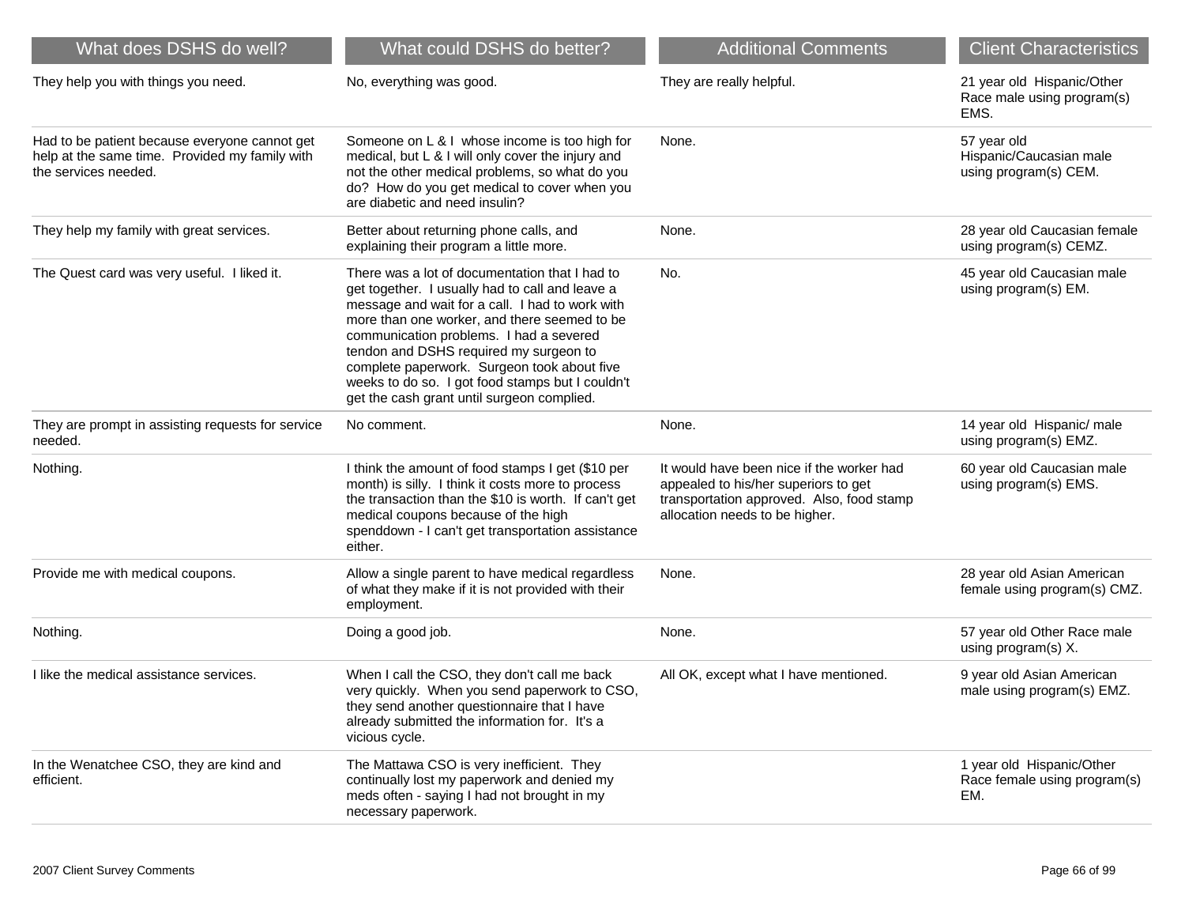| What does DSHS do well? | What could DSHS do better? | Additional Comments | Client Characteristics |
|---|---|---|---|
| They help you with things you need. | No, everything was good. | They are really helpful. | 21 year old Hispanic/Other Race male using program(s) EMS. |
| Had to be patient because everyone cannot get help at the same time. Provided my family with the services needed. | Someone on L & I whose income is too high for medical, but L & I will only cover the injury and not the other medical problems, so what do you do? How do you get medical to cover when you are diabetic and need insulin? | None. | 57 year old Hispanic/Caucasian male using program(s) CEM. |
| They help my family with great services. | Better about returning phone calls, and explaining their program a little more. | None. | 28 year old Caucasian female using program(s) CEMZ. |
| The Quest card was very useful. I liked it. | There was a lot of documentation that I had to get together. I usually had to call and leave a message and wait for a call. I had to work with more than one worker, and there seemed to be communication problems. I had a severed tendon and DSHS required my surgeon to complete paperwork. Surgeon took about five weeks to do so. I got food stamps but I couldn't get the cash grant until surgeon complied. | No. | 45 year old Caucasian male using program(s) EM. |
| They are prompt in assisting requests for service needed. | No comment. | None. | 14 year old Hispanic/ male using program(s) EMZ. |
| Nothing. | I think the amount of food stamps I get ($10 per month) is silly. I think it costs more to process the transaction than the $10 is worth. If can't get medical coupons because of the high spenddown - I can't get transportation assistance either. | It would have been nice if the worker had appealed to his/her superiors to get transportation approved. Also, food stamp allocation needs to be higher. | 60 year old Caucasian male using program(s) EMS. |
| Provide me with medical coupons. | Allow a single parent to have medical regardless of what they make if it is not provided with their employment. | None. | 28 year old Asian American female using program(s) CMZ. |
| Nothing. | Doing a good job. | None. | 57 year old Other Race male using program(s) X. |
| I like the medical assistance services. | When I call the CSO, they don't call me back very quickly. When you send paperwork to CSO, they send another questionnaire that I have already submitted the information for. It's a vicious cycle. | All OK, except what I have mentioned. | 9 year old Asian American male using program(s) EMZ. |
| In the Wenatchee CSO, they are kind and efficient. | The Mattawa CSO is very inefficient. They continually lost my paperwork and denied my meds often - saying I had not brought in my necessary paperwork. | | 1 year old Hispanic/Other Race female using program(s) EM. |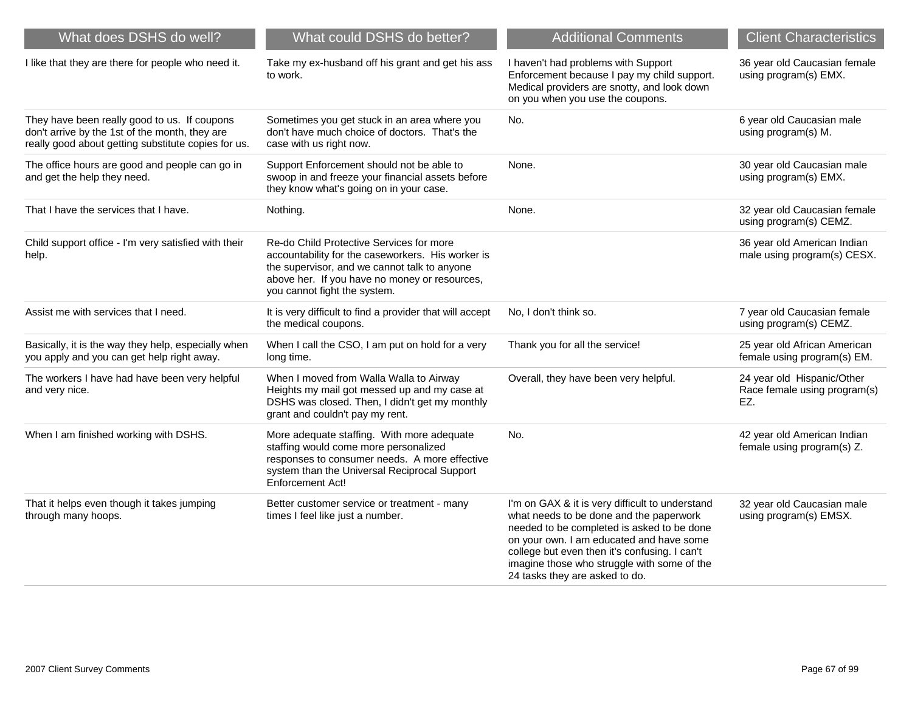| What does DSHS do well? | What could DSHS do better? | Additional Comments | Client Characteristics |
|---|---|---|---|
| I like that they are there for people who need it. | Take my ex-husband off his grant and get his ass to work. | I haven't had problems with Support Enforcement because I pay my child support. Medical providers are snotty, and look down on you when you use the coupons. | 36 year old Caucasian female using program(s) EMX. |
| They have been really good to us. If coupons don't arrive by the 1st of the month, they are really good about getting substitute copies for us. | Sometimes you get stuck in an area where you don't have much choice of doctors. That's the case with us right now. | No. | 6 year old Caucasian male using program(s) M. |
| The office hours are good and people can go in and get the help they need. | Support Enforcement should not be able to swoop in and freeze your financial assets before they know what's going on in your case. | None. | 30 year old Caucasian male using program(s) EMX. |
| That I have the services that I have. | Nothing. | None. | 32 year old Caucasian female using program(s) CEMZ. |
| Child support office - I'm very satisfied with their help. | Re-do Child Protective Services for more accountability for the caseworkers. His worker is the supervisor, and we cannot talk to anyone above her. If you have no money or resources, you cannot fight the system. | | 36 year old American Indian male using program(s) CESX. |
| Assist me with services that I need. | It is very difficult to find a provider that will accept the medical coupons. | No, I don't think so. | 7 year old Caucasian female using program(s) CEMZ. |
| Basically, it is the way they help, especially when you apply and you can get help right away. | When I call the CSO, I am put on hold for a very long time. | Thank you for all the service! | 25 year old African American female using program(s) EM. |
| The workers I have had have been very helpful and very nice. | When I moved from Walla Walla to Airway Heights my mail got messed up and my case at DSHS was closed. Then, I didn't get my monthly grant and couldn't pay my rent. | Overall, they have been very helpful. | 24 year old Hispanic/Other Race female using program(s) EZ. |
| When I am finished working with DSHS. | More adequate staffing. With more adequate staffing would come more personalized responses to consumer needs. A more effective system than the Universal Reciprocal Support Enforcement Act! | No. | 42 year old American Indian female using program(s) Z. |
| That it helps even though it takes jumping through many hoops. | Better customer service or treatment - many times I feel like just a number. | I'm on GAX & it is very difficult to understand what needs to be done and the paperwork needed to be completed is asked to be done on your own. I am educated and have some college but even then it's confusing. I can't imagine those who struggle with some of the 24 tasks they are asked to do. | 32 year old Caucasian male using program(s) EMSX. |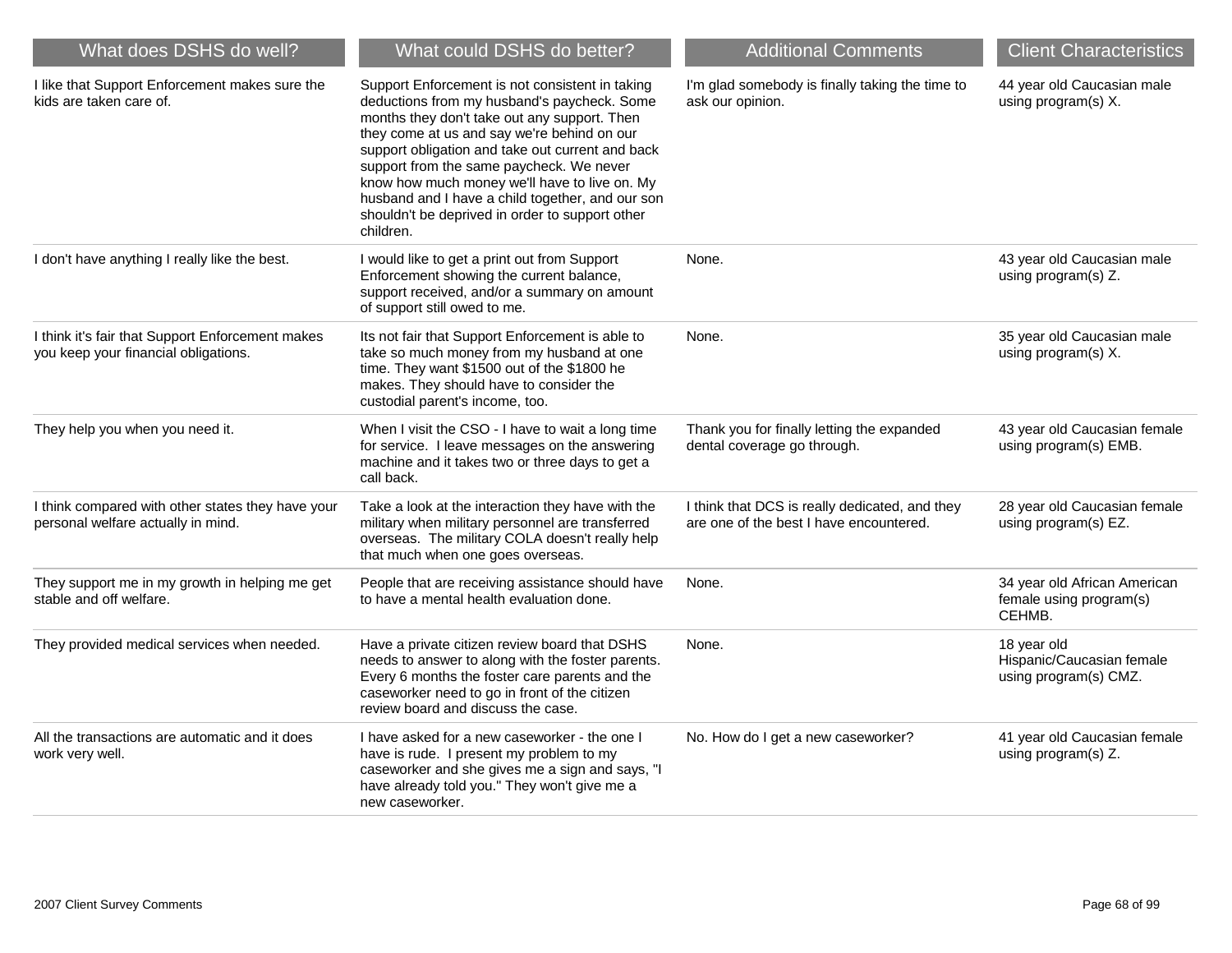| What does DSHS do well? | What could DSHS do better? | Additional Comments | Client Characteristics |
| --- | --- | --- | --- |
| I like that Support Enforcement makes sure the kids are taken care of. | Support Enforcement is not consistent in taking deductions from my husband's paycheck. Some months they don't take out any support. Then they come at us and say we're behind on our support obligation and take out current and back support from the same paycheck. We never know how much money we'll have to live on. My husband and I have a child together, and our son shouldn't be deprived in order to support other children. | I'm glad somebody is finally taking the time to ask our opinion. | 44 year old Caucasian male using program(s) X. |
| I don't have anything I really like the best. | I would like to get a print out from Support Enforcement showing the current balance, support received, and/or a summary on amount of support still owed to me. | None. | 43 year old Caucasian male using program(s) Z. |
| I think it's fair that Support Enforcement makes you keep your financial obligations. | Its not fair that Support Enforcement is able to take so much money from my husband at one time. They want $1500 out of the $1800 he makes. They should have to consider the custodial parent's income, too. | None. | 35 year old Caucasian male using program(s) X. |
| They help you when you need it. | When I visit the CSO - I have to wait a long time for service. I leave messages on the answering machine and it takes two or three days to get a call back. | Thank you for finally letting the expanded dental coverage go through. | 43 year old Caucasian female using program(s) EMB. |
| I think compared with other states they have your personal welfare actually in mind. | Take a look at the interaction they have with the military when military personnel are transferred overseas. The military COLA doesn't really help that much when one goes overseas. | I think that DCS is really dedicated, and they are one of the best I have encountered. | 28 year old Caucasian female using program(s) EZ. |
| They support me in my growth in helping me get stable and off welfare. | People that are receiving assistance should have to have a mental health evaluation done. | None. | 34 year old African American female using program(s) CEHMB. |
| They provided medical services when needed. | Have a private citizen review board that DSHS needs to answer to along with the foster parents. Every 6 months the foster care parents and the caseworker need to go in front of the citizen review board and discuss the case. | None. | 18 year old Hispanic/Caucasian female using program(s) CMZ. |
| All the transactions are automatic and it does work very well. | I have asked for a new caseworker - the one I have is rude. I present my problem to my caseworker and she gives me a sign and says, "I have already told you." They won't give me a new caseworker. | No. How do I get a new caseworker? | 41 year old Caucasian female using program(s) Z. |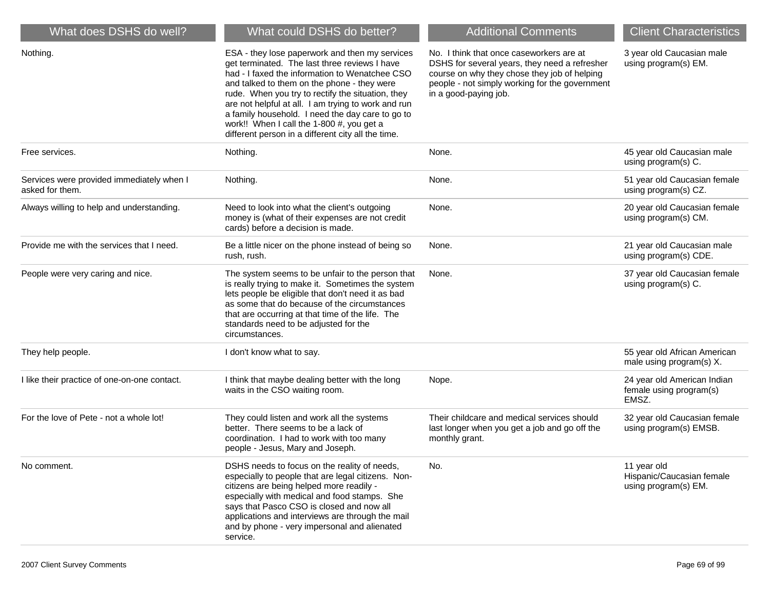| What does DSHS do well? | What could DSHS do better? | Additional Comments | Client Characteristics |
|---|---|---|---|
| Nothing. | ESA - they lose paperwork and then my services get terminated. The last three reviews I have had - I faxed the information to Wenatchee CSO and talked to them on the phone - they were rude. When you try to rectify the situation, they are not helpful at all. I am trying to work and run a family household. I need the day care to go to work!! When I call the 1-800 #, you get a different person in a different city all the time. | No. I think that once caseworkers are at DSHS for several years, they need a refresher course on why they chose they job of helping people - not simply working for the government in a good-paying job. | 3 year old Caucasian male using program(s) EM. |
| Free services. | Nothing. | None. | 45 year old Caucasian male using program(s) C. |
| Services were provided immediately when I asked for them. | Nothing. | None. | 51 year old Caucasian female using program(s) CZ. |
| Always willing to help and understanding. | Need to look into what the client's outgoing money is (what of their expenses are not credit cards) before a decision is made. | None. | 20 year old Caucasian female using program(s) CM. |
| Provide me with the services that I need. | Be a little nicer on the phone instead of being so rush, rush. | None. | 21 year old Caucasian male using program(s) CDE. |
| People were very caring and nice. | The system seems to be unfair to the person that is really trying to make it. Sometimes the system lets people be eligible that don't need it as bad as some that do because of the circumstances that are occurring at that time of the life. The standards need to be adjusted for the circumstances. | None. | 37 year old Caucasian female using program(s) C. |
| They help people. | I don't know what to say. | | 55 year old African American male using program(s) X. |
| I like their practice of one-on-one contact. | I think that maybe dealing better with the long waits in the CSO waiting room. | Nope. | 24 year old American Indian female using program(s) EMSZ. |
| For the love of Pete - not a whole lot! | They could listen and work all the systems better. There seems to be a lack of coordination. I had to work with too many people - Jesus, Mary and Joseph. | Their childcare and medical services should last longer when you get a job and go off the monthly grant. | 32 year old Caucasian female using program(s) EMSB. |
| No comment. | DSHS needs to focus on the reality of needs, especially to people that are legal citizens. Non-citizens are being helped more readily - especially with medical and food stamps. She says that Pasco CSO is closed and now all applications and interviews are through the mail and by phone - very impersonal and alienated service. | No. | 11 year old Hispanic/Caucasian female using program(s) EM. |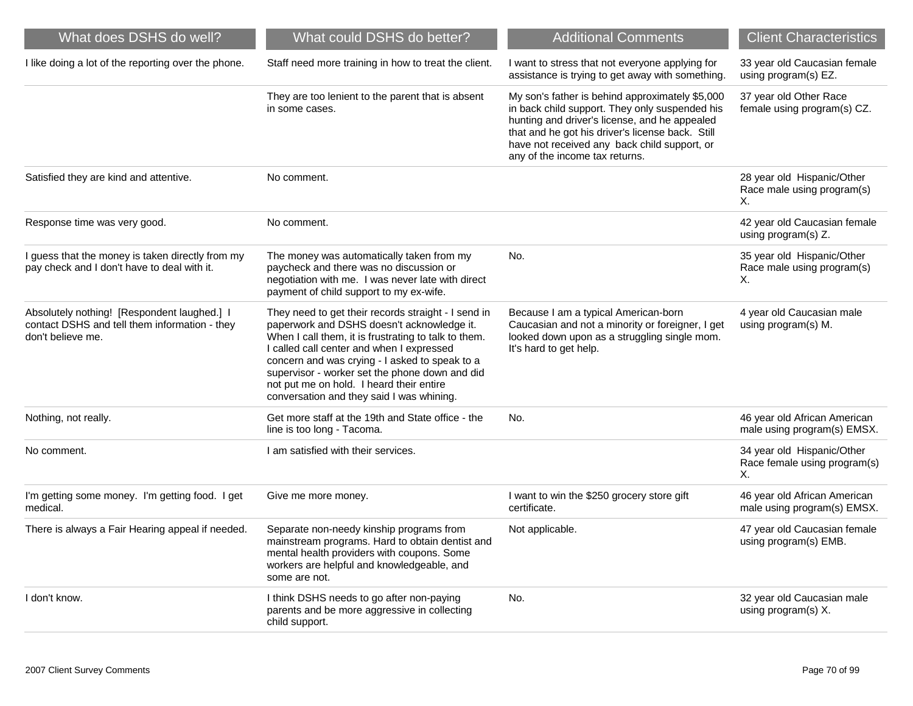| What does DSHS do well? | What could DSHS do better? | Additional Comments | Client Characteristics |
|---|---|---|---|
| I like doing a lot of the reporting over the phone. | Staff need more training in how to treat the client. | I want to stress that not everyone applying for assistance is trying to get away with something. | 33 year old Caucasian female using program(s) EZ. |
| | They are too lenient to the parent that is absent in some cases. | My son's father is behind approximately $5,000 in back child support. They only suspended his hunting and driver's license, and he appealed that and he got his driver's license back. Still have not received any back child support, or any of the income tax returns. | 37 year old Other Race female using program(s) CZ. |
| Satisfied they are kind and attentive. | No comment. | | 28 year old Hispanic/Other Race male using program(s) X. |
| Response time was very good. | No comment. | | 42 year old Caucasian female using program(s) Z. |
| I guess that the money is taken directly from my pay check and I don't have to deal with it. | The money was automatically taken from my paycheck and there was no discussion or negotiation with me. I was never late with direct payment of child support to my ex-wife. | No. | 35 year old Hispanic/Other Race male using program(s) X. |
| Absolutely nothing! [Respondent laughed.] I contact DSHS and tell them information - they don't believe me. | They need to get their records straight - I send in paperwork and DSHS doesn't acknowledge it. When I call them, it is frustrating to talk to them. I called call center and when I expressed concern and was crying - I asked to speak to a supervisor - worker set the phone down and did not put me on hold. I heard their entire conversation and they said I was whining. | Because I am a typical American-born Caucasian and not a minority or foreigner, I get looked down upon as a struggling single mom. It's hard to get help. | 4 year old Caucasian male using program(s) M. |
| Nothing, not really. | Get more staff at the 19th and State office - the line is too long - Tacoma. | No. | 46 year old African American male using program(s) EMSX. |
| No comment. | I am satisfied with their services. | | 34 year old Hispanic/Other Race female using program(s) X. |
| I'm getting some money. I'm getting food. I get medical. | Give me more money. | I want to win the $250 grocery store gift certificate. | 46 year old African American male using program(s) EMSX. |
| There is always a Fair Hearing appeal if needed. | Separate non-needy kinship programs from mainstream programs. Hard to obtain dentist and mental health providers with coupons. Some workers are helpful and knowledgeable, and some are not. | Not applicable. | 47 year old Caucasian female using program(s) EMB. |
| I don't know. | I think DSHS needs to go after non-paying parents and be more aggressive in collecting child support. | No. | 32 year old Caucasian male using program(s) X. |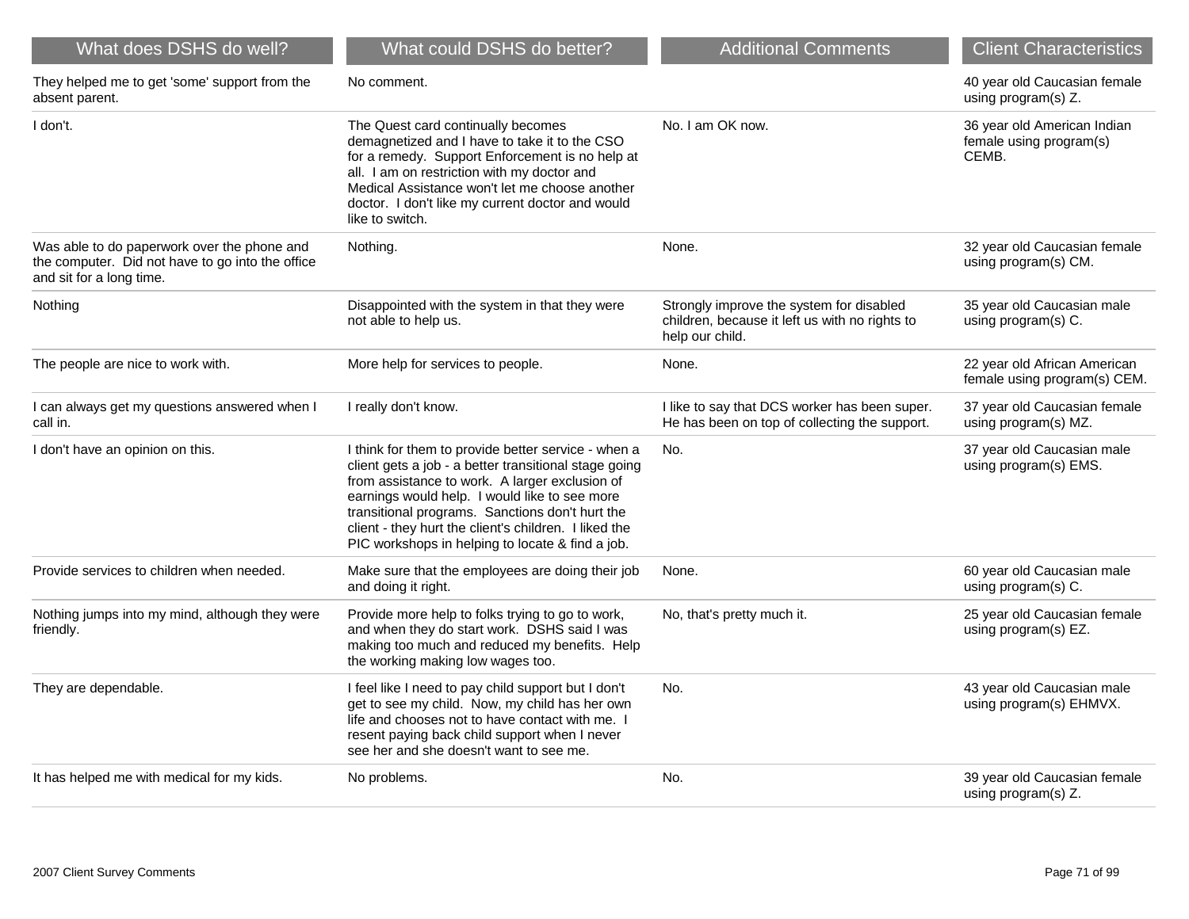| What does DSHS do well? | What could DSHS do better? | Additional Comments | Client Characteristics |
|---|---|---|---|
| They helped me to get 'some' support from the absent parent. | No comment. | | 40 year old Caucasian female using program(s) Z. |
| I don't. | The Quest card continually becomes demagnetized and I have to take it to the CSO for a remedy. Support Enforcement is no help at all. I am on restriction with my doctor and Medical Assistance won't let me choose another doctor. I don't like my current doctor and would like to switch. | No. I am OK now. | 36 year old American Indian female using program(s) CEMB. |
| Was able to do paperwork over the phone and the computer. Did not have to go into the office and sit for a long time. | Nothing. | None. | 32 year old Caucasian female using program(s) CM. |
| Nothing | Disappointed with the system in that they were not able to help us. | Strongly improve the system for disabled children, because it left us with no rights to help our child. | 35 year old Caucasian male using program(s) C. |
| The people are nice to work with. | More help for services to people. | None. | 22 year old African American female using program(s) CEM. |
| I can always get my questions answered when I call in. | I really don't know. | I like to say that DCS worker has been super. He has been on top of collecting the support. | 37 year old Caucasian female using program(s) MZ. |
| I don't have an opinion on this. | I think for them to provide better service - when a client gets a job - a better transitional stage going from assistance to work. A larger exclusion of earnings would help. I would like to see more transitional programs. Sanctions don't hurt the client - they hurt the client's children. I liked the PIC workshops in helping to locate & find a job. | No. | 37 year old Caucasian male using program(s) EMS. |
| Provide services to children when needed. | Make sure that the employees are doing their job and doing it right. | None. | 60 year old Caucasian male using program(s) C. |
| Nothing jumps into my mind, although they were friendly. | Provide more help to folks trying to go to work, and when they do start work. DSHS said I was making too much and reduced my benefits. Help the working making low wages too. | No, that's pretty much it. | 25 year old Caucasian female using program(s) EZ. |
| They are dependable. | I feel like I need to pay child support but I don't get to see my child. Now, my child has her own life and chooses not to have contact with me. I resent paying back child support when I never see her and she doesn't want to see me. | No. | 43 year old Caucasian male using program(s) EHMVX. |
| It has helped me with medical for my kids. | No problems. | No. | 39 year old Caucasian female using program(s) Z. |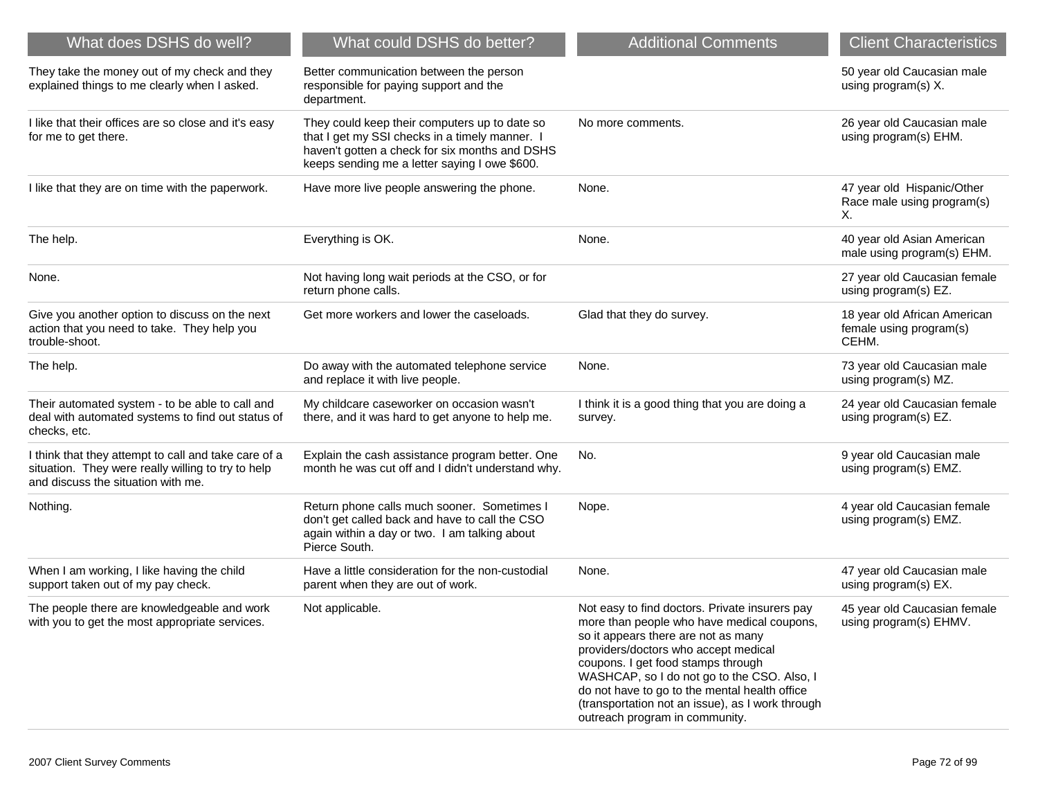| What does DSHS do well? | What could DSHS do better? | Additional Comments | Client Characteristics |
|---|---|---|---|
| They take the money out of my check and they explained things to me clearly when I asked. | Better communication between the person responsible for paying support and the department. | | 50 year old Caucasian male using program(s) X. |
| I like that their offices are so close and it's easy for me to get there. | They could keep their computers up to date so that I get my SSI checks in a timely manner. I haven't gotten a check for six months and DSHS keeps sending me a letter saying I owe $600. | No more comments. | 26 year old Caucasian male using program(s) EHM. |
| I like that they are on time with the paperwork. | Have more live people answering the phone. | None. | 47 year old Hispanic/Other Race male using program(s) X. |
| The help. | Everything is OK. | None. | 40 year old Asian American male using program(s) EHM. |
| None. | Not having long wait periods at the CSO, or for return phone calls. | | 27 year old Caucasian female using program(s) EZ. |
| Give you another option to discuss on the next action that you need to take. They help you trouble-shoot. | Get more workers and lower the caseloads. | Glad that they do survey. | 18 year old African American female using program(s) CEHM. |
| The help. | Do away with the automated telephone service and replace it with live people. | None. | 73 year old Caucasian male using program(s) MZ. |
| Their automated system - to be able to call and deal with automated systems to find out status of checks, etc. | My childcare caseworker on occasion wasn't there, and it was hard to get anyone to help me. | I think it is a good thing that you are doing a survey. | 24 year old Caucasian female using program(s) EZ. |
| I think that they attempt to call and take care of a situation. They were really willing to try to help and discuss the situation with me. | Explain the cash assistance program better. One month he was cut off and I didn't understand why. | No. | 9 year old Caucasian male using program(s) EMZ. |
| Nothing. | Return phone calls much sooner. Sometimes I don't get called back and have to call the CSO again within a day or two. I am talking about Pierce South. | Nope. | 4 year old Caucasian female using program(s) EMZ. |
| When I am working, I like having the child support taken out of my pay check. | Have a little consideration for the non-custodial parent when they are out of work. | None. | 47 year old Caucasian male using program(s) EX. |
| The people there are knowledgeable and work with you to get the most appropriate services. | Not applicable. | Not easy to find doctors. Private insurers pay more than people who have medical coupons, so it appears there are not as many providers/doctors who accept medical coupons. I get food stamps through WASHCAP, so I do not go to the CSO. Also, I do not have to go to the mental health office (transportation not an issue), as I work through outreach program in community. | 45 year old Caucasian female using program(s) EHMV. |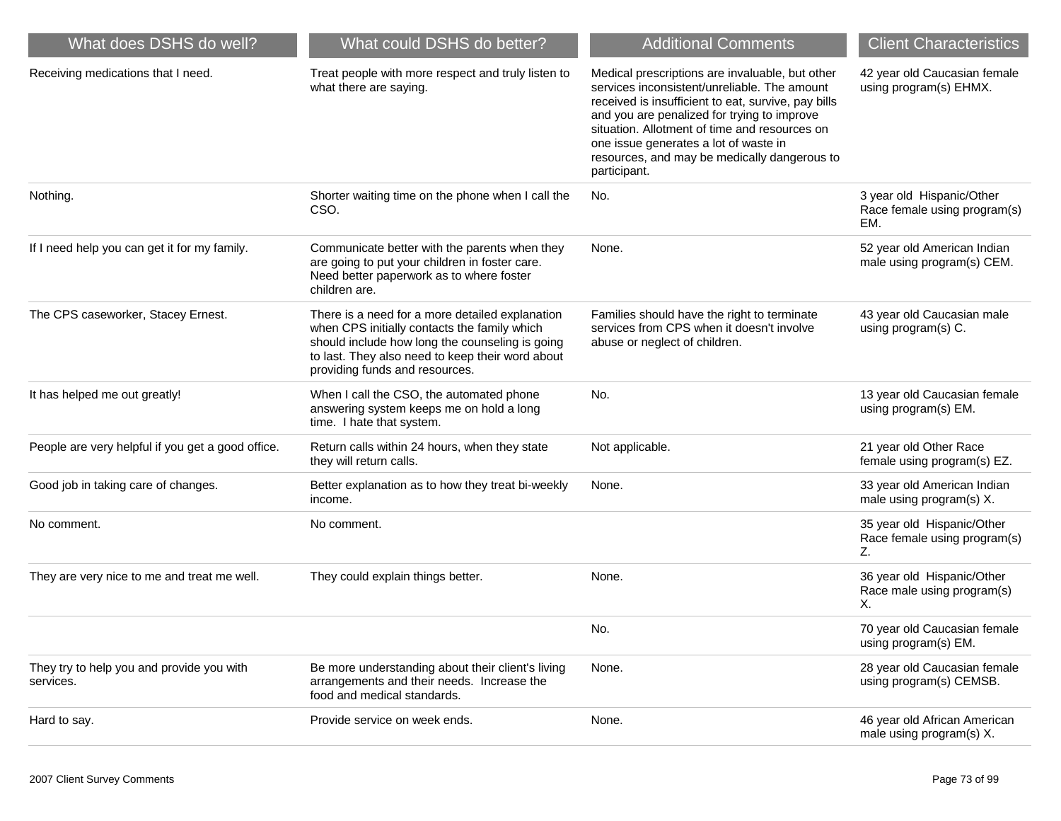| What does DSHS do well? | What could DSHS do better? | Additional Comments | Client Characteristics |
|---|---|---|---|
| Receiving medications that I need. | Treat people with more respect and truly listen to what there are saying. | Medical prescriptions are invaluable, but other services inconsistent/unreliable. The amount received is insufficient to eat, survive, pay bills and you are penalized for trying to improve situation. Allotment of time and resources on one issue generates a lot of waste in resources, and may be medically dangerous to participant. | 42 year old Caucasian female using program(s) EHMX. |
| Nothing. | Shorter waiting time on the phone when I call the CSO. | No. | 3 year old Hispanic/Other Race female using program(s) EM. |
| If I need help you can get it for my family. | Communicate better with the parents when they are going to put your children in foster care. Need better paperwork as to where foster children are. | None. | 52 year old American Indian male using program(s) CEM. |
| The CPS caseworker, Stacey Ernest. | There is a need for a more detailed explanation when CPS initially contacts the family which should include how long the counseling is going to last. They also need to keep their word about providing funds and resources. | Families should have the right to terminate services from CPS when it doesn't involve abuse or neglect of children. | 43 year old Caucasian male using program(s) C. |
| It has helped me out greatly! | When I call the CSO, the automated phone answering system keeps me on hold a long time. I hate that system. | No. | 13 year old Caucasian female using program(s) EM. |
| People are very helpful if you get a good office. | Return calls within 24 hours, when they state they will return calls. | Not applicable. | 21 year old Other Race female using program(s) EZ. |
| Good job in taking care of changes. | Better explanation as to how they treat bi-weekly income. | None. | 33 year old American Indian male using program(s) X. |
| No comment. | No comment. | | 35 year old Hispanic/Other Race female using program(s) Z. |
| They are very nice to me and treat me well. | They could explain things better. | None. | 36 year old Hispanic/Other Race male using program(s) X. |
| | | No. | 70 year old Caucasian female using program(s) EM. |
| They try to help you and provide you with services. | Be more understanding about their client's living arrangements and their needs. Increase the food and medical standards. | None. | 28 year old Caucasian female using program(s) CEMSB. |
| Hard to say. | Provide service on week ends. | None. | 46 year old African American male using program(s) X. |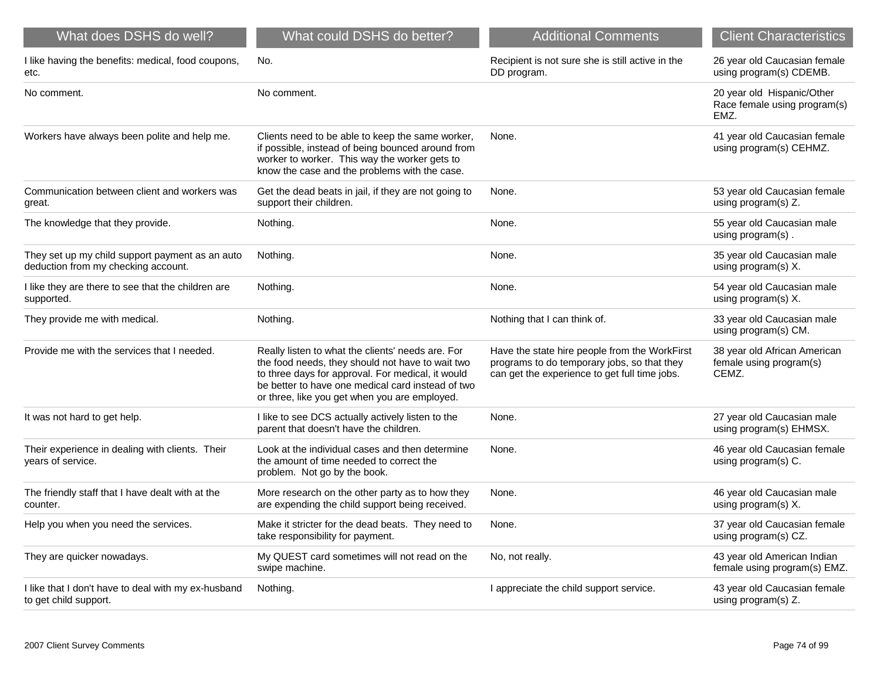| What does DSHS do well? | What could DSHS do better? | Additional Comments | Client Characteristics |
|---|---|---|---|
| I like having the benefits: medical, food coupons, etc. | No. | Recipient is not sure she is still active in the DD program. | 26 year old Caucasian female using program(s) CDEMB. |
| No comment. | No comment. | | 20 year old Hispanic/Other Race female using program(s) EMZ. |
| Workers have always been polite and help me. | Clients need to be able to keep the same worker, if possible, instead of being bounced around from worker to worker. This way the worker gets to know the case and the problems with the case. | None. | 41 year old Caucasian female using program(s) CEHMZ. |
| Communication between client and workers was great. | Get the dead beats in jail, if they are not going to support their children. | None. | 53 year old Caucasian female using program(s) Z. |
| The knowledge that they provide. | Nothing. | None. | 55 year old Caucasian male using program(s) . |
| They set up my child support payment as an auto deduction from my checking account. | Nothing. | None. | 35 year old Caucasian male using program(s) X. |
| I like they are there to see that the children are supported. | Nothing. | None. | 54 year old Caucasian male using program(s) X. |
| They provide me with medical. | Nothing. | Nothing that I can think of. | 33 year old Caucasian male using program(s) CM. |
| Provide me with the services that I needed. | Really listen to what the clients' needs are. For the food needs, they should not have to wait two to three days for approval. For medical, it would be better to have one medical card instead of two or three, like you get when you are employed. | Have the state hire people from the WorkFirst programs to do temporary jobs, so that they can get the experience to get full time jobs. | 38 year old African American female using program(s) CEMZ. |
| It was not hard to get help. | I like to see DCS actually actively listen to the parent that doesn't have the children. | None. | 27 year old Caucasian male using program(s) EHMSX. |
| Their experience in dealing with clients. Their years of service. | Look at the individual cases and then determine the amount of time needed to correct the problem. Not go by the book. | None. | 46 year old Caucasian female using program(s) C. |
| The friendly staff that I have dealt with at the counter. | More research on the other party as to how they are expending the child support being received. | None. | 46 year old Caucasian male using program(s) X. |
| Help you when you need the services. | Make it stricter for the dead beats. They need to take responsibility for payment. | None. | 37 year old Caucasian female using program(s) CZ. |
| They are quicker nowadays. | My QUEST card sometimes will not read on the swipe machine. | No, not really. | 43 year old American Indian female using program(s) EMZ. |
| I like that I don't have to deal with my ex-husband to get child support. | Nothing. | I appreciate the child support service. | 43 year old Caucasian female using program(s) Z. |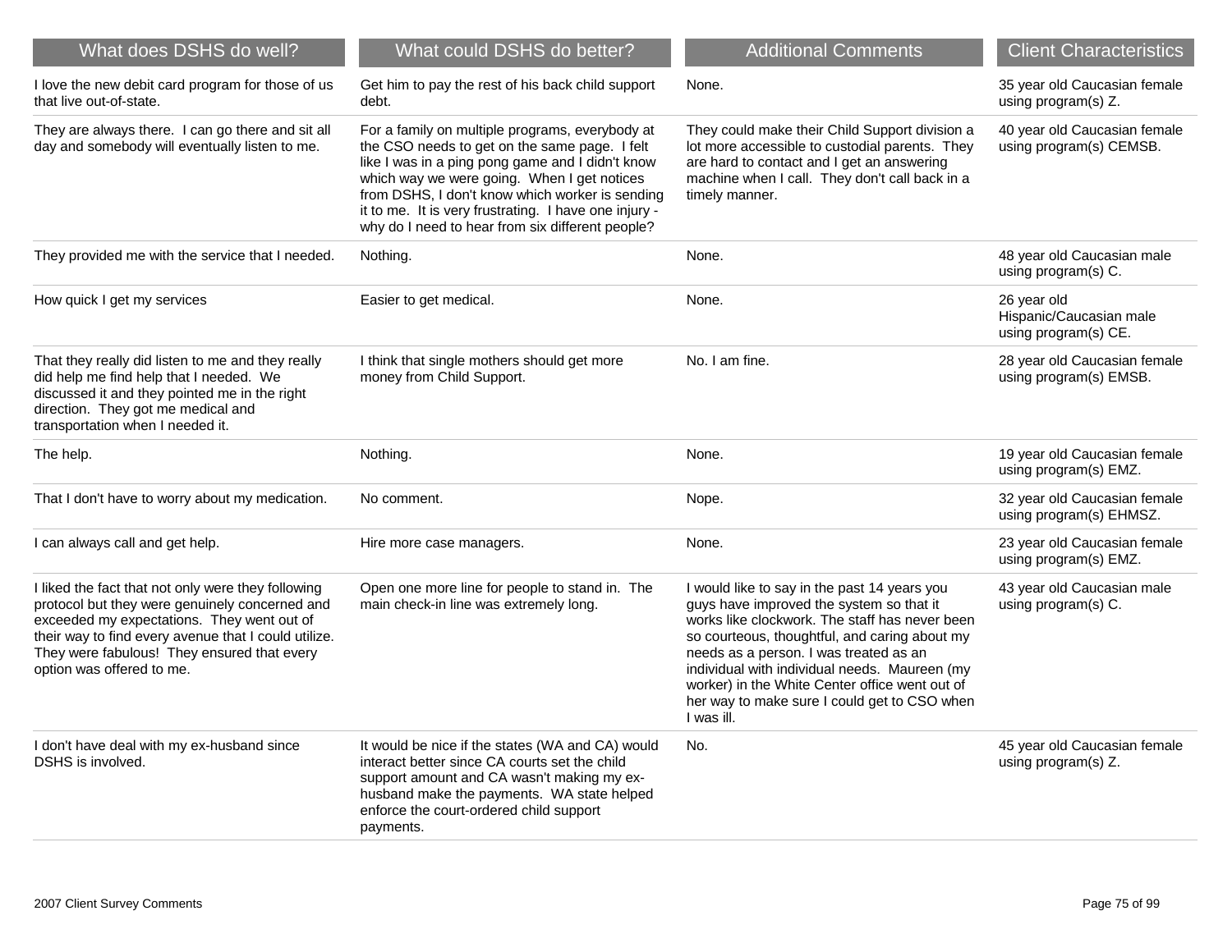| What does DSHS do well? | What could DSHS do better? | Additional Comments | Client Characteristics |
|---|---|---|---|
| I love the new debit card program for those of us that live out-of-state. | Get him to pay the rest of his back child support debt. | None. | 35 year old Caucasian female using program(s) Z. |
| They are always there. I can go there and sit all day and somebody will eventually listen to me. | For a family on multiple programs, everybody at the CSO needs to get on the same page. I felt like I was in a ping pong game and I didn't know which way we were going. When I get notices from DSHS, I don't know which worker is sending it to me. It is very frustrating. I have one injury - why do I need to hear from six different people? | They could make their Child Support division a lot more accessible to custodial parents. They are hard to contact and I get an answering machine when I call. They don't call back in a timely manner. | 40 year old Caucasian female using program(s) CEMSB. |
| They provided me with the service that I needed. | Nothing. | None. | 48 year old Caucasian male using program(s) C. |
| How quick I get my services | Easier to get medical. | None. | 26 year old Hispanic/Caucasian male using program(s) CE. |
| That they really did listen to me and they really did help me find help that I needed. We discussed it and they pointed me in the right direction. They got me medical and transportation when I needed it. | I think that single mothers should get more money from Child Support. | No. I am fine. | 28 year old Caucasian female using program(s) EMSB. |
| The help. | Nothing. | None. | 19 year old Caucasian female using program(s) EMZ. |
| That I don't have to worry about my medication. | No comment. | Nope. | 32 year old Caucasian female using program(s) EHMSZ. |
| I can always call and get help. | Hire more case managers. | None. | 23 year old Caucasian female using program(s) EMZ. |
| I liked the fact that not only were they following protocol but they were genuinely concerned and exceeded my expectations. They went out of their way to find every avenue that I could utilize. They were fabulous! They ensured that every option was offered to me. | Open one more line for people to stand in. The main check-in line was extremely long. | I would like to say in the past 14 years you guys have improved the system so that it works like clockwork. The staff has never been so courteous, thoughtful, and caring about my needs as a person. I was treated as an individual with individual needs. Maureen (my worker) in the White Center office went out of her way to make sure I could get to CSO when I was ill. | 43 year old Caucasian male using program(s) C. |
| I don't have deal with my ex-husband since DSHS is involved. | It would be nice if the states (WA and CA) would interact better since CA courts set the child support amount and CA wasn't making my ex-husband make the payments. WA state helped enforce the court-ordered child support payments. | No. | 45 year old Caucasian female using program(s) Z. |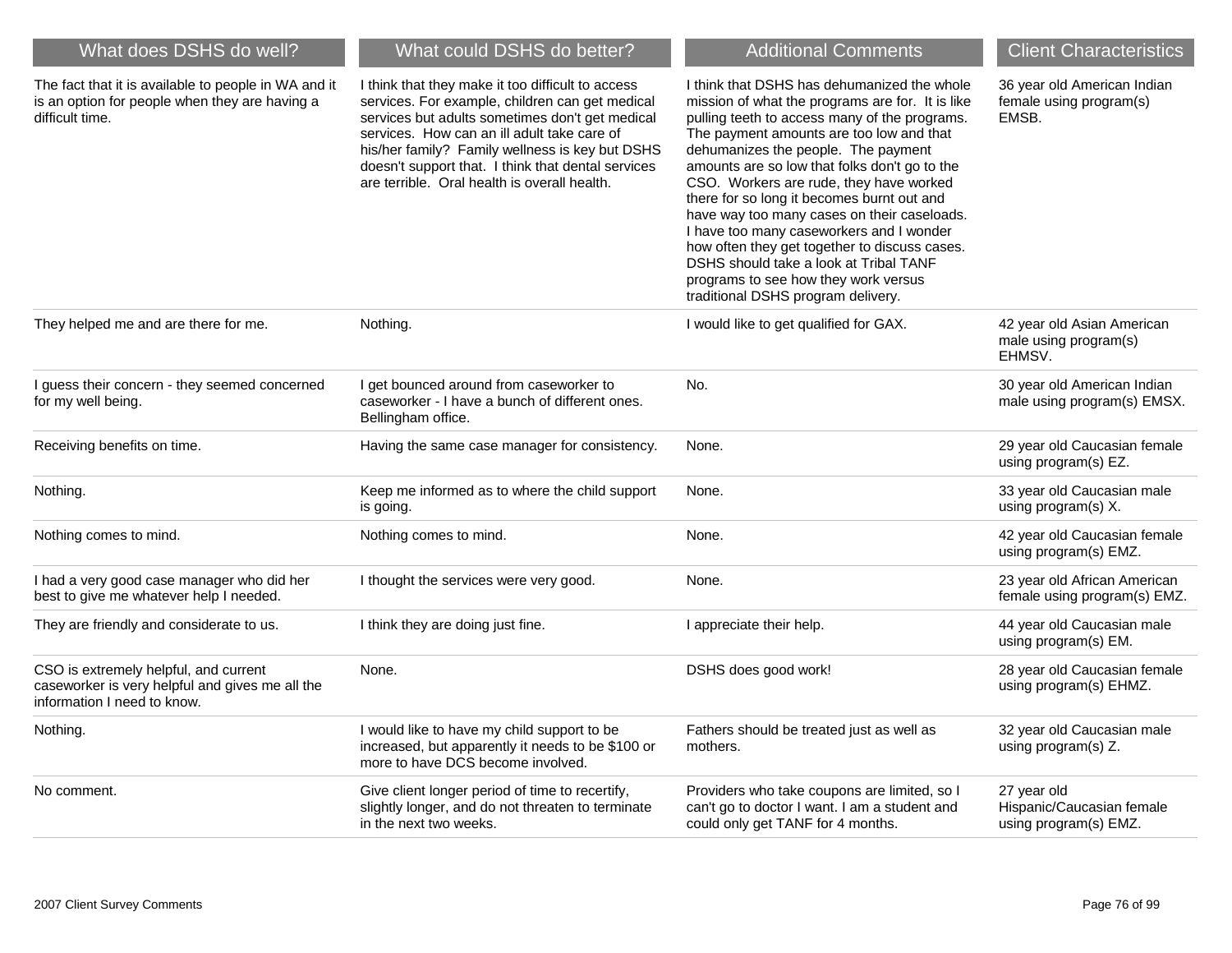| What does DSHS do well? | What could DSHS do better? | Additional Comments | Client Characteristics |
| --- | --- | --- | --- |
| The fact that it is available to people in WA and it is an option for people when they are having a difficult time. | I think that they make it too difficult to access services. For example, children can get medical services but adults sometimes don't get medical services. How can an ill adult take care of his/her family? Family wellness is key but DSHS doesn't support that. I think that dental services are terrible. Oral health is overall health. | I think that DSHS has dehumanized the whole mission of what the programs are for. It is like pulling teeth to access many of the programs. The payment amounts are too low and that dehumanizes the people. The payment amounts are so low that folks don't go to the CSO. Workers are rude, they have worked there for so long it becomes burnt out and have way too many cases on their caseloads. I have too many caseworkers and I wonder how often they get together to discuss cases. DSHS should take a look at Tribal TANF programs to see how they work versus traditional DSHS program delivery. | 36 year old American Indian female using program(s) EMSB. |
| They helped me and are there for me. | Nothing. | I would like to get qualified for GAX. | 42 year old Asian American male using program(s) EHMSV. |
| I guess their concern - they seemed concerned for my well being. | I get bounced around from caseworker to caseworker - I have a bunch of different ones. Bellingham office. | No. | 30 year old American Indian male using program(s) EMSX. |
| Receiving benefits on time. | Having the same case manager for consistency. | None. | 29 year old Caucasian female using program(s) EZ. |
| Nothing. | Keep me informed as to where the child support is going. | None. | 33 year old Caucasian male using program(s) X. |
| Nothing comes to mind. | Nothing comes to mind. | None. | 42 year old Caucasian female using program(s) EMZ. |
| I had a very good case manager who did her best to give me whatever help I needed. | I thought the services were very good. | None. | 23 year old African American female using program(s) EMZ. |
| They are friendly and considerate to us. | I think they are doing just fine. | I appreciate their help. | 44 year old Caucasian male using program(s) EM. |
| CSO is extremely helpful, and current caseworker is very helpful and gives me all the information I need to know. | None. | DSHS does good work! | 28 year old Caucasian female using program(s) EHMZ. |
| Nothing. | I would like to have my child support to be increased, but apparently it needs to be $100 or more to have DCS become involved. | Fathers should be treated just as well as mothers. | 32 year old Caucasian male using program(s) Z. |
| No comment. | Give client longer period of time to recertify, slightly longer, and do not threaten to terminate in the next two weeks. | Providers who take coupons are limited, so I can't go to doctor I want. I am a student and could only get TANF for 4 months. | 27 year old Hispanic/Caucasian female using program(s) EMZ. |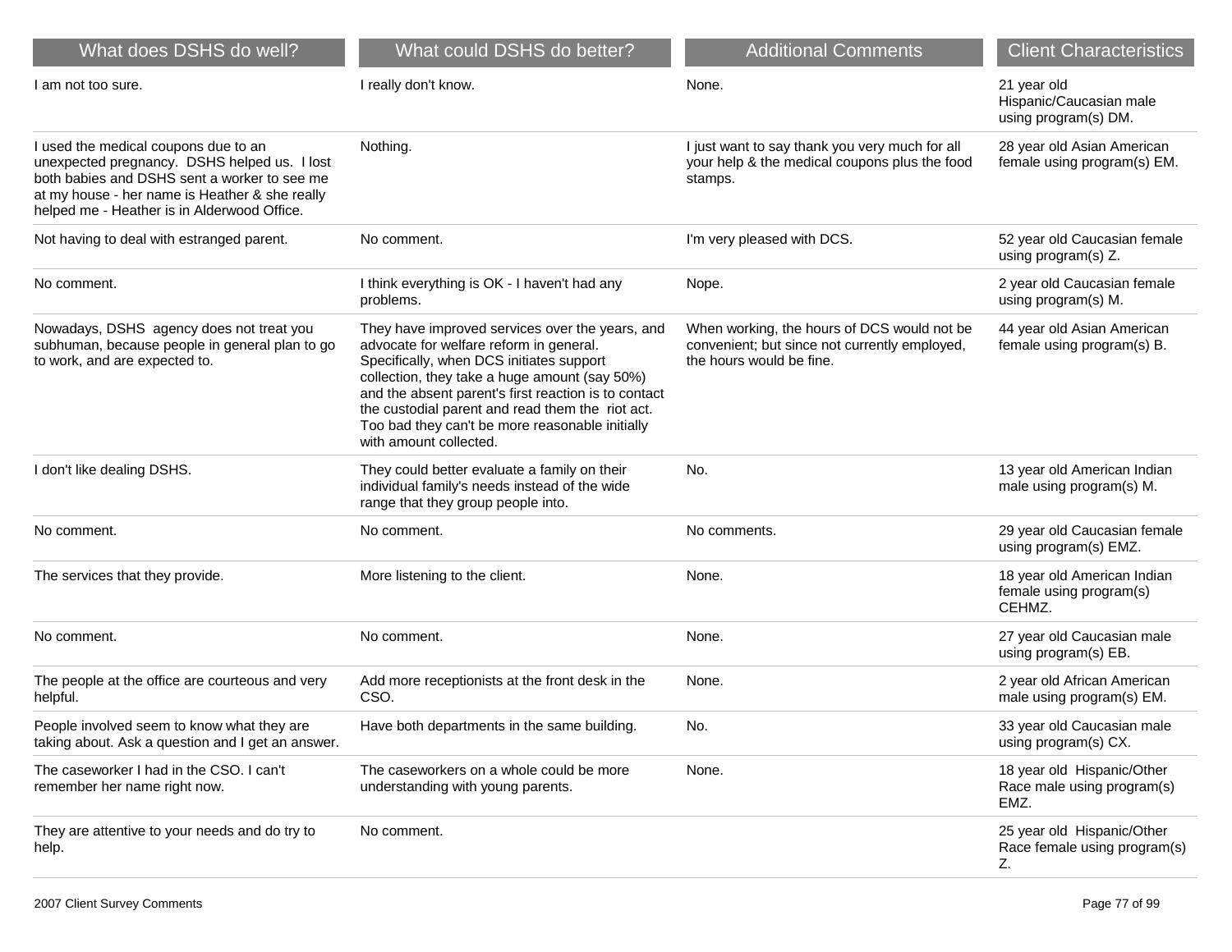| What does DSHS do well? | What could DSHS do better? | Additional Comments | Client Characteristics |
| --- | --- | --- | --- |
| I am not too sure. | I really don't know. | None. | 21 year old Hispanic/Caucasian male using program(s) DM. |
| I used the medical coupons due to an unexpected pregnancy. DSHS helped us. I lost both babies and DSHS sent a worker to see me at my house - her name is Heather & she really helped me - Heather is in Alderwood Office. | Nothing. | I just want to say thank you very much for all your help & the medical coupons plus the food stamps. | 28 year old Asian American female using program(s) EM. |
| Not having to deal with estranged parent. | No comment. | I'm very pleased with DCS. | 52 year old Caucasian female using program(s) Z. |
| No comment. | I think everything is OK - I haven't had any problems. | Nope. | 2 year old Caucasian female using program(s) M. |
| Nowadays, DSHS agency does not treat you subhuman, because people in general plan to go to work, and are expected to. | They have improved services over the years, and advocate for welfare reform in general. Specifically, when DCS initiates support collection, they take a huge amount (say 50%) and the absent parent's first reaction is to contact the custodial parent and read them the riot act. Too bad they can't be more reasonable initially with amount collected. | When working, the hours of DCS would not be convenient; but since not currently employed, the hours would be fine. | 44 year old Asian American female using program(s) B. |
| I don't like dealing DSHS. | They could better evaluate a family on their individual family's needs instead of the wide range that they group people into. | No. | 13 year old American Indian male using program(s) M. |
| No comment. | No comment. | No comments. | 29 year old Caucasian female using program(s) EMZ. |
| The services that they provide. | More listening to the client. | None. | 18 year old American Indian female using program(s) CEHMZ. |
| No comment. | No comment. | None. | 27 year old Caucasian male using program(s) EB. |
| The people at the office are courteous and very helpful. | Add more receptionists at the front desk in the CSO. | None. | 2 year old African American male using program(s) EM. |
| People involved seem to know what they are taking about. Ask a question and I get an answer. | Have both departments in the same building. | No. | 33 year old Caucasian male using program(s) CX. |
| The caseworker I had in the CSO. I can't remember her name right now. | The caseworkers on a whole could be more understanding with young parents. | None. | 18 year old Hispanic/Other Race male using program(s) EMZ. |
| They are attentive to your needs and do try to help. | No comment. | | 25 year old Hispanic/Other Race female using program(s) Z. |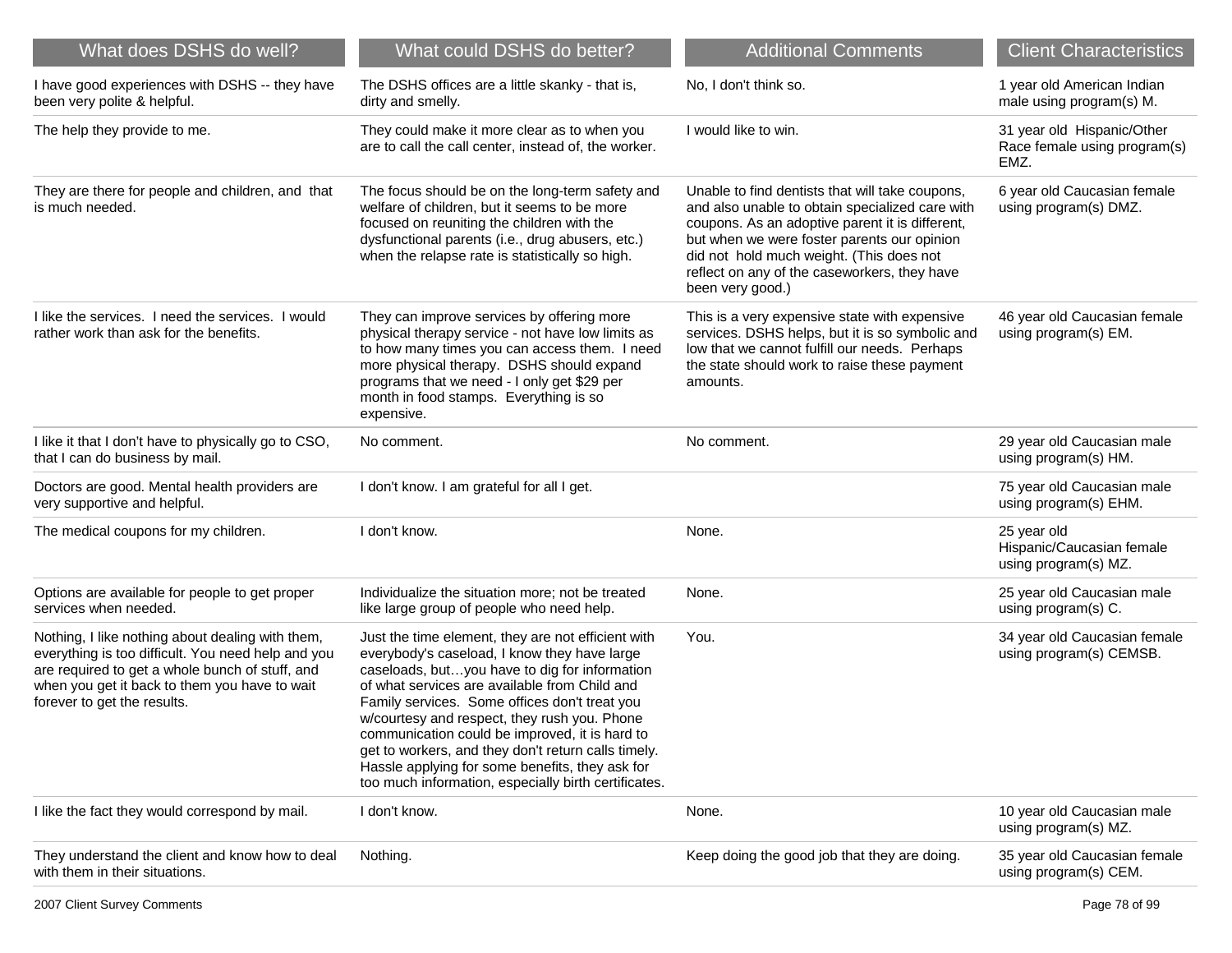| What does DSHS do well? | What could DSHS do better? | Additional Comments | Client Characteristics |
| --- | --- | --- | --- |
| I have good experiences with DSHS -- they have been very polite & helpful. | The DSHS offices are a little skanky - that is, dirty and smelly. | No, I don't think so. | 1 year old American Indian male using program(s) M. |
| The help they provide to me. | They could make it more clear as to when you are to call the call center, instead of, the worker. | I would like to win. | 31 year old Hispanic/Other Race female using program(s) EMZ. |
| They are there for people and children, and that is much needed. | The focus should be on the long-term safety and welfare of children, but it seems to be more focused on reuniting the children with the dysfunctional parents (i.e., drug abusers, etc.) when the relapse rate is statistically so high. | Unable to find dentists that will take coupons, and also unable to obtain specialized care with coupons. As an adoptive parent it is different, but when we were foster parents our opinion did not hold much weight. (This does not reflect on any of the caseworkers, they have been very good.) | 6 year old Caucasian female using program(s) DMZ. |
| I like the services. I need the services. I would rather work than ask for the benefits. | They can improve services by offering more physical therapy service - not have low limits as to how many times you can access them. I need more physical therapy. DSHS should expand programs that we need - I only get $29 per month in food stamps. Everything is so expensive. | This is a very expensive state with expensive services. DSHS helps, but it is so symbolic and low that we cannot fulfill our needs. Perhaps the state should work to raise these payment amounts. | 46 year old Caucasian female using program(s) EM. |
| I like it that I don't have to physically go to CSO, that I can do business by mail. | No comment. | No comment. | 29 year old Caucasian male using program(s) HM. |
| Doctors are good. Mental health providers are very supportive and helpful. | I don't know. I am grateful for all I get. | | 75 year old Caucasian male using program(s) EHM. |
| The medical coupons for my children. | I don't know. | None. | 25 year old Hispanic/Caucasian female using program(s) MZ. |
| Options are available for people to get proper services when needed. | Individualize the situation more; not be treated like large group of people who need help. | None. | 25 year old Caucasian male using program(s) C. |
| Nothing, I like nothing about dealing with them, everything is too difficult. You need help and you are required to get a whole bunch of stuff, and when you get it back to them you have to wait forever to get the results. | Just the time element, they are not efficient with everybody's caseload, I know they have large caseloads, but…you have to dig for information of what services are available from Child and Family services. Some offices don't treat you w/courtesy and respect, they rush you. Phone communication could be improved, it is hard to get to workers, and they don't return calls timely. Hassle applying for some benefits, they ask for too much information, especially birth certificates. | You. | 34 year old Caucasian female using program(s) CEMSB. |
| I like the fact they would correspond by mail. | I don't know. | None. | 10 year old Caucasian male using program(s) MZ. |
| They understand the client and know how to deal with them in their situations. | Nothing. | Keep doing the good job that they are doing. | 35 year old Caucasian female using program(s) CEM. |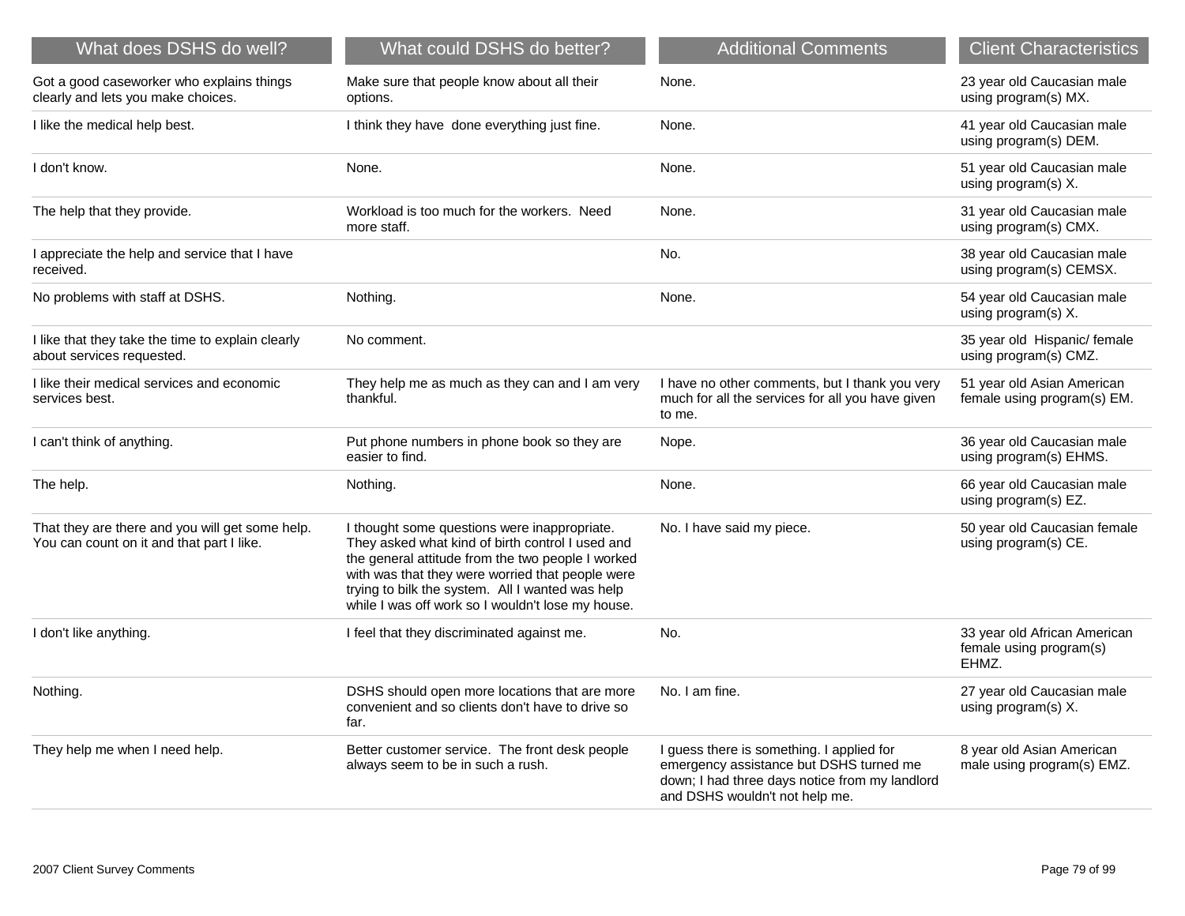| What does DSHS do well? | What could DSHS do better? | Additional Comments | Client Characteristics |
|---|---|---|---|
| Got a good caseworker who explains things clearly and lets you make choices. | Make sure that people know about all their options. | None. | 23 year old Caucasian male using program(s) MX. |
| I like the medical help best. | I think they have done everything just fine. | None. | 41 year old Caucasian male using program(s) DEM. |
| I don't know. | None. | None. | 51 year old Caucasian male using program(s) X. |
| The help that they provide. | Workload is too much for the workers. Need more staff. | None. | 31 year old Caucasian male using program(s) CMX. |
| I appreciate the help and service that I have received. | | No. | 38 year old Caucasian male using program(s) CEMSX. |
| No problems with staff at DSHS. | Nothing. | None. | 54 year old Caucasian male using program(s) X. |
| I like that they take the time to explain clearly about services requested. | No comment. | | 35 year old Hispanic/ female using program(s) CMZ. |
| I like their medical services and economic services best. | They help me as much as they can and I am very thankful. | I have no other comments, but I thank you very much for all the services for all you have given to me. | 51 year old Asian American female using program(s) EM. |
| I can't think of anything. | Put phone numbers in phone book so they are easier to find. | Nope. | 36 year old Caucasian male using program(s) EHMS. |
| The help. | Nothing. | None. | 66 year old Caucasian male using program(s) EZ. |
| That they are there and you will get some help. You can count on it and that part I like. | I thought some questions were inappropriate. They asked what kind of birth control I used and the general attitude from the two people I worked with was that they were worried that people were trying to bilk the system. All I wanted was help while I was off work so I wouldn't lose my house. | No. I have said my piece. | 50 year old Caucasian female using program(s) CE. |
| I don't like anything. | I feel that they discriminated against me. | No. | 33 year old African American female using program(s) EHMZ. |
| Nothing. | DSHS should open more locations that are more convenient and so clients don't have to drive so far. | No. I am fine. | 27 year old Caucasian male using program(s) X. |
| They help me when I need help. | Better customer service. The front desk people always seem to be in such a rush. | I guess there is something. I applied for emergency assistance but DSHS turned me down; I had three days notice from my landlord and DSHS wouldn't not help me. | 8 year old Asian American male using program(s) EMZ. |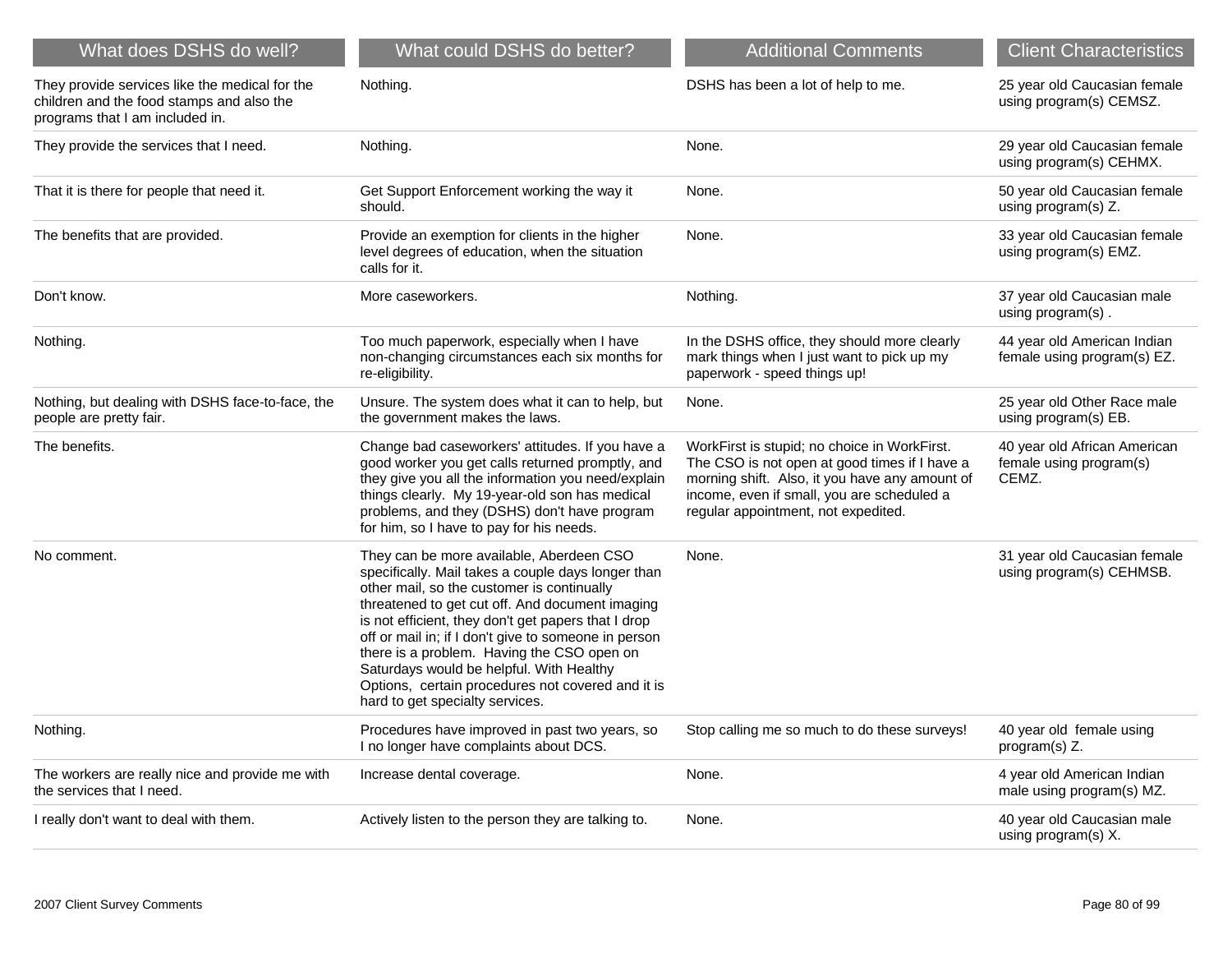| What does DSHS do well? | What could DSHS do better? | Additional Comments | Client Characteristics |
|---|---|---|---|
| They provide services like the medical for the children and the food stamps and also the programs that I am included in. | Nothing. | DSHS has been a lot of help to me. | 25 year old Caucasian female using program(s) CEMSZ. |
| They provide the services that I need. | Nothing. | None. | 29 year old Caucasian female using program(s) CEHMX. |
| That it is there for people that need it. | Get Support Enforcement working the way it should. | None. | 50 year old Caucasian female using program(s) Z. |
| The benefits that are provided. | Provide an exemption for clients in the higher level degrees of education, when the situation calls for it. | None. | 33 year old Caucasian female using program(s) EMZ. |
| Don't know. | More caseworkers. | Nothing. | 37 year old Caucasian male using program(s) . |
| Nothing. | Too much paperwork, especially when I have non-changing circumstances each six months for re-eligibility. | In the DSHS office, they should more clearly mark things when I just want to pick up my paperwork - speed things up! | 44 year old American Indian female using program(s) EZ. |
| Nothing, but dealing with DSHS face-to-face, the people are pretty fair. | Unsure. The system does what it can to help, but the government makes the laws. | None. | 25 year old Other Race male using program(s) EB. |
| The benefits. | Change bad caseworkers' attitudes. If you have a good worker you get calls returned promptly, and they give you all the information you need/explain things clearly. My 19-year-old son has medical problems, and they (DSHS) don't have program for him, so I have to pay for his needs. | WorkFirst is stupid; no choice in WorkFirst. The CSO is not open at good times if I have a morning shift. Also, it you have any amount of income, even if small, you are scheduled a regular appointment, not expedited. | 40 year old African American female using program(s) CEMZ. |
| No comment. | They can be more available, Aberdeen CSO specifically. Mail takes a couple days longer than other mail, so the customer is continually threatened to get cut off. And document imaging is not efficient, they don't get papers that I drop off or mail in; if I don't give to someone in person there is a problem. Having the CSO open on Saturdays would be helpful. With Healthy Options, certain procedures not covered and it is hard to get specialty services. | None. | 31 year old Caucasian female using program(s) CEHMSB. |
| Nothing. | Procedures have improved in past two years, so I no longer have complaints about DCS. | Stop calling me so much to do these surveys! | 40 year old female using program(s) Z. |
| The workers are really nice and provide me with the services that I need. | Increase dental coverage. | None. | 4 year old American Indian male using program(s) MZ. |
| I really don't want to deal with them. | Actively listen to the person they are talking to. | None. | 40 year old Caucasian male using program(s) X. |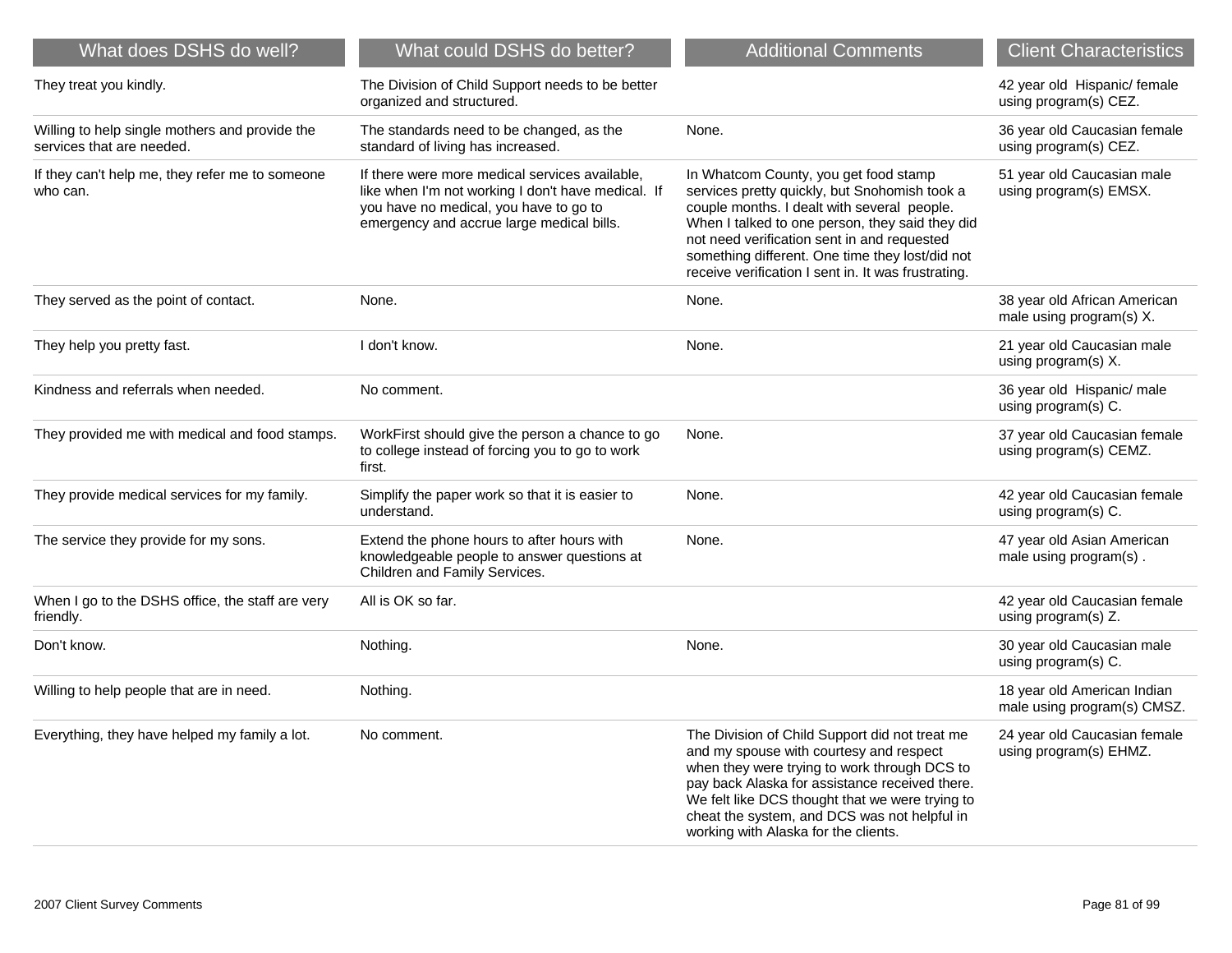| What does DSHS do well? | What could DSHS do better? | Additional Comments | Client Characteristics |
| --- | --- | --- | --- |
| They treat you kindly. | The Division of Child Support needs to be better organized and structured. | | 42 year old Hispanic/ female using program(s) CEZ. |
| Willing to help single mothers and provide the services that are needed. | The standards need to be changed, as the standard of living has increased. | None. | 36 year old Caucasian female using program(s) CEZ. |
| If they can't help me, they refer me to someone who can. | If there were more medical services available, like when I'm not working I don't have medical. If you have no medical, you have to go to emergency and accrue large medical bills. | In Whatcom County, you get food stamp services pretty quickly, but Snohomish took a couple months. I dealt with several people. When I talked to one person, they said they did not need verification sent in and requested something different. One time they lost/did not receive verification I sent in. It was frustrating. | 51 year old Caucasian male using program(s) EMSX. |
| They served as the point of contact. | None. | None. | 38 year old African American male using program(s) X. |
| They help you pretty fast. | I don't know. | None. | 21 year old Caucasian male using program(s) X. |
| Kindness and referrals when needed. | No comment. | | 36 year old Hispanic/ male using program(s) C. |
| They provided me with medical and food stamps. | WorkFirst should give the person a chance to go to college instead of forcing you to go to work first. | None. | 37 year old Caucasian female using program(s) CEMZ. |
| They provide medical services for my family. | Simplify the paper work so that it is easier to understand. | None. | 42 year old Caucasian female using program(s) C. |
| The service they provide for my sons. | Extend the phone hours to after hours with knowledgeable people to answer questions at Children and Family Services. | None. | 47 year old Asian American male using program(s) . |
| When I go to the DSHS office, the staff are very friendly. | All is OK so far. | | 42 year old Caucasian female using program(s) Z. |
| Don't know. | Nothing. | None. | 30 year old Caucasian male using program(s) C. |
| Willing to help people that are in need. | Nothing. | | 18 year old American Indian male using program(s) CMSZ. |
| Everything, they have helped my family a lot. | No comment. | The Division of Child Support did not treat me and my spouse with courtesy and respect when they were trying to work through DCS to pay back Alaska for assistance received there. We felt like DCS thought that we were trying to cheat the system, and DCS was not helpful in working with Alaska for the clients. | 24 year old Caucasian female using program(s) EHMZ. |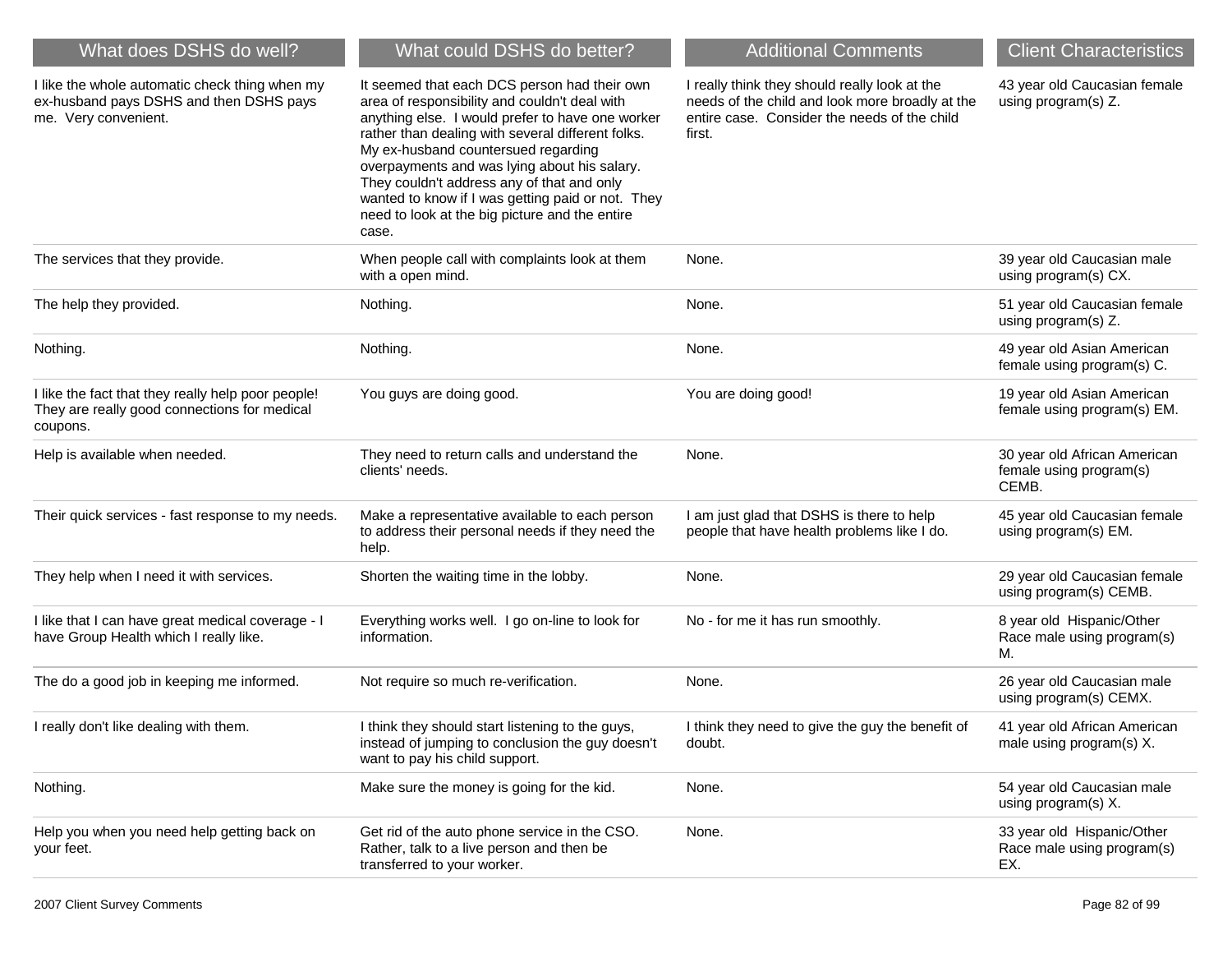| What does DSHS do well? | What could DSHS do better? | Additional Comments | Client Characteristics |
|---|---|---|---|
| I like the whole automatic check thing when my ex-husband pays DSHS and then DSHS pays me. Very convenient. | It seemed that each DCS person had their own area of responsibility and couldn't deal with anything else. I would prefer to have one worker rather than dealing with several different folks. My ex-husband countersued regarding overpayments and was lying about his salary. They couldn't address any of that and only wanted to know if I was getting paid or not. They need to look at the big picture and the entire case. | I really think they should really look at the needs of the child and look more broadly at the entire case. Consider the needs of the child first. | 43 year old Caucasian female using program(s) Z. |
| The services that they provide. | When people call with complaints look at them with a open mind. | None. | 39 year old Caucasian male using program(s) CX. |
| The help they provided. | Nothing. | None. | 51 year old Caucasian female using program(s) Z. |
| Nothing. | Nothing. | None. | 49 year old Asian American female using program(s) C. |
| I like the fact that they really help poor people! They are really good connections for medical coupons. | You guys are doing good. | You are doing good! | 19 year old Asian American female using program(s) EM. |
| Help is available when needed. | They need to return calls and understand the clients' needs. | None. | 30 year old African American female using program(s) CEMB. |
| Their quick services - fast response to my needs. | Make a representative available to each person to address their personal needs if they need the help. | I am just glad that DSHS is there to help people that have health problems like I do. | 45 year old Caucasian female using program(s) EM. |
| They help when I need it with services. | Shorten the waiting time in the lobby. | None. | 29 year old Caucasian female using program(s) CEMB. |
| I like that I can have great medical coverage - I have Group Health which I really like. | Everything works well. I go on-line to look for information. | No - for me it has run smoothly. | 8 year old Hispanic/Other Race male using program(s) M. |
| The do a good job in keeping me informed. | Not require so much re-verification. | None. | 26 year old Caucasian male using program(s) CEMX. |
| I really don't like dealing with them. | I think they should start listening to the guys, instead of jumping to conclusion the guy doesn't want to pay his child support. | I think they need to give the guy the benefit of doubt. | 41 year old African American male using program(s) X. |
| Nothing. | Make sure the money is going for the kid. | None. | 54 year old Caucasian male using program(s) X. |
| Help you when you need help getting back on your feet. | Get rid of the auto phone service in the CSO. Rather, talk to a live person and then be transferred to your worker. | None. | 33 year old Hispanic/Other Race male using program(s) EX. |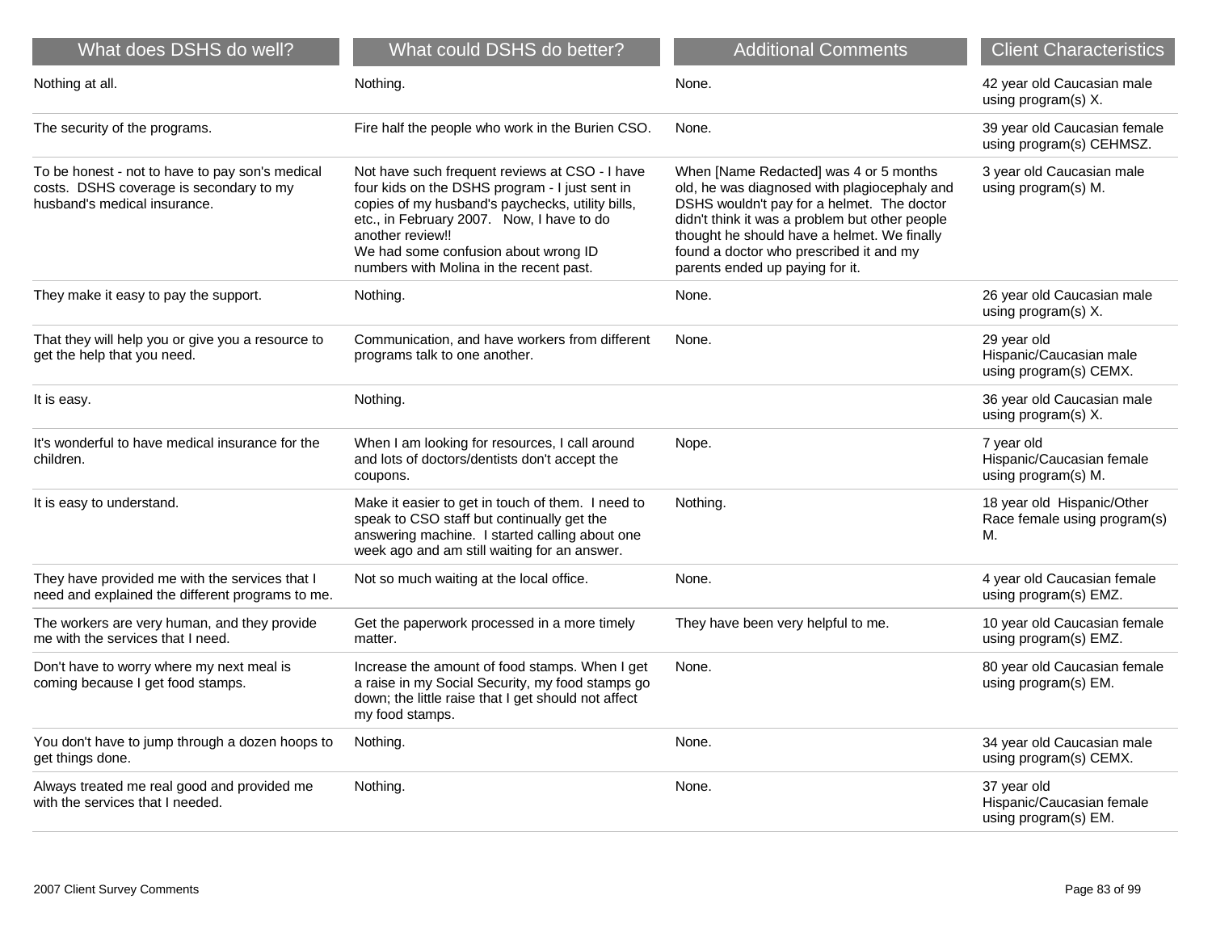| What does DSHS do well? | What could DSHS do better? | Additional Comments | Client Characteristics |
|---|---|---|---|
| Nothing at all. | Nothing. | None. | 42 year old Caucasian male using program(s) X. |
| The security of the programs. | Fire half the people who work in the Burien CSO. | None. | 39 year old Caucasian female using program(s) CEHMSZ. |
| To be honest - not to have to pay son's medical costs. DSHS coverage is secondary to my husband's medical insurance. | Not have such frequent reviews at CSO - I have four kids on the DSHS program - I just sent in copies of my husband's paychecks, utility bills, etc., in February 2007. Now, I have to do another review!! We had some confusion about wrong ID numbers with Molina in the recent past. | When [Name Redacted] was 4 or 5 months old, he was diagnosed with plagiocephaly and DSHS wouldn't pay for a helmet. The doctor didn't think it was a problem but other people thought he should have a helmet. We finally found a doctor who prescribed it and my parents ended up paying for it. | 3 year old Caucasian male using program(s) M. |
| They make it easy to pay the support. | Nothing. | None. | 26 year old Caucasian male using program(s) X. |
| That they will help you or give you a resource to get the help that you need. | Communication, and have workers from different programs talk to one another. | None. | 29 year old Hispanic/Caucasian male using program(s) CEMX. |
| It is easy. | Nothing. | | 36 year old Caucasian male using program(s) X. |
| It's wonderful to have medical insurance for the children. | When I am looking for resources, I call around and lots of doctors/dentists don't accept the coupons. | Nope. | 7 year old Hispanic/Caucasian female using program(s) M. |
| It is easy to understand. | Make it easier to get in touch of them. I need to speak to CSO staff but continually get the answering machine. I started calling about one week ago and am still waiting for an answer. | Nothing. | 18 year old Hispanic/Other Race female using program(s) M. |
| They have provided me with the services that I need and explained the different programs to me. | Not so much waiting at the local office. | None. | 4 year old Caucasian female using program(s) EMZ. |
| The workers are very human, and they provide me with the services that I need. | Get the paperwork processed in a more timely matter. | They have been very helpful to me. | 10 year old Caucasian female using program(s) EMZ. |
| Don't have to worry where my next meal is coming because I get food stamps. | Increase the amount of food stamps. When I get a raise in my Social Security, my food stamps go down; the little raise that I get should not affect my food stamps. | None. | 80 year old Caucasian female using program(s) EM. |
| You don't have to jump through a dozen hoops to get things done. | Nothing. | None. | 34 year old Caucasian male using program(s) CEMX. |
| Always treated me real good and provided me with the services that I needed. | Nothing. | None. | 37 year old Hispanic/Caucasian female using program(s) EM. |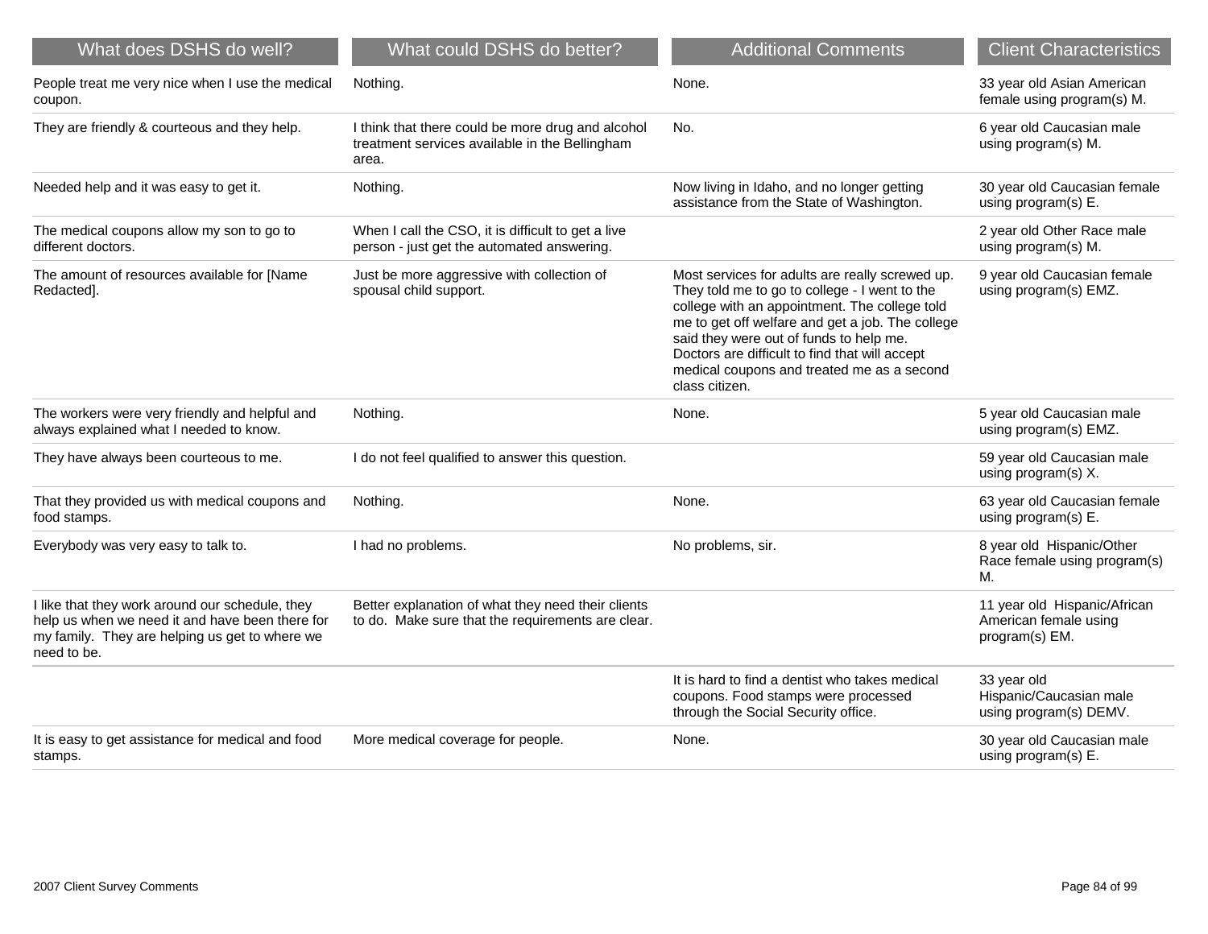| What does DSHS do well? | What could DSHS do better? | Additional Comments | Client Characteristics |
|---|---|---|---|
| People treat me very nice when I use the medical coupon. | Nothing. | None. | 33 year old Asian American female using program(s) M. |
| They are friendly & courteous and they help. | I think that there could be more drug and alcohol treatment services available in the Bellingham area. | No. | 6 year old Caucasian male using program(s) M. |
| Needed help and it was easy to get it. | Nothing. | Now living in Idaho, and no longer getting assistance from the State of Washington. | 30 year old Caucasian female using program(s) E. |
| The medical coupons allow my son to go to different doctors. | When I call the CSO, it is difficult to get a live person - just get the automated answering. | | 2 year old Other Race male using program(s) M. |
| The amount of resources available for [Name Redacted]. | Just be more aggressive with collection of spousal child support. | Most services for adults are really screwed up. They told me to go to college - I went to the college with an appointment. The college told me to get off welfare and get a job. The college said they were out of funds to help me. Doctors are difficult to find that will accept medical coupons and treated me as a second class citizen. | 9 year old Caucasian female using program(s) EMZ. |
| The workers were very friendly and helpful and always explained what I needed to know. | Nothing. | None. | 5 year old Caucasian male using program(s) EMZ. |
| They have always been courteous to me. | I do not feel qualified to answer this question. | | 59 year old Caucasian male using program(s) X. |
| That they provided us with medical coupons and food stamps. | Nothing. | None. | 63 year old Caucasian female using program(s) E. |
| Everybody was very easy to talk to. | I had no problems. | No problems, sir. | 8 year old Hispanic/Other Race female using program(s) M. |
| I like that they work around our schedule, they help us when we need it and have been there for my family. They are helping us get to where we need to be. | Better explanation of what they need their clients to do. Make sure that the requirements are clear. | | 11 year old Hispanic/African American female using program(s) EM. |
| | | It is hard to find a dentist who takes medical coupons. Food stamps were processed through the Social Security office. | 33 year old Hispanic/Caucasian male using program(s) DEMV. |
| It is easy to get assistance for medical and food stamps. | More medical coverage for people. | None. | 30 year old Caucasian male using program(s) E. |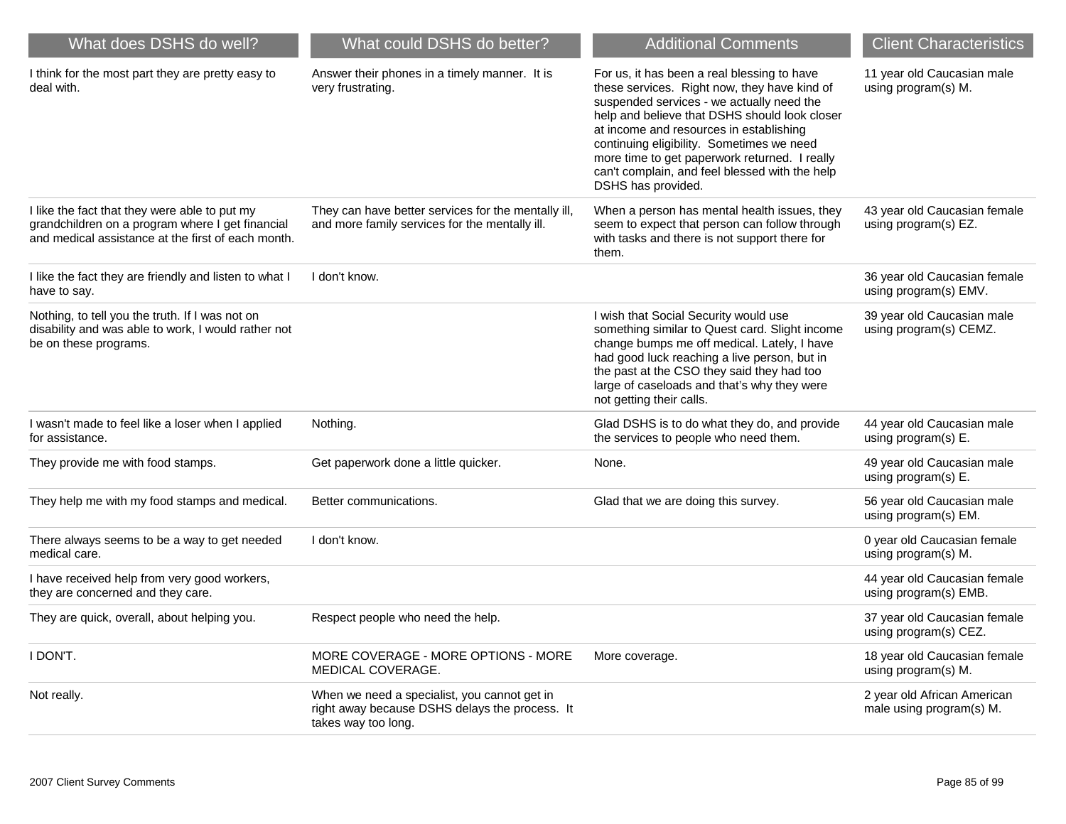| What does DSHS do well? | What could DSHS do better? | Additional Comments | Client Characteristics |
|---|---|---|---|
| I think for the most part they are pretty easy to deal with. | Answer their phones in a timely manner. It is very frustrating. | For us, it has been a real blessing to have these services. Right now, they have kind of suspended services - we actually need the help and believe that DSHS should look closer at income and resources in establishing continuing eligibility. Sometimes we need more time to get paperwork returned. I really can't complain, and feel blessed with the help DSHS has provided. | 11 year old Caucasian male using program(s) M. |
| I like the fact that they were able to put my grandchildren on a program where I get financial and medical assistance at the first of each month. | They can have better services for the mentally ill, and more family services for the mentally ill. | When a person has mental health issues, they seem to expect that person can follow through with tasks and there is not support there for them. | 43 year old Caucasian female using program(s) EZ. |
| I like the fact they are friendly and listen to what I have to say. | I don't know. | | 36 year old Caucasian female using program(s) EMV. |
| Nothing, to tell you the truth. If I was not on disability and was able to work, I would rather not be on these programs. | | I wish that Social Security would use something similar to Quest card. Slight income change bumps me off medical. Lately, I have had good luck reaching a live person, but in the past at the CSO they said they had too large of caseloads and that's why they were not getting their calls. | 39 year old Caucasian male using program(s) CEMZ. |
| I wasn't made to feel like a loser when I applied for assistance. | Nothing. | Glad DSHS is to do what they do, and provide the services to people who need them. | 44 year old Caucasian male using program(s) E. |
| They provide me with food stamps. | Get paperwork done a little quicker. | None. | 49 year old Caucasian male using program(s) E. |
| They help me with my food stamps and medical. | Better communications. | Glad that we are doing this survey. | 56 year old Caucasian male using program(s) EM. |
| There always seems to be a way to get needed medical care. | I don't know. | | 0 year old Caucasian female using program(s) M. |
| I have received help from very good workers, they are concerned and they care. | | | 44 year old Caucasian female using program(s) EMB. |
| They are quick, overall, about helping you. | Respect people who need the help. | | 37 year old Caucasian female using program(s) CEZ. |
| I DON'T. | MORE COVERAGE - MORE OPTIONS - MORE MEDICAL COVERAGE. | More coverage. | 18 year old Caucasian female using program(s) M. |
| Not really. | When we need a specialist, you cannot get in right away because DSHS delays the process. It takes way too long. | | 2 year old African American male using program(s) M. |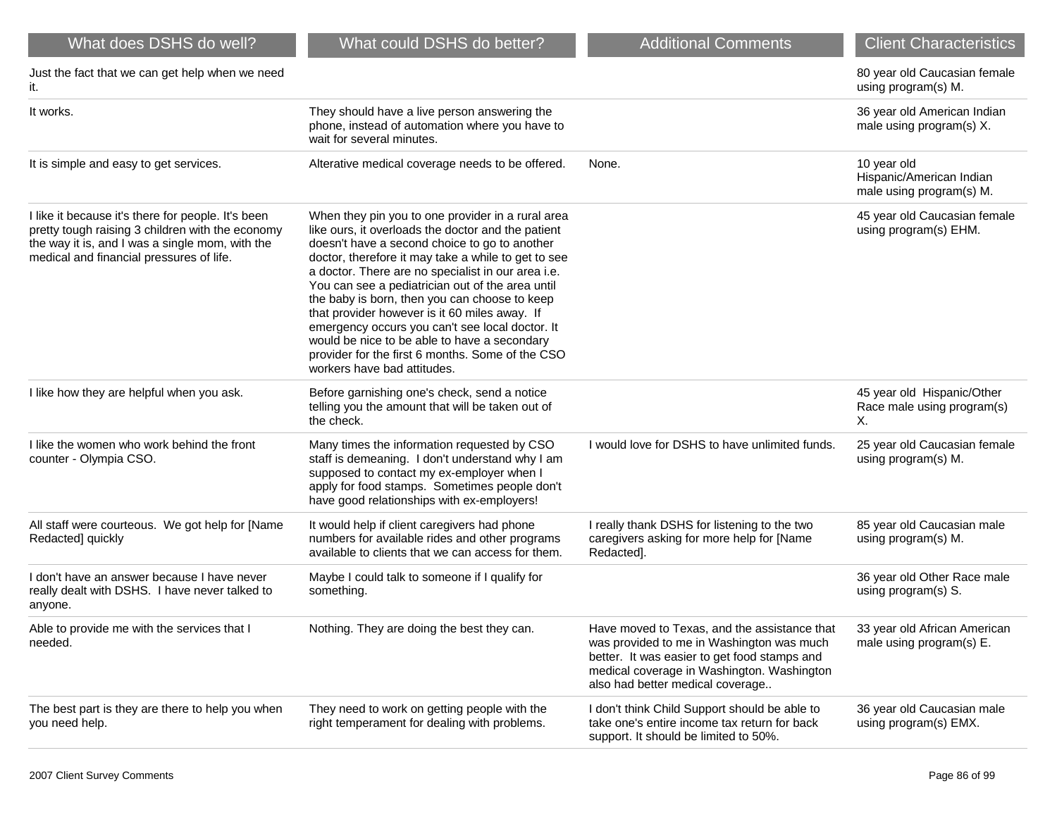| What does DSHS do well? | What could DSHS do better? | Additional Comments | Client Characteristics |
|---|---|---|---|
| Just the fact that we can get help when we need it. | | | 80 year old Caucasian female using program(s) M. |
| It works. | They should have a live person answering the phone, instead of automation where you have to wait for several minutes. | | 36 year old American Indian male using program(s) X. |
| It is simple and easy to get services. | Alterative medical coverage needs to be offered. | None. | 10 year old Hispanic/American Indian male using program(s) M. |
| I like it because it's there for people. It's been pretty tough raising 3 children with the economy the way it is, and I was a single mom, with the medical and financial pressures of life. | When they pin you to one provider in a rural area like ours, it overloads the doctor and the patient doesn't have a second choice to go to another doctor, therefore it may take a while to get to see a doctor. There are no specialist in our area i.e. You can see a pediatrician out of the area until the baby is born, then you can choose to keep that provider however is it 60 miles away. If emergency occurs you can't see local doctor. It would be nice to be able to have a secondary provider for the first 6 months. Some of the CSO workers have bad attitudes. | | 45 year old Caucasian female using program(s) EHM. |
| I like how they are helpful when you ask. | Before garnishing one's check, send a notice telling you the amount that will be taken out of the check. | | 45 year old Hispanic/Other Race male using program(s) X. |
| I like the women who work behind the front counter - Olympia CSO. | Many times the information requested by CSO staff is demeaning. I don't understand why I am supposed to contact my ex-employer when I apply for food stamps. Sometimes people don't have good relationships with ex-employers! | I would love for DSHS to have unlimited funds. | 25 year old Caucasian female using program(s) M. |
| All staff were courteous. We got help for [Name Redacted] quickly | It would help if client caregivers had phone numbers for available rides and other programs available to clients that we can access for them. | I really thank DSHS for listening to the two caregivers asking for more help for [Name Redacted]. | 85 year old Caucasian male using program(s) M. |
| I don't have an answer because I have never really dealt with DSHS. I have never talked to anyone. | Maybe I could talk to someone if I qualify for something. | | 36 year old Other Race male using program(s) S. |
| Able to provide me with the services that I needed. | Nothing. They are doing the best they can. | Have moved to Texas, and the assistance that was provided to me in Washington was much better. It was easier to get food stamps and medical coverage in Washington. Washington also had better medical coverage.. | 33 year old African American male using program(s) E. |
| The best part is they are there to help you when you need help. | They need to work on getting people with the right temperament for dealing with problems. | I don't think Child Support should be able to take one's entire income tax return for back support. It should be limited to 50%. | 36 year old Caucasian male using program(s) EMX. |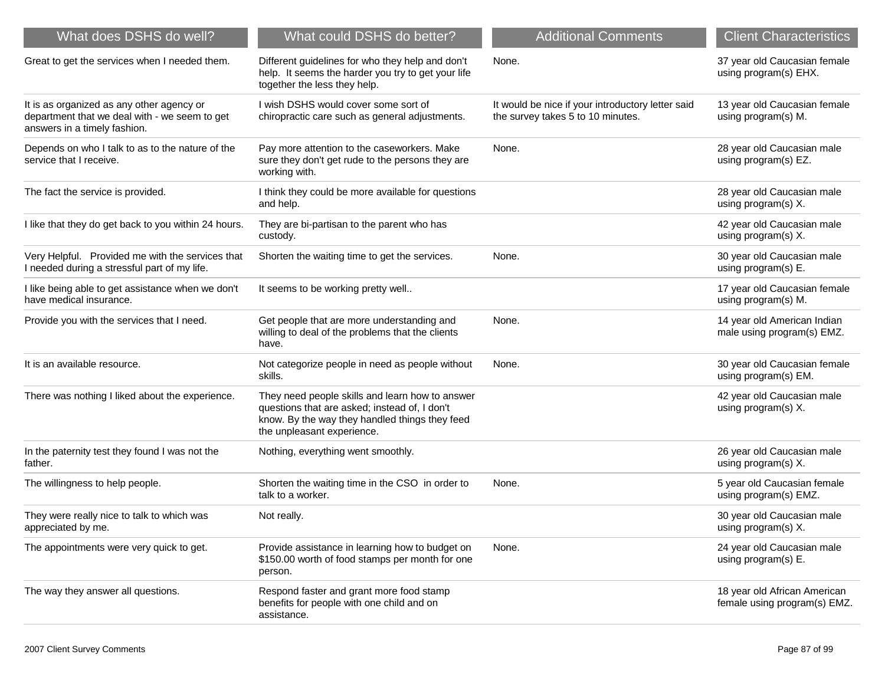| What does DSHS do well? | What could DSHS do better? | Additional Comments | Client Characteristics |
|---|---|---|---|
| Great to get the services when I needed them. | Different guidelines for who they help and don't help. It seems the harder you try to get your life together the less they help. | None. | 37 year old Caucasian female using program(s) EHX. |
| It is as organized as any other agency or department that we deal with - we seem to get answers in a timely fashion. | I wish DSHS would cover some sort of chiropractic care such as general adjustments. | It would be nice if your introductory letter said the survey takes 5 to 10 minutes. | 13 year old Caucasian female using program(s) M. |
| Depends on who I talk to as to the nature of the service that I receive. | Pay more attention to the caseworkers. Make sure they don't get rude to the persons they are working with. | None. | 28 year old Caucasian male using program(s) EZ. |
| The fact the service is provided. | I think they could be more available for questions and help. | | 28 year old Caucasian male using program(s) X. |
| I like that they do get back to you within 24 hours. | They are bi-partisan to the parent who has custody. | | 42 year old Caucasian male using program(s) X. |
| Very Helpful. Provided me with the services that I needed during a stressful part of my life. | Shorten the waiting time to get the services. | None. | 30 year old Caucasian male using program(s) E. |
| I like being able to get assistance when we don't have medical insurance. | It seems to be working pretty well.. | | 17 year old Caucasian female using program(s) M. |
| Provide you with the services that I need. | Get people that are more understanding and willing to deal of the problems that the clients have. | None. | 14 year old American Indian male using program(s) EMZ. |
| It is an available resource. | Not categorize people in need as people without skills. | None. | 30 year old Caucasian female using program(s) EM. |
| There was nothing I liked about the experience. | They need people skills and learn how to answer questions that are asked; instead of, I don't know. By the way they handled things they feed the unpleasant experience. | | 42 year old Caucasian male using program(s) X. |
| In the paternity test they found I was not the father. | Nothing, everything went smoothly. | | 26 year old Caucasian male using program(s) X. |
| The willingness to help people. | Shorten the waiting time in the CSO in order to talk to a worker. | None. | 5 year old Caucasian female using program(s) EMZ. |
| They were really nice to talk to which was appreciated by me. | Not really. | | 30 year old Caucasian male using program(s) X. |
| The appointments were very quick to get. | Provide assistance in learning how to budget on $150.00 worth of food stamps per month for one person. | None. | 24 year old Caucasian male using program(s) E. |
| The way they answer all questions. | Respond faster and grant more food stamp benefits for people with one child and on assistance. | | 18 year old African American female using program(s) EMZ. |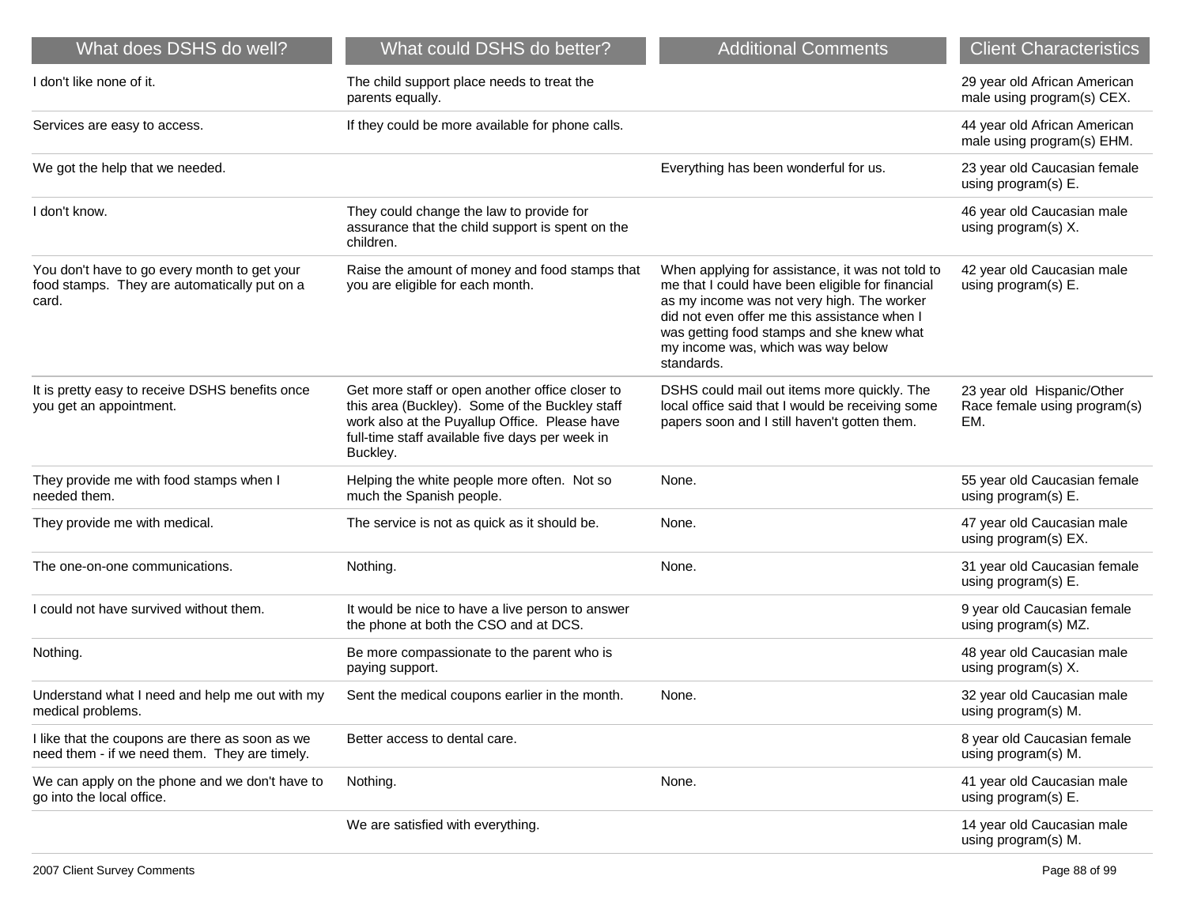| What does DSHS do well? | What could DSHS do better? | Additional Comments | Client Characteristics |
| --- | --- | --- | --- |
| I don't like none of it. | The child support place needs to treat the parents equally. | | 29 year old African American male using program(s) CEX. |
| Services are easy to access. | If they could be more available for phone calls. | | 44 year old African American male using program(s) EHM. |
| We got the help that we needed. | | Everything has been wonderful for us. | 23 year old Caucasian female using program(s) E. |
| I don't know. | They could change the law to provide for assurance that the child support is spent on the children. | | 46 year old Caucasian male using program(s) X. |
| You don't have to go every month to get your food stamps. They are automatically put on a card. | Raise the amount of money and food stamps that you are eligible for each month. | When applying for assistance, it was not told to me that I could have been eligible for financial as my income was not very high. The worker did not even offer me this assistance when I was getting food stamps and she knew what my income was, which was way below standards. | 42 year old Caucasian male using program(s) E. |
| It is pretty easy to receive DSHS benefits once you get an appointment. | Get more staff or open another office closer to this area (Buckley). Some of the Buckley staff work also at the Puyallup Office. Please have full-time staff available five days per week in Buckley. | DSHS could mail out items more quickly. The local office said that I would be receiving some papers soon and I still haven't gotten them. | 23 year old Hispanic/Other Race female using program(s) EM. |
| They provide me with food stamps when I needed them. | Helping the white people more often. Not so much the Spanish people. | None. | 55 year old Caucasian female using program(s) E. |
| They provide me with medical. | The service is not as quick as it should be. | None. | 47 year old Caucasian male using program(s) EX. |
| The one-on-one communications. | Nothing. | None. | 31 year old Caucasian female using program(s) E. |
| I could not have survived without them. | It would be nice to have a live person to answer the phone at both the CSO and at DCS. | | 9 year old Caucasian female using program(s) MZ. |
| Nothing. | Be more compassionate to the parent who is paying support. | | 48 year old Caucasian male using program(s) X. |
| Understand what I need and help me out with my medical problems. | Sent the medical coupons earlier in the month. | None. | 32 year old Caucasian male using program(s) M. |
| I like that the coupons are there as soon as we need them - if we need them. They are timely. | Better access to dental care. | | 8 year old Caucasian female using program(s) M. |
| We can apply on the phone and we don't have to go into the local office. | Nothing. | None. | 41 year old Caucasian male using program(s) E. |
| | We are satisfied with everything. | | 14 year old Caucasian male using program(s) M. |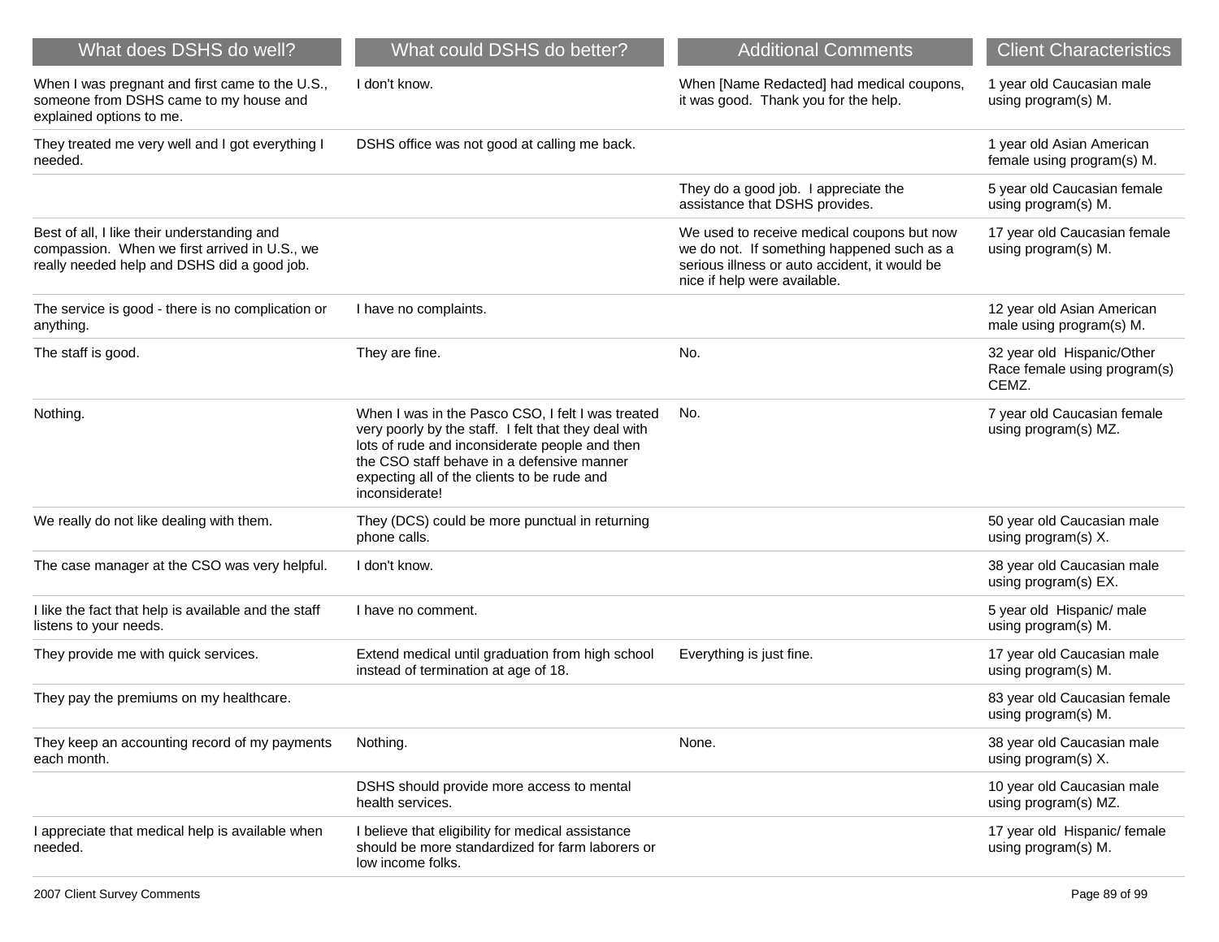| What does DSHS do well? | What could DSHS do better? | Additional Comments | Client Characteristics |
|---|---|---|---|
| When I was pregnant and first came to the U.S., someone from DSHS came to my house and explained options to me. | I don't know. | When [Name Redacted] had medical coupons, it was good.  Thank you for the help. | 1 year old Caucasian male using program(s) M. |
| They treated me very well and I got everything I needed. | DSHS office was not good at calling me back. | | 1 year old Asian American female using program(s) M. |
| | | They do a good job.  I appreciate the assistance that DSHS provides. | 5 year old Caucasian female using program(s) M. |
| Best of all, I like their understanding and compassion.  When we first arrived in U.S., we really needed help and DSHS did a good job. | | We used to receive medical coupons but now we do not.  If something happened such as a serious illness or auto accident, it would be nice if help were available. | 17 year old Caucasian female using program(s) M. |
| The service is good - there is no complication or anything. | I have no complaints. | | 12 year old Asian American male using program(s) M. |
| The staff is good. | They are fine. | No. | 32 year old  Hispanic/Other Race female using program(s) CEMZ. |
| Nothing. | When I was in the Pasco CSO, I felt I was treated very poorly by the staff.  I felt that they deal with lots of rude and inconsiderate people and then the CSO staff behave in a defensive manner expecting all of the clients to be rude and inconsiderate! | No. | 7 year old Caucasian female using program(s) MZ. |
| We really do not like dealing with them. | They (DCS) could be more punctual in returning phone calls. | | 50 year old Caucasian male using program(s) X. |
| The case manager at the CSO was very helpful. | I don't know. | | 38 year old Caucasian male using program(s) EX. |
| I like the fact that help is available and the staff listens to your needs. | I have no comment. | | 5 year old  Hispanic/ male using program(s) M. |
| They provide me with quick services. | Extend medical until graduation from high school instead of termination at age of 18. | Everything is just fine. | 17 year old Caucasian male using program(s) M. |
| They pay the premiums on my healthcare. | | | 83 year old Caucasian female using program(s) M. |
| They keep an accounting record of my payments each month. | Nothing. | None. | 38 year old Caucasian male using program(s) X. |
| | DSHS should provide more access to mental health services. | | 10 year old Caucasian male using program(s) MZ. |
| I appreciate that medical help is available when needed. | I believe that eligibility for medical assistance should be more standardized for farm laborers or low income folks. | | 17 year old  Hispanic/ female using program(s) M. |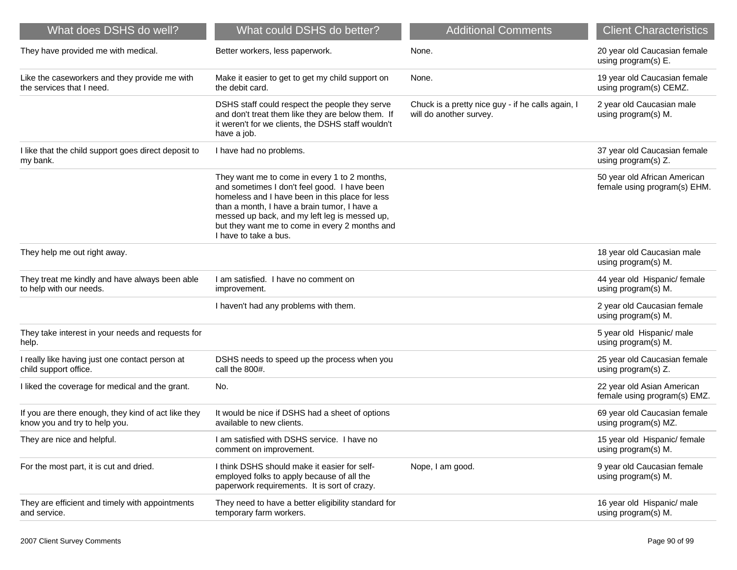| What does DSHS do well? | What could DSHS do better? | Additional Comments | Client Characteristics |
|---|---|---|---|
| They have provided me with medical. | Better workers, less paperwork. | None. | 20 year old Caucasian female using program(s) E. |
| Like the caseworkers and they provide me with the services that I need. | Make it easier to get to get my child support on the debit card. | None. | 19 year old Caucasian female using program(s) CEMZ. |
| | DSHS staff could respect the people they serve and don't treat them like they are below them. If it weren't for we clients, the DSHS staff wouldn't have a job. | Chuck is a pretty nice guy - if he calls again, I will do another survey. | 2 year old Caucasian male using program(s) M. |
| I like that the child support goes direct deposit to my bank. | I have had no problems. | | 37 year old Caucasian female using program(s) Z. |
| | They want me to come in every 1 to 2 months, and sometimes I don't feel good. I have been homeless and I have been in this place for less than a month, I have a brain tumor, I have a messed up back, and my left leg is messed up, but they want me to come in every 2 months and I have to take a bus. | | 50 year old African American female using program(s) EHM. |
| They help me out right away. | | | 18 year old Caucasian male using program(s) M. |
| They treat me kindly and have always been able to help with our needs. | I am satisfied. I have no comment on improvement. | | 44 year old Hispanic/ female using program(s) M. |
| | I haven't had any problems with them. | | 2 year old Caucasian female using program(s) M. |
| They take interest in your needs and requests for help. | | | 5 year old Hispanic/ male using program(s) M. |
| I really like having just one contact person at child support office. | DSHS needs to speed up the process when you call the 800#. | | 25 year old Caucasian female using program(s) Z. |
| I liked the coverage for medical and the grant. | No. | | 22 year old Asian American female using program(s) EMZ. |
| If you are there enough, they kind of act like they know you and try to help you. | It would be nice if DSHS had a sheet of options available to new clients. | | 69 year old Caucasian female using program(s) MZ. |
| They are nice and helpful. | I am satisfied with DSHS service. I have no comment on improvement. | | 15 year old Hispanic/ female using program(s) M. |
| For the most part, it is cut and dried. | I think DSHS should make it easier for self-employed folks to apply because of all the paperwork requirements. It is sort of crazy. | Nope, I am good. | 9 year old Caucasian female using program(s) M. |
| They are efficient and timely with appointments and service. | They need to have a better eligibility standard for temporary farm workers. | | 16 year old Hispanic/ male using program(s) M. |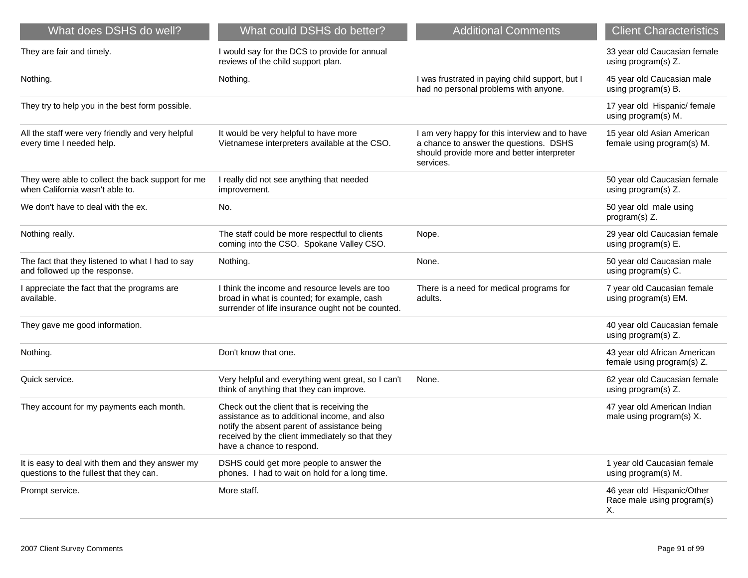| What does DSHS do well? | What could DSHS do better? | Additional Comments | Client Characteristics |
|---|---|---|---|
| They are fair and timely. | I would say for the DCS to provide for annual reviews of the child support plan. | | 33 year old Caucasian female using program(s) Z. |
| Nothing. | Nothing. | I was frustrated in paying child support, but I had no personal problems with anyone. | 45 year old Caucasian male using program(s) B. |
| They try to help you in the best form possible. | | | 17 year old Hispanic/ female using program(s) M. |
| All the staff were very friendly and very helpful every time I needed help. | It would be very helpful to have more Vietnamese interpreters available at the CSO. | I am very happy for this interview and to have a chance to answer the questions. DSHS should provide more and better interpreter services. | 15 year old Asian American female using program(s) M. |
| They were able to collect the back support for me when California wasn't able to. | I really did not see anything that needed improvement. | | 50 year old Caucasian female using program(s) Z. |
| We don't have to deal with the ex. | No. | | 50 year old male using program(s) Z. |
| Nothing really. | The staff could be more respectful to clients coming into the CSO. Spokane Valley CSO. | Nope. | 29 year old Caucasian female using program(s) E. |
| The fact that they listened to what I had to say and followed up the response. | Nothing. | None. | 50 year old Caucasian male using program(s) C. |
| I appreciate the fact that the programs are available. | I think the income and resource levels are too broad in what is counted; for example, cash surrender of life insurance ought not be counted. | There is a need for medical programs for adults. | 7 year old Caucasian female using program(s) EM. |
| They gave me good information. | | | 40 year old Caucasian female using program(s) Z. |
| Nothing. | Don't know that one. | | 43 year old African American female using program(s) Z. |
| Quick service. | Very helpful and everything went great, so I can't think of anything that they can improve. | None. | 62 year old Caucasian female using program(s) Z. |
| They account for my payments each month. | Check out the client that is receiving the assistance as to additional income, and also notify the absent parent of assistance being received by the client immediately so that they have a chance to respond. | | 47 year old American Indian male using program(s) X. |
| It is easy to deal with them and they answer my questions to the fullest that they can. | DSHS could get more people to answer the phones. I had to wait on hold for a long time. | | 1 year old Caucasian female using program(s) M. |
| Prompt service. | More staff. | | 46 year old Hispanic/Other Race male using program(s) X. |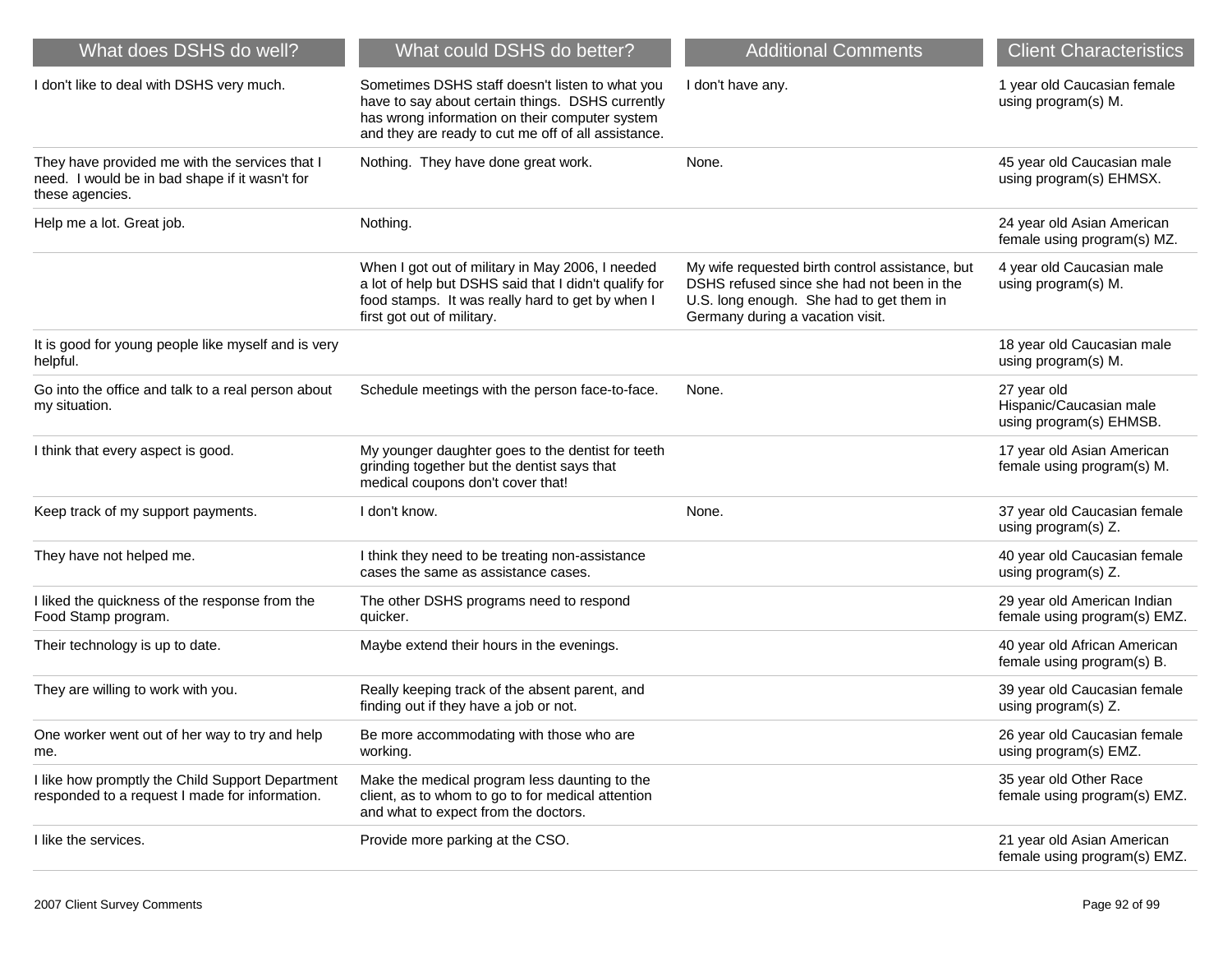| What does DSHS do well? | What could DSHS do better? | Additional Comments | Client Characteristics |
|---|---|---|---|
| I don't like to deal with DSHS very much. | Sometimes DSHS staff doesn't listen to what you have to say about certain things. DSHS currently has wrong information on their computer system and they are ready to cut me off of all assistance. | I don't have any. | 1 year old Caucasian female using program(s) M. |
| They have provided me with the services that I need. I would be in bad shape if it wasn't for these agencies. | Nothing. They have done great work. | None. | 45 year old Caucasian male using program(s) EHMSX. |
| Help me a lot. Great job. | Nothing. | | 24 year old Asian American female using program(s) MZ. |
| | When I got out of military in May 2006, I needed a lot of help but DSHS said that I didn't qualify for food stamps. It was really hard to get by when I first got out of military. | My wife requested birth control assistance, but DSHS refused since she had not been in the U.S. long enough. She had to get them in Germany during a vacation visit. | 4 year old Caucasian male using program(s) M. |
| It is good for young people like myself and is very helpful. | | | 18 year old Caucasian male using program(s) M. |
| Go into the office and talk to a real person about my situation. | Schedule meetings with the person face-to-face. | None. | 27 year old Hispanic/Caucasian male using program(s) EHMSB. |
| I think that every aspect is good. | My younger daughter goes to the dentist for teeth grinding together but the dentist says that medical coupons don't cover that! | | 17 year old Asian American female using program(s) M. |
| Keep track of my support payments. | I don't know. | None. | 37 year old Caucasian female using program(s) Z. |
| They have not helped me. | I think they need to be treating non-assistance cases the same as assistance cases. | | 40 year old Caucasian female using program(s) Z. |
| I liked the quickness of the response from the Food Stamp program. | The other DSHS programs need to respond quicker. | | 29 year old American Indian female using program(s) EMZ. |
| Their technology is up to date. | Maybe extend their hours in the evenings. | | 40 year old African American female using program(s) B. |
| They are willing to work with you. | Really keeping track of the absent parent, and finding out if they have a job or not. | | 39 year old Caucasian female using program(s) Z. |
| One worker went out of her way to try and help me. | Be more accommodating with those who are working. | | 26 year old Caucasian female using program(s) EMZ. |
| I like how promptly the Child Support Department responded to a request I made for information. | Make the medical program less daunting to the client, as to whom to go to for medical attention and what to expect from the doctors. | | 35 year old Other Race female using program(s) EMZ. |
| I like the services. | Provide more parking at the CSO. | | 21 year old Asian American female using program(s) EMZ. |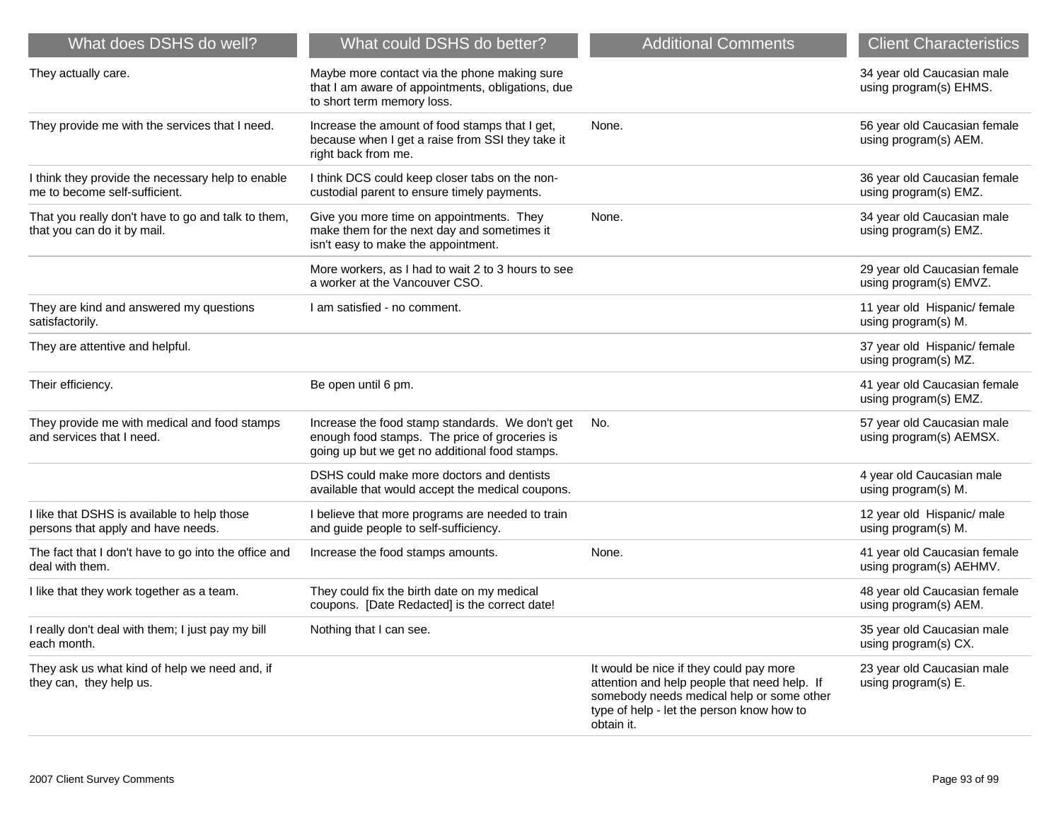| What does DSHS do well? | What could DSHS do better? | Additional Comments | Client Characteristics |
|---|---|---|---|
| They actually care. | Maybe more contact via the phone making sure that I am aware of appointments, obligations, due to short term memory loss. | | 34 year old Caucasian male using program(s) EHMS. |
| They provide me with the services that I need. | Increase the amount of food stamps that I get, because when I get a raise from SSI they take it right back from me. | None. | 56 year old Caucasian female using program(s) AEM. |
| I think they provide the necessary help to enable me to become self-sufficient. | I think DCS could keep closer tabs on the non-custodial parent to ensure timely payments. | | 36 year old Caucasian female using program(s) EMZ. |
| That you really don't have to go and talk to them, that you can do it by mail. | Give you more time on appointments. They make them for the next day and sometimes it isn't easy to make the appointment. | None. | 34 year old Caucasian male using program(s) EMZ. |
| | More workers, as I had to wait 2 to 3 hours to see a worker at the Vancouver CSO. | | 29 year old Caucasian female using program(s) EMVZ. |
| They are kind and answered my questions satisfactorily. | I am satisfied - no comment. | | 11 year old Hispanic/ female using program(s) M. |
| They are attentive and helpful. | | | 37 year old Hispanic/ female using program(s) MZ. |
| Their efficiency. | Be open until 6 pm. | | 41 year old Caucasian female using program(s) EMZ. |
| They provide me with medical and food stamps and services that I need. | Increase the food stamp standards. We don't get enough food stamps. The price of groceries is going up but we get no additional food stamps. | No. | 57 year old Caucasian male using program(s) AEMSX. |
| | DSHS could make more doctors and dentists available that would accept the medical coupons. | | 4 year old Caucasian male using program(s) M. |
| I like that DSHS is available to help those persons that apply and have needs. | I believe that more programs are needed to train and guide people to self-sufficiency. | | 12 year old Hispanic/ male using program(s) M. |
| The fact that I don't have to go into the office and deal with them. | Increase the food stamps amounts. | None. | 41 year old Caucasian female using program(s) AEHMV. |
| I like that they work together as a team. | They could fix the birth date on my medical coupons. [Date Redacted] is the correct date! | | 48 year old Caucasian female using program(s) AEM. |
| I really don't deal with them; I just pay my bill each month. | Nothing that I can see. | | 35 year old Caucasian male using program(s) CX. |
| They ask us what kind of help we need and, if they can, they help us. | | It would be nice if they could pay more attention and help people that need help. If somebody needs medical help or some other type of help - let the person know how to obtain it. | 23 year old Caucasian male using program(s) E. |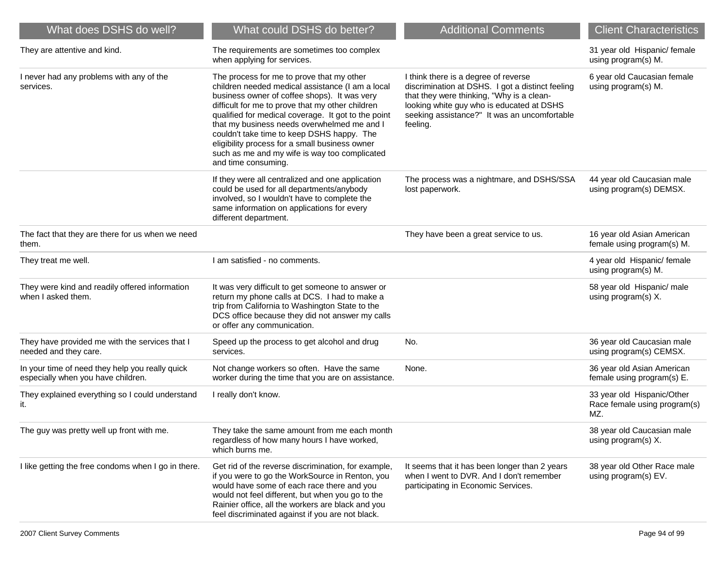| What does DSHS do well? | What could DSHS do better? | Additional Comments | Client Characteristics |
|---|---|---|---|
| They are attentive and kind. | The requirements are sometimes too complex when applying for services. | | 31 year old Hispanic/ female using program(s) M. |
| I never had any problems with any of the services. | The process for me to prove that my other children needed medical assistance (I am a local business owner of coffee shops). It was very difficult for me to prove that my other children qualified for medical coverage. It got to the point that my business needs overwhelmed me and I couldn't take time to keep DSHS happy. The eligibility process for a small business owner such as me and my wife is way too complicated and time consuming. | I think there is a degree of reverse discrimination at DSHS. I got a distinct feeling that they were thinking, "Why is a clean-looking white guy who is educated at DSHS seeking assistance?" It was an uncomfortable feeling. | 6 year old Caucasian female using program(s) M. |
| | If they were all centralized and one application could be used for all departments/anybody involved, so I wouldn't have to complete the same information on applications for every different department. | The process was a nightmare, and DSHS/SSA lost paperwork. | 44 year old Caucasian male using program(s) DEMSX. |
| The fact that they are there for us when we need them. | | They have been a great service to us. | 16 year old Asian American female using program(s) M. |
| They treat me well. | I am satisfied - no comments. | | 4 year old Hispanic/ female using program(s) M. |
| They were kind and readily offered information when I asked them. | It was very difficult to get someone to answer or return my phone calls at DCS. I had to make a trip from California to Washington State to the DCS office because they did not answer my calls or offer any communication. | | 58 year old Hispanic/ male using program(s) X. |
| They have provided me with the services that I needed and they care. | Speed up the process to get alcohol and drug services. | No. | 36 year old Caucasian male using program(s) CEMSX. |
| In your time of need they help you really quick especially when you have children. | Not change workers so often. Have the same worker during the time that you are on assistance. | None. | 36 year old Asian American female using program(s) E. |
| They explained everything so I could understand it. | I really don't know. | | 33 year old Hispanic/Other Race female using program(s) MZ. |
| The guy was pretty well up front with me. | They take the same amount from me each month regardless of how many hours I have worked, which burns me. | | 38 year old Caucasian male using program(s) X. |
| I like getting the free condoms when I go in there. | Get rid of the reverse discrimination, for example, if you were to go the WorkSource in Renton, you would have some of each race there and you would not feel different, but when you go to the Rainier office, all the workers are black and you feel discriminated against if you are not black. | It seems that it has been longer than 2 years when I went to DVR. And I don't remember participating in Economic Services. | 38 year old Other Race male using program(s) EV. |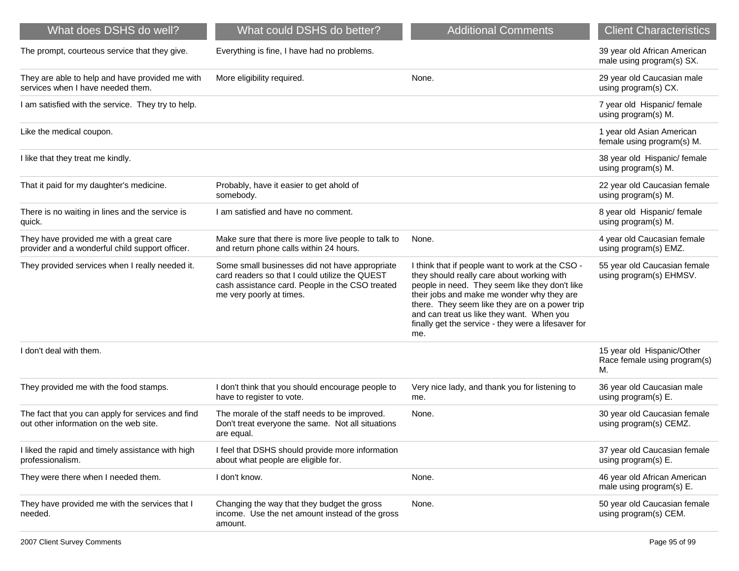| What does DSHS do well? | What could DSHS do better? | Additional Comments | Client Characteristics |
|---|---|---|---|
| The prompt, courteous service that they give. | Everything is fine, I have had no problems. | | 39 year old African American male using program(s) SX. |
| They are able to help and have provided me with services when I have needed them. | More eligibility required. | None. | 29 year old Caucasian male using program(s) CX. |
| I am satisfied with the service. They try to help. | | | 7 year old Hispanic/ female using program(s) M. |
| Like the medical coupon. | | | 1 year old Asian American female using program(s) M. |
| I like that they treat me kindly. | | | 38 year old Hispanic/ female using program(s) M. |
| That it paid for my daughter's medicine. | Probably, have it easier to get ahold of somebody. | | 22 year old Caucasian female using program(s) M. |
| There is no waiting in lines and the service is quick. | I am satisfied and have no comment. | | 8 year old Hispanic/ female using program(s) M. |
| They have provided me with a great care provider and a wonderful child support officer. | Make sure that there is more live people to talk to and return phone calls within 24 hours. | None. | 4 year old Caucasian female using program(s) EMZ. |
| They provided services when I really needed it. | Some small businesses did not have appropriate card readers so that I could utilize the QUEST cash assistance card. People in the CSO treated me very poorly at times. | I think that if people want to work at the CSO - they should really care about working with people in need. They seem like they don't like their jobs and make me wonder why they are there. They seem like they are on a power trip and can treat us like they want. When you finally get the service - they were a lifesaver for me. | 55 year old Caucasian female using program(s) EHMSV. |
| I don't deal with them. | | | 15 year old Hispanic/Other Race female using program(s) M. |
| They provided me with the food stamps. | I don't think that you should encourage people to have to register to vote. | Very nice lady, and thank you for listening to me. | 36 year old Caucasian male using program(s) E. |
| The fact that you can apply for services and find out other information on the web site. | The morale of the staff needs to be improved. Don't treat everyone the same. Not all situations are equal. | None. | 30 year old Caucasian female using program(s) CEMZ. |
| I liked the rapid and timely assistance with high professionalism. | I feel that DSHS should provide more information about what people are eligible for. | | 37 year old Caucasian female using program(s) E. |
| They were there when I needed them. | I don't know. | None. | 46 year old African American male using program(s) E. |
| They have provided me with the services that I needed. | Changing the way that they budget the gross income. Use the net amount instead of the gross amount. | None. | 50 year old Caucasian female using program(s) CEM. |

2007 Client Survey Comments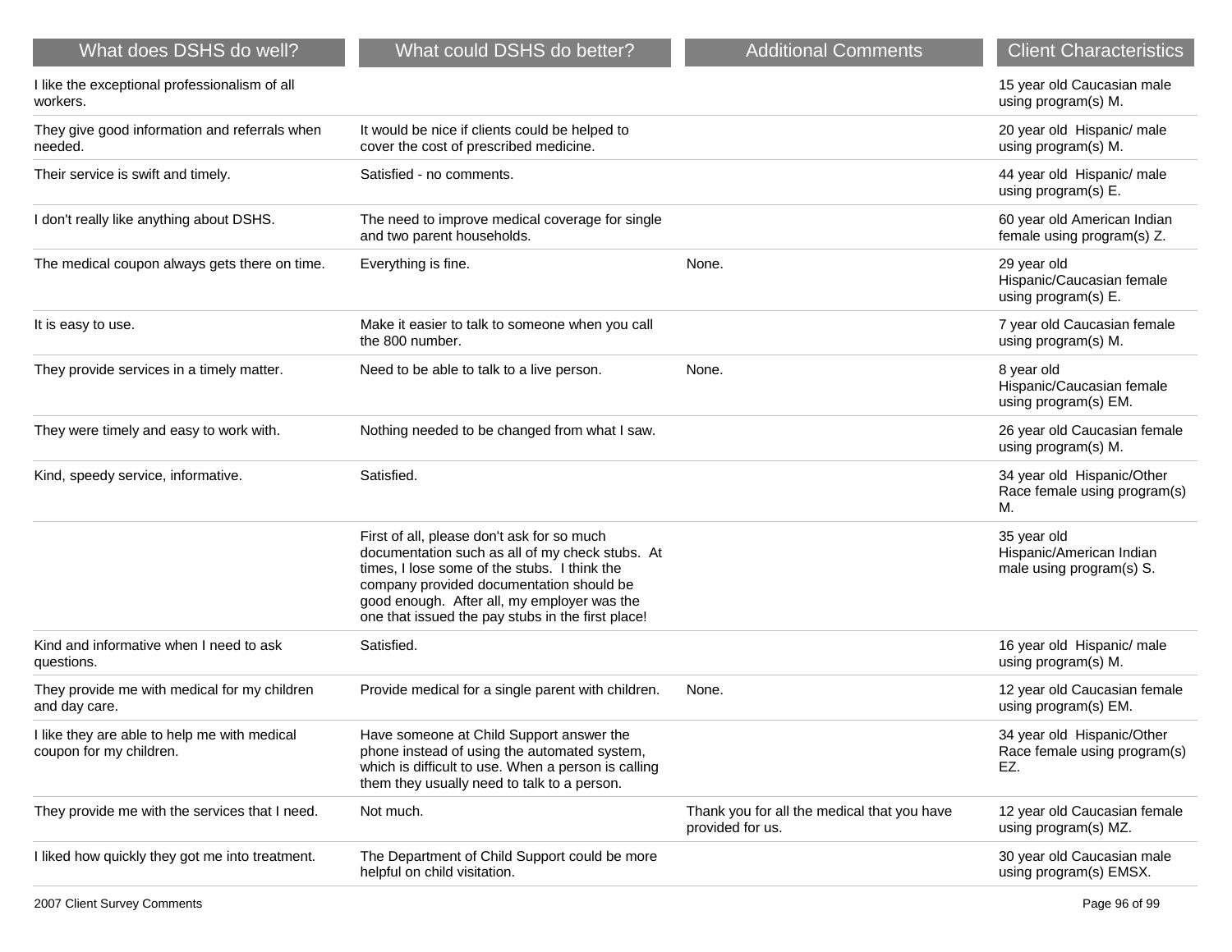| What does DSHS do well? | What could DSHS do better? | Additional Comments | Client Characteristics |
|---|---|---|---|
| I like the exceptional professionalism of all workers. | | | 15 year old Caucasian male using program(s) M. |
| They give good information and referrals when needed. | It would be nice if clients could be helped to cover the cost of prescribed medicine. | | 20 year old Hispanic/ male using program(s) M. |
| Their service is swift and timely. | Satisfied - no comments. | | 44 year old Hispanic/ male using program(s) E. |
| I don't really like anything about DSHS. | The need to improve medical coverage for single and two parent households. | | 60 year old American Indian female using program(s) Z. |
| The medical coupon always gets there on time. | Everything is fine. | None. | 29 year old Hispanic/Caucasian female using program(s) E. |
| It is easy to use. | Make it easier to talk to someone when you call the 800 number. | | 7 year old Caucasian female using program(s) M. |
| They provide services in a timely matter. | Need to be able to talk to a live person. | None. | 8 year old Hispanic/Caucasian female using program(s) EM. |
| They were timely and easy to work with. | Nothing needed to be changed from what I saw. | | 26 year old Caucasian female using program(s) M. |
| Kind, speedy service, informative. | Satisfied. | | 34 year old Hispanic/Other Race female using program(s) M. |
| | First of all, please don't ask for so much documentation such as all of my check stubs. At times, I lose some of the stubs. I think the company provided documentation should be good enough. After all, my employer was the one that issued the pay stubs in the first place! | | 35 year old Hispanic/American Indian male using program(s) S. |
| Kind and informative when I need to ask questions. | Satisfied. | | 16 year old Hispanic/ male using program(s) M. |
| They provide me with medical for my children and day care. | Provide medical for a single parent with children. | None. | 12 year old Caucasian female using program(s) EM. |
| I like they are able to help me with medical coupon for my children. | Have someone at Child Support answer the phone instead of using the automated system, which is difficult to use. When a person is calling them they usually need to talk to a person. | | 34 year old Hispanic/Other Race female using program(s) EZ. |
| They provide me with the services that I need. | Not much. | Thank you for all the medical that you have provided for us. | 12 year old Caucasian female using program(s) MZ. |
| I liked how quickly they got me into treatment. | The Department of Child Support could be more helpful on child visitation. | | 30 year old Caucasian male using program(s) EMSX. |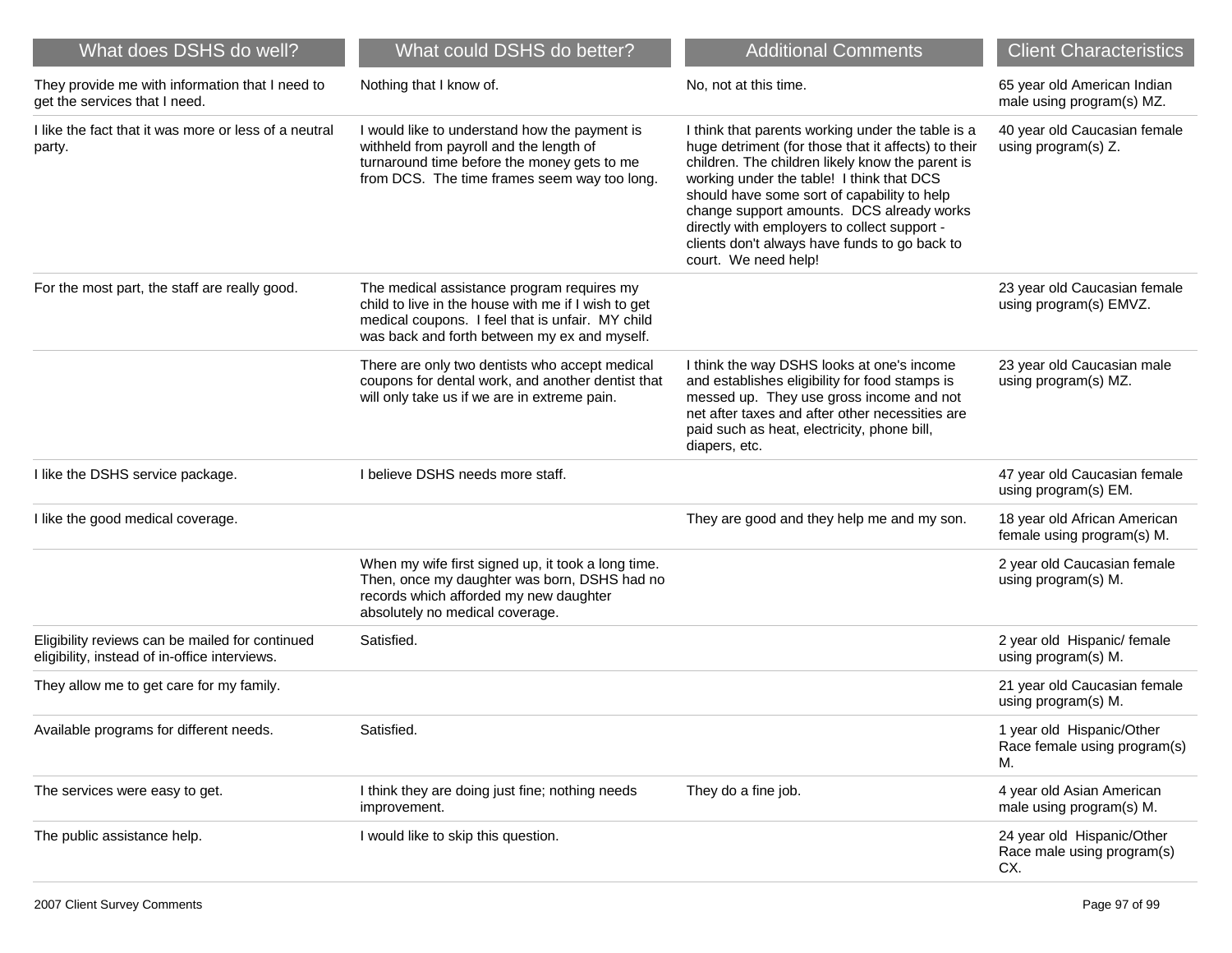| What does DSHS do well? | What could DSHS do better? | Additional Comments | Client Characteristics |
|---|---|---|---|
| They provide me with information that I need to get the services that I need. | Nothing that I know of. | No, not at this time. | 65 year old American Indian male using program(s) MZ. |
| I like the fact that it was more or less of a neutral party. | I would like to understand how the payment is withheld from payroll and the length of turnaround time before the money gets to me from DCS. The time frames seem way too long. | I think that parents working under the table is a huge detriment (for those that it affects) to their children. The children likely know the parent is working under the table! I think that DCS should have some sort of capability to help change support amounts. DCS already works directly with employers to collect support - clients don't always have funds to go back to court. We need help! | 40 year old Caucasian female using program(s) Z. |
| For the most part, the staff are really good. | The medical assistance program requires my child to live in the house with me if I wish to get medical coupons. I feel that is unfair. MY child was back and forth between my ex and myself. | | 23 year old Caucasian female using program(s) EMVZ. |
| | There are only two dentists who accept medical coupons for dental work, and another dentist that will only take us if we are in extreme pain. | I think the way DSHS looks at one's income and establishes eligibility for food stamps is messed up. They use gross income and not net after taxes and after other necessities are paid such as heat, electricity, phone bill, diapers, etc. | 23 year old Caucasian male using program(s) MZ. |
| I like the DSHS service package. | I believe DSHS needs more staff. | | 47 year old Caucasian female using program(s) EM. |
| I like the good medical coverage. | | They are good and they help me and my son. | 18 year old African American female using program(s) M. |
| | When my wife first signed up, it took a long time. Then, once my daughter was born, DSHS had no records which afforded my new daughter absolutely no medical coverage. | | 2 year old Caucasian female using program(s) M. |
| Eligibility reviews can be mailed for continued eligibility, instead of in-office interviews. | Satisfied. | | 2 year old Hispanic/ female using program(s) M. |
| They allow me to get care for my family. | | | 21 year old Caucasian female using program(s) M. |
| Available programs for different needs. | Satisfied. | | 1 year old Hispanic/Other Race female using program(s) M. |
| The services were easy to get. | I think they are doing just fine; nothing needs improvement. | They do a fine job. | 4 year old Asian American male using program(s) M. |
| The public assistance help. | I would like to skip this question. | | 24 year old Hispanic/Other Race male using program(s) CX. |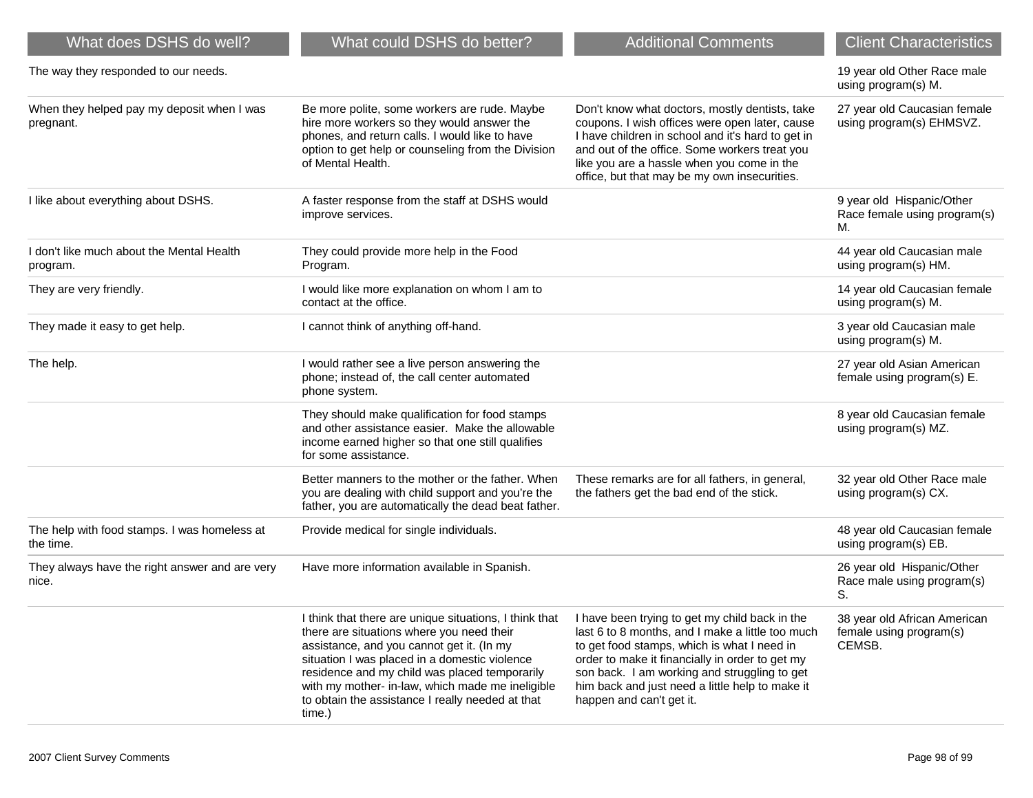| What does DSHS do well? | What could DSHS do better? | Additional Comments | Client Characteristics |
|---|---|---|---|
| The way they responded to our needs. | | | 19 year old Other Race male using program(s) M. |
| When they helped pay my deposit when I was pregnant. | Be more polite, some workers are rude. Maybe hire more workers so they would answer the phones, and return calls. I would like to have option to get help or counseling from the Division of Mental Health. | Don't know what doctors, mostly dentists, take coupons. I wish offices were open later, cause I have children in school and it's hard to get in and out of the office. Some workers treat you like you are a hassle when you come in the office, but that may be my own insecurities. | 27 year old Caucasian female using program(s) EHMSVZ. |
| I like about everything about DSHS. | A faster response from the staff at DSHS would improve services. | | 9 year old Hispanic/Other Race female using program(s) M. |
| I don't like much about the Mental Health program. | They could provide more help in the Food Program. | | 44 year old Caucasian male using program(s) HM. |
| They are very friendly. | I would like more explanation on whom I am to contact at the office. | | 14 year old Caucasian female using program(s) M. |
| They made it easy to get help. | I cannot think of anything off-hand. | | 3 year old Caucasian male using program(s) M. |
| The help. | I would rather see a live person answering the phone; instead of, the call center automated phone system. | | 27 year old Asian American female using program(s) E. |
| | They should make qualification for food stamps and other assistance easier. Make the allowable income earned higher so that one still qualifies for some assistance. | | 8 year old Caucasian female using program(s) MZ. |
| | Better manners to the mother or the father. When you are dealing with child support and you're the father, you are automatically the dead beat father. | These remarks are for all fathers, in general, the fathers get the bad end of the stick. | 32 year old Other Race male using program(s) CX. |
| The help with food stamps. I was homeless at the time. | Provide medical for single individuals. | | 48 year old Caucasian female using program(s) EB. |
| They always have the right answer and are very nice. | Have more information available in Spanish. | | 26 year old Hispanic/Other Race male using program(s) S. |
| | I think that there are unique situations, I think that there are situations where you need their assistance, and you cannot get it. (In my situation I was placed in a domestic violence residence and my child was placed temporarily with my mother- in-law, which made me ineligible to obtain the assistance I really needed at that time.) | I have been trying to get my child back in the last 6 to 8 months, and I make a little too much to get food stamps, which is what I need in order to make it financially in order to get my son back. I am working and struggling to get him back and just need a little help to make it happen and can't get it. | 38 year old African American female using program(s) CEMSB. |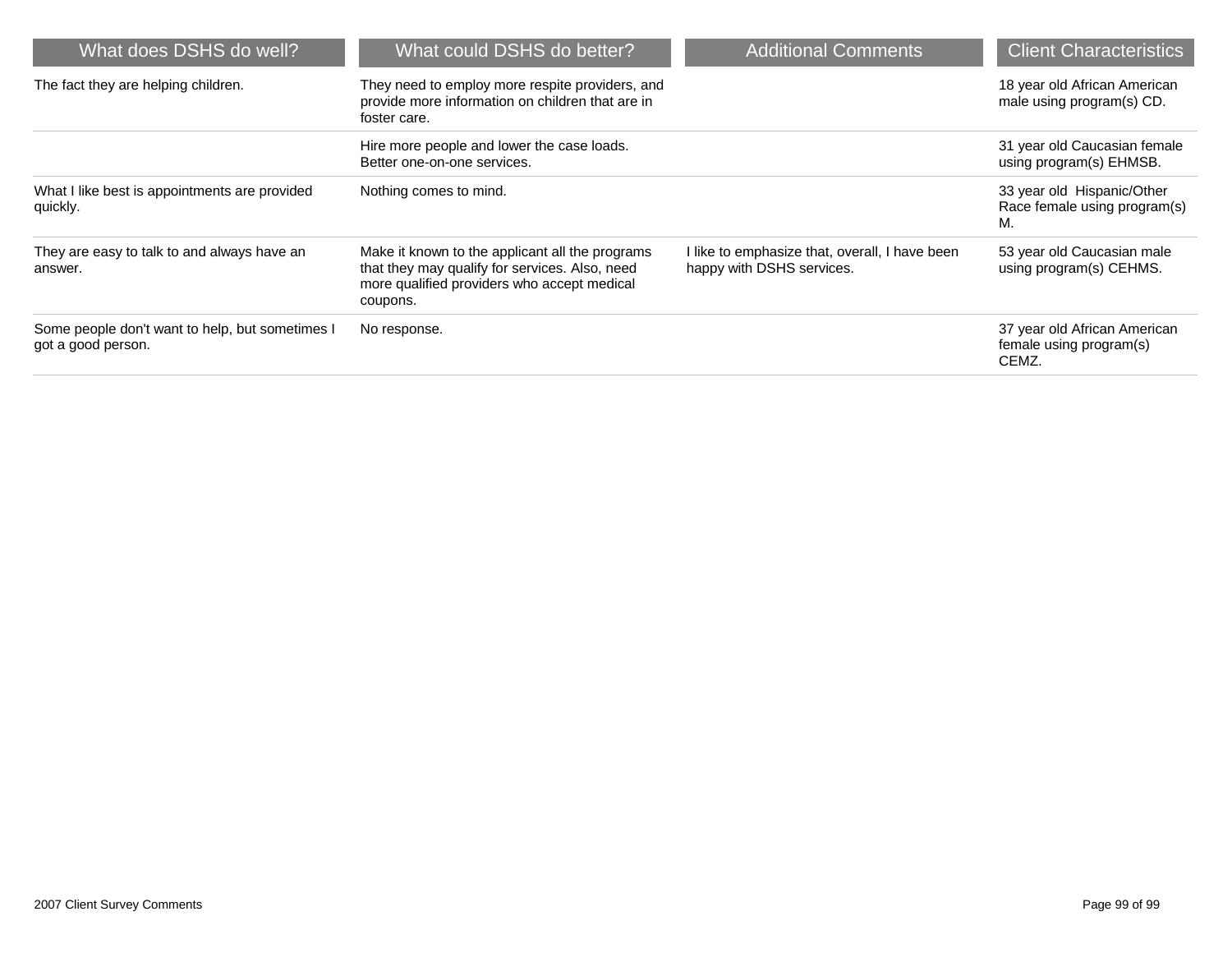| What does DSHS do well? | What could DSHS do better? | Additional Comments | Client Characteristics |
|---|---|---|---|
| The fact they are helping children. | They need to employ more respite providers, and provide more information on children that are in foster care. | | 18 year old African American male using program(s) CD. |
| | Hire more people and lower the case loads. Better one-on-one services. | | 31 year old Caucasian female using program(s) EHMSB. |
| What I like best is appointments are provided quickly. | Nothing comes to mind. | | 33 year old Hispanic/Other Race female using program(s) M. |
| They are easy to talk to and always have an answer. | Make it known to the applicant all the programs that they may qualify for services. Also, need more qualified providers who accept medical coupons. | I like to emphasize that, overall, I have been happy with DSHS services. | 53 year old Caucasian male using program(s) CEHMS. |
| Some people don't want to help, but sometimes I got a good person. | No response. | | 37 year old African American female using program(s) CEMZ. |